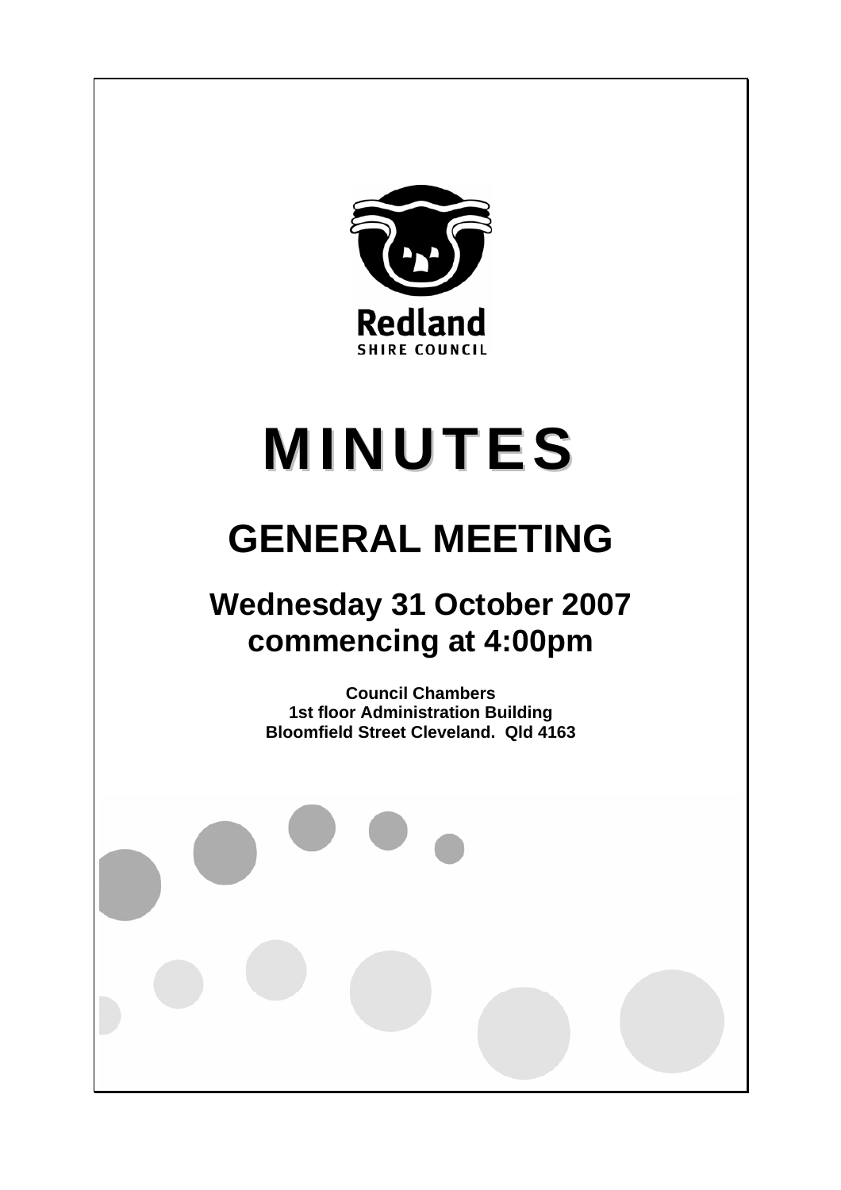Redland

SHIRE COUNCIL

# MINUTES

## GENERAL MEETING

### Wednesday 31 October 2007 commencing at 4:00pm

**Council Chambers**
**1st floor Administration Building**
**Bloomfield Street Cleveland. Qld 4163**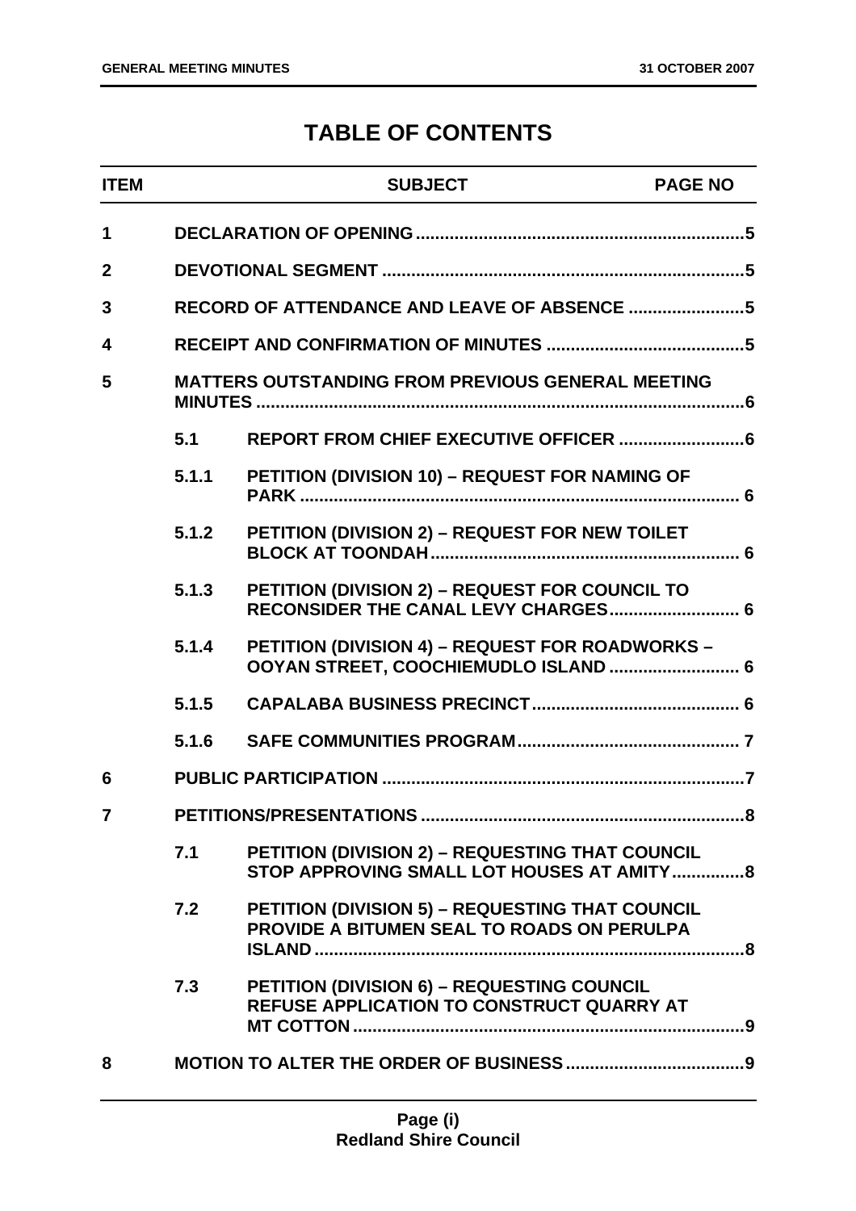# TABLE OF CONTENTS

| ITEM | | SUBJECT | PAGE NO |
|---|---|---|---|
| 1 | | DECLARATION OF OPENING | 5 |
| 2 | | DEVOTIONAL SEGMENT | 5 |
| 3 | | RECORD OF ATTENDANCE AND LEAVE OF ABSENCE | 5 |
| 4 | | RECEIPT AND CONFIRMATION OF MINUTES | 5 |
| 5 | | MATTERS OUTSTANDING FROM PREVIOUS GENERAL MEETING MINUTES | 6 |
| | 5.1 | REPORT FROM CHIEF EXECUTIVE OFFICER | 6 |
| | 5.1.1 | PETITION (DIVISION 10) – REQUEST FOR NAMING OF PARK | 6 |
| | 5.1.2 | PETITION (DIVISION 2) – REQUEST FOR NEW TOILET BLOCK AT TOONDAH | 6 |
| | 5.1.3 | PETITION (DIVISION 2) – REQUEST FOR COUNCIL TO RECONSIDER THE CANAL LEVY CHARGES | 6 |
| | 5.1.4 | PETITION (DIVISION 4) – REQUEST FOR ROADWORKS – OOYAN STREET, COOCHIEMUDLO ISLAND | 6 |
| | 5.1.5 | CAPALABA BUSINESS PRECINCT | 6 |
| | 5.1.6 | SAFE COMMUNITIES PROGRAM | 7 |
| 6 | | PUBLIC PARTICIPATION | 7 |
| 7 | | PETITIONS/PRESENTATIONS | 8 |
| | 7.1 | PETITION (DIVISION 2) – REQUESTING THAT COUNCIL STOP APPROVING SMALL LOT HOUSES AT AMITY | 8 |
| | 7.2 | PETITION (DIVISION 5) – REQUESTING THAT COUNCIL PROVIDE A BITUMEN SEAL TO ROADS ON PERULPA ISLAND | 8 |
| | 7.3 | PETITION (DIVISION 6) – REQUESTING COUNCIL REFUSE APPLICATION TO CONSTRUCT QUARRY AT MT COTTON | 9 |
| 8 | | MOTION TO ALTER THE ORDER OF BUSINESS | 9 |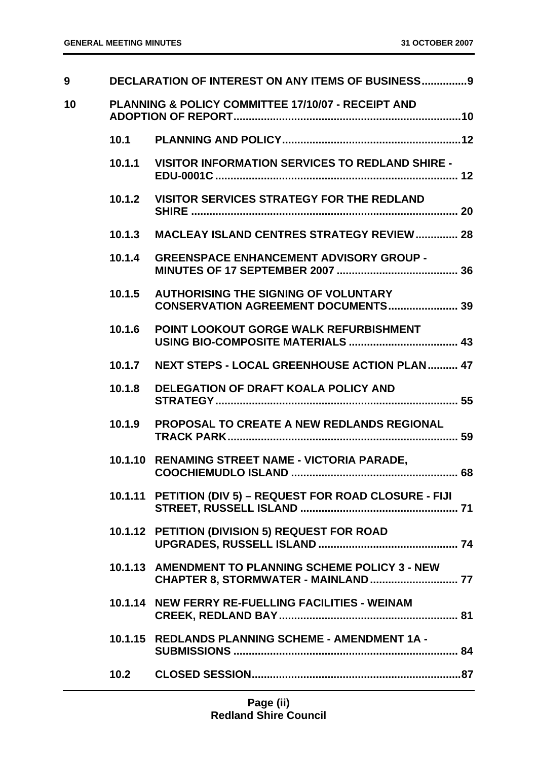| | | | |
|---|---|---|---|
| **9** | **DECLARATION OF INTEREST ON ANY ITEMS OF BUSINESS** | | **9** |
| **10** | **PLANNING & POLICY COMMITTEE 17/10/07 - RECEIPT AND ADOPTION OF REPORT** | | **10** |
| | **10.1** | **PLANNING AND POLICY** | **12** |
| | **10.1.1** | **VISITOR INFORMATION SERVICES TO REDLAND SHIRE - EDU-0001C** | **12** |
| | **10.1.2** | **VISITOR SERVICES STRATEGY FOR THE REDLAND SHIRE** | **20** |
| | **10.1.3** | **MACLEAY ISLAND CENTRES STRATEGY REVIEW** | **28** |
| | **10.1.4** | **GREENSPACE ENHANCEMENT ADVISORY GROUP - MINUTES OF 17 SEPTEMBER 2007** | **36** |
| | **10.1.5** | **AUTHORISING THE SIGNING OF VOLUNTARY CONSERVATION AGREEMENT DOCUMENTS** | **39** |
| | **10.1.6** | **POINT LOOKOUT GORGE WALK REFURBISHMENT USING BIO-COMPOSITE MATERIALS** | **43** |
| | **10.1.7** | **NEXT STEPS - LOCAL GREENHOUSE ACTION PLAN** | **47** |
| | **10.1.8** | **DELEGATION OF DRAFT KOALA POLICY AND STRATEGY** | **55** |
| | **10.1.9** | **PROPOSAL TO CREATE A NEW REDLANDS REGIONAL TRACK PARK** | **59** |
| | **10.1.10** | **RENAMING STREET NAME - VICTORIA PARADE, COOCHIEMUDLO ISLAND** | **68** |
| | **10.1.11** | **PETITION (DIV 5) – REQUEST FOR ROAD CLOSURE - FIJI STREET, RUSSELL ISLAND** | **71** |
| | **10.1.12** | **PETITION (DIVISION 5) REQUEST FOR ROAD UPGRADES, RUSSELL ISLAND** | **74** |
| | **10.1.13** | **AMENDMENT TO PLANNING SCHEME POLICY 3 - NEW CHAPTER 8, STORMWATER - MAINLAND** | **77** |
| | **10.1.14** | **NEW FERRY RE-FUELLING FACILITIES - WEINAM CREEK, REDLAND BAY** | **81** |
| | **10.1.15** | **REDLANDS PLANNING SCHEME - AMENDMENT 1A - SUBMISSIONS** | **84** |
| | **10.2** | **CLOSED SESSION** | **87** |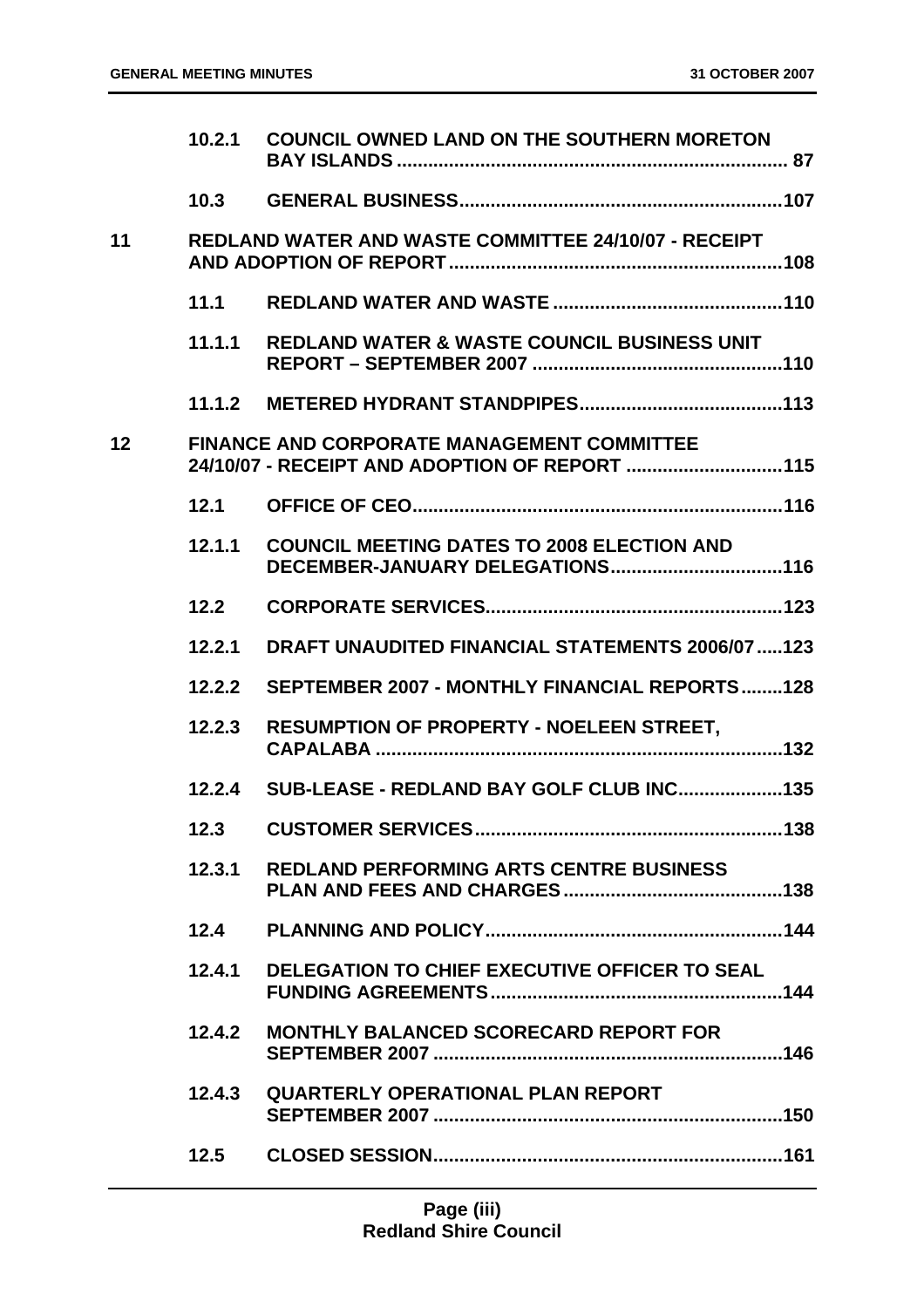| | | | |
|---|---|---|---|
| | 10.2.1 | COUNCIL OWNED LAND ON THE SOUTHERN MORETON BAY ISLANDS | 87 |
| | 10.3 | GENERAL BUSINESS | 107 |
| 11 | | REDLAND WATER AND WASTE COMMITTEE 24/10/07 - RECEIPT AND ADOPTION OF REPORT | 108 |
| | 11.1 | REDLAND WATER AND WASTE | 110 |
| | 11.1.1 | REDLAND WATER & WASTE COUNCIL BUSINESS UNIT REPORT – SEPTEMBER 2007 | 110 |
| | 11.1.2 | METERED HYDRANT STANDPIPES | 113 |
| 12 | | FINANCE AND CORPORATE MANAGEMENT COMMITTEE 24/10/07 - RECEIPT AND ADOPTION OF REPORT | 115 |
| | 12.1 | OFFICE OF CEO | 116 |
| | 12.1.1 | COUNCIL MEETING DATES TO 2008 ELECTION AND DECEMBER-JANUARY DELEGATIONS | 116 |
| | 12.2 | CORPORATE SERVICES | 123 |
| | 12.2.1 | DRAFT UNAUDITED FINANCIAL STATEMENTS 2006/07 | 123 |
| | 12.2.2 | SEPTEMBER 2007 - MONTHLY FINANCIAL REPORTS | 128 |
| | 12.2.3 | RESUMPTION OF PROPERTY - NOELEEN STREET, CAPALABA | 132 |
| | 12.2.4 | SUB-LEASE - REDLAND BAY GOLF CLUB INC | 135 |
| | 12.3 | CUSTOMER SERVICES | 138 |
| | 12.3.1 | REDLAND PERFORMING ARTS CENTRE BUSINESS PLAN AND FEES AND CHARGES | 138 |
| | 12.4 | PLANNING AND POLICY | 144 |
| | 12.4.1 | DELEGATION TO CHIEF EXECUTIVE OFFICER TO SEAL FUNDING AGREEMENTS | 144 |
| | 12.4.2 | MONTHLY BALANCED SCORECARD REPORT FOR SEPTEMBER 2007 | 146 |
| | 12.4.3 | QUARTERLY OPERATIONAL PLAN REPORT SEPTEMBER 2007 | 150 |
| | 12.5 | CLOSED SESSION | 161 |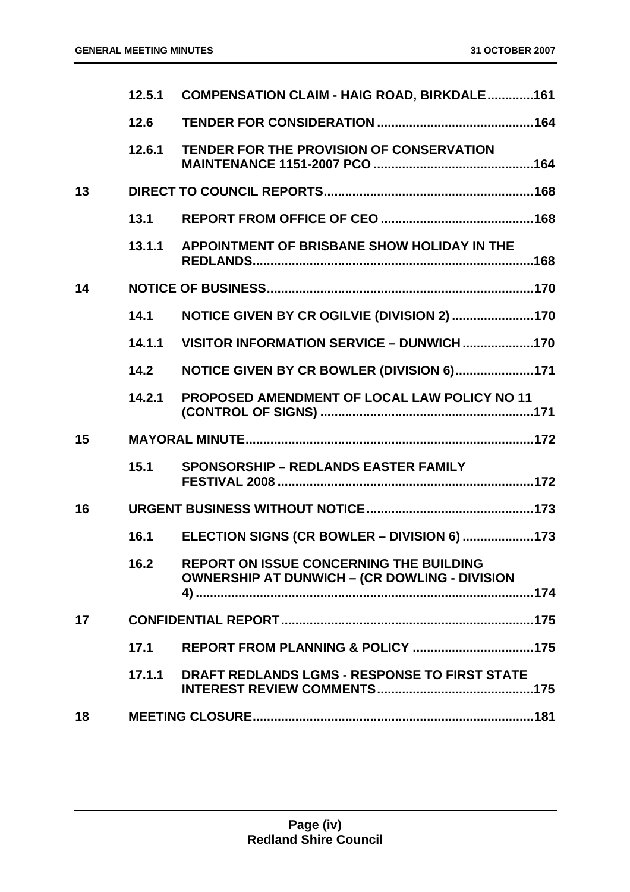| | | | |
|---|---|---|---|
| | 12.5.1 | COMPENSATION CLAIM - HAIG ROAD, BIRKDALE | 161 |
| | 12.6 | TENDER FOR CONSIDERATION | 164 |
| | 12.6.1 | TENDER FOR THE PROVISION OF CONSERVATION MAINTENANCE 1151-2007 PCO | 164 |
| 13 | | DIRECT TO COUNCIL REPORTS | 168 |
| | 13.1 | REPORT FROM OFFICE OF CEO | 168 |
| | 13.1.1 | APPOINTMENT OF BRISBANE SHOW HOLIDAY IN THE REDLANDS | 168 |
| 14 | | NOTICE OF BUSINESS | 170 |
| | 14.1 | NOTICE GIVEN BY CR OGILVIE (DIVISION 2) | 170 |
| | 14.1.1 | VISITOR INFORMATION SERVICE – DUNWICH | 170 |
| | 14.2 | NOTICE GIVEN BY CR BOWLER (DIVISION 6) | 171 |
| | 14.2.1 | PROPOSED AMENDMENT OF LOCAL LAW POLICY NO 11 (CONTROL OF SIGNS) | 171 |
| 15 | | MAYORAL MINUTE | 172 |
| | 15.1 | SPONSORSHIP – REDLANDS EASTER FAMILY FESTIVAL 2008 | 172 |
| 16 | | URGENT BUSINESS WITHOUT NOTICE | 173 |
| | 16.1 | ELECTION SIGNS (CR BOWLER – DIVISION 6) | 173 |
| | 16.2 | REPORT ON ISSUE CONCERNING THE BUILDING OWNERSHIP AT DUNWICH – (CR DOWLING - DIVISION 4) | 174 |
| 17 | | CONFIDENTIAL REPORT | 175 |
| | 17.1 | REPORT FROM PLANNING & POLICY | 175 |
| | 17.1.1 | DRAFT REDLANDS LGMS - RESPONSE TO FIRST STATE INTEREST REVIEW COMMENTS | 175 |
| 18 | | MEETING CLOSURE | 181 |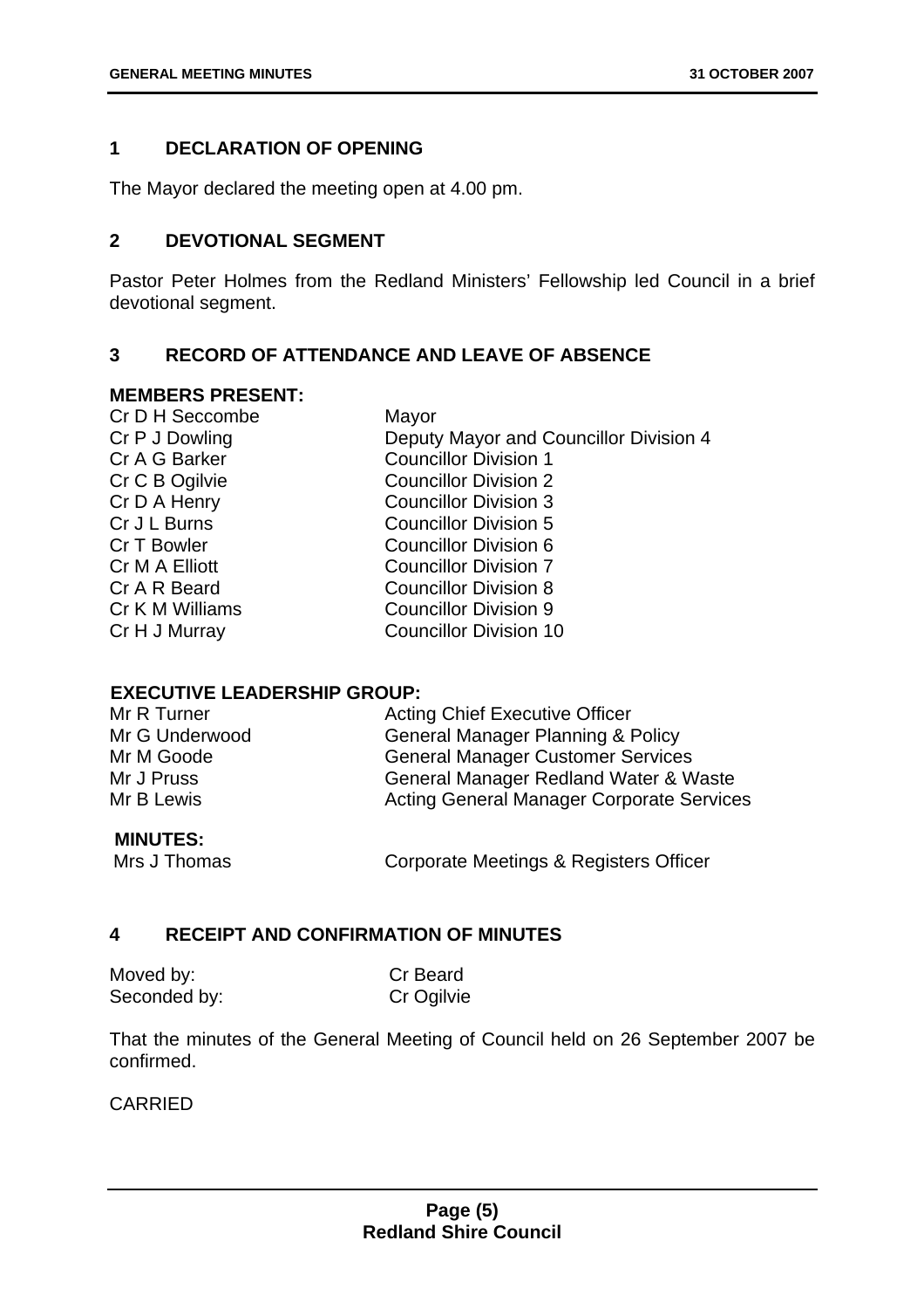## 1 DECLARATION OF OPENING

The Mayor declared the meeting open at 4.00 pm.

## 2 DEVOTIONAL SEGMENT

Pastor Peter Holmes from the Redland Ministers' Fellowship led Council in a brief devotional segment.

## 3 RECORD OF ATTENDANCE AND LEAVE OF ABSENCE

**MEMBERS PRESENT:**

| | |
|---|---|
| Cr D H Seccombe | Mayor |
| Cr P J Dowling | Deputy Mayor and Councillor Division 4 |
| Cr A G Barker | Councillor Division 1 |
| Cr C B Ogilvie | Councillor Division 2 |
| Cr D A Henry | Councillor Division 3 |
| Cr J L Burns | Councillor Division 5 |
| Cr T Bowler | Councillor Division 6 |
| Cr M A Elliott | Councillor Division 7 |
| Cr A R Beard | Councillor Division 8 |
| Cr K M Williams | Councillor Division 9 |
| Cr H J Murray | Councillor Division 10 |

**EXECUTIVE LEADERSHIP GROUP:**

| | |
|---|---|
| Mr R Turner | Acting Chief Executive Officer |
| Mr G Underwood | General Manager Planning & Policy |
| Mr M Goode | General Manager Customer Services |
| Mr J Pruss | General Manager Redland Water & Waste |
| Mr B Lewis | Acting General Manager Corporate Services |

**MINUTES:**

| | |
|---|---|
| Mrs J Thomas | Corporate Meetings & Registers Officer |

## 4 RECEIPT AND CONFIRMATION OF MINUTES

| | |
|---|---|
| Moved by: | Cr Beard |
| Seconded by: | Cr Ogilvie |

That the minutes of the General Meeting of Council held on 26 September 2007 be confirmed.

CARRIED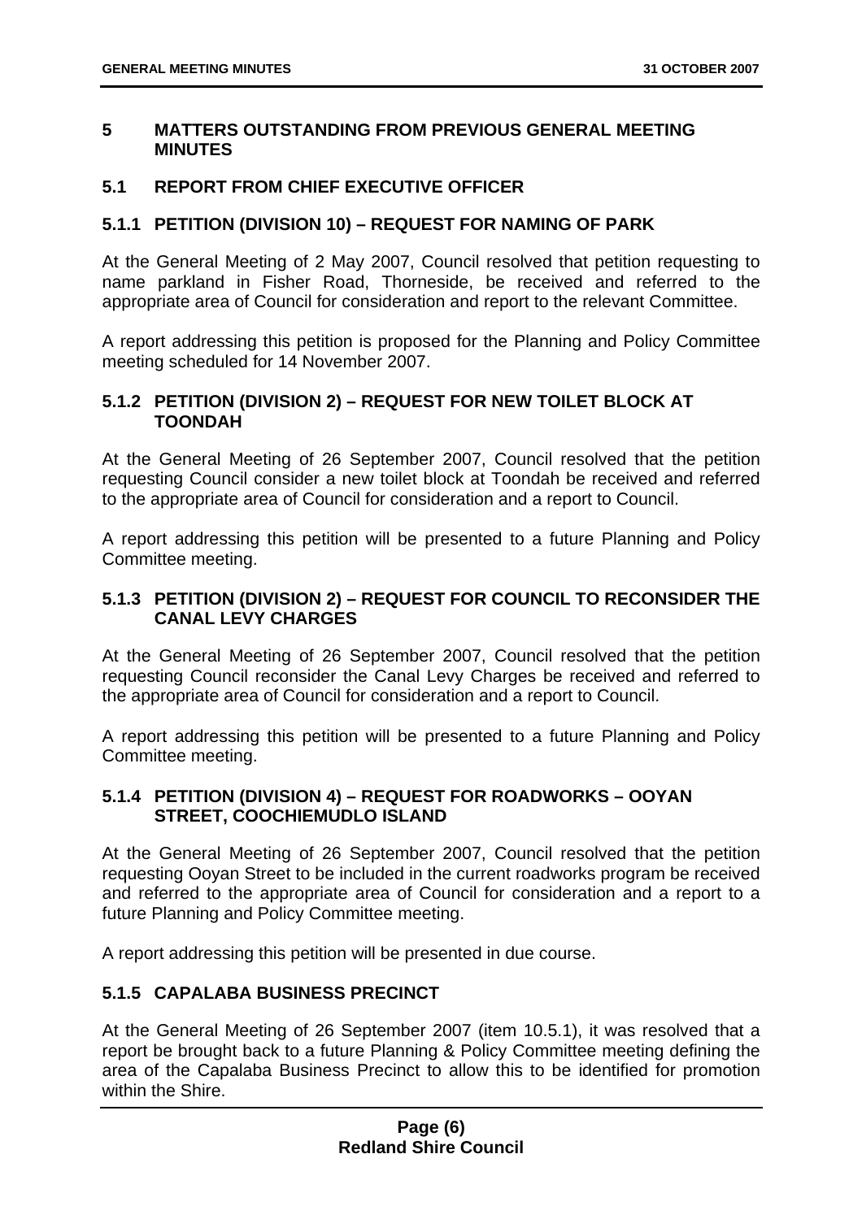## 5 MATTERS OUTSTANDING FROM PREVIOUS GENERAL MEETING MINUTES

### 5.1 REPORT FROM CHIEF EXECUTIVE OFFICER

#### 5.1.1 PETITION (DIVISION 10) – REQUEST FOR NAMING OF PARK

At the General Meeting of 2 May 2007, Council resolved that petition requesting to name parkland in Fisher Road, Thorneside, be received and referred to the appropriate area of Council for consideration and report to the relevant Committee.

A report addressing this petition is proposed for the Planning and Policy Committee meeting scheduled for 14 November 2007.

#### 5.1.2 PETITION (DIVISION 2) – REQUEST FOR NEW TOILET BLOCK AT TOONDAH

At the General Meeting of 26 September 2007, Council resolved that the petition requesting Council consider a new toilet block at Toondah be received and referred to the appropriate area of Council for consideration and a report to Council.

A report addressing this petition will be presented to a future Planning and Policy Committee meeting.

#### 5.1.3 PETITION (DIVISION 2) – REQUEST FOR COUNCIL TO RECONSIDER THE CANAL LEVY CHARGES

At the General Meeting of 26 September 2007, Council resolved that the petition requesting Council reconsider the Canal Levy Charges be received and referred to the appropriate area of Council for consideration and a report to Council.

A report addressing this petition will be presented to a future Planning and Policy Committee meeting.

#### 5.1.4 PETITION (DIVISION 4) – REQUEST FOR ROADWORKS – OOYAN STREET, COOCHIEMUDLO ISLAND

At the General Meeting of 26 September 2007, Council resolved that the petition requesting Ooyan Street to be included in the current roadworks program be received and referred to the appropriate area of Council for consideration and a report to a future Planning and Policy Committee meeting.

A report addressing this petition will be presented in due course.

#### 5.1.5 CAPALABA BUSINESS PRECINCT

At the General Meeting of 26 September 2007 (item 10.5.1), it was resolved that a report be brought back to a future Planning & Policy Committee meeting defining the area of the Capalaba Business Precinct to allow this to be identified for promotion within the Shire.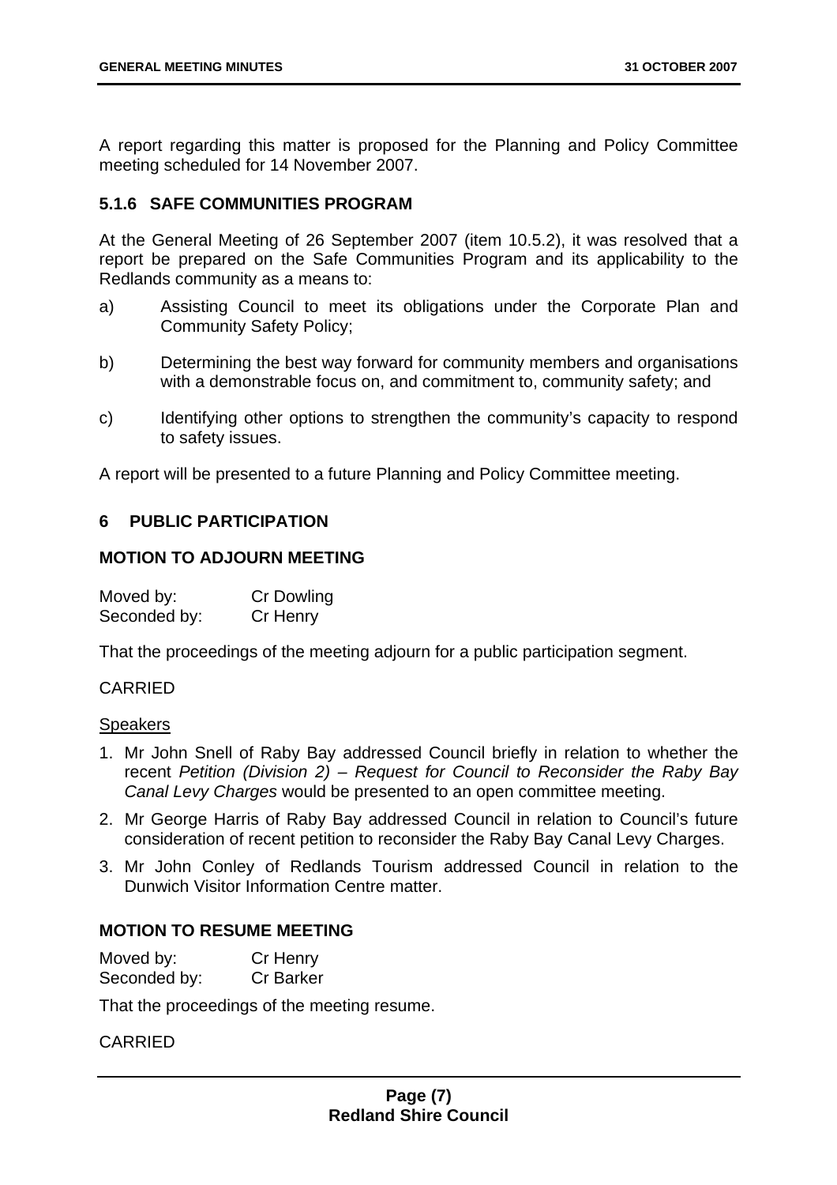A report regarding this matter is proposed for the Planning and Policy Committee meeting scheduled for 14 November 2007.

### 5.1.6 SAFE COMMUNITIES PROGRAM

At the General Meeting of 26 September 2007 (item 10.5.2), it was resolved that a report be prepared on the Safe Communities Program and its applicability to the Redlands community as a means to:

a) Assisting Council to meet its obligations under the Corporate Plan and Community Safety Policy;

b) Determining the best way forward for community members and organisations with a demonstrable focus on, and commitment to, community safety; and

c) Identifying other options to strengthen the community's capacity to respond to safety issues.

A report will be presented to a future Planning and Policy Committee meeting.

## 6 PUBLIC PARTICIPATION

### MOTION TO ADJOURN MEETING

Moved by: Cr Dowling
Seconded by: Cr Henry

That the proceedings of the meeting adjourn for a public participation segment.

CARRIED

Speakers

1. Mr John Snell of Raby Bay addressed Council briefly in relation to whether the recent *Petition (Division 2) – Request for Council to Reconsider the Raby Bay Canal Levy Charges* would be presented to an open committee meeting.
2. Mr George Harris of Raby Bay addressed Council in relation to Council's future consideration of recent petition to reconsider the Raby Bay Canal Levy Charges.
3. Mr John Conley of Redlands Tourism addressed Council in relation to the Dunwich Visitor Information Centre matter.

### MOTION TO RESUME MEETING

Moved by: Cr Henry
Seconded by: Cr Barker

That the proceedings of the meeting resume.

CARRIED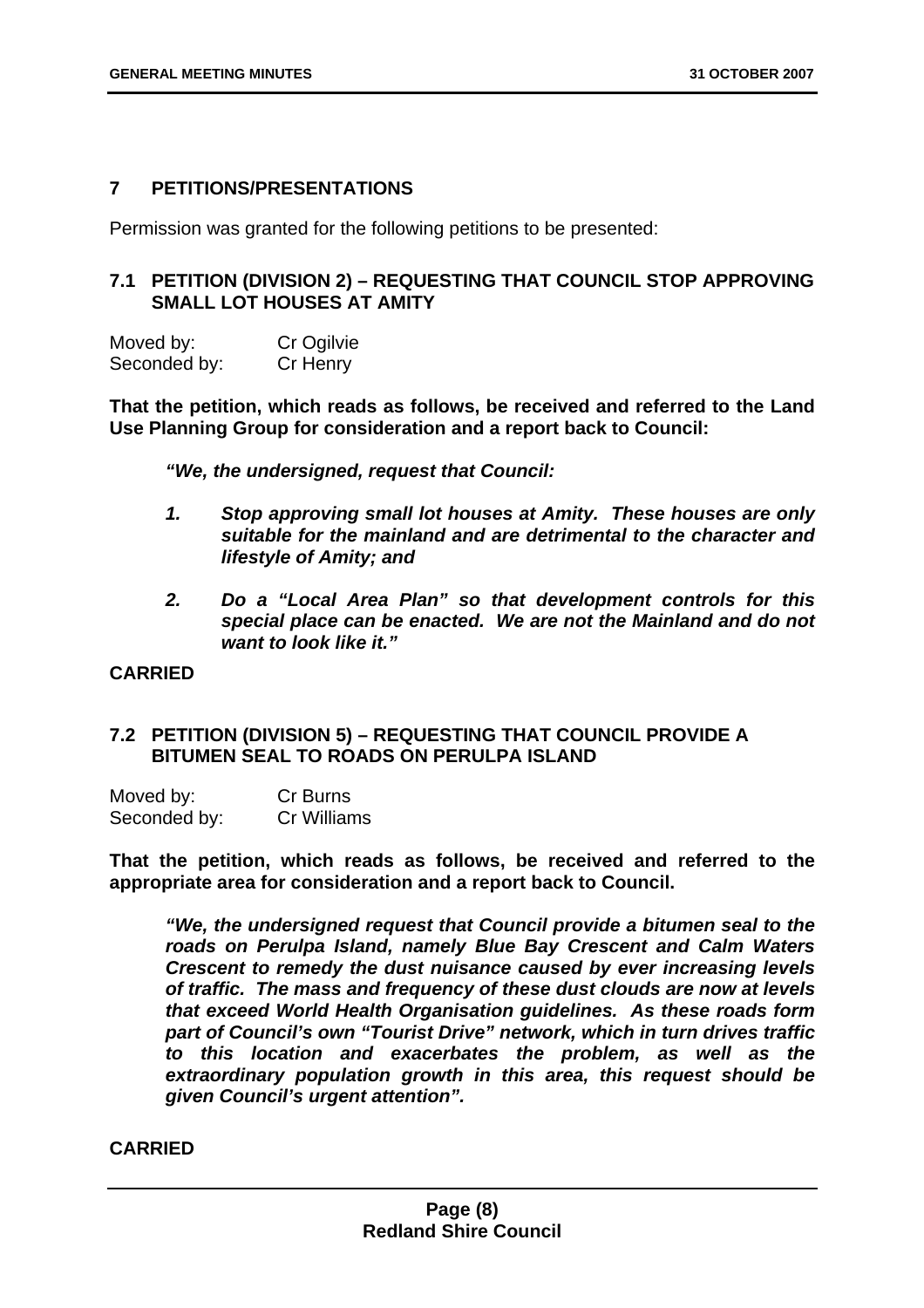## 7 PETITIONS/PRESENTATIONS

Permission was granted for the following petitions to be presented:

### 7.1 PETITION (DIVISION 2) – REQUESTING THAT COUNCIL STOP APPROVING SMALL LOT HOUSES AT AMITY

| | |
|---|---|
| Moved by: | Cr Ogilvie |
| Seconded by: | Cr Henry |

**That the petition, which reads as follows, be received and referred to the Land Use Planning Group for consideration and a report back to Council:**

> ***"We, the undersigned, request that Council:***
>
> ***1. Stop approving small lot houses at Amity. These houses are only suitable for the mainland and are detrimental to the character and lifestyle of Amity; and***
>
> ***2. Do a "Local Area Plan" so that development controls for this special place can be enacted. We are not the Mainland and do not want to look like it."***

**CARRIED**

### 7.2 PETITION (DIVISION 5) – REQUESTING THAT COUNCIL PROVIDE A BITUMEN SEAL TO ROADS ON PERULPA ISLAND

| | |
|---|---|
| Moved by: | Cr Burns |
| Seconded by: | Cr Williams |

**That the petition, which reads as follows, be received and referred to the appropriate area for consideration and a report back to Council.**

> ***"We, the undersigned request that Council provide a bitumen seal to the roads on Perulpa Island, namely Blue Bay Crescent and Calm Waters Crescent to remedy the dust nuisance caused by ever increasing levels of traffic. The mass and frequency of these dust clouds are now at levels that exceed World Health Organisation guidelines. As these roads form part of Council's own "Tourist Drive" network, which in turn drives traffic to this location and exacerbates the problem, as well as the extraordinary population growth in this area, this request should be given Council's urgent attention".***

**CARRIED**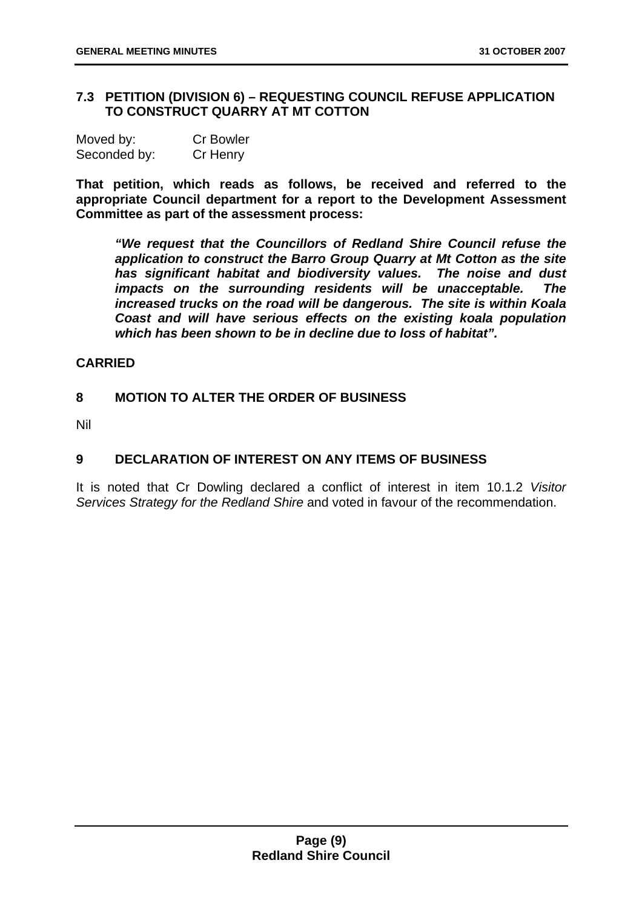### 7.3 PETITION (DIVISION 6) – REQUESTING COUNCIL REFUSE APPLICATION TO CONSTRUCT QUARRY AT MT COTTON

Moved by: Cr Bowler
Seconded by: Cr Henry

**That petition, which reads as follows, be received and referred to the appropriate Council department for a report to the Development Assessment Committee as part of the assessment process:**

> ***"We request that the Councillors of Redland Shire Council refuse the application to construct the Barro Group Quarry at Mt Cotton as the site has significant habitat and biodiversity values. The noise and dust impacts on the surrounding residents will be unacceptable. The increased trucks on the road will be dangerous. The site is within Koala Coast and will have serious effects on the existing koala population which has been shown to be in decline due to loss of habitat".***

**CARRIED**

## 8 MOTION TO ALTER THE ORDER OF BUSINESS

Nil

## 9 DECLARATION OF INTEREST ON ANY ITEMS OF BUSINESS

It is noted that Cr Dowling declared a conflict of interest in item 10.1.2 *Visitor Services Strategy for the Redland Shire* and voted in favour of the recommendation.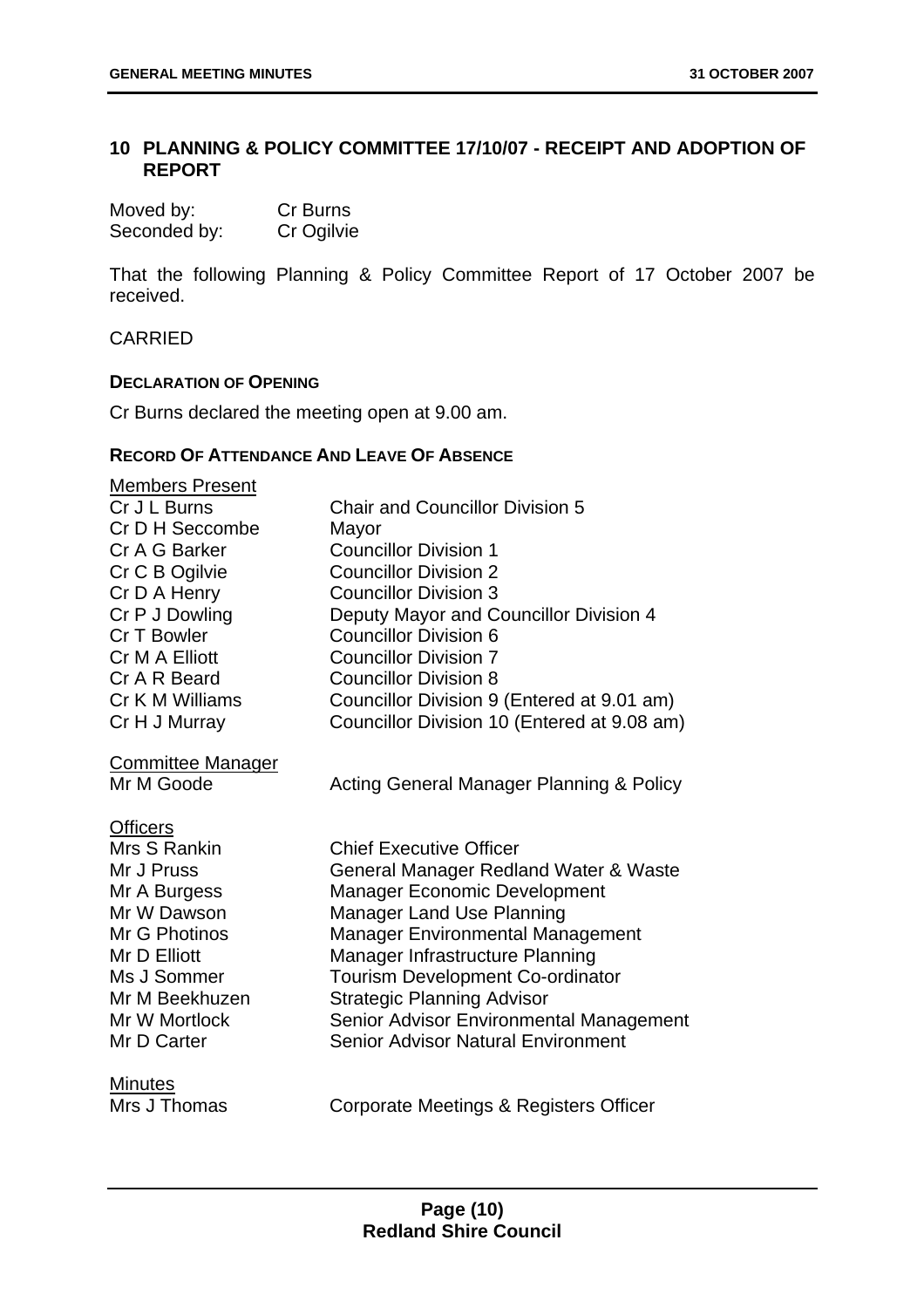## 10 PLANNING & POLICY COMMITTEE 17/10/07 - RECEIPT AND ADOPTION OF REPORT

| | |
|---|---|
| Moved by: | Cr Burns |
| Seconded by: | Cr Ogilvie |

That the following Planning & Policy Committee Report of 17 October 2007 be received.

CARRIED

**DECLARATION OF OPENING**

Cr Burns declared the meeting open at 9.00 am.

**RECORD OF ATTENDANCE AND LEAVE OF ABSENCE**

Members Present

| | |
|---|---|
| Cr J L Burns | Chair and Councillor Division 5 |
| Cr D H Seccombe | Mayor |
| Cr A G Barker | Councillor Division 1 |
| Cr C B Ogilvie | Councillor Division 2 |
| Cr D A Henry | Councillor Division 3 |
| Cr P J Dowling | Deputy Mayor and Councillor Division 4 |
| Cr T Bowler | Councillor Division 6 |
| Cr M A Elliott | Councillor Division 7 |
| Cr A R Beard | Councillor Division 8 |
| Cr K M Williams | Councillor Division 9 (Entered at 9.01 am) |
| Cr H J Murray | Councillor Division 10 (Entered at 9.08 am) |

Committee Manager

| | |
|---|---|
| Mr M Goode | Acting General Manager Planning & Policy |

Officers

| | |
|---|---|
| Mrs S Rankin | Chief Executive Officer |
| Mr J Pruss | General Manager Redland Water & Waste |
| Mr A Burgess | Manager Economic Development |
| Mr W Dawson | Manager Land Use Planning |
| Mr G Photinos | Manager Environmental Management |
| Mr D Elliott | Manager Infrastructure Planning |
| Ms J Sommer | Tourism Development Co-ordinator |
| Mr M Beekhuzen | Strategic Planning Advisor |
| Mr W Mortlock | Senior Advisor Environmental Management |
| Mr D Carter | Senior Advisor Natural Environment |

Minutes

| | |
|---|---|
| Mrs J Thomas | Corporate Meetings & Registers Officer |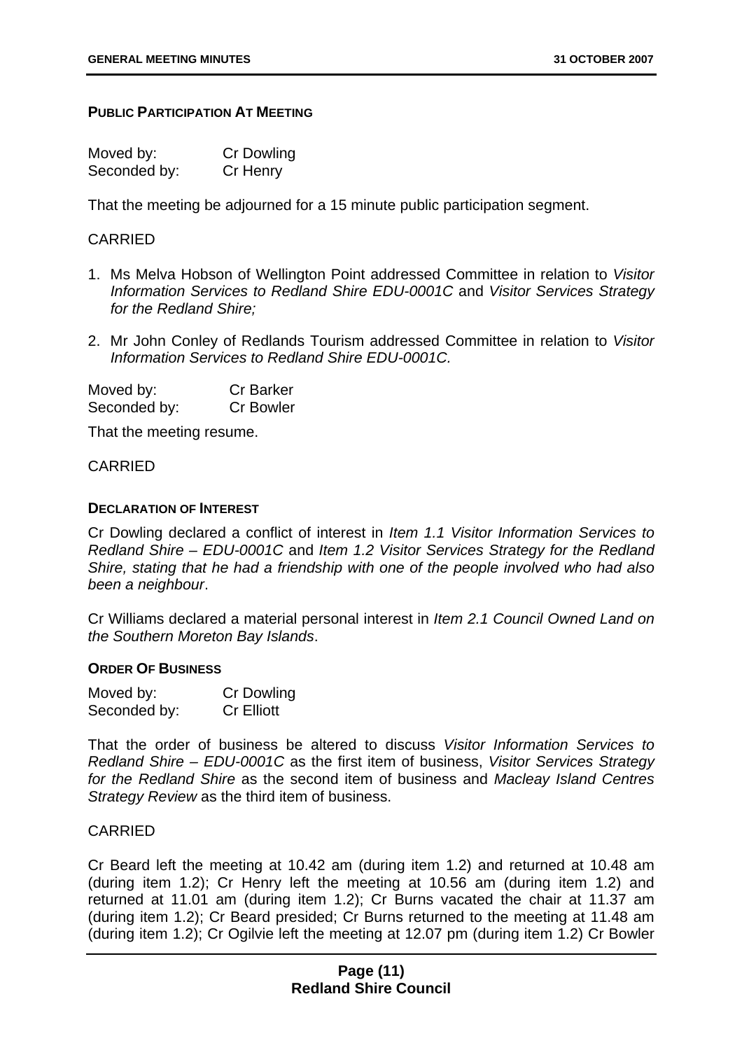#### PUBLIC PARTICIPATION AT MEETING

| | |
|---|---|
| Moved by: | Cr Dowling |
| Seconded by: | Cr Henry |

That the meeting be adjourned for a 15 minute public participation segment.

CARRIED

1. Ms Melva Hobson of Wellington Point addressed Committee in relation to *Visitor Information Services to Redland Shire EDU-0001C* and *Visitor Services Strategy for the Redland Shire;*

2. Mr John Conley of Redlands Tourism addressed Committee in relation to *Visitor Information Services to Redland Shire EDU-0001C.*

| | |
|---|---|
| Moved by: | Cr Barker |
| Seconded by: | Cr Bowler |

That the meeting resume.

CARRIED

#### DECLARATION OF INTEREST

Cr Dowling declared a conflict of interest in *Item 1.1 Visitor Information Services to Redland Shire – EDU-0001C* and *Item 1.2 Visitor Services Strategy for the Redland Shire, stating that he had a friendship with one of the people involved who had also been a neighbour*.

Cr Williams declared a material personal interest in *Item 2.1 Council Owned Land on the Southern Moreton Bay Islands*.

#### ORDER OF BUSINESS

| | |
|---|---|
| Moved by: | Cr Dowling |
| Seconded by: | Cr Elliott |

That the order of business be altered to discuss *Visitor Information Services to Redland Shire – EDU-0001C* as the first item of business, *Visitor Services Strategy for the Redland Shire* as the second item of business and *Macleay Island Centres Strategy Review* as the third item of business.

CARRIED

Cr Beard left the meeting at 10.42 am (during item 1.2) and returned at 10.48 am (during item 1.2); Cr Henry left the meeting at 10.56 am (during item 1.2) and returned at 11.01 am (during item 1.2); Cr Burns vacated the chair at 11.37 am (during item 1.2); Cr Beard presided; Cr Burns returned to the meeting at 11.48 am (during item 1.2); Cr Ogilvie left the meeting at 12.07 pm (during item 1.2) Cr Bowler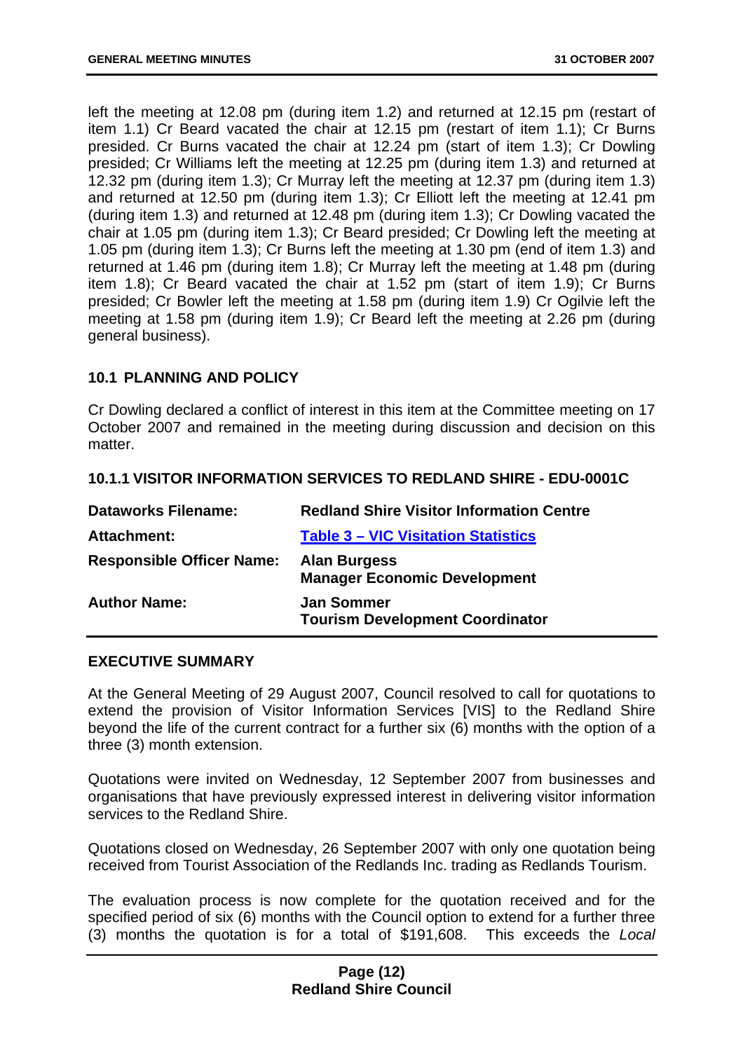left the meeting at 12.08 pm (during item 1.2) and returned at 12.15 pm (restart of item 1.1) Cr Beard vacated the chair at 12.15 pm (restart of item 1.1); Cr Burns presided. Cr Burns vacated the chair at 12.24 pm (start of item 1.3); Cr Dowling presided; Cr Williams left the meeting at 12.25 pm (during item 1.3) and returned at 12.32 pm (during item 1.3); Cr Murray left the meeting at 12.37 pm (during item 1.3) and returned at 12.50 pm (during item 1.3); Cr Elliott left the meeting at 12.41 pm (during item 1.3) and returned at 12.48 pm (during item 1.3); Cr Dowling vacated the chair at 1.05 pm (during item 1.3); Cr Beard presided; Cr Dowling left the meeting at 1.05 pm (during item 1.3); Cr Burns left the meeting at 1.30 pm (end of item 1.3) and returned at 1.46 pm (during item 1.8); Cr Murray left the meeting at 1.48 pm (during item 1.8); Cr Beard vacated the chair at 1.52 pm (start of item 1.9); Cr Burns presided; Cr Bowler left the meeting at 1.58 pm (during item 1.9) Cr Ogilvie left the meeting at 1.58 pm (during item 1.9); Cr Beard left the meeting at 2.26 pm (during general business).

## 10.1 PLANNING AND POLICY

Cr Dowling declared a conflict of interest in this item at the Committee meeting on 17 October 2007 and remained in the meeting during discussion and decision on this matter.

### 10.1.1 VISITOR INFORMATION SERVICES TO REDLAND SHIRE - EDU-0001C

| | |
|---|---|
| **Dataworks Filename:** | **Redland Shire Visitor Information Centre** |
| **Attachment:** | **Table 3 – VIC Visitation Statistics** |
| **Responsible Officer Name:** | **Alan Burgess**<br>**Manager Economic Development** |
| **Author Name:** | **Jan Sommer**<br>**Tourism Development Coordinator** |

**EXECUTIVE SUMMARY**

At the General Meeting of 29 August 2007, Council resolved to call for quotations to extend the provision of Visitor Information Services [VIS] to the Redland Shire beyond the life of the current contract for a further six (6) months with the option of a three (3) month extension.

Quotations were invited on Wednesday, 12 September 2007 from businesses and organisations that have previously expressed interest in delivering visitor information services to the Redland Shire.

Quotations closed on Wednesday, 26 September 2007 with only one quotation being received from Tourist Association of the Redlands Inc. trading as Redlands Tourism.

The evaluation process is now complete for the quotation received and for the specified period of six (6) months with the Council option to extend for a further three (3) months the quotation is for a total of $191,608. This exceeds the *Local*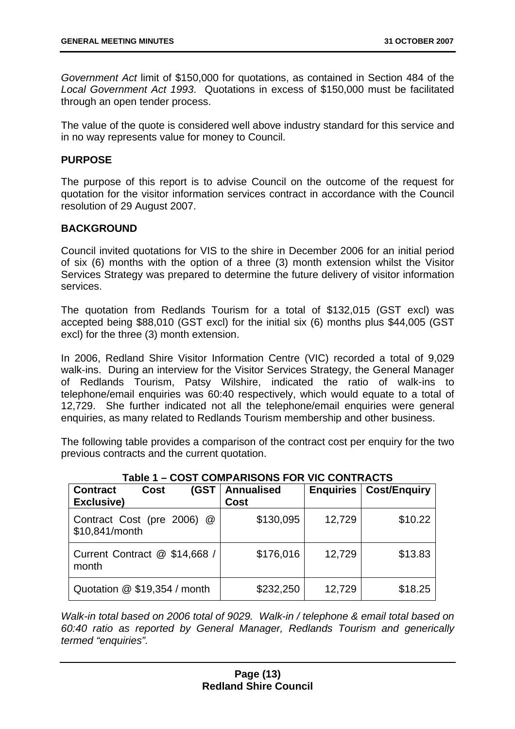*Government Act* limit of $150,000 for quotations, as contained in Section 484 of the *Local Government Act 1993*. Quotations in excess of $150,000 must be facilitated through an open tender process.

The value of the quote is considered well above industry standard for this service and in no way represents value for money to Council.

**PURPOSE**

The purpose of this report is to advise Council on the outcome of the request for quotation for the visitor information services contract in accordance with the Council resolution of 29 August 2007.

**BACKGROUND**

Council invited quotations for VIS to the shire in December 2006 for an initial period of six (6) months with the option of a three (3) month extension whilst the Visitor Services Strategy was prepared to determine the future delivery of visitor information services.

The quotation from Redlands Tourism for a total of $132,015 (GST excl) was accepted being $88,010 (GST excl) for the initial six (6) months plus $44,005 (GST excl) for the three (3) month extension.

In 2006, Redland Shire Visitor Information Centre (VIC) recorded a total of 9,029 walk-ins. During an interview for the Visitor Services Strategy, the General Manager of Redlands Tourism, Patsy Wilshire, indicated the ratio of walk-ins to telephone/email enquiries was 60:40 respectively, which would equate to a total of 12,729. She further indicated not all the telephone/email enquiries were general enquiries, as many related to Redlands Tourism membership and other business.

The following table provides a comparison of the contract cost per enquiry for the two previous contracts and the current quotation.

**Table 1 – COST COMPARISONS FOR VIC CONTRACTS**

| Contract Cost (GST Exclusive) | Annualised Cost | Enquiries | Cost/Enquiry |
|---|---|---|---|
| Contract Cost (pre 2006) @ $10,841/month | $130,095 | 12,729 | $10.22 |
| Current Contract @ $14,668 / month | $176,016 | 12,729 | $13.83 |
| Quotation @ $19,354 / month | $232,250 | 12,729 | $18.25 |

*Walk-in total based on 2006 total of 9029. Walk-in / telephone & email total based on 60:40 ratio as reported by General Manager, Redlands Tourism and generically termed "enquiries".*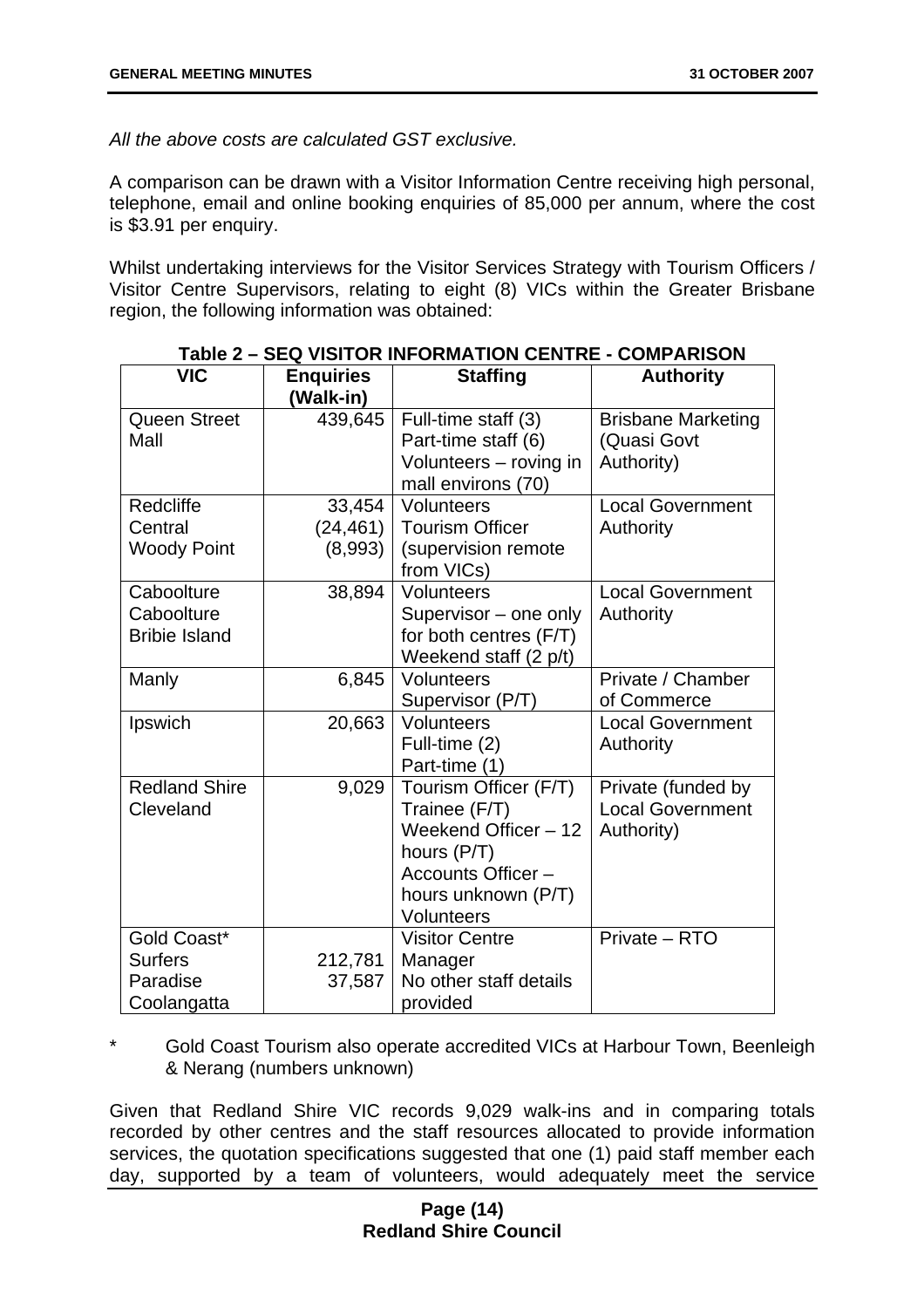*All the above costs are calculated GST exclusive.*

A comparison can be drawn with a Visitor Information Centre receiving high personal, telephone, email and online booking enquiries of 85,000 per annum, where the cost is $3.91 per enquiry.

Whilst undertaking interviews for the Visitor Services Strategy with Tourism Officers / Visitor Centre Supervisors, relating to eight (8) VICs within the Greater Brisbane region, the following information was obtained:

**Table 2 – SEQ VISITOR INFORMATION CENTRE - COMPARISON**

| VIC | Enquiries (Walk-in) | Staffing | Authority |
|---|---|---|---|
| Queen Street Mall | 439,645 | Full-time staff (3)<br>Part-time staff (6)<br>Volunteers – roving in mall environs (70) | Brisbane Marketing (Quasi Govt Authority) |
| Redcliffe<br>Central<br>Woody Point | 33,454<br>(24,461)<br>(8,993) | Volunteers<br>Tourism Officer (supervision remote from VICs) | Local Government Authority |
| Caboolture<br>Caboolture<br>Bribie Island | 38,894 | Volunteers<br>Supervisor – one only for both centres (F/T)<br>Weekend staff (2 p/t) | Local Government Authority |
| Manly | 6,845 | Volunteers<br>Supervisor (P/T) | Private / Chamber of Commerce |
| Ipswich | 20,663 | Volunteers<br>Full-time (2)<br>Part-time (1) | Local Government Authority |
| Redland Shire Cleveland | 9,029 | Tourism Officer (F/T)<br>Trainee (F/T)<br>Weekend Officer – 12 hours (P/T)<br>Accounts Officer – hours unknown (P/T)<br>Volunteers | Private (funded by Local Government Authority) |
| Gold Coast*<br>Surfers Paradise<br>Coolangatta | <br>212,781<br>37,587 | Visitor Centre Manager<br>No other staff details provided | Private – RTO |

\* Gold Coast Tourism also operate accredited VICs at Harbour Town, Beenleigh & Nerang (numbers unknown)

Given that Redland Shire VIC records 9,029 walk-ins and in comparing totals recorded by other centres and the staff resources allocated to provide information services, the quotation specifications suggested that one (1) paid staff member each day, supported by a team of volunteers, would adequately meet the service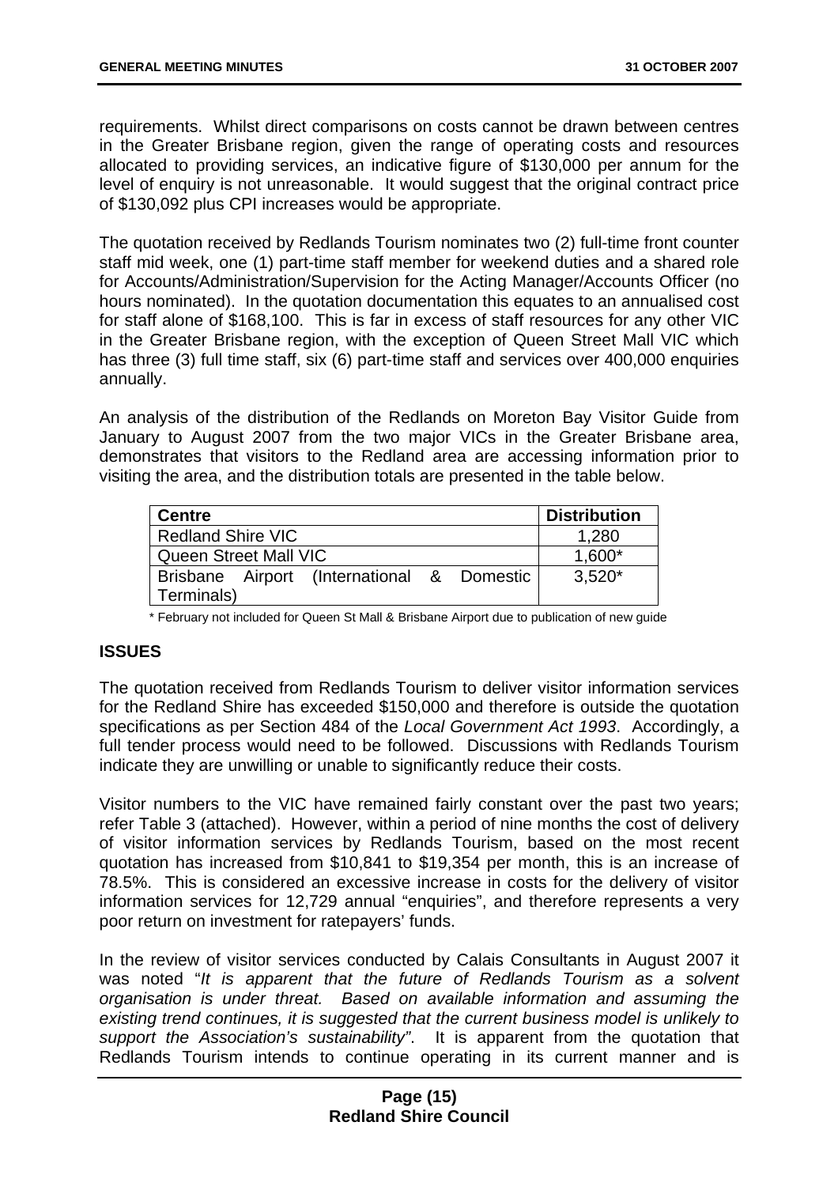requirements. Whilst direct comparisons on costs cannot be drawn between centres in the Greater Brisbane region, given the range of operating costs and resources allocated to providing services, an indicative figure of $130,000 per annum for the level of enquiry is not unreasonable. It would suggest that the original contract price of $130,092 plus CPI increases would be appropriate.

The quotation received by Redlands Tourism nominates two (2) full-time front counter staff mid week, one (1) part-time staff member for weekend duties and a shared role for Accounts/Administration/Supervision for the Acting Manager/Accounts Officer (no hours nominated). In the quotation documentation this equates to an annualised cost for staff alone of $168,100. This is far in excess of staff resources for any other VIC in the Greater Brisbane region, with the exception of Queen Street Mall VIC which has three (3) full time staff, six (6) part-time staff and services over 400,000 enquiries annually.

An analysis of the distribution of the Redlands on Moreton Bay Visitor Guide from January to August 2007 from the two major VICs in the Greater Brisbane area, demonstrates that visitors to the Redland area are accessing information prior to visiting the area, and the distribution totals are presented in the table below.

| Centre | Distribution |
|---|---|
| Redland Shire VIC | 1,280 |
| Queen Street Mall VIC | 1,600* |
| Brisbane Airport (International & Domestic Terminals) | 3,520* |

\* February not included for Queen St Mall & Brisbane Airport due to publication of new guide

## ISSUES

The quotation received from Redlands Tourism to deliver visitor information services for the Redland Shire has exceeded $150,000 and therefore is outside the quotation specifications as per Section 484 of the *Local Government Act 1993*. Accordingly, a full tender process would need to be followed. Discussions with Redlands Tourism indicate they are unwilling or unable to significantly reduce their costs.

Visitor numbers to the VIC have remained fairly constant over the past two years; refer Table 3 (attached). However, within a period of nine months the cost of delivery of visitor information services by Redlands Tourism, based on the most recent quotation has increased from $10,841 to $19,354 per month, this is an increase of 78.5%. This is considered an excessive increase in costs for the delivery of visitor information services for 12,729 annual "enquiries", and therefore represents a very poor return on investment for ratepayers' funds.

In the review of visitor services conducted by Calais Consultants in August 2007 it was noted "*It is apparent that the future of Redlands Tourism as a solvent organisation is under threat. Based on available information and assuming the existing trend continues, it is suggested that the current business model is unlikely to support the Association's sustainability"*. It is apparent from the quotation that Redlands Tourism intends to continue operating in its current manner and is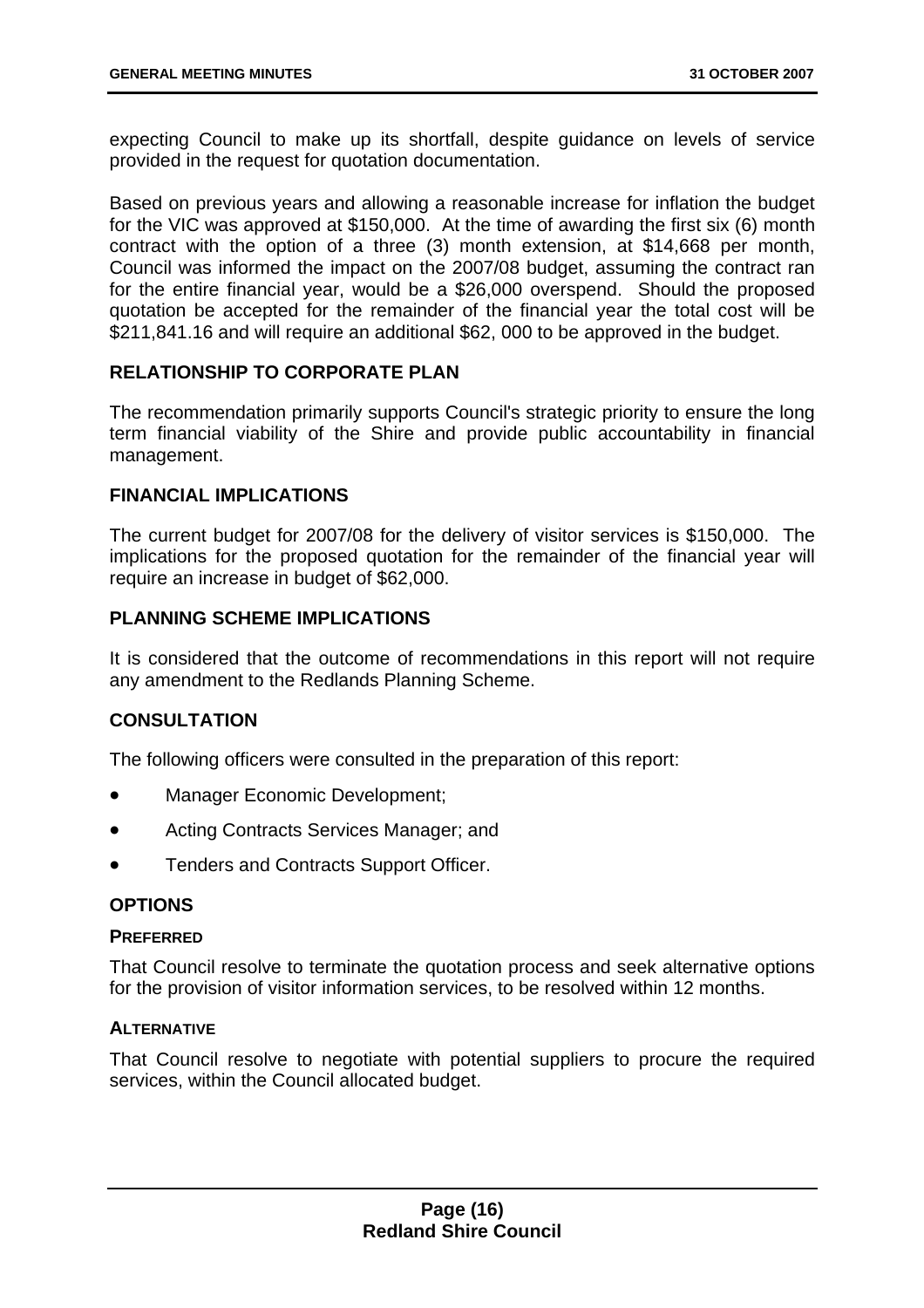expecting Council to make up its shortfall, despite guidance on levels of service provided in the request for quotation documentation.

Based on previous years and allowing a reasonable increase for inflation the budget for the VIC was approved at $150,000. At the time of awarding the first six (6) month contract with the option of a three (3) month extension, at $14,668 per month, Council was informed the impact on the 2007/08 budget, assuming the contract ran for the entire financial year, would be a $26,000 overspend. Should the proposed quotation be accepted for the remainder of the financial year the total cost will be $211,841.16 and will require an additional $62, 000 to be approved in the budget.

## RELATIONSHIP TO CORPORATE PLAN

The recommendation primarily supports Council's strategic priority to ensure the long term financial viability of the Shire and provide public accountability in financial management.

## FINANCIAL IMPLICATIONS

The current budget for 2007/08 for the delivery of visitor services is $150,000. The implications for the proposed quotation for the remainder of the financial year will require an increase in budget of $62,000.

## PLANNING SCHEME IMPLICATIONS

It is considered that the outcome of recommendations in this report will not require any amendment to the Redlands Planning Scheme.

## CONSULTATION

The following officers were consulted in the preparation of this report:

- Manager Economic Development;
- Acting Contracts Services Manager; and
- Tenders and Contracts Support Officer.

## OPTIONS

### PREFERRED

That Council resolve to terminate the quotation process and seek alternative options for the provision of visitor information services, to be resolved within 12 months.

### ALTERNATIVE

That Council resolve to negotiate with potential suppliers to procure the required services, within the Council allocated budget.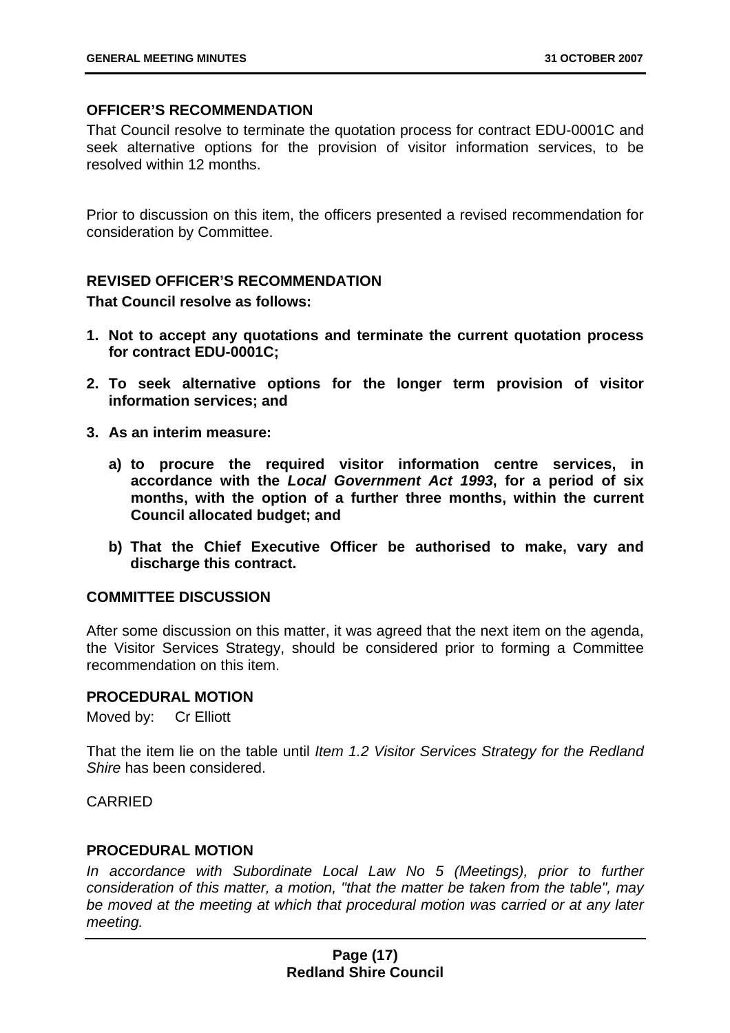### OFFICER'S RECOMMENDATION

That Council resolve to terminate the quotation process for contract EDU-0001C and seek alternative options for the provision of visitor information services, to be resolved within 12 months.

Prior to discussion on this item, the officers presented a revised recommendation for consideration by Committee.

### REVISED OFFICER'S RECOMMENDATION

**That Council resolve as follows:**

1. **Not to accept any quotations and terminate the current quotation process for contract EDU-0001C;**
2. **To seek alternative options for the longer term provision of visitor information services; and**
3. **As an interim measure:**
   - **a) to procure the required visitor information centre services, in accordance with the *Local Government Act 1993*, for a period of six months, with the option of a further three months, within the current Council allocated budget; and**
   - **b) That the Chief Executive Officer be authorised to make, vary and discharge this contract.**

### COMMITTEE DISCUSSION

After some discussion on this matter, it was agreed that the next item on the agenda, the Visitor Services Strategy, should be considered prior to forming a Committee recommendation on this item.

### PROCEDURAL MOTION

Moved by: Cr Elliott

That the item lie on the table until *Item 1.2 Visitor Services Strategy for the Redland Shire* has been considered.

CARRIED

### PROCEDURAL MOTION

*In accordance with Subordinate Local Law No 5 (Meetings), prior to further consideration of this matter, a motion, "that the matter be taken from the table", may be moved at the meeting at which that procedural motion was carried or at any later meeting.*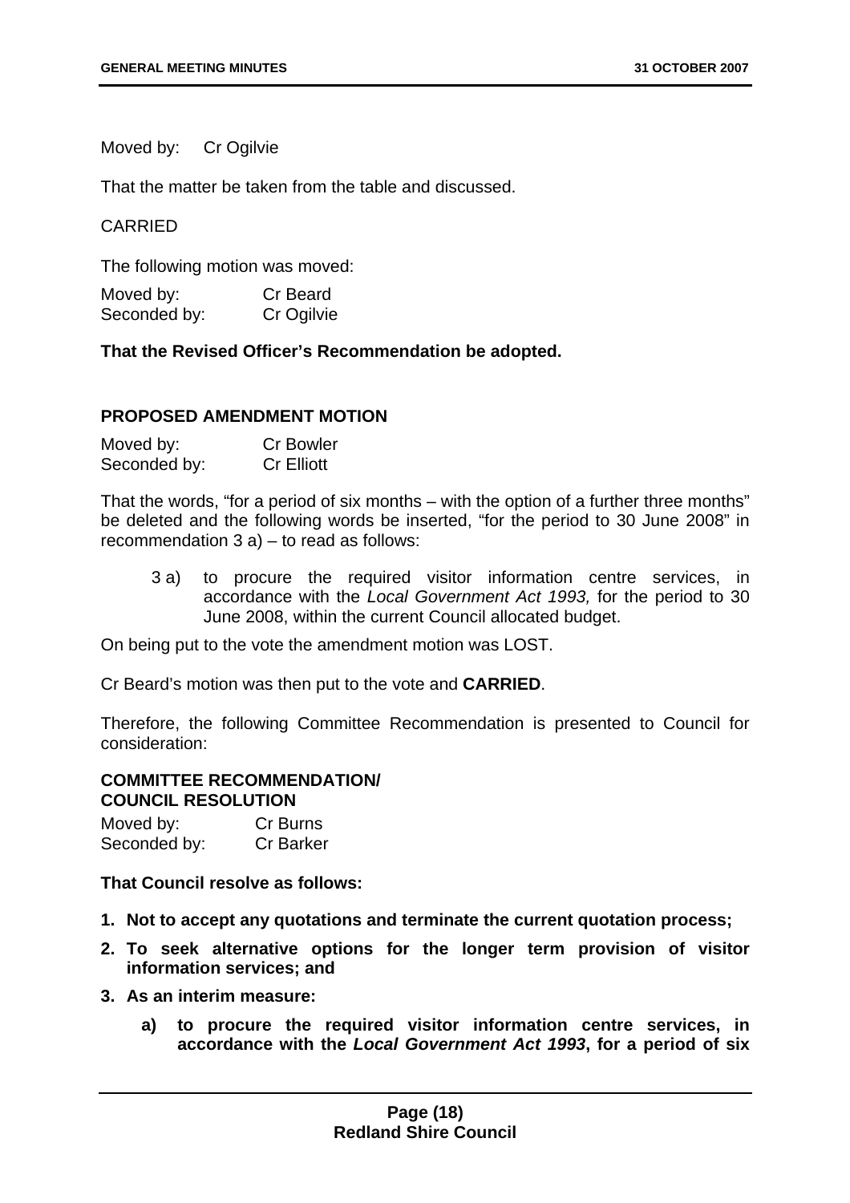Moved by: Cr Ogilvie

That the matter be taken from the table and discussed.

CARRIED

The following motion was moved:

Moved by: Cr Beard
Seconded by: Cr Ogilvie

**That the Revised Officer's Recommendation be adopted.**

**PROPOSED AMENDMENT MOTION**

Moved by: Cr Bowler
Seconded by: Cr Elliott

That the words, "for a period of six months – with the option of a further three months" be deleted and the following words be inserted, "for the period to 30 June 2008" in recommendation 3 a) – to read as follows:

> 3 a) to procure the required visitor information centre services, in accordance with the *Local Government Act 1993,* for the period to 30 June 2008, within the current Council allocated budget.

On being put to the vote the amendment motion was LOST.

Cr Beard's motion was then put to the vote and **CARRIED**.

Therefore, the following Committee Recommendation is presented to Council for consideration:

**COMMITTEE RECOMMENDATION/**
**COUNCIL RESOLUTION**

Moved by: Cr Burns
Seconded by: Cr Barker

**That Council resolve as follows:**

1. **Not to accept any quotations and terminate the current quotation process;**
2. **To seek alternative options for the longer term provision of visitor information services; and**
3. **As an interim measure:**
   a) **to procure the required visitor information centre services, in accordance with the *Local Government Act 1993*, for a period of six**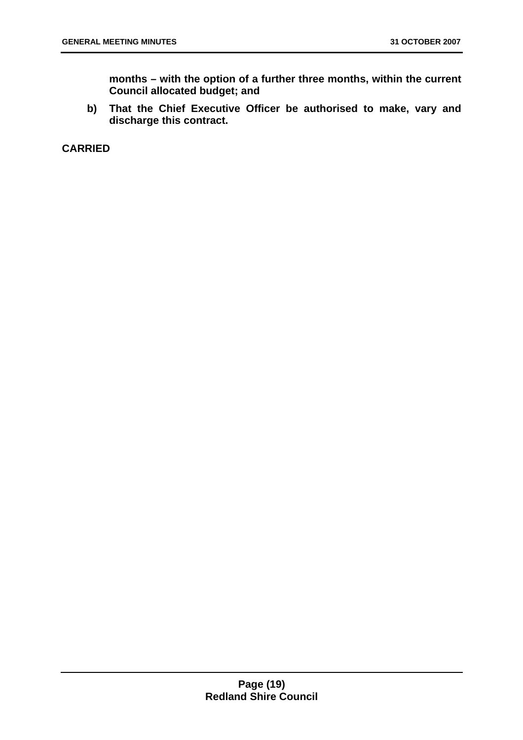**months – with the option of a further three months, within the current Council allocated budget; and**

**b) That the Chief Executive Officer be authorised to make, vary and discharge this contract.**

**CARRIED**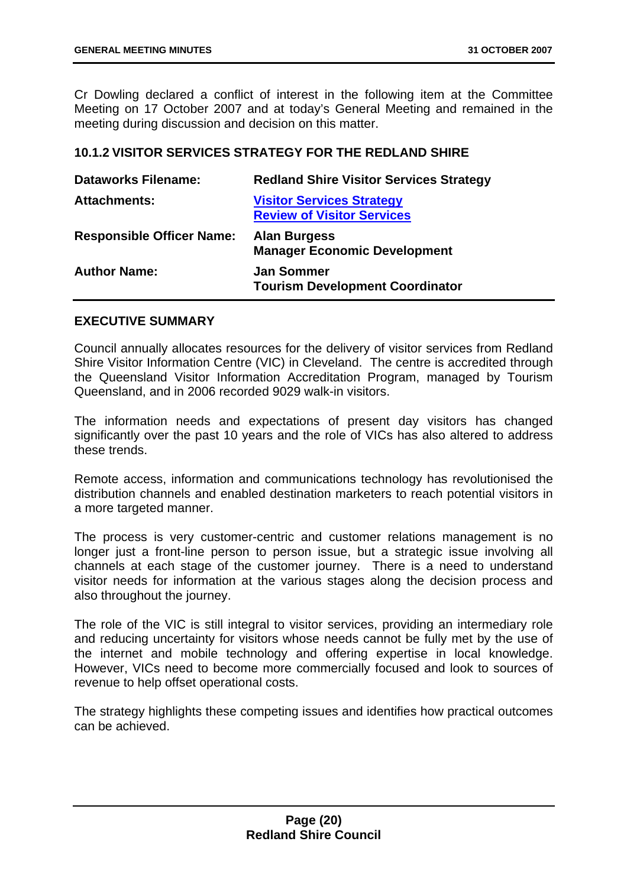Cr Dowling declared a conflict of interest in the following item at the Committee Meeting on 17 October 2007 and at today's General Meeting and remained in the meeting during discussion and decision on this matter.

### 10.1.2 VISITOR SERVICES STRATEGY FOR THE REDLAND SHIRE

| | |
|---|---|
| **Dataworks Filename:** | **Redland Shire Visitor Services Strategy** |
| **Attachments:** | **Visitor Services Strategy**<br>**Review of Visitor Services** |
| **Responsible Officer Name:** | **Alan Burgess**<br>**Manager Economic Development** |
| **Author Name:** | **Jan Sommer**<br>**Tourism Development Coordinator** |

### EXECUTIVE SUMMARY

Council annually allocates resources for the delivery of visitor services from Redland Shire Visitor Information Centre (VIC) in Cleveland. The centre is accredited through the Queensland Visitor Information Accreditation Program, managed by Tourism Queensland, and in 2006 recorded 9029 walk-in visitors.

The information needs and expectations of present day visitors has changed significantly over the past 10 years and the role of VICs has also altered to address these trends.

Remote access, information and communications technology has revolutionised the distribution channels and enabled destination marketers to reach potential visitors in a more targeted manner.

The process is very customer-centric and customer relations management is no longer just a front-line person to person issue, but a strategic issue involving all channels at each stage of the customer journey. There is a need to understand visitor needs for information at the various stages along the decision process and also throughout the journey.

The role of the VIC is still integral to visitor services, providing an intermediary role and reducing uncertainty for visitors whose needs cannot be fully met by the use of the internet and mobile technology and offering expertise in local knowledge. However, VICs need to become more commercially focused and look to sources of revenue to help offset operational costs.

The strategy highlights these competing issues and identifies how practical outcomes can be achieved.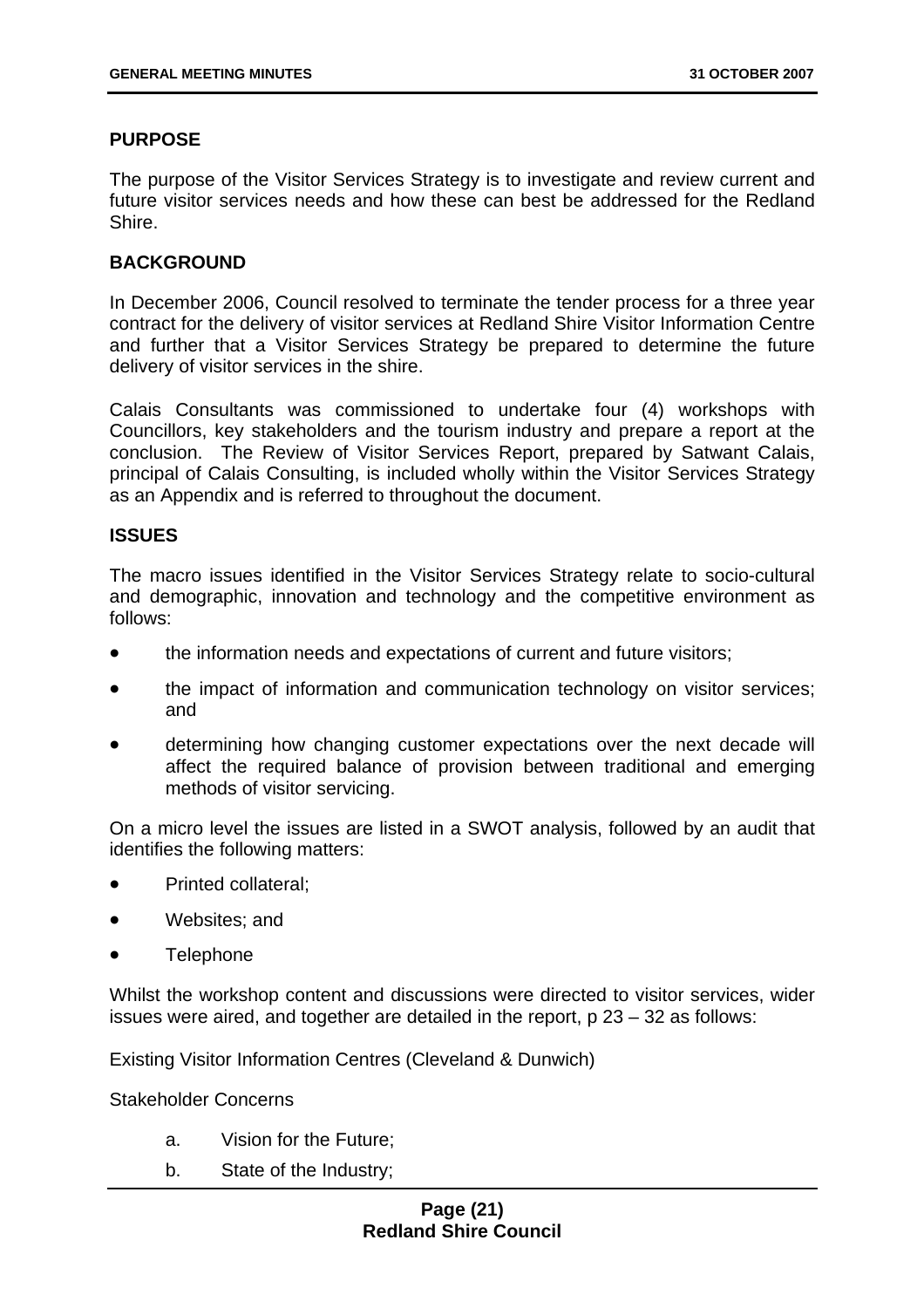## PURPOSE

The purpose of the Visitor Services Strategy is to investigate and review current and future visitor services needs and how these can best be addressed for the Redland Shire.

## BACKGROUND

In December 2006, Council resolved to terminate the tender process for a three year contract for the delivery of visitor services at Redland Shire Visitor Information Centre and further that a Visitor Services Strategy be prepared to determine the future delivery of visitor services in the shire.

Calais Consultants was commissioned to undertake four (4) workshops with Councillors, key stakeholders and the tourism industry and prepare a report at the conclusion. The Review of Visitor Services Report, prepared by Satwant Calais, principal of Calais Consulting, is included wholly within the Visitor Services Strategy as an Appendix and is referred to throughout the document.

## ISSUES

The macro issues identified in the Visitor Services Strategy relate to socio-cultural and demographic, innovation and technology and the competitive environment as follows:

- the information needs and expectations of current and future visitors;
- the impact of information and communication technology on visitor services; and
- determining how changing customer expectations over the next decade will affect the required balance of provision between traditional and emerging methods of visitor servicing.

On a micro level the issues are listed in a SWOT analysis, followed by an audit that identifies the following matters:

- Printed collateral;
- Websites; and
- Telephone

Whilst the workshop content and discussions were directed to visitor services, wider issues were aired, and together are detailed in the report, p 23 – 32 as follows:

Existing Visitor Information Centres (Cleveland & Dunwich)

Stakeholder Concerns

a. Vision for the Future;

b. State of the Industry;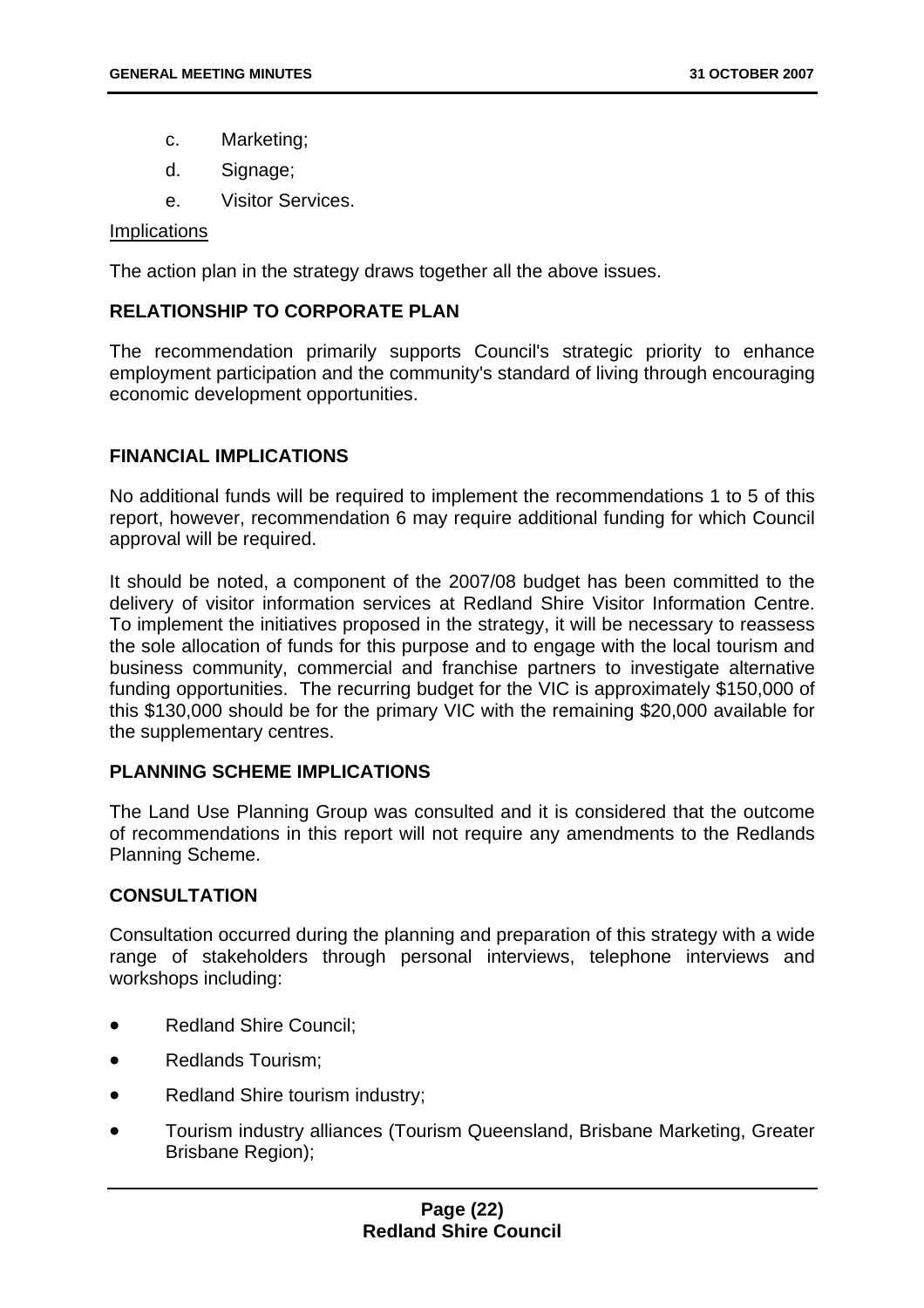c. Marketing;

d. Signage;

e. Visitor Services.

Implications

The action plan in the strategy draws together all the above issues.

**RELATIONSHIP TO CORPORATE PLAN**

The recommendation primarily supports Council's strategic priority to enhance employment participation and the community's standard of living through encouraging economic development opportunities.

**FINANCIAL IMPLICATIONS**

No additional funds will be required to implement the recommendations 1 to 5 of this report, however, recommendation 6 may require additional funding for which Council approval will be required.

It should be noted, a component of the 2007/08 budget has been committed to the delivery of visitor information services at Redland Shire Visitor Information Centre. To implement the initiatives proposed in the strategy, it will be necessary to reassess the sole allocation of funds for this purpose and to engage with the local tourism and business community, commercial and franchise partners to investigate alternative funding opportunities. The recurring budget for the VIC is approximately $150,000 of this $130,000 should be for the primary VIC with the remaining $20,000 available for the supplementary centres.

**PLANNING SCHEME IMPLICATIONS**

The Land Use Planning Group was consulted and it is considered that the outcome of recommendations in this report will not require any amendments to the Redlands Planning Scheme.

**CONSULTATION**

Consultation occurred during the planning and preparation of this strategy with a wide range of stakeholders through personal interviews, telephone interviews and workshops including:

- Redland Shire Council;
- Redlands Tourism;
- Redland Shire tourism industry;
- Tourism industry alliances (Tourism Queensland, Brisbane Marketing, Greater Brisbane Region);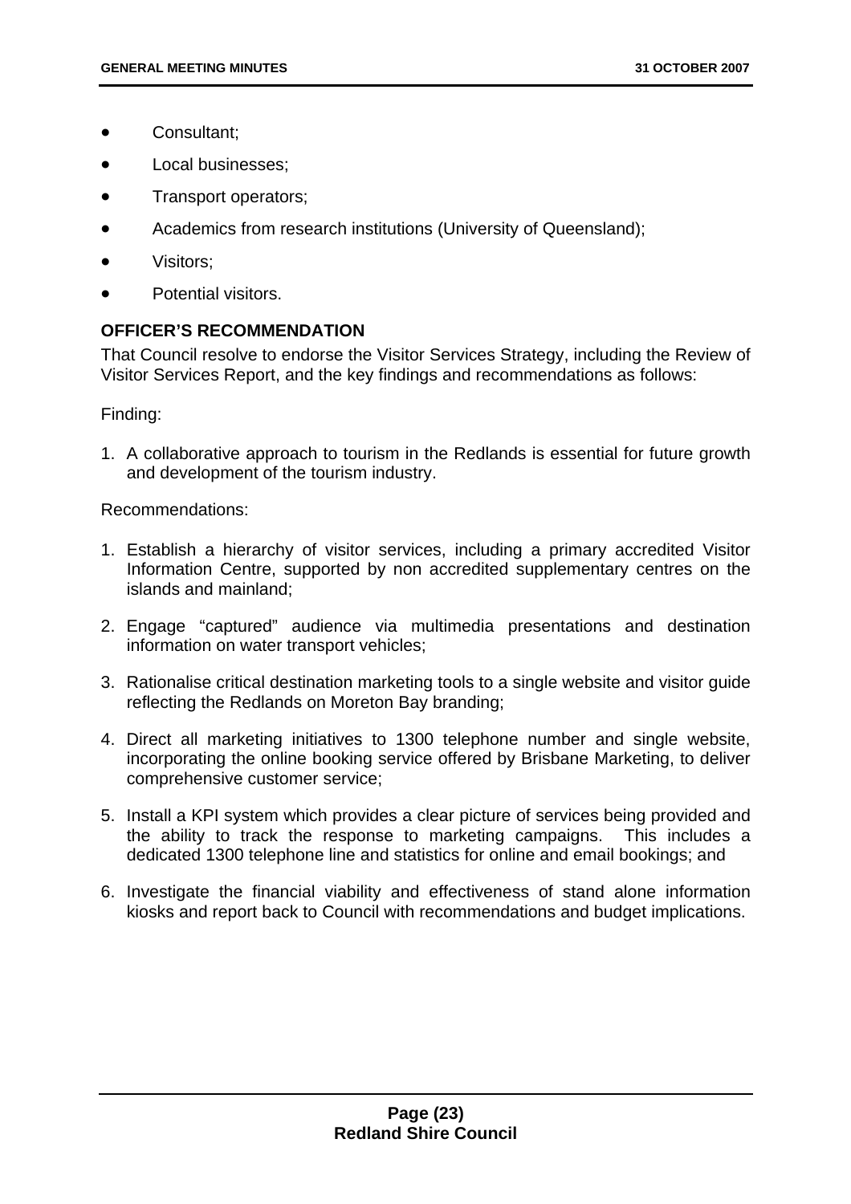- Consultant;
- Local businesses;
- Transport operators;
- Academics from research institutions (University of Queensland);
- Visitors;
- Potential visitors.

**OFFICER'S RECOMMENDATION**

That Council resolve to endorse the Visitor Services Strategy, including the Review of Visitor Services Report, and the key findings and recommendations as follows:

Finding:

1. A collaborative approach to tourism in the Redlands is essential for future growth and development of the tourism industry.

Recommendations:

1. Establish a hierarchy of visitor services, including a primary accredited Visitor Information Centre, supported by non accredited supplementary centres on the islands and mainland;
2. Engage "captured" audience via multimedia presentations and destination information on water transport vehicles;
3. Rationalise critical destination marketing tools to a single website and visitor guide reflecting the Redlands on Moreton Bay branding;
4. Direct all marketing initiatives to 1300 telephone number and single website, incorporating the online booking service offered by Brisbane Marketing, to deliver comprehensive customer service;
5. Install a KPI system which provides a clear picture of services being provided and the ability to track the response to marketing campaigns. This includes a dedicated 1300 telephone line and statistics for online and email bookings; and
6. Investigate the financial viability and effectiveness of stand alone information kiosks and report back to Council with recommendations and budget implications.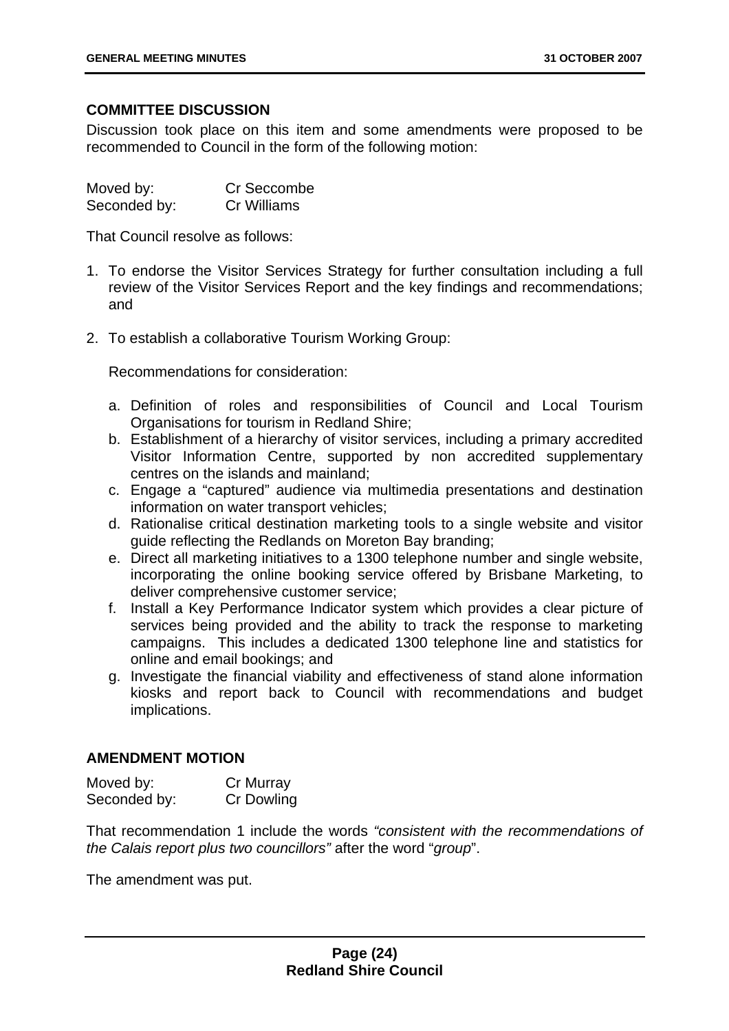## COMMITTEE DISCUSSION

Discussion took place on this item and some amendments were proposed to be recommended to Council in the form of the following motion:

Moved by: Cr Seccombe
Seconded by: Cr Williams

That Council resolve as follows:

1. To endorse the Visitor Services Strategy for further consultation including a full review of the Visitor Services Report and the key findings and recommendations; and

2. To establish a collaborative Tourism Working Group:

   Recommendations for consideration:

   a. Definition of roles and responsibilities of Council and Local Tourism Organisations for tourism in Redland Shire;
   b. Establishment of a hierarchy of visitor services, including a primary accredited Visitor Information Centre, supported by non accredited supplementary centres on the islands and mainland;
   c. Engage a "captured" audience via multimedia presentations and destination information on water transport vehicles;
   d. Rationalise critical destination marketing tools to a single website and visitor guide reflecting the Redlands on Moreton Bay branding;
   e. Direct all marketing initiatives to a 1300 telephone number and single website, incorporating the online booking service offered by Brisbane Marketing, to deliver comprehensive customer service;
   f. Install a Key Performance Indicator system which provides a clear picture of services being provided and the ability to track the response to marketing campaigns. This includes a dedicated 1300 telephone line and statistics for online and email bookings; and
   g. Investigate the financial viability and effectiveness of stand alone information kiosks and report back to Council with recommendations and budget implications.

## AMENDMENT MOTION

Moved by: Cr Murray
Seconded by: Cr Dowling

That recommendation 1 include the words *"consistent with the recommendations of the Calais report plus two councillors"* after the word "*group*".

The amendment was put.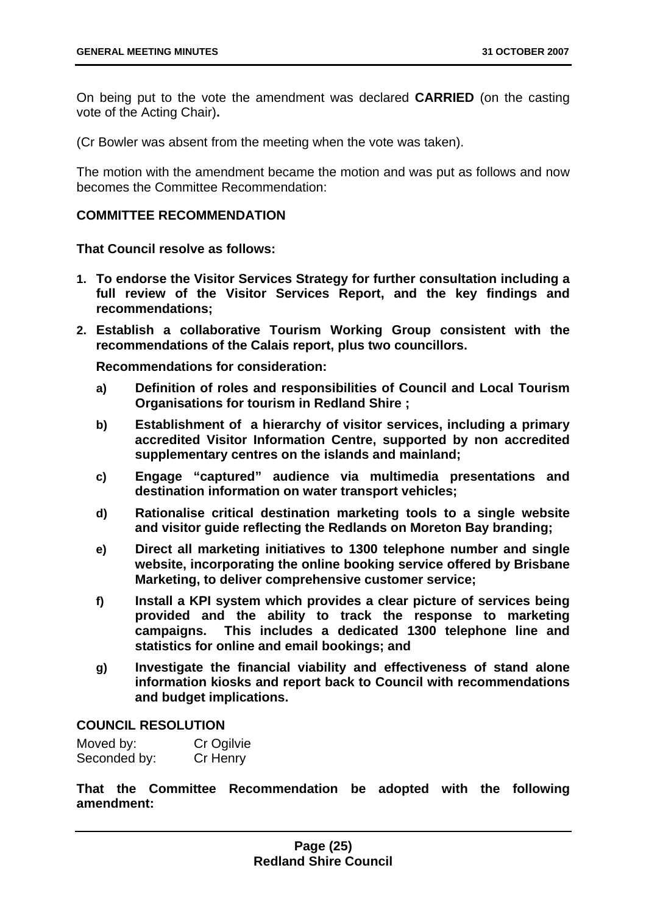On being put to the vote the amendment was declared **CARRIED** (on the casting vote of the Acting Chair)**.**

(Cr Bowler was absent from the meeting when the vote was taken).

The motion with the amendment became the motion and was put as follows and now becomes the Committee Recommendation:

**COMMITTEE RECOMMENDATION**

**That Council resolve as follows:**

1. **To endorse the Visitor Services Strategy for further consultation including a full review of the Visitor Services Report, and the key findings and recommendations;**
2. **Establish a collaborative Tourism Working Group consistent with the recommendations of the Calais report, plus two councillors.**

   **Recommendations for consideration:**

   a) **Definition of roles and responsibilities of Council and Local Tourism Organisations for tourism in Redland Shire ;**

   b) **Establishment of a hierarchy of visitor services, including a primary accredited Visitor Information Centre, supported by non accredited supplementary centres on the islands and mainland;**

   c) **Engage "captured" audience via multimedia presentations and destination information on water transport vehicles;**

   d) **Rationalise critical destination marketing tools to a single website and visitor guide reflecting the Redlands on Moreton Bay branding;**

   e) **Direct all marketing initiatives to 1300 telephone number and single website, incorporating the online booking service offered by Brisbane Marketing, to deliver comprehensive customer service;**

   f) **Install a KPI system which provides a clear picture of services being provided and the ability to track the response to marketing campaigns. This includes a dedicated 1300 telephone line and statistics for online and email bookings; and**

   g) **Investigate the financial viability and effectiveness of stand alone information kiosks and report back to Council with recommendations and budget implications.**

**COUNCIL RESOLUTION**

Moved by: Cr Ogilvie
Seconded by: Cr Henry

**That the Committee Recommendation be adopted with the following amendment:**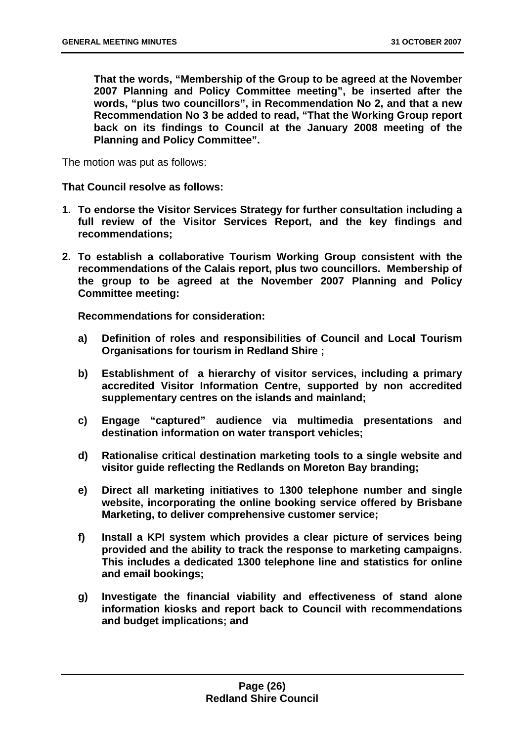**That the words, "Membership of the Group to be agreed at the November 2007 Planning and Policy Committee meeting", be inserted after the words, "plus two councillors", in Recommendation No 2, and that a new Recommendation No 3 be added to read, "That the Working Group report back on its findings to Council at the January 2008 meeting of the Planning and Policy Committee".**

The motion was put as follows:

**That Council resolve as follows:**

1. **To endorse the Visitor Services Strategy for further consultation including a full review of the Visitor Services Report, and the key findings and recommendations;**

2. **To establish a collaborative Tourism Working Group consistent with the recommendations of the Calais report, plus two councillors. Membership of the group to be agreed at the November 2007 Planning and Policy Committee meeting:**

   **Recommendations for consideration:**

   a) **Definition of roles and responsibilities of Council and Local Tourism Organisations for tourism in Redland Shire ;**

   b) **Establishment of a hierarchy of visitor services, including a primary accredited Visitor Information Centre, supported by non accredited supplementary centres on the islands and mainland;**

   c) **Engage "captured" audience via multimedia presentations and destination information on water transport vehicles;**

   d) **Rationalise critical destination marketing tools to a single website and visitor guide reflecting the Redlands on Moreton Bay branding;**

   e) **Direct all marketing initiatives to 1300 telephone number and single website, incorporating the online booking service offered by Brisbane Marketing, to deliver comprehensive customer service;**

   f) **Install a KPI system which provides a clear picture of services being provided and the ability to track the response to marketing campaigns. This includes a dedicated 1300 telephone line and statistics for online and email bookings;**

   g) **Investigate the financial viability and effectiveness of stand alone information kiosks and report back to Council with recommendations and budget implications; and**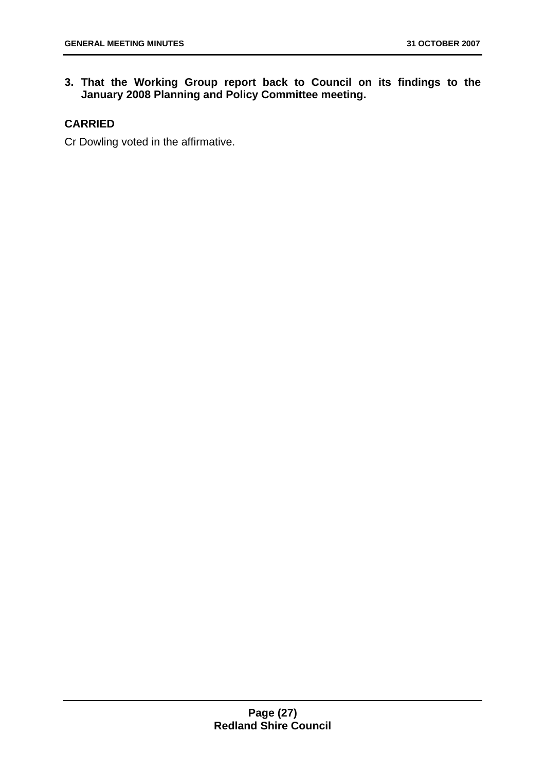3. **That the Working Group report back to Council on its findings to the January 2008 Planning and Policy Committee meeting.**

**CARRIED**

Cr Dowling voted in the affirmative.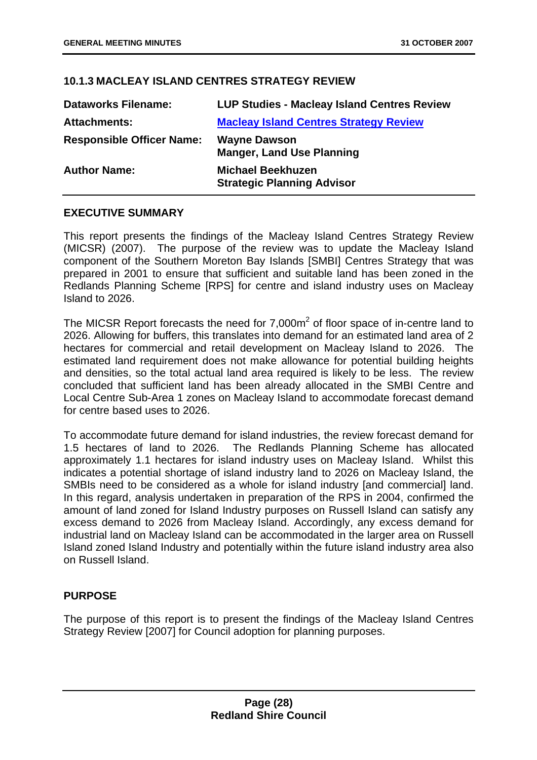## 10.1.3 MACLEAY ISLAND CENTRES STRATEGY REVIEW

| | |
|---|---|
| **Dataworks Filename:** | **LUP Studies - Macleay Island Centres Review** |
| **Attachments:** | **Macleay Island Centres Strategy Review** |
| **Responsible Officer Name:** | **Wayne Dawson**<br>**Manger, Land Use Planning** |
| **Author Name:** | **Michael Beekhuzen**<br>**Strategic Planning Advisor** |

### EXECUTIVE SUMMARY

This report presents the findings of the Macleay Island Centres Strategy Review (MICSR) (2007). The purpose of the review was to update the Macleay Island component of the Southern Moreton Bay Islands [SMBI] Centres Strategy that was prepared in 2001 to ensure that sufficient and suitable land has been zoned in the Redlands Planning Scheme [RPS] for centre and island industry uses on Macleay Island to 2026.

The MICSR Report forecasts the need for 7,000m$^2$ of floor space of in-centre land to 2026. Allowing for buffers, this translates into demand for an estimated land area of 2 hectares for commercial and retail development on Macleay Island to 2026. The estimated land requirement does not make allowance for potential building heights and densities, so the total actual land area required is likely to be less. The review concluded that sufficient land has been already allocated in the SMBI Centre and Local Centre Sub-Area 1 zones on Macleay Island to accommodate forecast demand for centre based uses to 2026.

To accommodate future demand for island industries, the review forecast demand for 1.5 hectares of land to 2026. The Redlands Planning Scheme has allocated approximately 1.1 hectares for island industry uses on Macleay Island. Whilst this indicates a potential shortage of island industry land to 2026 on Macleay Island, the SMBIs need to be considered as a whole for island industry [and commercial] land. In this regard, analysis undertaken in preparation of the RPS in 2004, confirmed the amount of land zoned for Island Industry purposes on Russell Island can satisfy any excess demand to 2026 from Macleay Island. Accordingly, any excess demand for industrial land on Macleay Island can be accommodated in the larger area on Russell Island zoned Island Industry and potentially within the future island industry area also on Russell Island.

### PURPOSE

The purpose of this report is to present the findings of the Macleay Island Centres Strategy Review [2007] for Council adoption for planning purposes.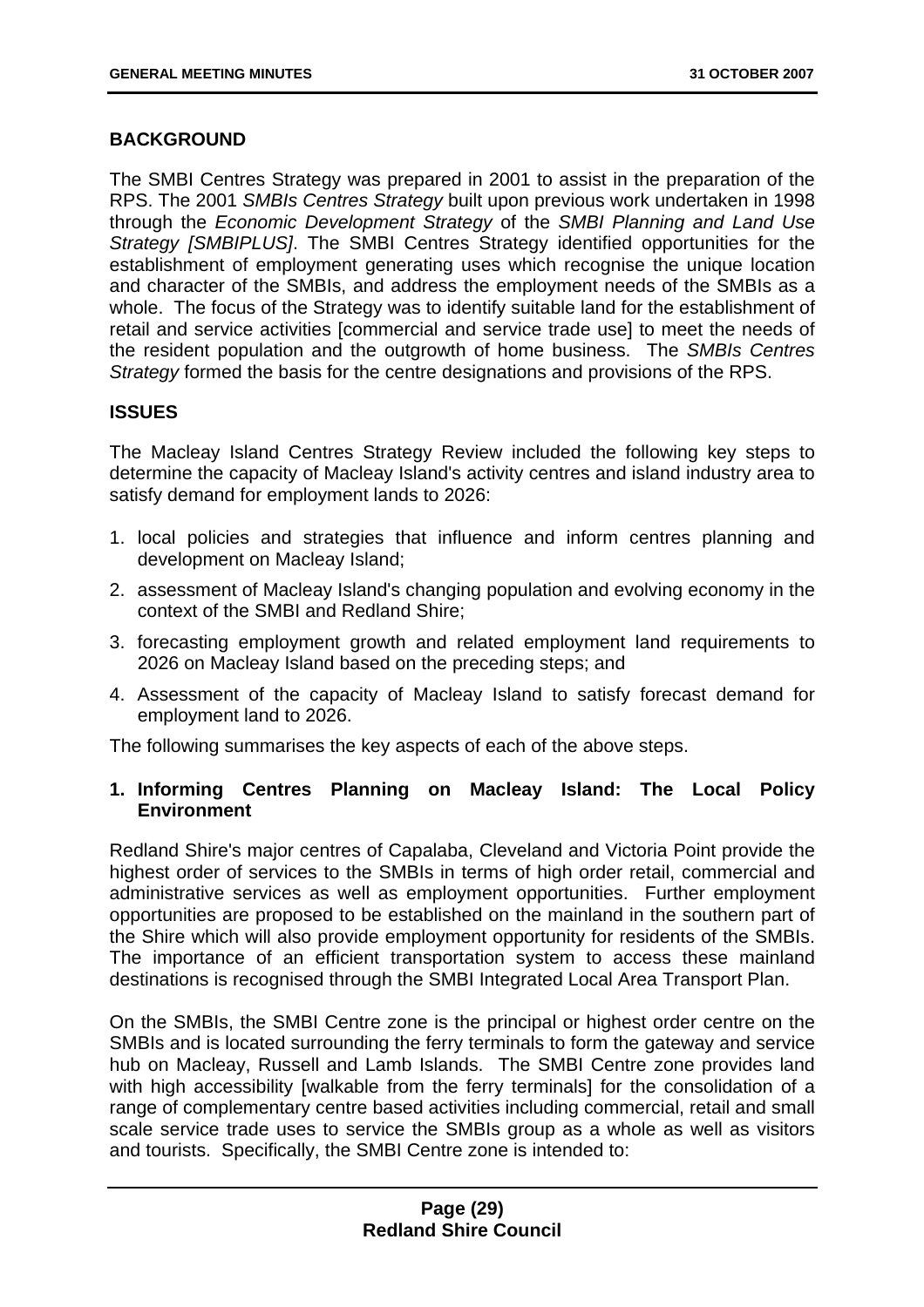**BACKGROUND**

The SMBI Centres Strategy was prepared in 2001 to assist in the preparation of the RPS. The 2001 *SMBIs Centres Strategy* built upon previous work undertaken in 1998 through the *Economic Development Strategy* of the *SMBI Planning and Land Use Strategy [SMBIPLUS]*. The SMBI Centres Strategy identified opportunities for the establishment of employment generating uses which recognise the unique location and character of the SMBIs, and address the employment needs of the SMBIs as a whole. The focus of the Strategy was to identify suitable land for the establishment of retail and service activities [commercial and service trade use] to meet the needs of the resident population and the outgrowth of home business. The *SMBIs Centres Strategy* formed the basis for the centre designations and provisions of the RPS.

**ISSUES**

The Macleay Island Centres Strategy Review included the following key steps to determine the capacity of Macleay Island's activity centres and island industry area to satisfy demand for employment lands to 2026:

1. local policies and strategies that influence and inform centres planning and development on Macleay Island;
2. assessment of Macleay Island's changing population and evolving economy in the context of the SMBI and Redland Shire;
3. forecasting employment growth and related employment land requirements to 2026 on Macleay Island based on the preceding steps; and
4. Assessment of the capacity of Macleay Island to satisfy forecast demand for employment land to 2026.

The following summarises the key aspects of each of the above steps.

**1. Informing Centres Planning on Macleay Island: The Local Policy Environment**

Redland Shire's major centres of Capalaba, Cleveland and Victoria Point provide the highest order of services to the SMBIs in terms of high order retail, commercial and administrative services as well as employment opportunities. Further employment opportunities are proposed to be established on the mainland in the southern part of the Shire which will also provide employment opportunity for residents of the SMBIs. The importance of an efficient transportation system to access these mainland destinations is recognised through the SMBI Integrated Local Area Transport Plan.

On the SMBIs, the SMBI Centre zone is the principal or highest order centre on the SMBIs and is located surrounding the ferry terminals to form the gateway and service hub on Macleay, Russell and Lamb Islands. The SMBI Centre zone provides land with high accessibility [walkable from the ferry terminals] for the consolidation of a range of complementary centre based activities including commercial, retail and small scale service trade uses to service the SMBIs group as a whole as well as visitors and tourists. Specifically, the SMBI Centre zone is intended to: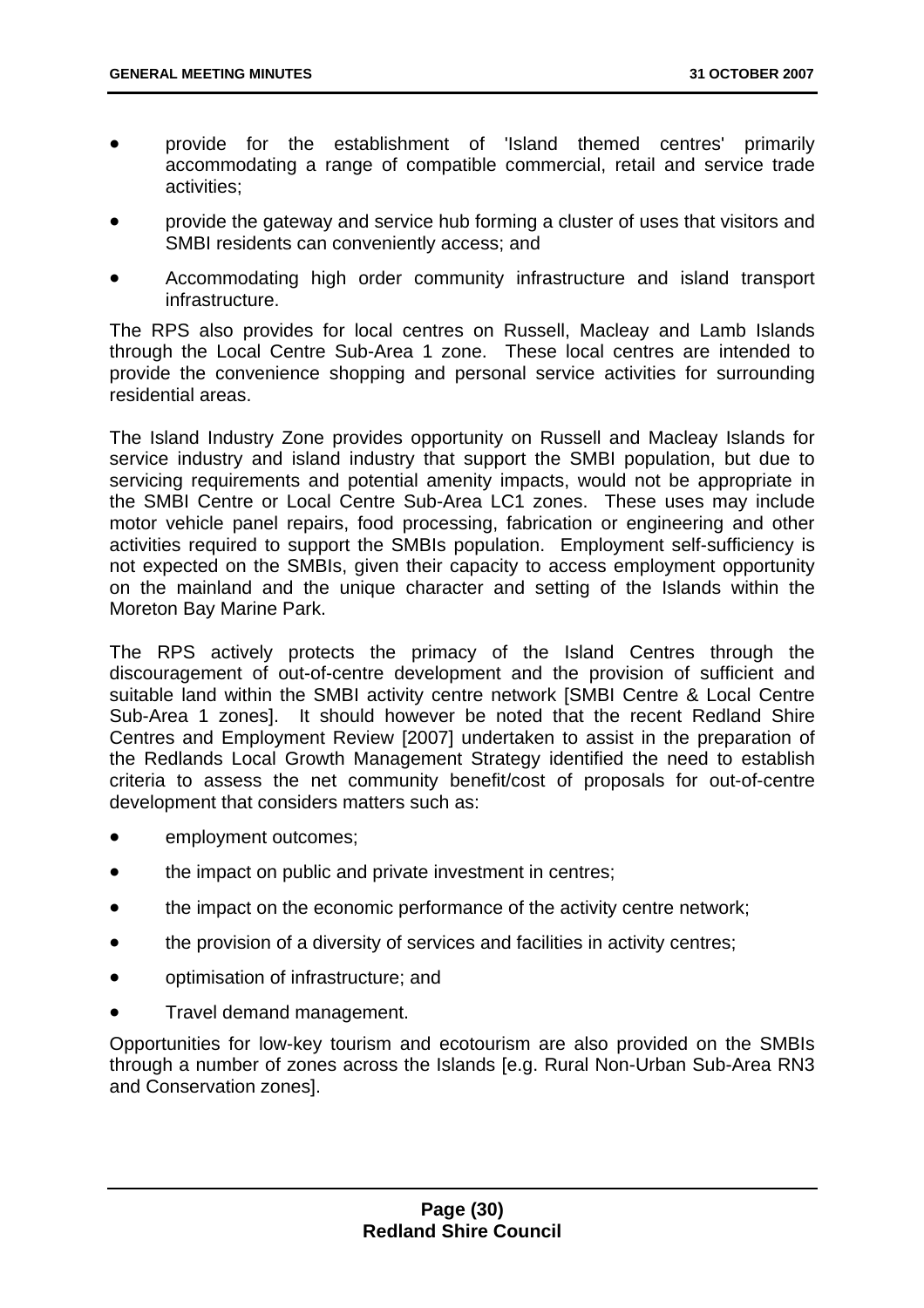- provide for the establishment of 'Island themed centres' primarily accommodating a range of compatible commercial, retail and service trade activities;
- provide the gateway and service hub forming a cluster of uses that visitors and SMBI residents can conveniently access; and
- Accommodating high order community infrastructure and island transport infrastructure.

The RPS also provides for local centres on Russell, Macleay and Lamb Islands through the Local Centre Sub-Area 1 zone. These local centres are intended to provide the convenience shopping and personal service activities for surrounding residential areas.

The Island Industry Zone provides opportunity on Russell and Macleay Islands for service industry and island industry that support the SMBI population, but due to servicing requirements and potential amenity impacts, would not be appropriate in the SMBI Centre or Local Centre Sub-Area LC1 zones. These uses may include motor vehicle panel repairs, food processing, fabrication or engineering and other activities required to support the SMBIs population. Employment self-sufficiency is not expected on the SMBIs, given their capacity to access employment opportunity on the mainland and the unique character and setting of the Islands within the Moreton Bay Marine Park.

The RPS actively protects the primacy of the Island Centres through the discouragement of out-of-centre development and the provision of sufficient and suitable land within the SMBI activity centre network [SMBI Centre & Local Centre Sub-Area 1 zones]. It should however be noted that the recent Redland Shire Centres and Employment Review [2007] undertaken to assist in the preparation of the Redlands Local Growth Management Strategy identified the need to establish criteria to assess the net community benefit/cost of proposals for out-of-centre development that considers matters such as:

- employment outcomes;
- the impact on public and private investment in centres;
- the impact on the economic performance of the activity centre network;
- the provision of a diversity of services and facilities in activity centres;
- optimisation of infrastructure; and
- Travel demand management.

Opportunities for low-key tourism and ecotourism are also provided on the SMBIs through a number of zones across the Islands [e.g. Rural Non-Urban Sub-Area RN3 and Conservation zones].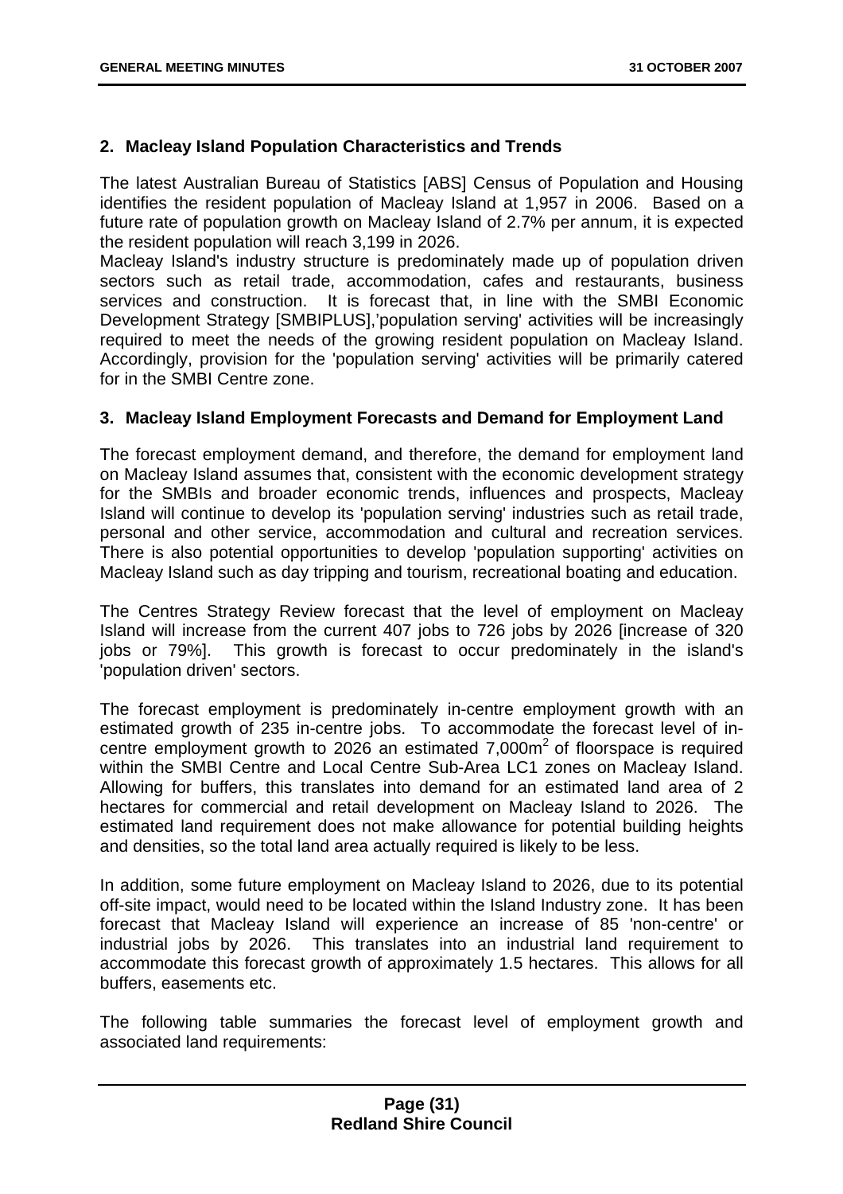## 2. Macleay Island Population Characteristics and Trends

The latest Australian Bureau of Statistics [ABS] Census of Population and Housing identifies the resident population of Macleay Island at 1,957 in 2006. Based on a future rate of population growth on Macleay Island of 2.7% per annum, it is expected the resident population will reach 3,199 in 2026.

Macleay Island's industry structure is predominately made up of population driven sectors such as retail trade, accommodation, cafes and restaurants, business services and construction. It is forecast that, in line with the SMBI Economic Development Strategy [SMBIPLUS],'population serving' activities will be increasingly required to meet the needs of the growing resident population on Macleay Island. Accordingly, provision for the 'population serving' activities will be primarily catered for in the SMBI Centre zone.

## 3. Macleay Island Employment Forecasts and Demand for Employment Land

The forecast employment demand, and therefore, the demand for employment land on Macleay Island assumes that, consistent with the economic development strategy for the SMBIs and broader economic trends, influences and prospects, Macleay Island will continue to develop its 'population serving' industries such as retail trade, personal and other service, accommodation and cultural and recreation services. There is also potential opportunities to develop 'population supporting' activities on Macleay Island such as day tripping and tourism, recreational boating and education.

The Centres Strategy Review forecast that the level of employment on Macleay Island will increase from the current 407 jobs to 726 jobs by 2026 [increase of 320 jobs or 79%]. This growth is forecast to occur predominately in the island's 'population driven' sectors.

The forecast employment is predominately in-centre employment growth with an estimated growth of 235 in-centre jobs. To accommodate the forecast level of in-centre employment growth to 2026 an estimated 7,000m$^2$ of floorspace is required within the SMBI Centre and Local Centre Sub-Area LC1 zones on Macleay Island. Allowing for buffers, this translates into demand for an estimated land area of 2 hectares for commercial and retail development on Macleay Island to 2026. The estimated land requirement does not make allowance for potential building heights and densities, so the total land area actually required is likely to be less.

In addition, some future employment on Macleay Island to 2026, due to its potential off-site impact, would need to be located within the Island Industry zone. It has been forecast that Macleay Island will experience an increase of 85 'non-centre' or industrial jobs by 2026. This translates into an industrial land requirement to accommodate this forecast growth of approximately 1.5 hectares. This allows for all buffers, easements etc.

The following table summaries the forecast level of employment growth and associated land requirements: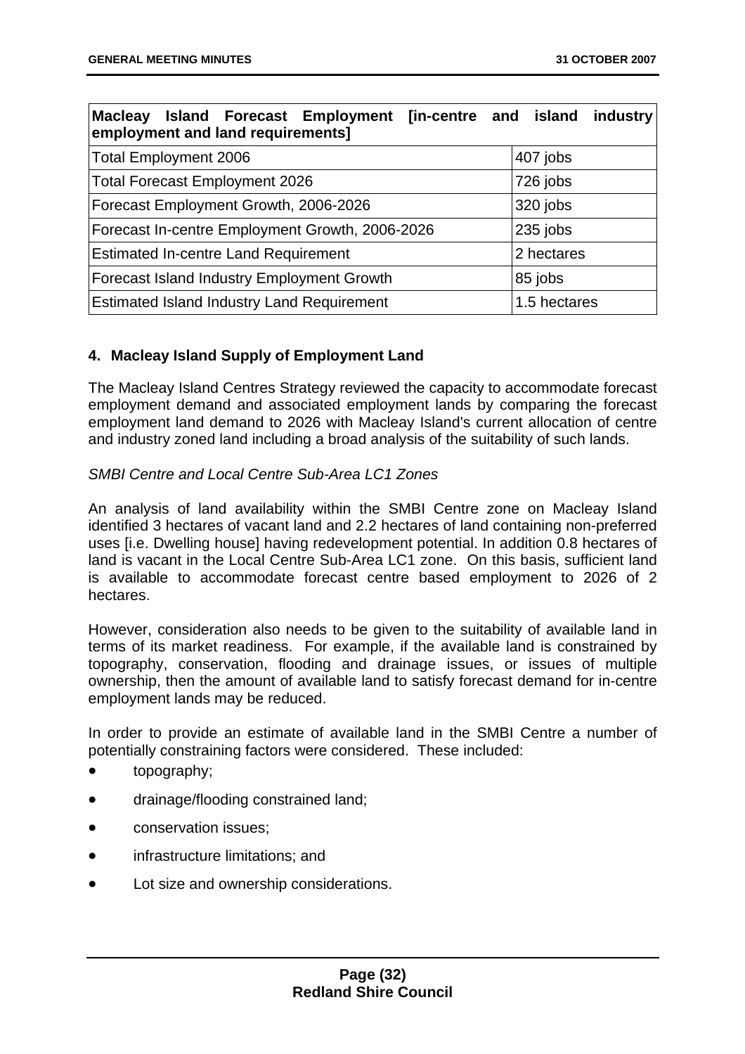| Macleay Island Forecast Employment [in-centre and island industry employment and land requirements] | |
|---|---|
| Total Employment 2006 | 407 jobs |
| Total Forecast Employment 2026 | 726 jobs |
| Forecast Employment Growth, 2006-2026 | 320 jobs |
| Forecast In-centre Employment Growth, 2006-2026 | 235 jobs |
| Estimated In-centre Land Requirement | 2 hectares |
| Forecast Island Industry Employment Growth | 85 jobs |
| Estimated Island Industry Land Requirement | 1.5 hectares |

## 4. Macleay Island Supply of Employment Land

The Macleay Island Centres Strategy reviewed the capacity to accommodate forecast employment demand and associated employment lands by comparing the forecast employment land demand to 2026 with Macleay Island's current allocation of centre and industry zoned land including a broad analysis of the suitability of such lands.

*SMBI Centre and Local Centre Sub-Area LC1 Zones*

An analysis of land availability within the SMBI Centre zone on Macleay Island identified 3 hectares of vacant land and 2.2 hectares of land containing non-preferred uses [i.e. Dwelling house] having redevelopment potential. In addition 0.8 hectares of land is vacant in the Local Centre Sub-Area LC1 zone. On this basis, sufficient land is available to accommodate forecast centre based employment to 2026 of 2 hectares.

However, consideration also needs to be given to the suitability of available land in terms of its market readiness. For example, if the available land is constrained by topography, conservation, flooding and drainage issues, or issues of multiple ownership, then the amount of available land to satisfy forecast demand for in-centre employment lands may be reduced.

In order to provide an estimate of available land in the SMBI Centre a number of potentially constraining factors were considered. These included:

- topography;
- drainage/flooding constrained land;
- conservation issues;
- infrastructure limitations; and
- Lot size and ownership considerations.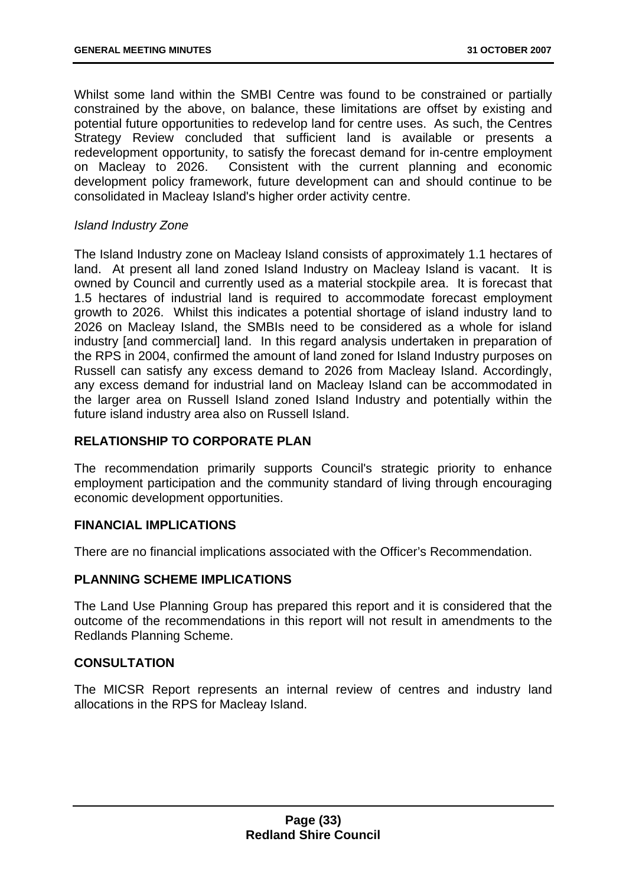Whilst some land within the SMBI Centre was found to be constrained or partially constrained by the above, on balance, these limitations are offset by existing and potential future opportunities to redevelop land for centre uses. As such, the Centres Strategy Review concluded that sufficient land is available or presents a redevelopment opportunity, to satisfy the forecast demand for in-centre employment on Macleay to 2026. Consistent with the current planning and economic development policy framework, future development can and should continue to be consolidated in Macleay Island's higher order activity centre.

*Island Industry Zone*

The Island Industry zone on Macleay Island consists of approximately 1.1 hectares of land. At present all land zoned Island Industry on Macleay Island is vacant. It is owned by Council and currently used as a material stockpile area. It is forecast that 1.5 hectares of industrial land is required to accommodate forecast employment growth to 2026. Whilst this indicates a potential shortage of island industry land to 2026 on Macleay Island, the SMBIs need to be considered as a whole for island industry [and commercial] land. In this regard analysis undertaken in preparation of the RPS in 2004, confirmed the amount of land zoned for Island Industry purposes on Russell can satisfy any excess demand to 2026 from Macleay Island. Accordingly, any excess demand for industrial land on Macleay Island can be accommodated in the larger area on Russell Island zoned Island Industry and potentially within the future island industry area also on Russell Island.

**RELATIONSHIP TO CORPORATE PLAN**

The recommendation primarily supports Council's strategic priority to enhance employment participation and the community standard of living through encouraging economic development opportunities.

**FINANCIAL IMPLICATIONS**

There are no financial implications associated with the Officer's Recommendation.

**PLANNING SCHEME IMPLICATIONS**

The Land Use Planning Group has prepared this report and it is considered that the outcome of the recommendations in this report will not result in amendments to the Redlands Planning Scheme.

**CONSULTATION**

The MICSR Report represents an internal review of centres and industry land allocations in the RPS for Macleay Island.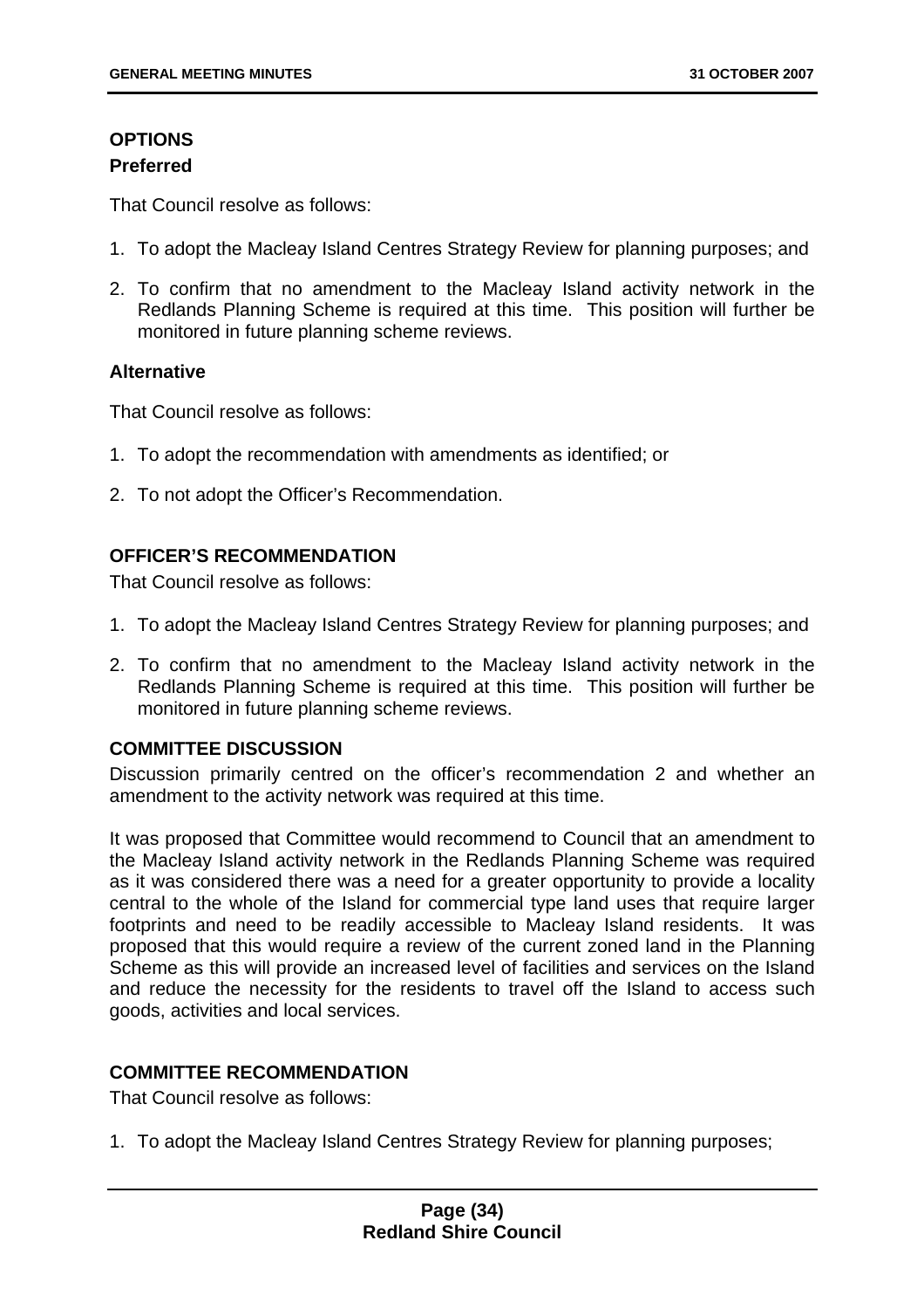## OPTIONS

### Preferred

That Council resolve as follows:

1. To adopt the Macleay Island Centres Strategy Review for planning purposes; and
2. To confirm that no amendment to the Macleay Island activity network in the Redlands Planning Scheme is required at this time. This position will further be monitored in future planning scheme reviews.

### Alternative

That Council resolve as follows:

1. To adopt the recommendation with amendments as identified; or
2. To not adopt the Officer's Recommendation.

## OFFICER'S RECOMMENDATION

That Council resolve as follows:

1. To adopt the Macleay Island Centres Strategy Review for planning purposes; and
2. To confirm that no amendment to the Macleay Island activity network in the Redlands Planning Scheme is required at this time. This position will further be monitored in future planning scheme reviews.

## COMMITTEE DISCUSSION

Discussion primarily centred on the officer's recommendation 2 and whether an amendment to the activity network was required at this time.

It was proposed that Committee would recommend to Council that an amendment to the Macleay Island activity network in the Redlands Planning Scheme was required as it was considered there was a need for a greater opportunity to provide a locality central to the whole of the Island for commercial type land uses that require larger footprints and need to be readily accessible to Macleay Island residents. It was proposed that this would require a review of the current zoned land in the Planning Scheme as this will provide an increased level of facilities and services on the Island and reduce the necessity for the residents to travel off the Island to access such goods, activities and local services.

## COMMITTEE RECOMMENDATION

That Council resolve as follows:

1. To adopt the Macleay Island Centres Strategy Review for planning purposes;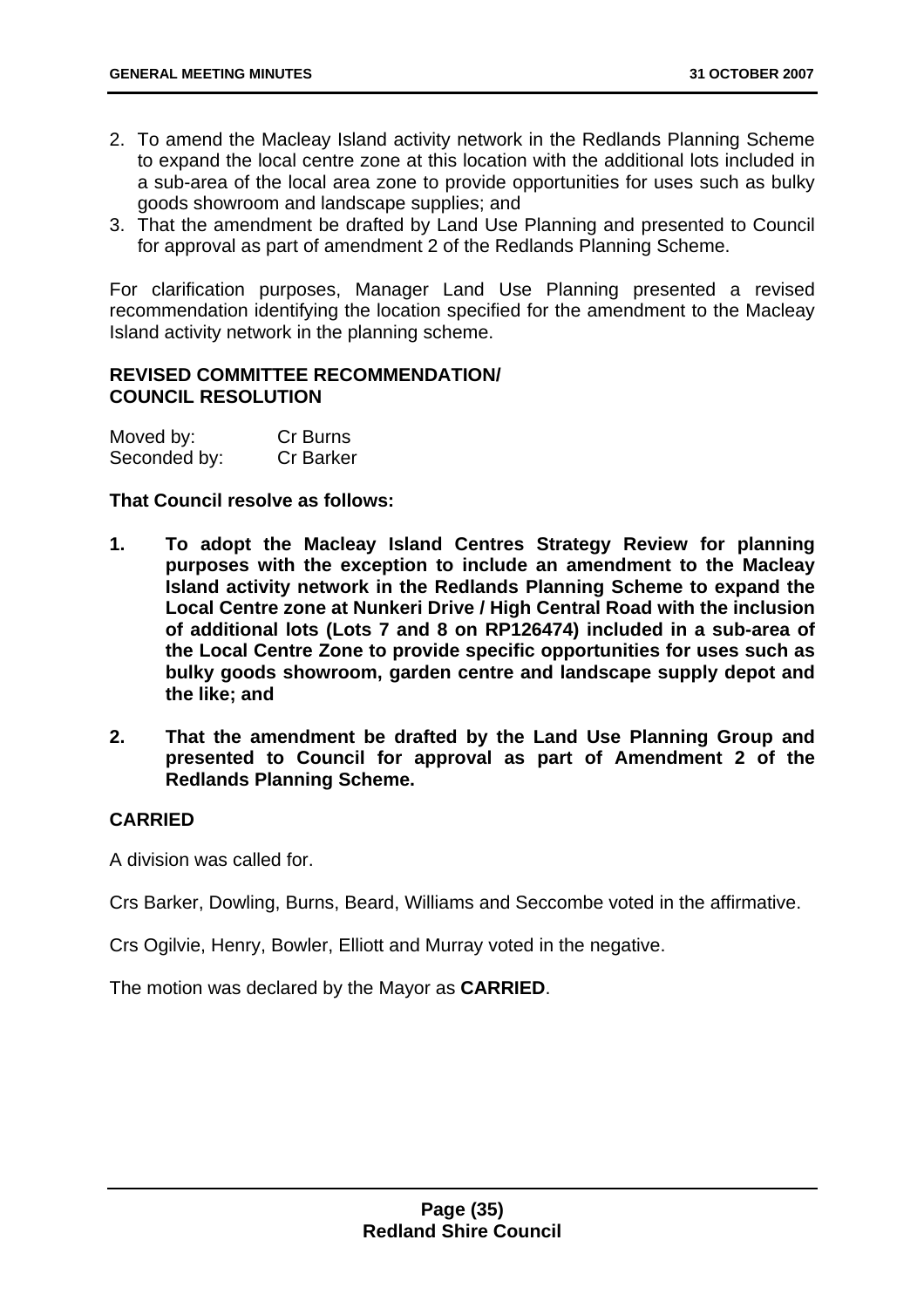2. To amend the Macleay Island activity network in the Redlands Planning Scheme to expand the local centre zone at this location with the additional lots included in a sub-area of the local area zone to provide opportunities for uses such as bulky goods showroom and landscape supplies; and
3. That the amendment be drafted by Land Use Planning and presented to Council for approval as part of amendment 2 of the Redlands Planning Scheme.

For clarification purposes, Manager Land Use Planning presented a revised recommendation identifying the location specified for the amendment to the Macleay Island activity network in the planning scheme.

**REVISED COMMITTEE RECOMMENDATION/ COUNCIL RESOLUTION**

Moved by: Cr Burns
Seconded by: Cr Barker

**That Council resolve as follows:**

1. **To adopt the Macleay Island Centres Strategy Review for planning purposes with the exception to include an amendment to the Macleay Island activity network in the Redlands Planning Scheme to expand the Local Centre zone at Nunkeri Drive / High Central Road with the inclusion of additional lots (Lots 7 and 8 on RP126474) included in a sub-area of the Local Centre Zone to provide specific opportunities for uses such as bulky goods showroom, garden centre and landscape supply depot and the like; and**

2. **That the amendment be drafted by the Land Use Planning Group and presented to Council for approval as part of Amendment 2 of the Redlands Planning Scheme.**

**CARRIED**

A division was called for.

Crs Barker, Dowling, Burns, Beard, Williams and Seccombe voted in the affirmative.

Crs Ogilvie, Henry, Bowler, Elliott and Murray voted in the negative.

The motion was declared by the Mayor as **CARRIED**.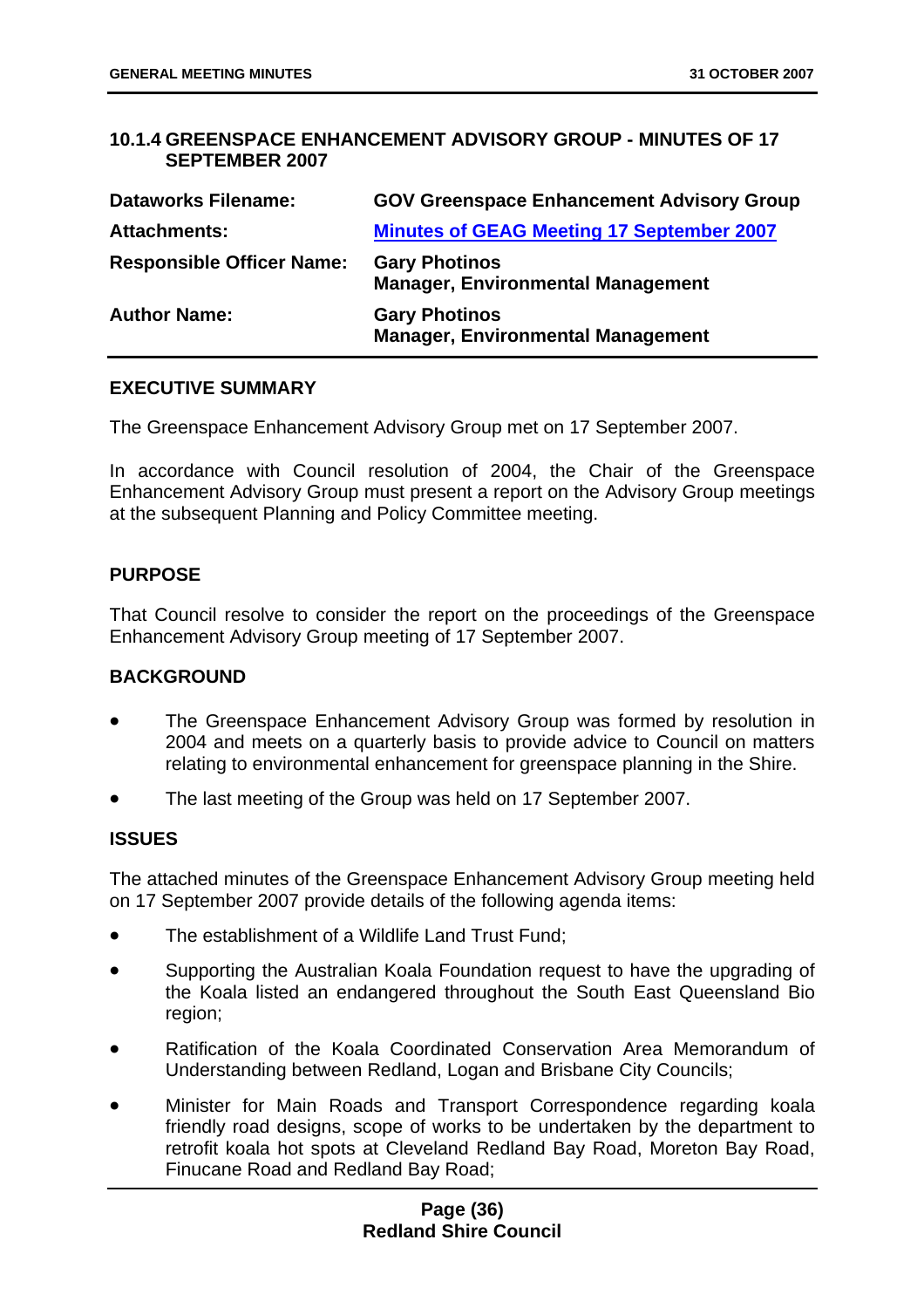### 10.1.4 GREENSPACE ENHANCEMENT ADVISORY GROUP - MINUTES OF 17 SEPTEMBER 2007

| | |
|---|---|
| **Dataworks Filename:** | **GOV Greenspace Enhancement Advisory Group** |
| **Attachments:** | **Minutes of GEAG Meeting 17 September 2007** |
| **Responsible Officer Name:** | **Gary Photinos**<br>**Manager, Environmental Management** |
| **Author Name:** | **Gary Photinos**<br>**Manager, Environmental Management** |

**EXECUTIVE SUMMARY**

The Greenspace Enhancement Advisory Group met on 17 September 2007.

In accordance with Council resolution of 2004, the Chair of the Greenspace Enhancement Advisory Group must present a report on the Advisory Group meetings at the subsequent Planning and Policy Committee meeting.

**PURPOSE**

That Council resolve to consider the report on the proceedings of the Greenspace Enhancement Advisory Group meeting of 17 September 2007.

**BACKGROUND**

- The Greenspace Enhancement Advisory Group was formed by resolution in 2004 and meets on a quarterly basis to provide advice to Council on matters relating to environmental enhancement for greenspace planning in the Shire.
- The last meeting of the Group was held on 17 September 2007.

**ISSUES**

The attached minutes of the Greenspace Enhancement Advisory Group meeting held on 17 September 2007 provide details of the following agenda items:

- The establishment of a Wildlife Land Trust Fund;
- Supporting the Australian Koala Foundation request to have the upgrading of the Koala listed an endangered throughout the South East Queensland Bio region;
- Ratification of the Koala Coordinated Conservation Area Memorandum of Understanding between Redland, Logan and Brisbane City Councils;
- Minister for Main Roads and Transport Correspondence regarding koala friendly road designs, scope of works to be undertaken by the department to retrofit koala hot spots at Cleveland Redland Bay Road, Moreton Bay Road, Finucane Road and Redland Bay Road;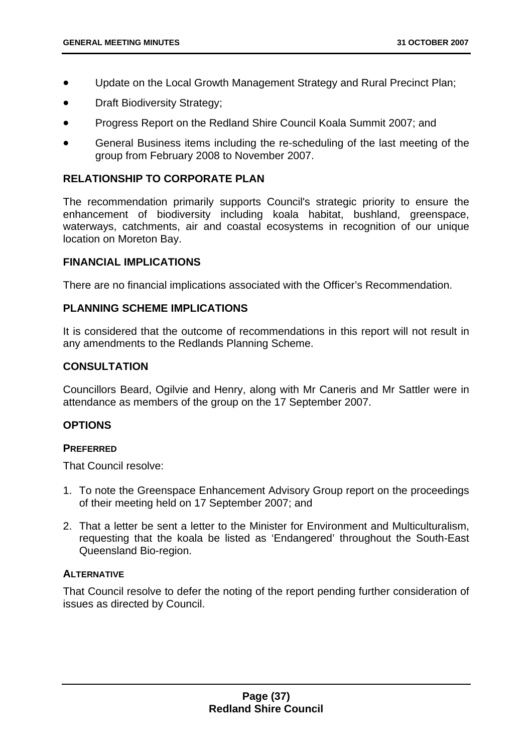- Update on the Local Growth Management Strategy and Rural Precinct Plan;
- Draft Biodiversity Strategy;
- Progress Report on the Redland Shire Council Koala Summit 2007; and
- General Business items including the re-scheduling of the last meeting of the group from February 2008 to November 2007.

## RELATIONSHIP TO CORPORATE PLAN

The recommendation primarily supports Council's strategic priority to ensure the enhancement of biodiversity including koala habitat, bushland, greenspace, waterways, catchments, air and coastal ecosystems in recognition of our unique location on Moreton Bay.

## FINANCIAL IMPLICATIONS

There are no financial implications associated with the Officer's Recommendation.

## PLANNING SCHEME IMPLICATIONS

It is considered that the outcome of recommendations in this report will not result in any amendments to the Redlands Planning Scheme.

## CONSULTATION

Councillors Beard, Ogilvie and Henry, along with Mr Caneris and Mr Sattler were in attendance as members of the group on the 17 September 2007.

## OPTIONS

### PREFERRED

That Council resolve:

1. To note the Greenspace Enhancement Advisory Group report on the proceedings of their meeting held on 17 September 2007; and
2. That a letter be sent a letter to the Minister for Environment and Multiculturalism, requesting that the koala be listed as 'Endangered' throughout the South-East Queensland Bio-region.

### ALTERNATIVE

That Council resolve to defer the noting of the report pending further consideration of issues as directed by Council.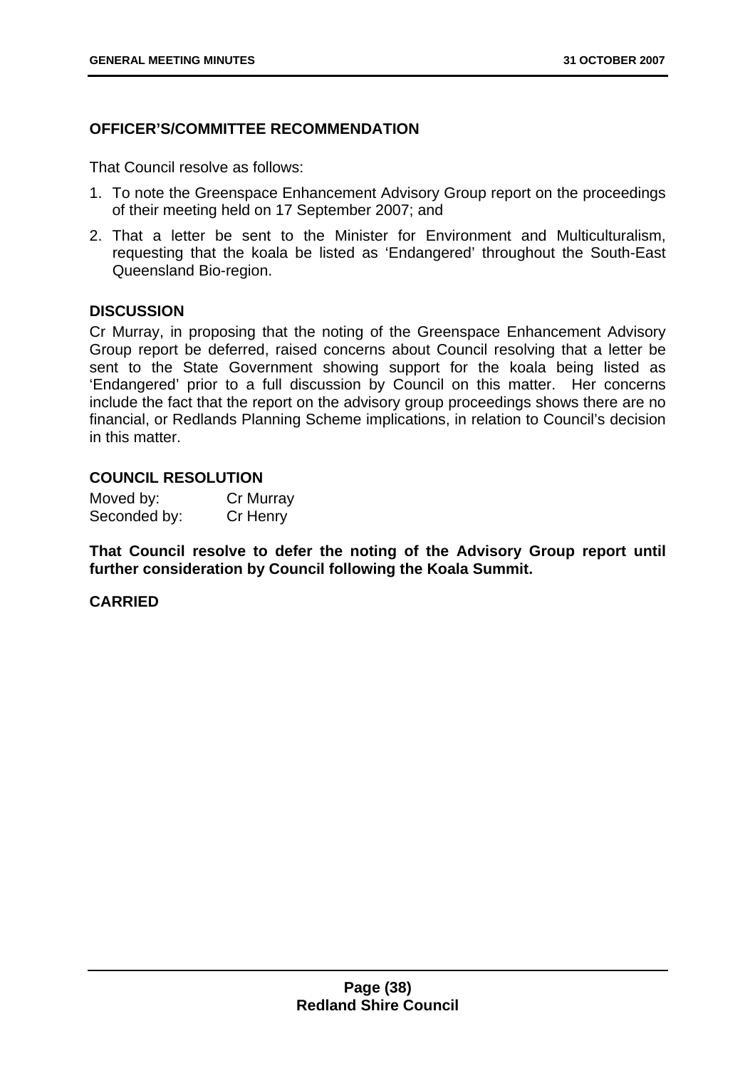**OFFICER'S/COMMITTEE RECOMMENDATION**

That Council resolve as follows:

1. To note the Greenspace Enhancement Advisory Group report on the proceedings of their meeting held on 17 September 2007; and
2. That a letter be sent to the Minister for Environment and Multiculturalism, requesting that the koala be listed as 'Endangered' throughout the South-East Queensland Bio-region.

**DISCUSSION**

Cr Murray, in proposing that the noting of the Greenspace Enhancement Advisory Group report be deferred, raised concerns about Council resolving that a letter be sent to the State Government showing support for the koala being listed as 'Endangered' prior to a full discussion by Council on this matter. Her concerns include the fact that the report on the advisory group proceedings shows there are no financial, or Redlands Planning Scheme implications, in relation to Council's decision in this matter.

**COUNCIL RESOLUTION**

Moved by: Cr Murray
Seconded by: Cr Henry

**That Council resolve to defer the noting of the Advisory Group report until further consideration by Council following the Koala Summit.**

**CARRIED**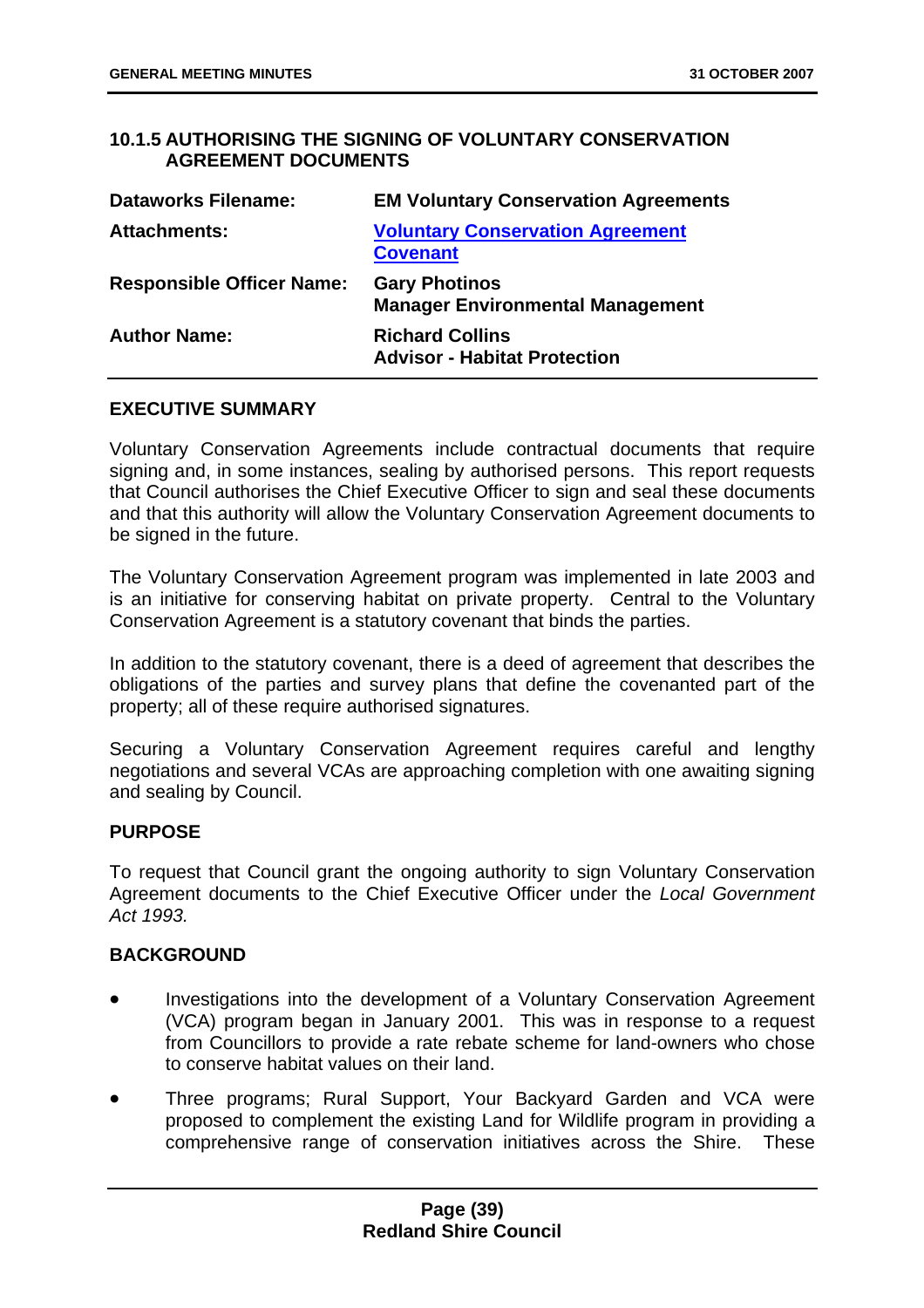### 10.1.5 AUTHORISING THE SIGNING OF VOLUNTARY CONSERVATION AGREEMENT DOCUMENTS

| | |
|---|---|
| **Dataworks Filename:** | **EM Voluntary Conservation Agreements** |
| **Attachments:** | **Voluntary Conservation Agreement Covenant** |
| **Responsible Officer Name:** | **Gary Photinos**<br>**Manager Environmental Management** |
| **Author Name:** | **Richard Collins**<br>**Advisor - Habitat Protection** |

**EXECUTIVE SUMMARY**

Voluntary Conservation Agreements include contractual documents that require signing and, in some instances, sealing by authorised persons. This report requests that Council authorises the Chief Executive Officer to sign and seal these documents and that this authority will allow the Voluntary Conservation Agreement documents to be signed in the future.

The Voluntary Conservation Agreement program was implemented in late 2003 and is an initiative for conserving habitat on private property. Central to the Voluntary Conservation Agreement is a statutory covenant that binds the parties.

In addition to the statutory covenant, there is a deed of agreement that describes the obligations of the parties and survey plans that define the covenanted part of the property; all of these require authorised signatures.

Securing a Voluntary Conservation Agreement requires careful and lengthy negotiations and several VCAs are approaching completion with one awaiting signing and sealing by Council.

**PURPOSE**

To request that Council grant the ongoing authority to sign Voluntary Conservation Agreement documents to the Chief Executive Officer under the *Local Government Act 1993.*

**BACKGROUND**

- Investigations into the development of a Voluntary Conservation Agreement (VCA) program began in January 2001. This was in response to a request from Councillors to provide a rate rebate scheme for land-owners who chose to conserve habitat values on their land.
- Three programs; Rural Support, Your Backyard Garden and VCA were proposed to complement the existing Land for Wildlife program in providing a comprehensive range of conservation initiatives across the Shire. These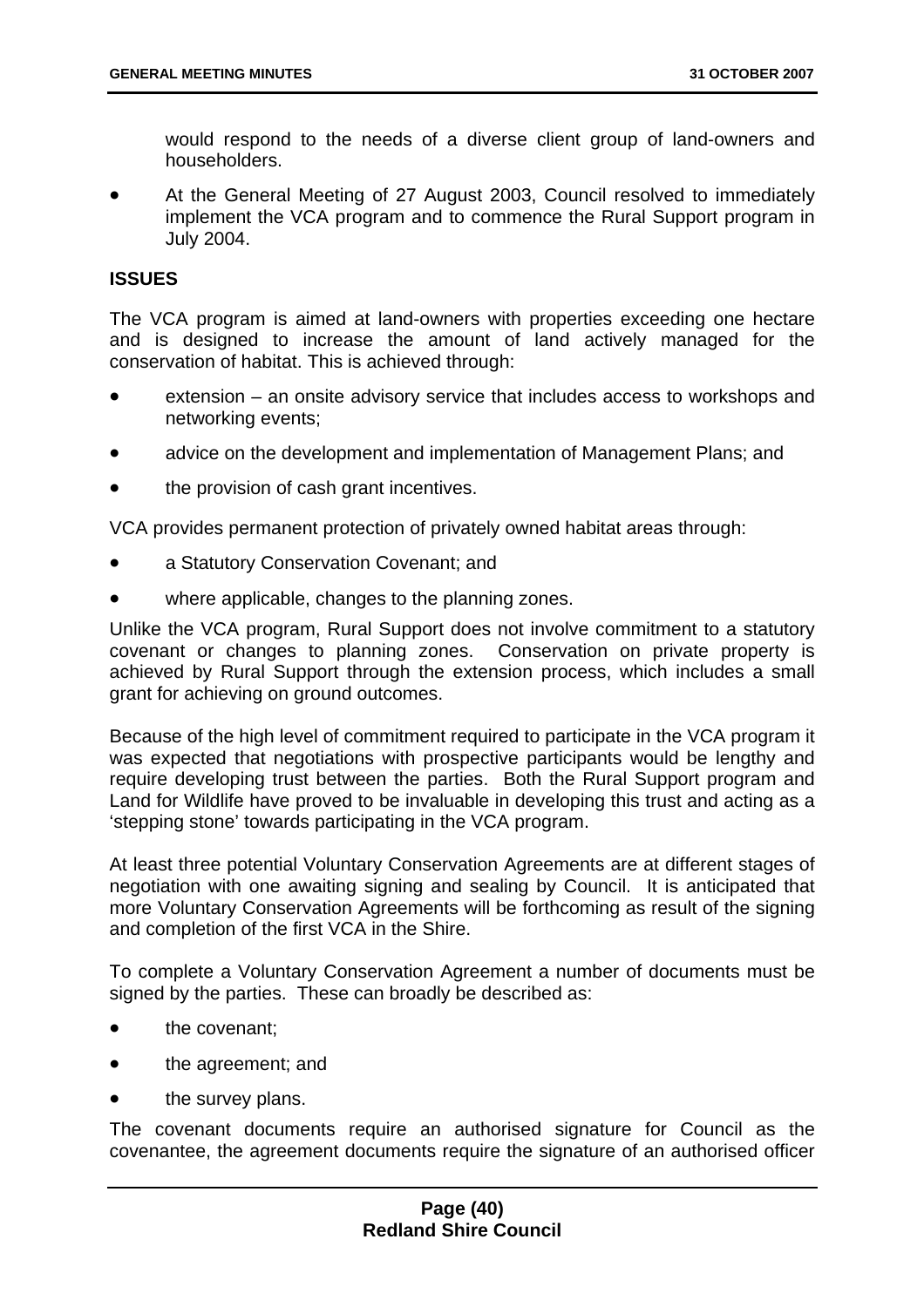would respond to the needs of a diverse client group of land-owners and householders.

- At the General Meeting of 27 August 2003, Council resolved to immediately implement the VCA program and to commence the Rural Support program in July 2004.

**ISSUES**

The VCA program is aimed at land-owners with properties exceeding one hectare and is designed to increase the amount of land actively managed for the conservation of habitat. This is achieved through:

- extension – an onsite advisory service that includes access to workshops and networking events;
- advice on the development and implementation of Management Plans; and
- the provision of cash grant incentives.

VCA provides permanent protection of privately owned habitat areas through:

- a Statutory Conservation Covenant; and
- where applicable, changes to the planning zones.

Unlike the VCA program, Rural Support does not involve commitment to a statutory covenant or changes to planning zones. Conservation on private property is achieved by Rural Support through the extension process, which includes a small grant for achieving on ground outcomes.

Because of the high level of commitment required to participate in the VCA program it was expected that negotiations with prospective participants would be lengthy and require developing trust between the parties. Both the Rural Support program and Land for Wildlife have proved to be invaluable in developing this trust and acting as a 'stepping stone' towards participating in the VCA program.

At least three potential Voluntary Conservation Agreements are at different stages of negotiation with one awaiting signing and sealing by Council. It is anticipated that more Voluntary Conservation Agreements will be forthcoming as result of the signing and completion of the first VCA in the Shire.

To complete a Voluntary Conservation Agreement a number of documents must be signed by the parties. These can broadly be described as:

- the covenant;
- the agreement; and
- the survey plans.

The covenant documents require an authorised signature for Council as the covenantee, the agreement documents require the signature of an authorised officer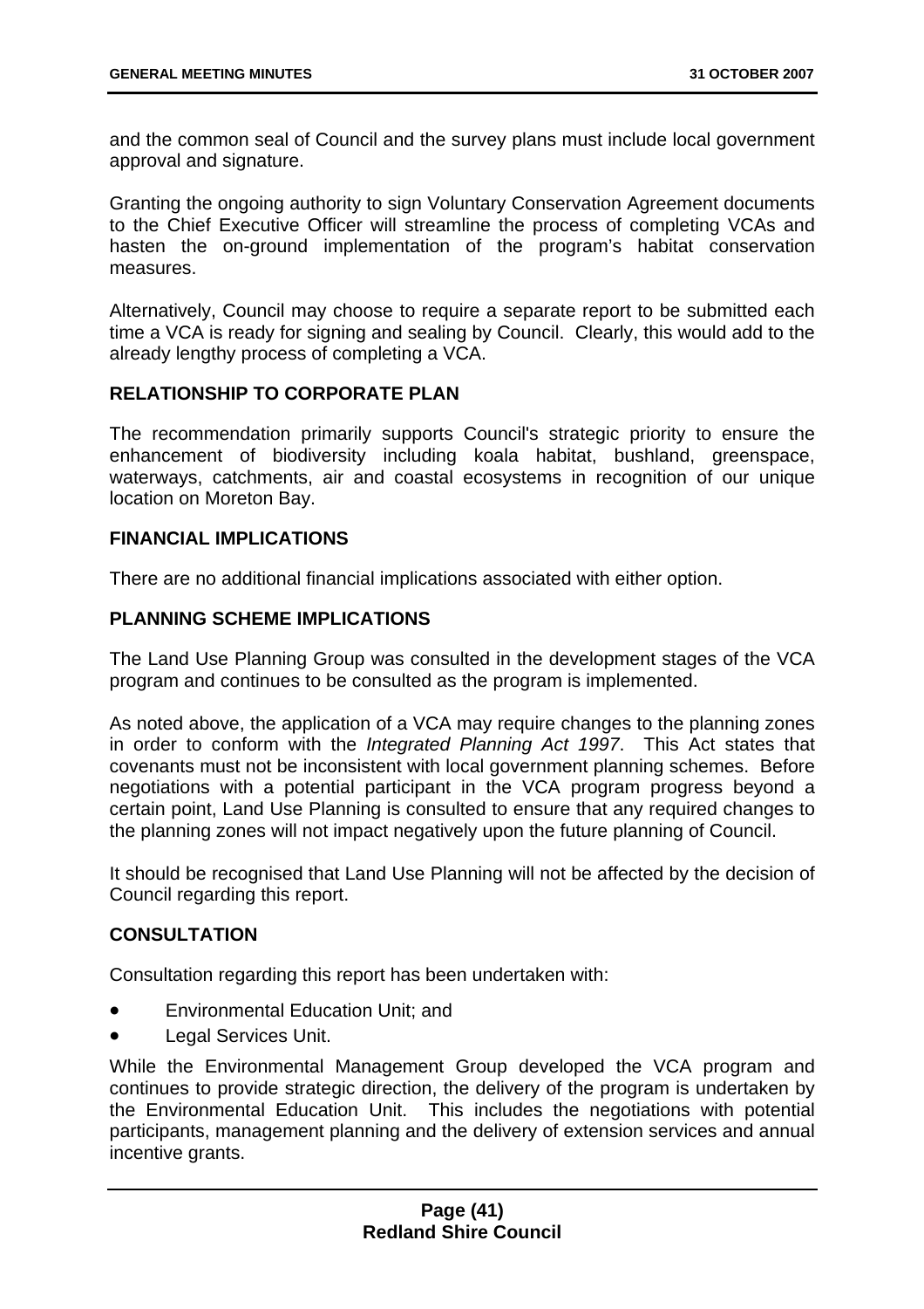and the common seal of Council and the survey plans must include local government approval and signature.

Granting the ongoing authority to sign Voluntary Conservation Agreement documents to the Chief Executive Officer will streamline the process of completing VCAs and hasten the on-ground implementation of the program's habitat conservation measures.

Alternatively, Council may choose to require a separate report to be submitted each time a VCA is ready for signing and sealing by Council. Clearly, this would add to the already lengthy process of completing a VCA.

### RELATIONSHIP TO CORPORATE PLAN

The recommendation primarily supports Council's strategic priority to ensure the enhancement of biodiversity including koala habitat, bushland, greenspace, waterways, catchments, air and coastal ecosystems in recognition of our unique location on Moreton Bay.

### FINANCIAL IMPLICATIONS

There are no additional financial implications associated with either option.

### PLANNING SCHEME IMPLICATIONS

The Land Use Planning Group was consulted in the development stages of the VCA program and continues to be consulted as the program is implemented.

As noted above, the application of a VCA may require changes to the planning zones in order to conform with the *Integrated Planning Act 1997*. This Act states that covenants must not be inconsistent with local government planning schemes. Before negotiations with a potential participant in the VCA program progress beyond a certain point, Land Use Planning is consulted to ensure that any required changes to the planning zones will not impact negatively upon the future planning of Council.

It should be recognised that Land Use Planning will not be affected by the decision of Council regarding this report.

### CONSULTATION

Consultation regarding this report has been undertaken with:

- Environmental Education Unit; and
- Legal Services Unit.

While the Environmental Management Group developed the VCA program and continues to provide strategic direction, the delivery of the program is undertaken by the Environmental Education Unit. This includes the negotiations with potential participants, management planning and the delivery of extension services and annual incentive grants.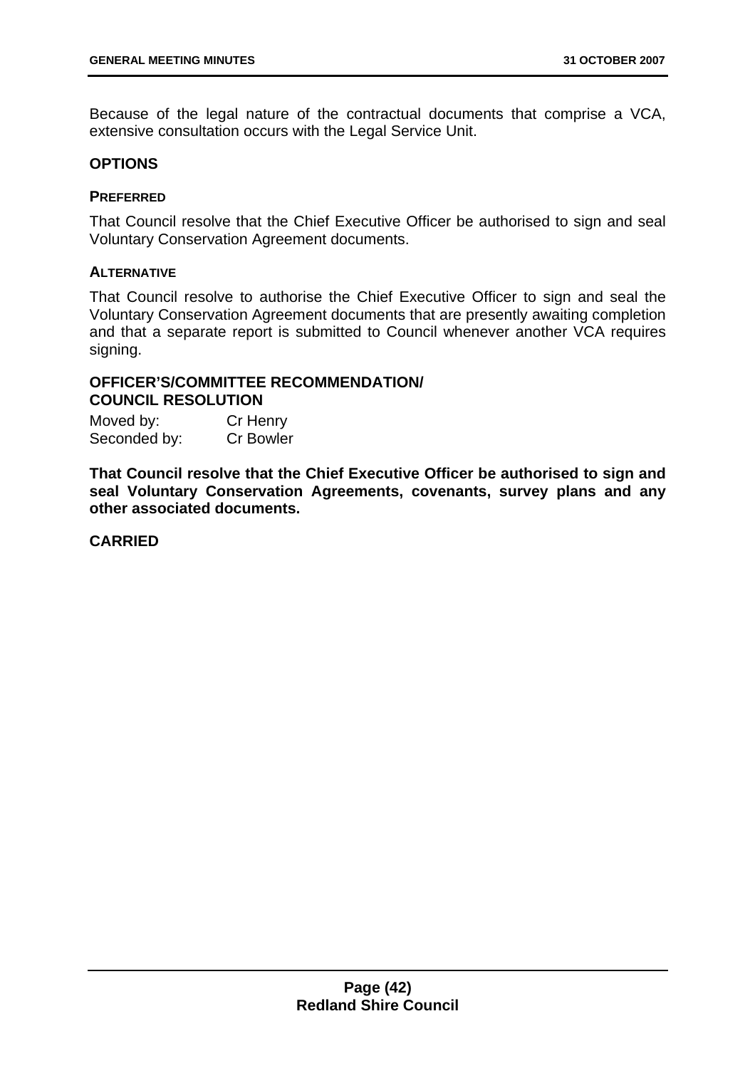Because of the legal nature of the contractual documents that comprise a VCA, extensive consultation occurs with the Legal Service Unit.

## OPTIONS

### PREFERRED

That Council resolve that the Chief Executive Officer be authorised to sign and seal Voluntary Conservation Agreement documents.

### ALTERNATIVE

That Council resolve to authorise the Chief Executive Officer to sign and seal the Voluntary Conservation Agreement documents that are presently awaiting completion and that a separate report is submitted to Council whenever another VCA requires signing.

## OFFICER'S/COMMITTEE RECOMMENDATION/ COUNCIL RESOLUTION

Moved by: Cr Henry
Seconded by: Cr Bowler

**That Council resolve that the Chief Executive Officer be authorised to sign and seal Voluntary Conservation Agreements, covenants, survey plans and any other associated documents.**

**CARRIED**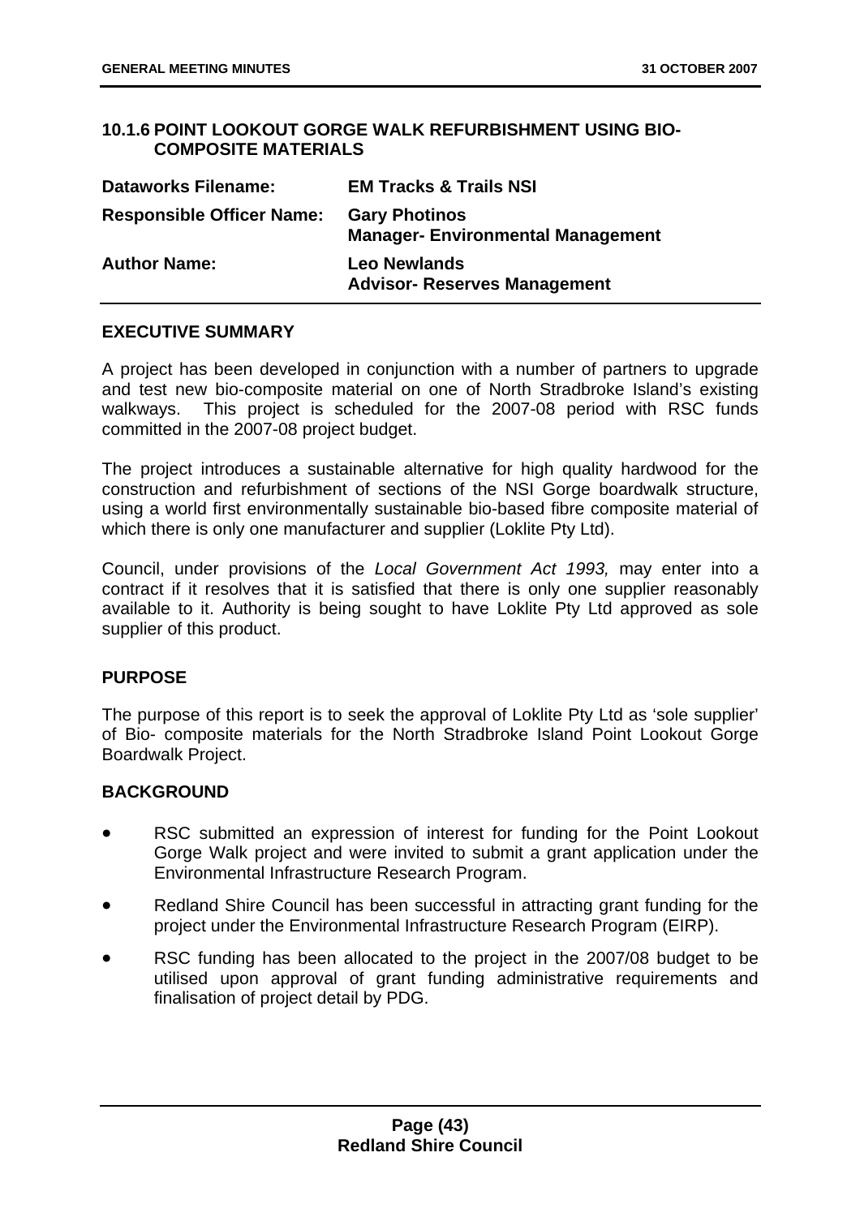### 10.1.6 POINT LOOKOUT GORGE WALK REFURBISHMENT USING BIO-COMPOSITE MATERIALS

| | |
|---|---|
| **Dataworks Filename:** | **EM Tracks & Trails NSI** |
| **Responsible Officer Name:** | **Gary Photinos**<br>**Manager- Environmental Management** |
| **Author Name:** | **Leo Newlands**<br>**Advisor- Reserves Management** |

#### EXECUTIVE SUMMARY

A project has been developed in conjunction with a number of partners to upgrade and test new bio-composite material on one of North Stradbroke Island's existing walkways. This project is scheduled for the 2007-08 period with RSC funds committed in the 2007-08 project budget.

The project introduces a sustainable alternative for high quality hardwood for the construction and refurbishment of sections of the NSI Gorge boardwalk structure, using a world first environmentally sustainable bio-based fibre composite material of which there is only one manufacturer and supplier (Loklite Pty Ltd).

Council, under provisions of the *Local Government Act 1993,* may enter into a contract if it resolves that it is satisfied that there is only one supplier reasonably available to it. Authority is being sought to have Loklite Pty Ltd approved as sole supplier of this product.

#### PURPOSE

The purpose of this report is to seek the approval of Loklite Pty Ltd as 'sole supplier' of Bio- composite materials for the North Stradbroke Island Point Lookout Gorge Boardwalk Project.

#### BACKGROUND

- RSC submitted an expression of interest for funding for the Point Lookout Gorge Walk project and were invited to submit a grant application under the Environmental Infrastructure Research Program.
- Redland Shire Council has been successful in attracting grant funding for the project under the Environmental Infrastructure Research Program (EIRP).
- RSC funding has been allocated to the project in the 2007/08 budget to be utilised upon approval of grant funding administrative requirements and finalisation of project detail by PDG.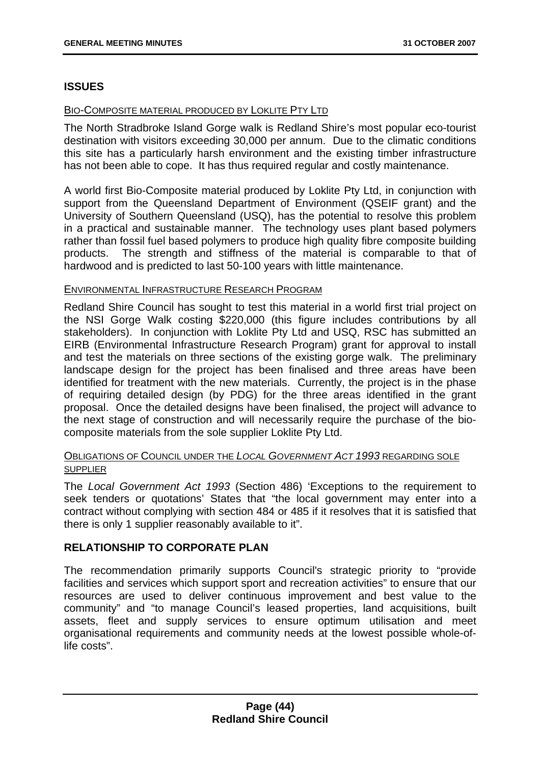## ISSUES

BIO-COMPOSITE MATERIAL PRODUCED BY LOKLITE PTY LTD

The North Stradbroke Island Gorge walk is Redland Shire's most popular eco-tourist destination with visitors exceeding 30,000 per annum. Due to the climatic conditions this site has a particularly harsh environment and the existing timber infrastructure has not been able to cope. It has thus required regular and costly maintenance.

A world first Bio-Composite material produced by Loklite Pty Ltd, in conjunction with support from the Queensland Department of Environment (QSEIF grant) and the University of Southern Queensland (USQ), has the potential to resolve this problem in a practical and sustainable manner. The technology uses plant based polymers rather than fossil fuel based polymers to produce high quality fibre composite building products. The strength and stiffness of the material is comparable to that of hardwood and is predicted to last 50-100 years with little maintenance.

ENVIRONMENTAL INFRASTRUCTURE RESEARCH PROGRAM

Redland Shire Council has sought to test this material in a world first trial project on the NSI Gorge Walk costing $220,000 (this figure includes contributions by all stakeholders). In conjunction with Loklite Pty Ltd and USQ, RSC has submitted an EIRB (Environmental Infrastructure Research Program) grant for approval to install and test the materials on three sections of the existing gorge walk. The preliminary landscape design for the project has been finalised and three areas have been identified for treatment with the new materials. Currently, the project is in the phase of requiring detailed design (by PDG) for the three areas identified in the grant proposal. Once the detailed designs have been finalised, the project will advance to the next stage of construction and will necessarily require the purchase of the bio-composite materials from the sole supplier Loklite Pty Ltd.

OBLIGATIONS OF COUNCIL UNDER THE *LOCAL GOVERNMENT ACT 1993* REGARDING SOLE SUPPLIER

The *Local Government Act 1993* (Section 486) 'Exceptions to the requirement to seek tenders or quotations' States that "the local government may enter into a contract without complying with section 484 or 485 if it resolves that it is satisfied that there is only 1 supplier reasonably available to it".

## RELATIONSHIP TO CORPORATE PLAN

The recommendation primarily supports Council's strategic priority to "provide facilities and services which support sport and recreation activities" to ensure that our resources are used to deliver continuous improvement and best value to the community" and "to manage Council's leased properties, land acquisitions, built assets, fleet and supply services to ensure optimum utilisation and meet organisational requirements and community needs at the lowest possible whole-of-life costs".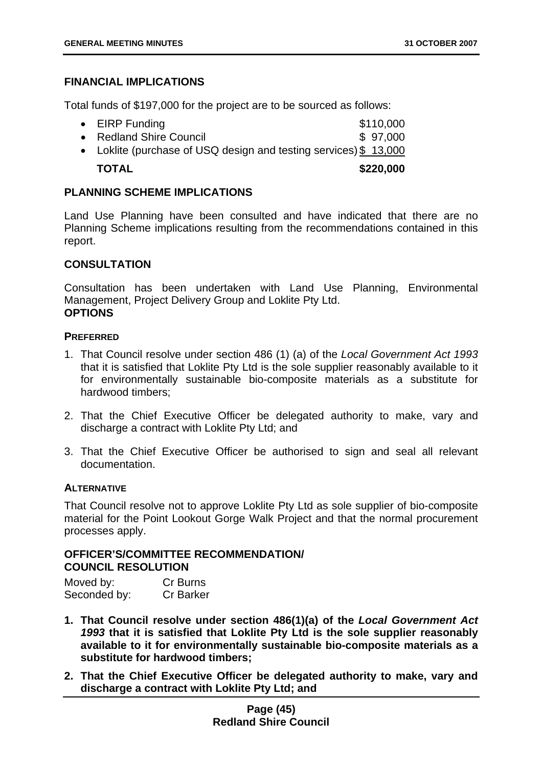## FINANCIAL IMPLICATIONS

Total funds of $197,000 for the project are to be sourced as follows:

- EIRP Funding $110,000
- Redland Shire Council $ 97,000
- Loklite (purchase of USQ design and testing services) $ 13,000

**TOTAL $220,000**

## PLANNING SCHEME IMPLICATIONS

Land Use Planning have been consulted and have indicated that there are no Planning Scheme implications resulting from the recommendations contained in this report.

## CONSULTATION

Consultation has been undertaken with Land Use Planning, Environmental Management, Project Delivery Group and Loklite Pty Ltd.

## OPTIONS

### PREFERRED

1. That Council resolve under section 486 (1) (a) of the *Local Government Act 1993* that it is satisfied that Loklite Pty Ltd is the sole supplier reasonably available to it for environmentally sustainable bio-composite materials as a substitute for hardwood timbers;
2. That the Chief Executive Officer be delegated authority to make, vary and discharge a contract with Loklite Pty Ltd; and
3. That the Chief Executive Officer be authorised to sign and seal all relevant documentation.

### ALTERNATIVE

That Council resolve not to approve Loklite Pty Ltd as sole supplier of bio-composite material for the Point Lookout Gorge Walk Project and that the normal procurement processes apply.

## OFFICER'S/COMMITTEE RECOMMENDATION/ COUNCIL RESOLUTION

Moved by: Cr Burns
Seconded by: Cr Barker

1. **That Council resolve under section 486(1)(a) of the *Local Government Act 1993* that it is satisfied that Loklite Pty Ltd is the sole supplier reasonably available to it for environmentally sustainable bio-composite materials as a substitute for hardwood timbers;**
2. **That the Chief Executive Officer be delegated authority to make, vary and discharge a contract with Loklite Pty Ltd; and**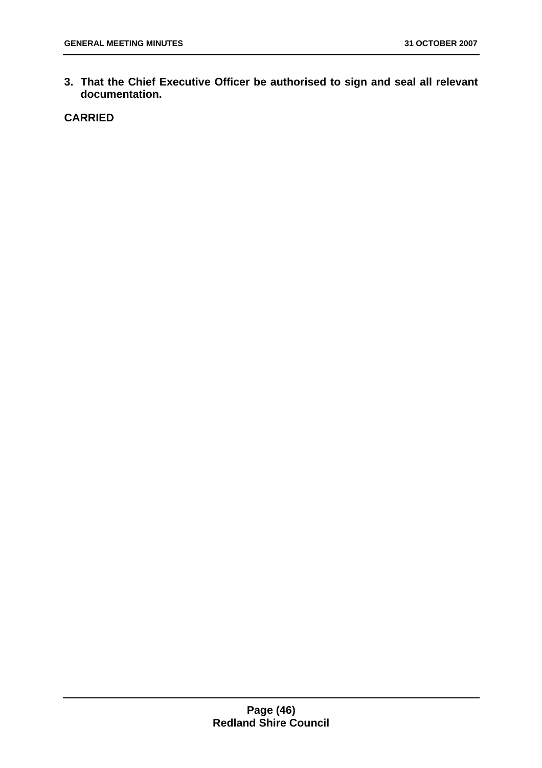3. **That the Chief Executive Officer be authorised to sign and seal all relevant documentation.**

**CARRIED**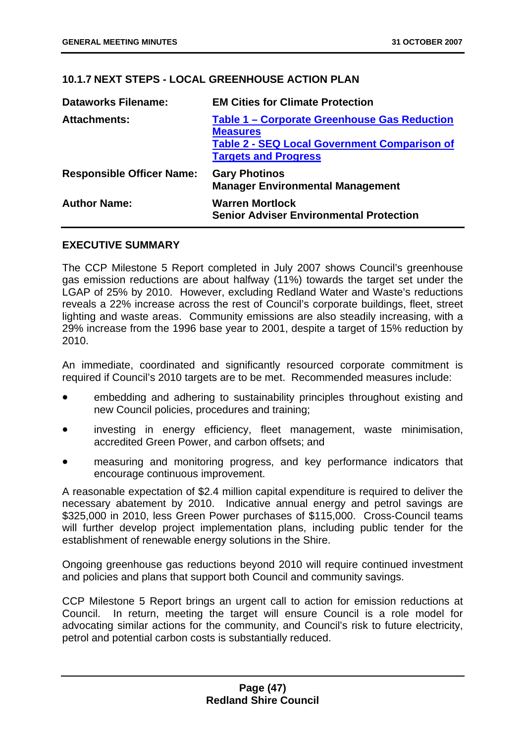## 10.1.7 NEXT STEPS - LOCAL GREENHOUSE ACTION PLAN

| | |
|---|---|
| **Dataworks Filename:** | **EM Cities for Climate Protection** |
| **Attachments:** | **Table 1 – Corporate Greenhouse Gas Reduction Measures**<br>**Table 2 - SEQ Local Government Comparison of Targets and Progress** |
| **Responsible Officer Name:** | **Gary Photinos**<br>**Manager Environmental Management** |
| **Author Name:** | **Warren Mortlock**<br>**Senior Adviser Environmental Protection** |

### EXECUTIVE SUMMARY

The CCP Milestone 5 Report completed in July 2007 shows Council's greenhouse gas emission reductions are about halfway (11%) towards the target set under the LGAP of 25% by 2010. However, excluding Redland Water and Waste's reductions reveals a 22% increase across the rest of Council's corporate buildings, fleet, street lighting and waste areas. Community emissions are also steadily increasing, with a 29% increase from the 1996 base year to 2001, despite a target of 15% reduction by 2010.

An immediate, coordinated and significantly resourced corporate commitment is required if Council's 2010 targets are to be met. Recommended measures include:

- embedding and adhering to sustainability principles throughout existing and new Council policies, procedures and training;
- investing in energy efficiency, fleet management, waste minimisation, accredited Green Power, and carbon offsets; and
- measuring and monitoring progress, and key performance indicators that encourage continuous improvement.

A reasonable expectation of $2.4 million capital expenditure is required to deliver the necessary abatement by 2010. Indicative annual energy and petrol savings are $325,000 in 2010, less Green Power purchases of $115,000. Cross-Council teams will further develop project implementation plans, including public tender for the establishment of renewable energy solutions in the Shire.

Ongoing greenhouse gas reductions beyond 2010 will require continued investment and policies and plans that support both Council and community savings.

CCP Milestone 5 Report brings an urgent call to action for emission reductions at Council. In return, meeting the target will ensure Council is a role model for advocating similar actions for the community, and Council's risk to future electricity, petrol and potential carbon costs is substantially reduced.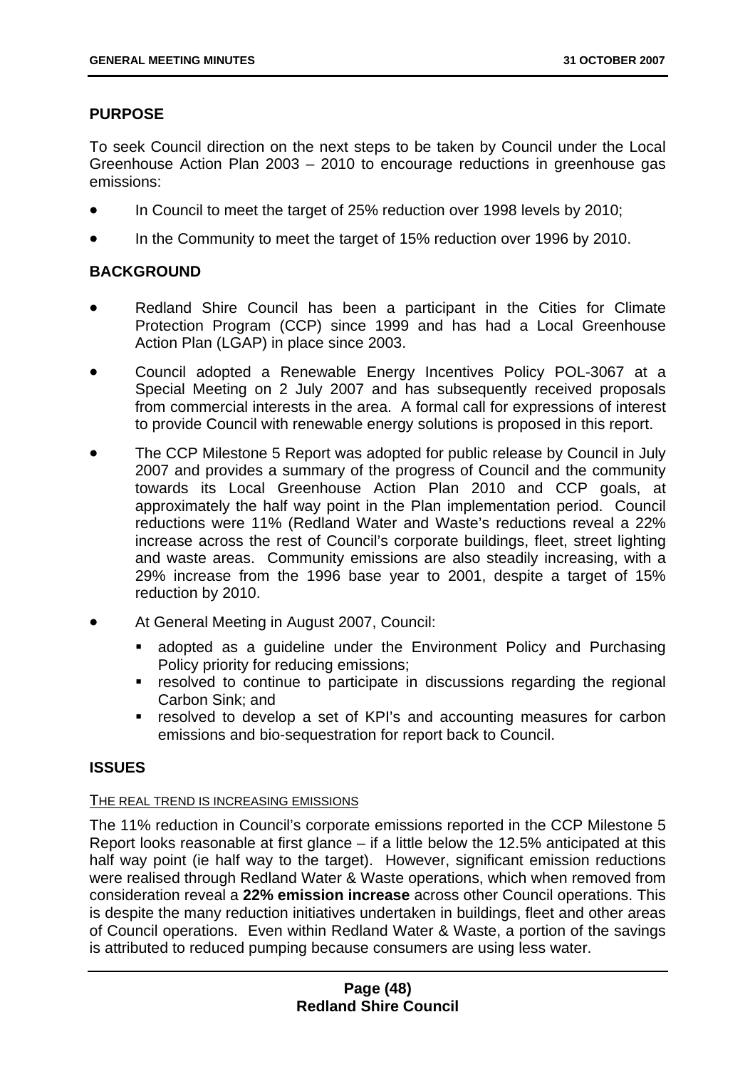## PURPOSE

To seek Council direction on the next steps to be taken by Council under the Local Greenhouse Action Plan 2003 – 2010 to encourage reductions in greenhouse gas emissions:

- In Council to meet the target of 25% reduction over 1998 levels by 2010;
- In the Community to meet the target of 15% reduction over 1996 by 2010.

## BACKGROUND

- Redland Shire Council has been a participant in the Cities for Climate Protection Program (CCP) since 1999 and has had a Local Greenhouse Action Plan (LGAP) in place since 2003.
- Council adopted a Renewable Energy Incentives Policy POL-3067 at a Special Meeting on 2 July 2007 and has subsequently received proposals from commercial interests in the area. A formal call for expressions of interest to provide Council with renewable energy solutions is proposed in this report.
- The CCP Milestone 5 Report was adopted for public release by Council in July 2007 and provides a summary of the progress of Council and the community towards its Local Greenhouse Action Plan 2010 and CCP goals, at approximately the half way point in the Plan implementation period. Council reductions were 11% (Redland Water and Waste's reductions reveal a 22% increase across the rest of Council's corporate buildings, fleet, street lighting and waste areas. Community emissions are also steadily increasing, with a 29% increase from the 1996 base year to 2001, despite a target of 15% reduction by 2010.
- At General Meeting in August 2007, Council:
  - adopted as a guideline under the Environment Policy and Purchasing Policy priority for reducing emissions;
  - resolved to continue to participate in discussions regarding the regional Carbon Sink; and
  - resolved to develop a set of KPI's and accounting measures for carbon emissions and bio-sequestration for report back to Council.

## ISSUES

THE REAL TREND IS INCREASING EMISSIONS

The 11% reduction in Council's corporate emissions reported in the CCP Milestone 5 Report looks reasonable at first glance – if a little below the 12.5% anticipated at this half way point (ie half way to the target). However, significant emission reductions were realised through Redland Water & Waste operations, which when removed from consideration reveal a **22% emission increase** across other Council operations. This is despite the many reduction initiatives undertaken in buildings, fleet and other areas of Council operations. Even within Redland Water & Waste, a portion of the savings is attributed to reduced pumping because consumers are using less water.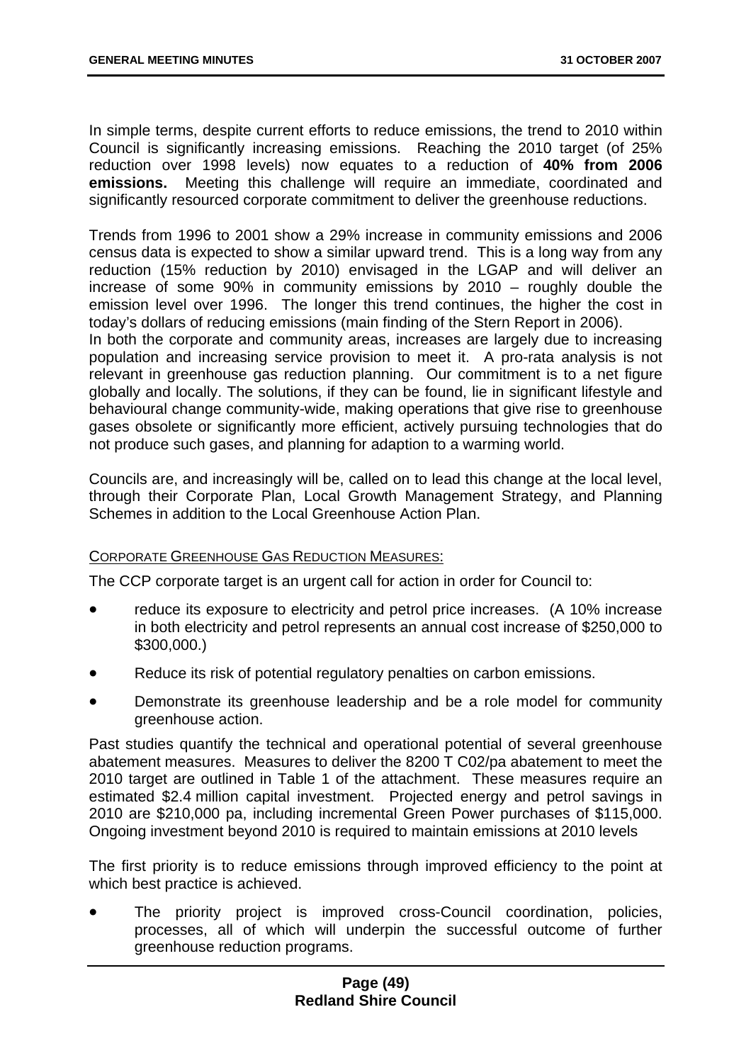In simple terms, despite current efforts to reduce emissions, the trend to 2010 within Council is significantly increasing emissions. Reaching the 2010 target (of 25% reduction over 1998 levels) now equates to a reduction of **40% from 2006 emissions.** Meeting this challenge will require an immediate, coordinated and significantly resourced corporate commitment to deliver the greenhouse reductions.

Trends from 1996 to 2001 show a 29% increase in community emissions and 2006 census data is expected to show a similar upward trend. This is a long way from any reduction (15% reduction by 2010) envisaged in the LGAP and will deliver an increase of some 90% in community emissions by 2010 – roughly double the emission level over 1996. The longer this trend continues, the higher the cost in today's dollars of reducing emissions (main finding of the Stern Report in 2006).
In both the corporate and community areas, increases are largely due to increasing population and increasing service provision to meet it. A pro-rata analysis is not relevant in greenhouse gas reduction planning. Our commitment is to a net figure globally and locally. The solutions, if they can be found, lie in significant lifestyle and behavioural change community-wide, making operations that give rise to greenhouse gases obsolete or significantly more efficient, actively pursuing technologies that do not produce such gases, and planning for adaption to a warming world.

Councils are, and increasingly will be, called on to lead this change at the local level, through their Corporate Plan, Local Growth Management Strategy, and Planning Schemes in addition to the Local Greenhouse Action Plan.

CORPORATE GREENHOUSE GAS REDUCTION MEASURES:

The CCP corporate target is an urgent call for action in order for Council to:

- reduce its exposure to electricity and petrol price increases. (A 10% increase in both electricity and petrol represents an annual cost increase of $250,000 to $300,000.)
- Reduce its risk of potential regulatory penalties on carbon emissions.
- Demonstrate its greenhouse leadership and be a role model for community greenhouse action.

Past studies quantify the technical and operational potential of several greenhouse abatement measures. Measures to deliver the 8200 T C02/pa abatement to meet the 2010 target are outlined in Table 1 of the attachment. These measures require an estimated $2.4 million capital investment. Projected energy and petrol savings in 2010 are $210,000 pa, including incremental Green Power purchases of $115,000. Ongoing investment beyond 2010 is required to maintain emissions at 2010 levels

The first priority is to reduce emissions through improved efficiency to the point at which best practice is achieved.

- The priority project is improved cross-Council coordination, policies, processes, all of which will underpin the successful outcome of further greenhouse reduction programs.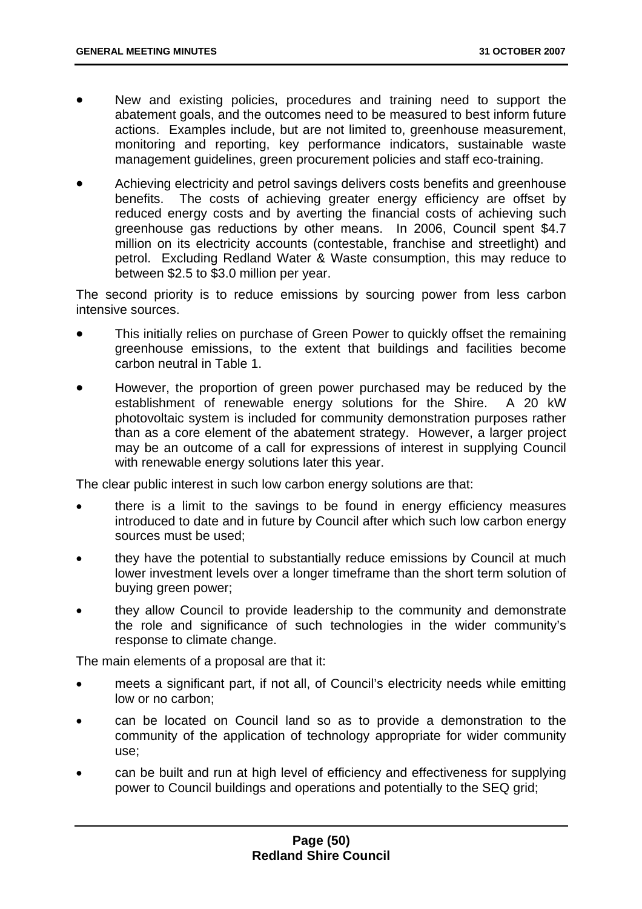- New and existing policies, procedures and training need to support the abatement goals, and the outcomes need to be measured to best inform future actions. Examples include, but are not limited to, greenhouse measurement, monitoring and reporting, key performance indicators, sustainable waste management guidelines, green procurement policies and staff eco-training.
- Achieving electricity and petrol savings delivers costs benefits and greenhouse benefits. The costs of achieving greater energy efficiency are offset by reduced energy costs and by averting the financial costs of achieving such greenhouse gas reductions by other means. In 2006, Council spent $4.7 million on its electricity accounts (contestable, franchise and streetlight) and petrol. Excluding Redland Water & Waste consumption, this may reduce to between $2.5 to $3.0 million per year.

The second priority is to reduce emissions by sourcing power from less carbon intensive sources.

- This initially relies on purchase of Green Power to quickly offset the remaining greenhouse emissions, to the extent that buildings and facilities become carbon neutral in Table 1.
- However, the proportion of green power purchased may be reduced by the establishment of renewable energy solutions for the Shire. A 20 kW photovoltaic system is included for community demonstration purposes rather than as a core element of the abatement strategy. However, a larger project may be an outcome of a call for expressions of interest in supplying Council with renewable energy solutions later this year.

The clear public interest in such low carbon energy solutions are that:

- there is a limit to the savings to be found in energy efficiency measures introduced to date and in future by Council after which such low carbon energy sources must be used;
- they have the potential to substantially reduce emissions by Council at much lower investment levels over a longer timeframe than the short term solution of buying green power;
- they allow Council to provide leadership to the community and demonstrate the role and significance of such technologies in the wider community's response to climate change.

The main elements of a proposal are that it:

- meets a significant part, if not all, of Council's electricity needs while emitting low or no carbon;
- can be located on Council land so as to provide a demonstration to the community of the application of technology appropriate for wider community use;
- can be built and run at high level of efficiency and effectiveness for supplying power to Council buildings and operations and potentially to the SEQ grid;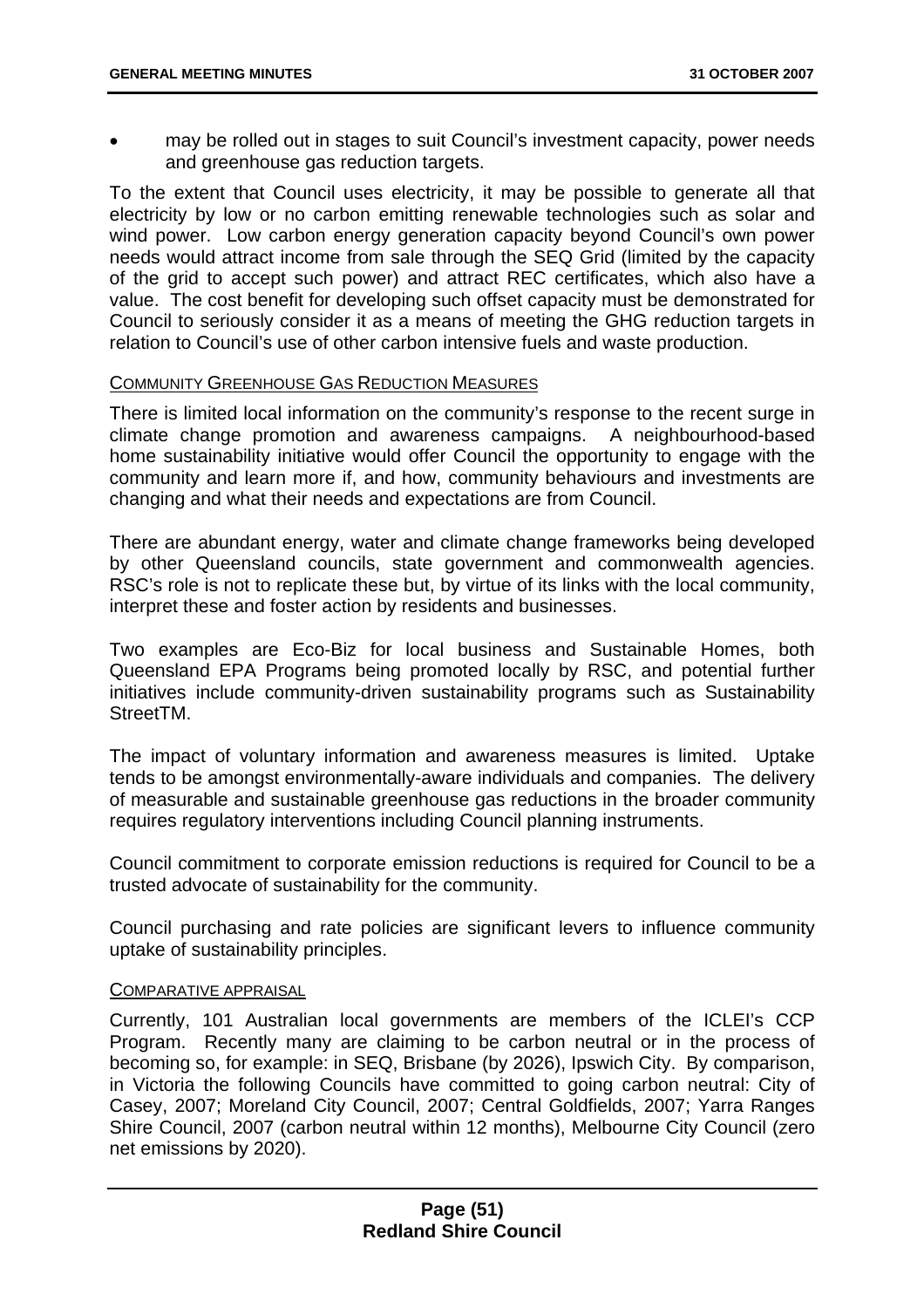- may be rolled out in stages to suit Council's investment capacity, power needs and greenhouse gas reduction targets.

To the extent that Council uses electricity, it may be possible to generate all that electricity by low or no carbon emitting renewable technologies such as solar and wind power. Low carbon energy generation capacity beyond Council's own power needs would attract income from sale through the SEQ Grid (limited by the capacity of the grid to accept such power) and attract REC certificates, which also have a value. The cost benefit for developing such offset capacity must be demonstrated for Council to seriously consider it as a means of meeting the GHG reduction targets in relation to Council's use of other carbon intensive fuels and waste production.

COMMUNITY GREENHOUSE GAS REDUCTION MEASURES

There is limited local information on the community's response to the recent surge in climate change promotion and awareness campaigns. A neighbourhood-based home sustainability initiative would offer Council the opportunity to engage with the community and learn more if, and how, community behaviours and investments are changing and what their needs and expectations are from Council.

There are abundant energy, water and climate change frameworks being developed by other Queensland councils, state government and commonwealth agencies. RSC's role is not to replicate these but, by virtue of its links with the local community, interpret these and foster action by residents and businesses.

Two examples are Eco-Biz for local business and Sustainable Homes, both Queensland EPA Programs being promoted locally by RSC, and potential further initiatives include community-driven sustainability programs such as Sustainability StreetTM.

The impact of voluntary information and awareness measures is limited. Uptake tends to be amongst environmentally-aware individuals and companies. The delivery of measurable and sustainable greenhouse gas reductions in the broader community requires regulatory interventions including Council planning instruments.

Council commitment to corporate emission reductions is required for Council to be a trusted advocate of sustainability for the community.

Council purchasing and rate policies are significant levers to influence community uptake of sustainability principles.

COMPARATIVE APPRAISAL

Currently, 101 Australian local governments are members of the ICLEI's CCP Program. Recently many are claiming to be carbon neutral or in the process of becoming so, for example: in SEQ, Brisbane (by 2026), Ipswich City. By comparison, in Victoria the following Councils have committed to going carbon neutral: City of Casey, 2007; Moreland City Council, 2007; Central Goldfields, 2007; Yarra Ranges Shire Council, 2007 (carbon neutral within 12 months), Melbourne City Council (zero net emissions by 2020).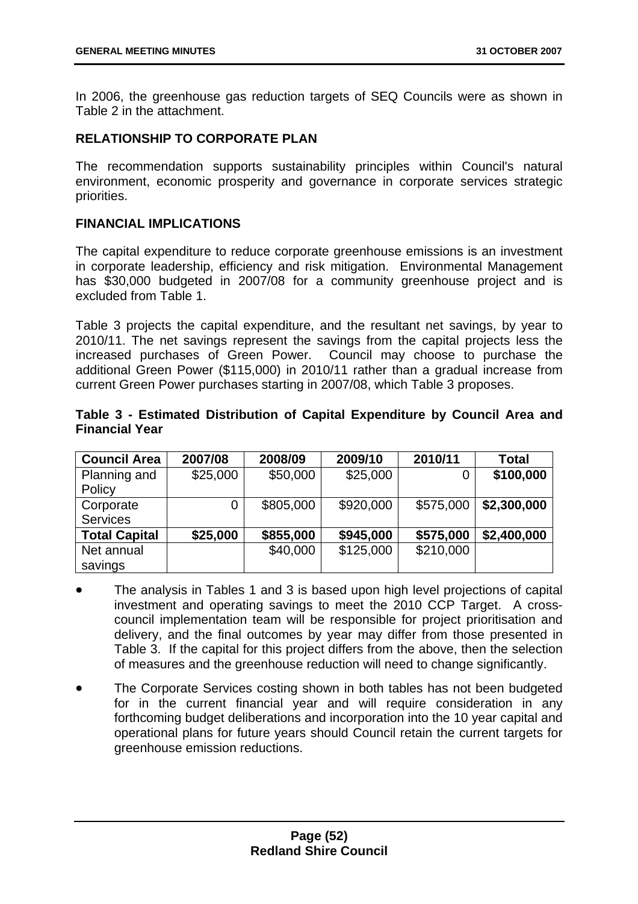In 2006, the greenhouse gas reduction targets of SEQ Councils were as shown in Table 2 in the attachment.

## RELATIONSHIP TO CORPORATE PLAN

The recommendation supports sustainability principles within Council's natural environment, economic prosperity and governance in corporate services strategic priorities.

## FINANCIAL IMPLICATIONS

The capital expenditure to reduce corporate greenhouse emissions is an investment in corporate leadership, efficiency and risk mitigation. Environmental Management has $30,000 budgeted in 2007/08 for a community greenhouse project and is excluded from Table 1.

Table 3 projects the capital expenditure, and the resultant net savings, by year to 2010/11. The net savings represent the savings from the capital projects less the increased purchases of Green Power. Council may choose to purchase the additional Green Power ($115,000) in 2010/11 rather than a gradual increase from current Green Power purchases starting in 2007/08, which Table 3 proposes.

**Table 3 - Estimated Distribution of Capital Expenditure by Council Area and Financial Year**

| Council Area | 2007/08 | 2008/09 | 2009/10 | 2010/11 | Total |
|---|---|---|---|---|---|
| Planning and Policy | $25,000 | $50,000 | $25,000 | 0 | **$100,000** |
| Corporate Services | 0 | $805,000 | $920,000 | $575,000 | **$2,300,000** |
| **Total Capital** | **$25,000** | **$855,000** | **$945,000** | **$575,000** | **$2,400,000** |
| Net annual savings | | $40,000 | $125,000 | $210,000 | |

- The analysis in Tables 1 and 3 is based upon high level projections of capital investment and operating savings to meet the 2010 CCP Target. A cross-council implementation team will be responsible for project prioritisation and delivery, and the final outcomes by year may differ from those presented in Table 3. If the capital for this project differs from the above, then the selection of measures and the greenhouse reduction will need to change significantly.
- The Corporate Services costing shown in both tables has not been budgeted for in the current financial year and will require consideration in any forthcoming budget deliberations and incorporation into the 10 year capital and operational plans for future years should Council retain the current targets for greenhouse emission reductions.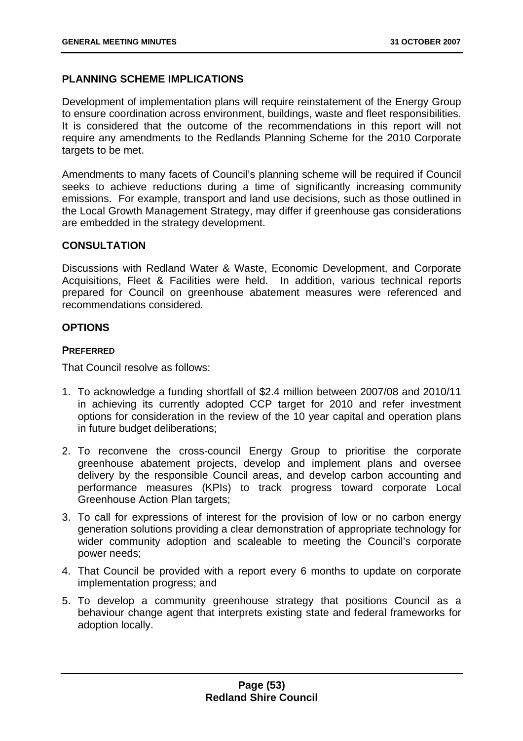## PLANNING SCHEME IMPLICATIONS

Development of implementation plans will require reinstatement of the Energy Group to ensure coordination across environment, buildings, waste and fleet responsibilities. It is considered that the outcome of the recommendations in this report will not require any amendments to the Redlands Planning Scheme for the 2010 Corporate targets to be met.

Amendments to many facets of Council's planning scheme will be required if Council seeks to achieve reductions during a time of significantly increasing community emissions. For example, transport and land use decisions, such as those outlined in the Local Growth Management Strategy, may differ if greenhouse gas considerations are embedded in the strategy development.

## CONSULTATION

Discussions with Redland Water & Waste, Economic Development, and Corporate Acquisitions, Fleet & Facilities were held. In addition, various technical reports prepared for Council on greenhouse abatement measures were referenced and recommendations considered.

## OPTIONS

### PREFERRED

That Council resolve as follows:

1. To acknowledge a funding shortfall of $2.4 million between 2007/08 and 2010/11 in achieving its currently adopted CCP target for 2010 and refer investment options for consideration in the review of the 10 year capital and operation plans in future budget deliberations;
2. To reconvene the cross-council Energy Group to prioritise the corporate greenhouse abatement projects, develop and implement plans and oversee delivery by the responsible Council areas, and develop carbon accounting and performance measures (KPIs) to track progress toward corporate Local Greenhouse Action Plan targets;
3. To call for expressions of interest for the provision of low or no carbon energy generation solutions providing a clear demonstration of appropriate technology for wider community adoption and scaleable to meeting the Council's corporate power needs;
4. That Council be provided with a report every 6 months to update on corporate implementation progress; and
5. To develop a community greenhouse strategy that positions Council as a behaviour change agent that interprets existing state and federal frameworks for adoption locally.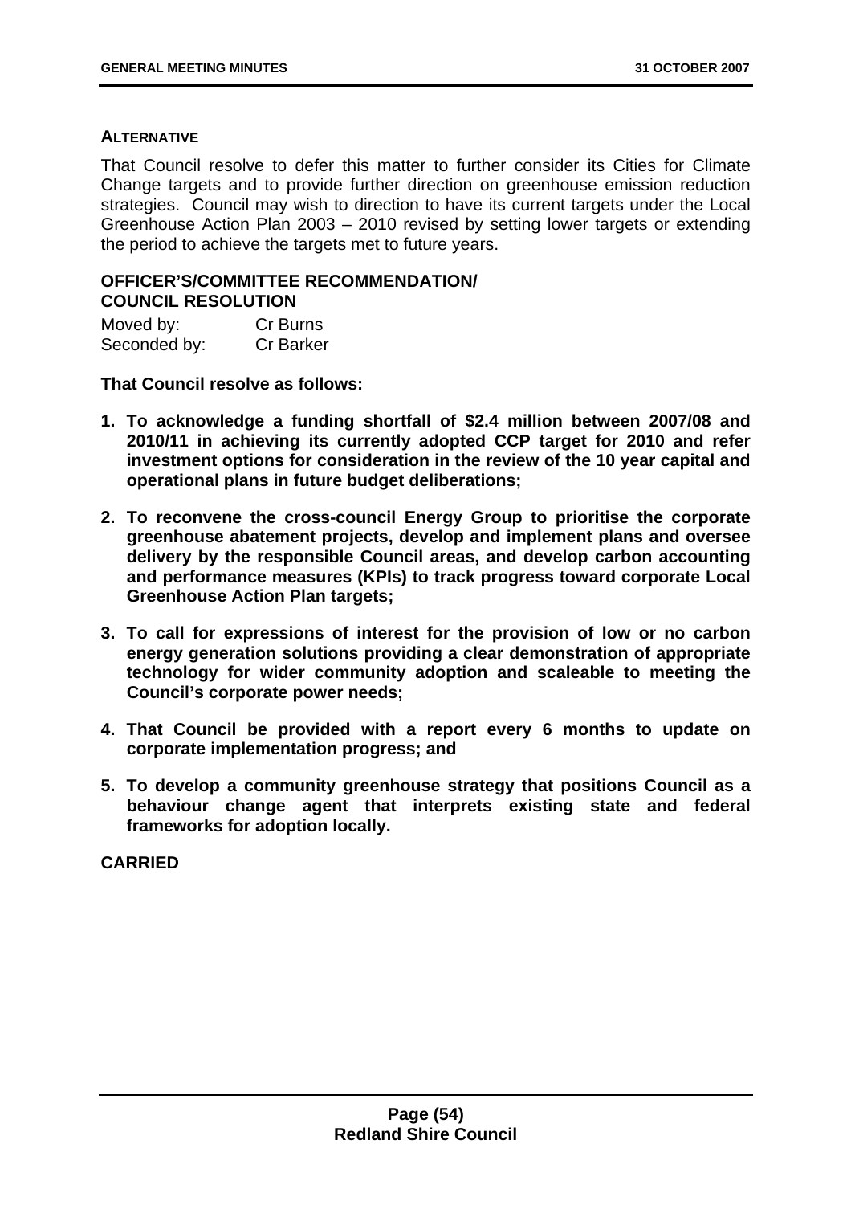**ALTERNATIVE**

That Council resolve to defer this matter to further consider its Cities for Climate Change targets and to provide further direction on greenhouse emission reduction strategies. Council may wish to direction to have its current targets under the Local Greenhouse Action Plan 2003 – 2010 revised by setting lower targets or extending the period to achieve the targets met to future years.

**OFFICER'S/COMMITTEE RECOMMENDATION/**
**COUNCIL RESOLUTION**

Moved by: Cr Burns
Seconded by: Cr Barker

**That Council resolve as follows:**

1. **To acknowledge a funding shortfall of $2.4 million between 2007/08 and 2010/11 in achieving its currently adopted CCP target for 2010 and refer investment options for consideration in the review of the 10 year capital and operational plans in future budget deliberations;**

2. **To reconvene the cross-council Energy Group to prioritise the corporate greenhouse abatement projects, develop and implement plans and oversee delivery by the responsible Council areas, and develop carbon accounting and performance measures (KPIs) to track progress toward corporate Local Greenhouse Action Plan targets;**

3. **To call for expressions of interest for the provision of low or no carbon energy generation solutions providing a clear demonstration of appropriate technology for wider community adoption and scaleable to meeting the Council's corporate power needs;**

4. **That Council be provided with a report every 6 months to update on corporate implementation progress; and**

5. **To develop a community greenhouse strategy that positions Council as a behaviour change agent that interprets existing state and federal frameworks for adoption locally.**

**CARRIED**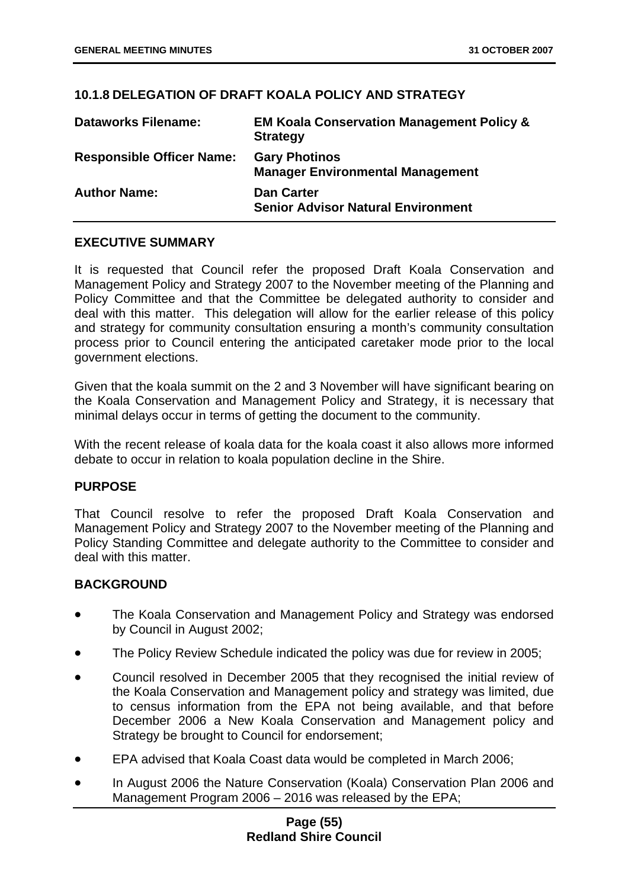## 10.1.8 DELEGATION OF DRAFT KOALA POLICY AND STRATEGY

| | |
|---|---|
| **Dataworks Filename:** | **EM Koala Conservation Management Policy & Strategy** |
| **Responsible Officer Name:** | **Gary Photinos**<br>**Manager Environmental Management** |
| **Author Name:** | **Dan Carter**<br>**Senior Advisor Natural Environment** |

### EXECUTIVE SUMMARY

It is requested that Council refer the proposed Draft Koala Conservation and Management Policy and Strategy 2007 to the November meeting of the Planning and Policy Committee and that the Committee be delegated authority to consider and deal with this matter. This delegation will allow for the earlier release of this policy and strategy for community consultation ensuring a month's community consultation process prior to Council entering the anticipated caretaker mode prior to the local government elections.

Given that the koala summit on the 2 and 3 November will have significant bearing on the Koala Conservation and Management Policy and Strategy, it is necessary that minimal delays occur in terms of getting the document to the community.

With the recent release of koala data for the koala coast it also allows more informed debate to occur in relation to koala population decline in the Shire.

### PURPOSE

That Council resolve to refer the proposed Draft Koala Conservation and Management Policy and Strategy 2007 to the November meeting of the Planning and Policy Standing Committee and delegate authority to the Committee to consider and deal with this matter.

### BACKGROUND

- The Koala Conservation and Management Policy and Strategy was endorsed by Council in August 2002;
- The Policy Review Schedule indicated the policy was due for review in 2005;
- Council resolved in December 2005 that they recognised the initial review of the Koala Conservation and Management policy and strategy was limited, due to census information from the EPA not being available, and that before December 2006 a New Koala Conservation and Management policy and Strategy be brought to Council for endorsement;
- EPA advised that Koala Coast data would be completed in March 2006;
- In August 2006 the Nature Conservation (Koala) Conservation Plan 2006 and Management Program 2006 – 2016 was released by the EPA;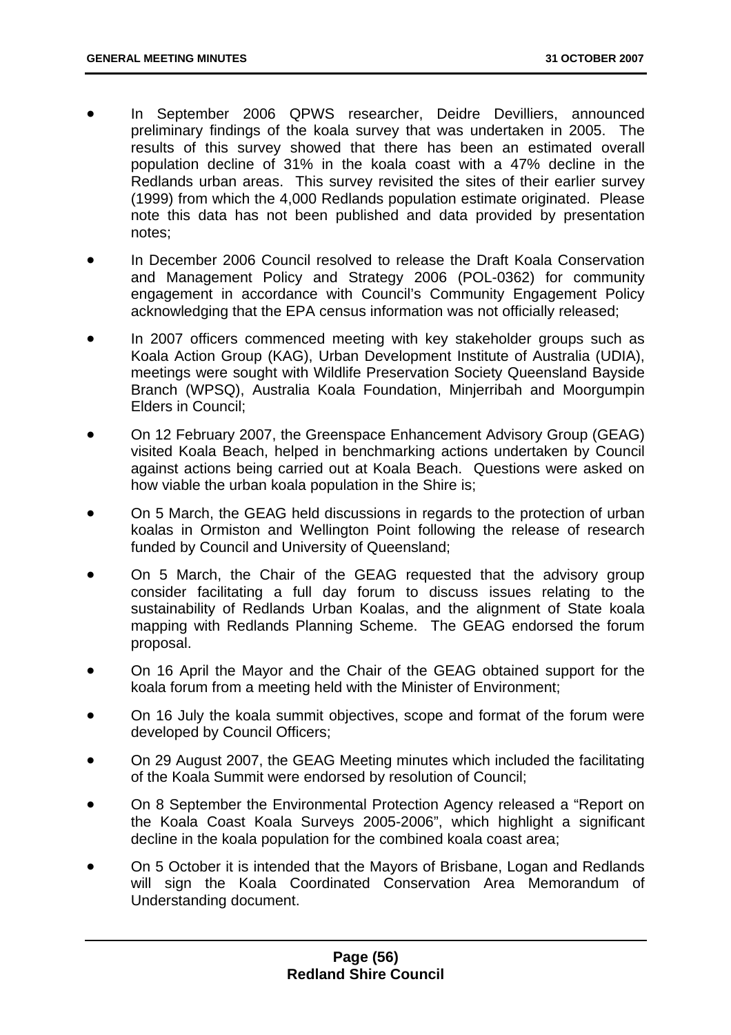- In September 2006 QPWS researcher, Deidre Devilliers, announced preliminary findings of the koala survey that was undertaken in 2005. The results of this survey showed that there has been an estimated overall population decline of 31% in the koala coast with a 47% decline in the Redlands urban areas. This survey revisited the sites of their earlier survey (1999) from which the 4,000 Redlands population estimate originated. Please note this data has not been published and data provided by presentation notes;

- In December 2006 Council resolved to release the Draft Koala Conservation and Management Policy and Strategy 2006 (POL-0362) for community engagement in accordance with Council's Community Engagement Policy acknowledging that the EPA census information was not officially released;

- In 2007 officers commenced meeting with key stakeholder groups such as Koala Action Group (KAG), Urban Development Institute of Australia (UDIA), meetings were sought with Wildlife Preservation Society Queensland Bayside Branch (WPSQ), Australia Koala Foundation, Minjerribah and Moorgumpin Elders in Council;

- On 12 February 2007, the Greenspace Enhancement Advisory Group (GEAG) visited Koala Beach, helped in benchmarking actions undertaken by Council against actions being carried out at Koala Beach. Questions were asked on how viable the urban koala population in the Shire is;

- On 5 March, the GEAG held discussions in regards to the protection of urban koalas in Ormiston and Wellington Point following the release of research funded by Council and University of Queensland;

- On 5 March, the Chair of the GEAG requested that the advisory group consider facilitating a full day forum to discuss issues relating to the sustainability of Redlands Urban Koalas, and the alignment of State koala mapping with Redlands Planning Scheme. The GEAG endorsed the forum proposal.

- On 16 April the Mayor and the Chair of the GEAG obtained support for the koala forum from a meeting held with the Minister of Environment;

- On 16 July the koala summit objectives, scope and format of the forum were developed by Council Officers;

- On 29 August 2007, the GEAG Meeting minutes which included the facilitating of the Koala Summit were endorsed by resolution of Council;

- On 8 September the Environmental Protection Agency released a "Report on the Koala Coast Koala Surveys 2005-2006", which highlight a significant decline in the koala population for the combined koala coast area;

- On 5 October it is intended that the Mayors of Brisbane, Logan and Redlands will sign the Koala Coordinated Conservation Area Memorandum of Understanding document.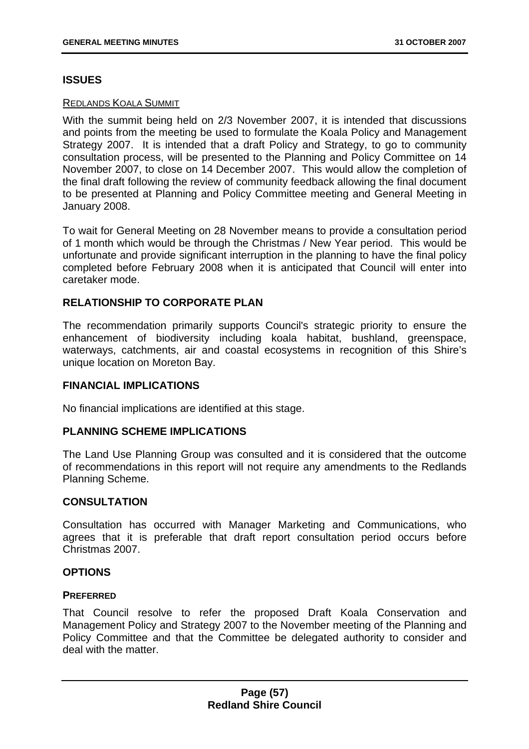## ISSUES

REDLANDS KOALA SUMMIT

With the summit being held on 2/3 November 2007, it is intended that discussions and points from the meeting be used to formulate the Koala Policy and Management Strategy 2007. It is intended that a draft Policy and Strategy, to go to community consultation process, will be presented to the Planning and Policy Committee on 14 November 2007, to close on 14 December 2007. This would allow the completion of the final draft following the review of community feedback allowing the final document to be presented at Planning and Policy Committee meeting and General Meeting in January 2008.

To wait for General Meeting on 28 November means to provide a consultation period of 1 month which would be through the Christmas / New Year period. This would be unfortunate and provide significant interruption in the planning to have the final policy completed before February 2008 when it is anticipated that Council will enter into caretaker mode.

## RELATIONSHIP TO CORPORATE PLAN

The recommendation primarily supports Council's strategic priority to ensure the enhancement of biodiversity including koala habitat, bushland, greenspace, waterways, catchments, air and coastal ecosystems in recognition of this Shire's unique location on Moreton Bay.

## FINANCIAL IMPLICATIONS

No financial implications are identified at this stage.

## PLANNING SCHEME IMPLICATIONS

The Land Use Planning Group was consulted and it is considered that the outcome of recommendations in this report will not require any amendments to the Redlands Planning Scheme.

## CONSULTATION

Consultation has occurred with Manager Marketing and Communications, who agrees that it is preferable that draft report consultation period occurs before Christmas 2007.

## OPTIONS

### PREFERRED

That Council resolve to refer the proposed Draft Koala Conservation and Management Policy and Strategy 2007 to the November meeting of the Planning and Policy Committee and that the Committee be delegated authority to consider and deal with the matter.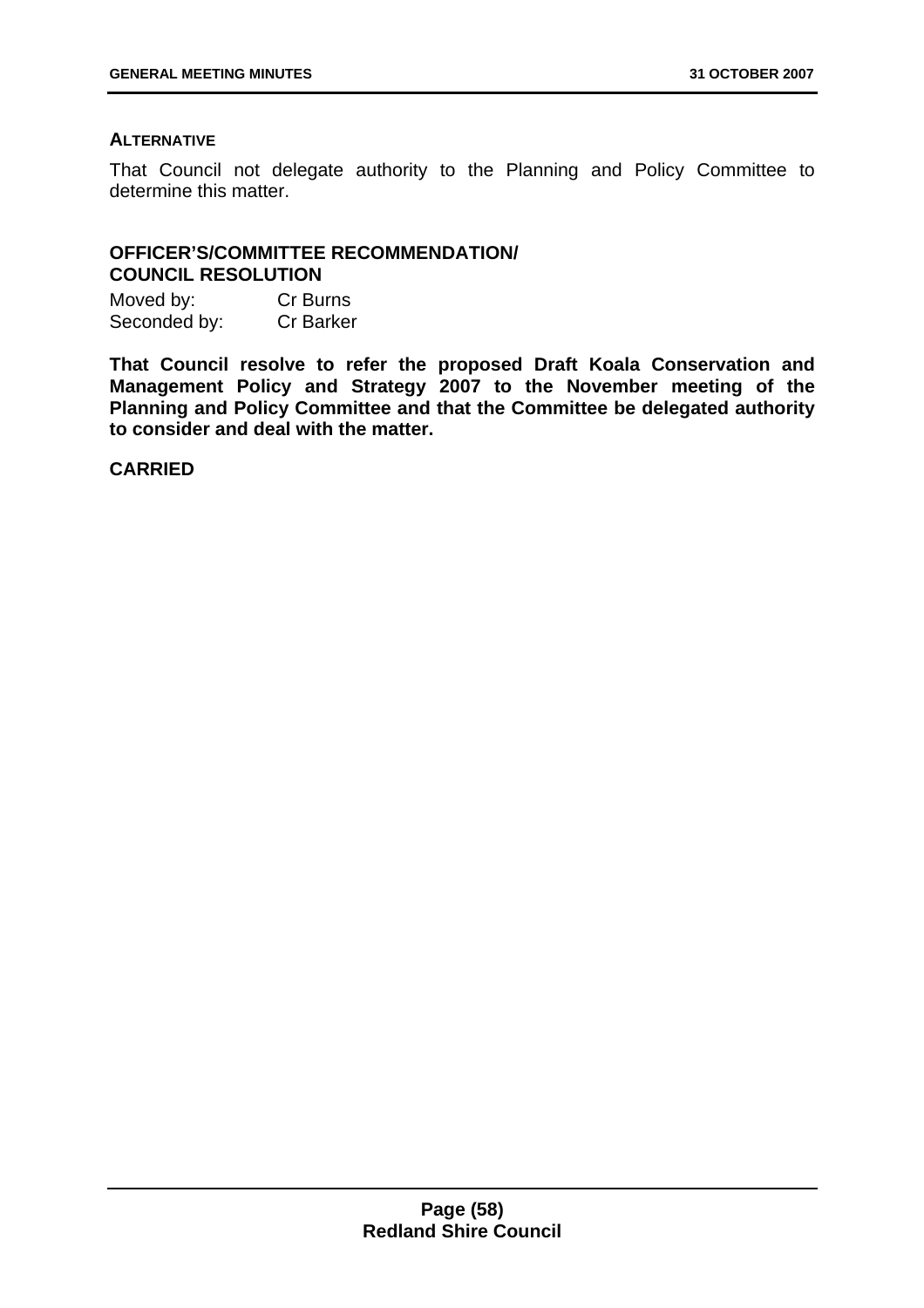**ALTERNATIVE**

That Council not delegate authority to the Planning and Policy Committee to determine this matter.

**OFFICER'S/COMMITTEE RECOMMENDATION/**
**COUNCIL RESOLUTION**

Moved by: Cr Burns
Seconded by: Cr Barker

**That Council resolve to refer the proposed Draft Koala Conservation and Management Policy and Strategy 2007 to the November meeting of the Planning and Policy Committee and that the Committee be delegated authority to consider and deal with the matter.**

**CARRIED**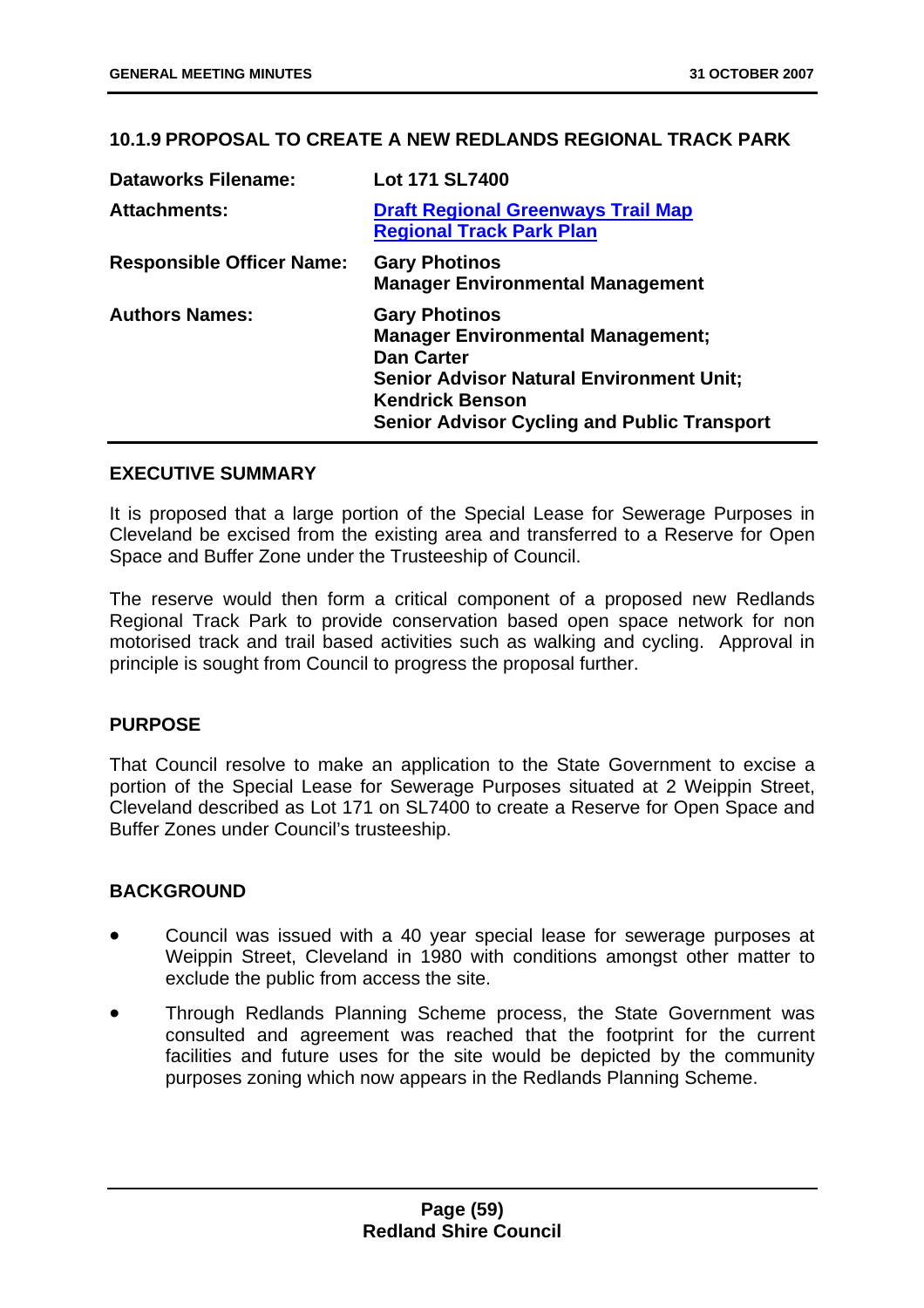## 10.1.9 PROPOSAL TO CREATE A NEW REDLANDS REGIONAL TRACK PARK

| | |
|---|---|
| **Dataworks Filename:** | **Lot 171 SL7400** |
| **Attachments:** | **Draft Regional Greenways Trail Map**<br>**Regional Track Park Plan** |
| **Responsible Officer Name:** | **Gary Photinos**<br>**Manager Environmental Management** |
| **Authors Names:** | **Gary Photinos**<br>**Manager Environmental Management;**<br>**Dan Carter**<br>**Senior Advisor Natural Environment Unit;**<br>**Kendrick Benson**<br>**Senior Advisor Cycling and Public Transport** |

### EXECUTIVE SUMMARY

It is proposed that a large portion of the Special Lease for Sewerage Purposes in Cleveland be excised from the existing area and transferred to a Reserve for Open Space and Buffer Zone under the Trusteeship of Council.

The reserve would then form a critical component of a proposed new Redlands Regional Track Park to provide conservation based open space network for non motorised track and trail based activities such as walking and cycling. Approval in principle is sought from Council to progress the proposal further.

### PURPOSE

That Council resolve to make an application to the State Government to excise a portion of the Special Lease for Sewerage Purposes situated at 2 Weippin Street, Cleveland described as Lot 171 on SL7400 to create a Reserve for Open Space and Buffer Zones under Council's trusteeship.

### BACKGROUND

- Council was issued with a 40 year special lease for sewerage purposes at Weippin Street, Cleveland in 1980 with conditions amongst other matter to exclude the public from access the site.
- Through Redlands Planning Scheme process, the State Government was consulted and agreement was reached that the footprint for the current facilities and future uses for the site would be depicted by the community purposes zoning which now appears in the Redlands Planning Scheme.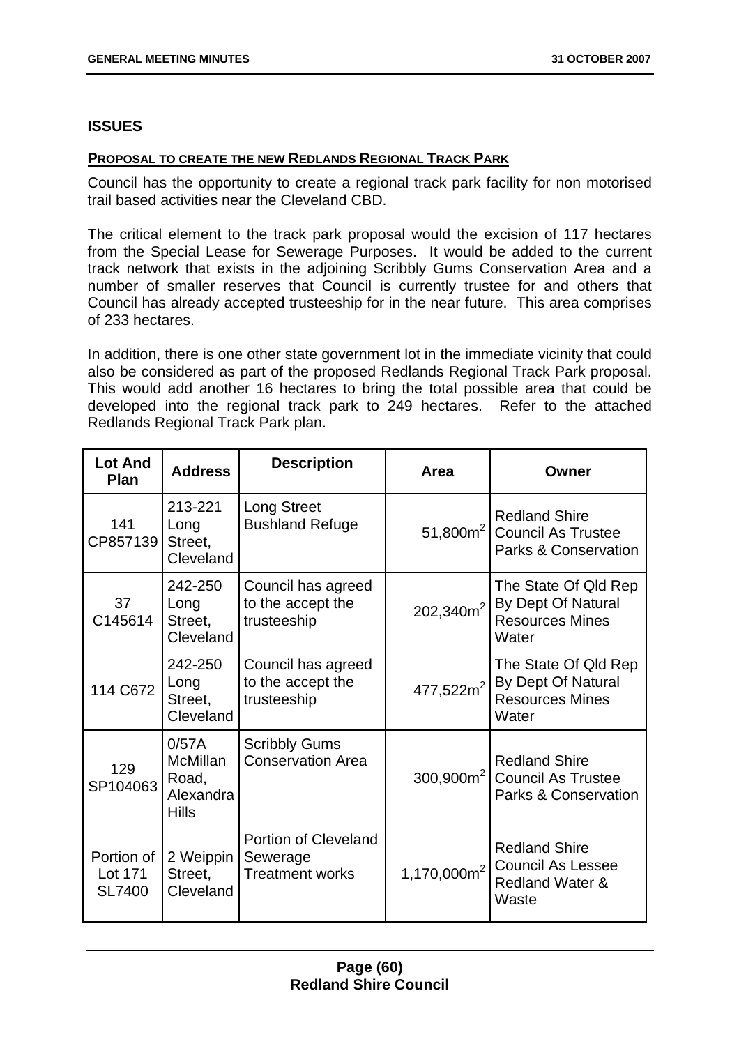## ISSUES

**PROPOSAL TO CREATE THE NEW REDLANDS REGIONAL TRACK PARK**

Council has the opportunity to create a regional track park facility for non motorised trail based activities near the Cleveland CBD.

The critical element to the track park proposal would the excision of 117 hectares from the Special Lease for Sewerage Purposes. It would be added to the current track network that exists in the adjoining Scribbly Gums Conservation Area and a number of smaller reserves that Council is currently trustee for and others that Council has already accepted trusteeship for in the near future. This area comprises of 233 hectares.

In addition, there is one other state government lot in the immediate vicinity that could also be considered as part of the proposed Redlands Regional Track Park proposal. This would add another 16 hectares to bring the total possible area that could be developed into the regional track park to 249 hectares. Refer to the attached Redlands Regional Track Park plan.

| Lot And Plan | Address | Description | Area | Owner |
|---|---|---|---|---|
| 141 CP857139 | 213-221 Long Street, Cleveland | Long Street Bushland Refuge | $51,800m^2$ | Redland Shire Council As Trustee Parks & Conservation |
| 37 C145614 | 242-250 Long Street, Cleveland | Council has agreed to the accept the trusteeship | $202,340m^2$ | The State Of Qld Rep By Dept Of Natural Resources Mines Water |
| 114 C672 | 242-250 Long Street, Cleveland | Council has agreed to the accept the trusteeship | $477,522m^2$ | The State Of Qld Rep By Dept Of Natural Resources Mines Water |
| 129 SP104063 | 0/57A McMillan Road, Alexandra Hills | Scribbly Gums Conservation Area | $300,900m^2$ | Redland Shire Council As Trustee Parks & Conservation |
| Portion of Lot 171 SL7400 | 2 Weippin Street, Cleveland | Portion of Cleveland Sewerage Treatment works | $1,170,000m^2$ | Redland Shire Council As Lessee Redland Water & Waste |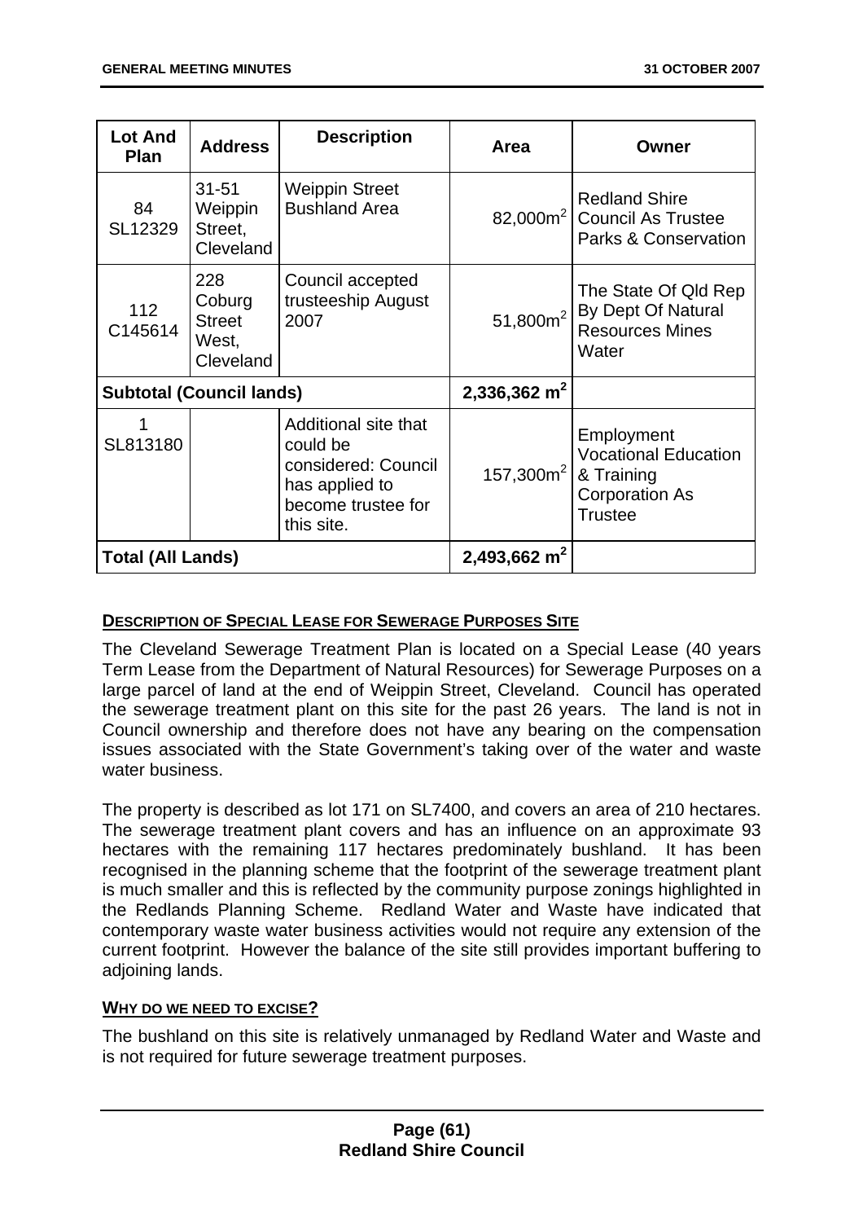| Lot And Plan | Address | Description | Area | Owner |
|---|---|---|---|---|
| 84 SL12329 | 31-51 Weippin Street, Cleveland | Weippin Street Bushland Area | 82,000m$^2$ | Redland Shire Council As Trustee Parks & Conservation |
| 112 C145614 | 228 Coburg Street West, Cleveland | Council accepted trusteeship August 2007 | 51,800m$^2$ | The State Of Qld Rep By Dept Of Natural Resources Mines Water |
| **Subtotal (Council lands)** | | | **2,336,362 m$^2$** | |
| 1 SL813180 | | Additional site that could be considered: Council has applied to become trustee for this site. | 157,300m$^2$ | Employment Vocational Education & Training Corporation As Trustee |
| **Total (All Lands)** | | | **2,493,662 m$^2$** | |

**DESCRIPTION OF SPECIAL LEASE FOR SEWERAGE PURPOSES SITE**

The Cleveland Sewerage Treatment Plan is located on a Special Lease (40 years Term Lease from the Department of Natural Resources) for Sewerage Purposes on a large parcel of land at the end of Weippin Street, Cleveland. Council has operated the sewerage treatment plant on this site for the past 26 years. The land is not in Council ownership and therefore does not have any bearing on the compensation issues associated with the State Government's taking over of the water and waste water business.

The property is described as lot 171 on SL7400, and covers an area of 210 hectares. The sewerage treatment plant covers and has an influence on an approximate 93 hectares with the remaining 117 hectares predominately bushland. It has been recognised in the planning scheme that the footprint of the sewerage treatment plant is much smaller and this is reflected by the community purpose zonings highlighted in the Redlands Planning Scheme. Redland Water and Waste have indicated that contemporary waste water business activities would not require any extension of the current footprint. However the balance of the site still provides important buffering to adjoining lands.

**WHY DO WE NEED TO EXCISE?**

The bushland on this site is relatively unmanaged by Redland Water and Waste and is not required for future sewerage treatment purposes.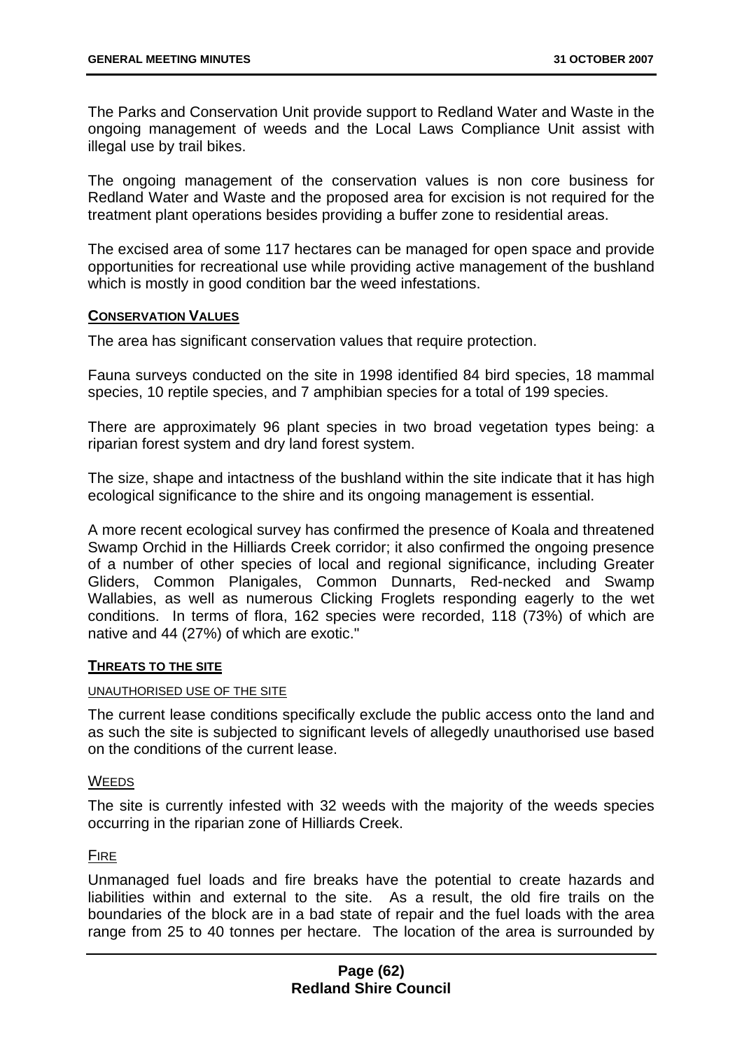The Parks and Conservation Unit provide support to Redland Water and Waste in the ongoing management of weeds and the Local Laws Compliance Unit assist with illegal use by trail bikes.

The ongoing management of the conservation values is non core business for Redland Water and Waste and the proposed area for excision is not required for the treatment plant operations besides providing a buffer zone to residential areas.

The excised area of some 117 hectares can be managed for open space and provide opportunities for recreational use while providing active management of the bushland which is mostly in good condition bar the weed infestations.

**CONSERVATION VALUES**

The area has significant conservation values that require protection.

Fauna surveys conducted on the site in 1998 identified 84 bird species, 18 mammal species, 10 reptile species, and 7 amphibian species for a total of 199 species.

There are approximately 96 plant species in two broad vegetation types being: a riparian forest system and dry land forest system.

The size, shape and intactness of the bushland within the site indicate that it has high ecological significance to the shire and its ongoing management is essential.

A more recent ecological survey has confirmed the presence of Koala and threatened Swamp Orchid in the Hilliards Creek corridor; it also confirmed the ongoing presence of a number of other species of local and regional significance, including Greater Gliders, Common Planigales, Common Dunnarts, Red-necked and Swamp Wallabies, as well as numerous Clicking Froglets responding eagerly to the wet conditions. In terms of flora, 162 species were recorded, 118 (73%) of which are native and 44 (27%) of which are exotic."

**THREATS TO THE SITE**

UNAUTHORISED USE OF THE SITE

The current lease conditions specifically exclude the public access onto the land and as such the site is subjected to significant levels of allegedly unauthorised use based on the conditions of the current lease.

WEEDS

The site is currently infested with 32 weeds with the majority of the weeds species occurring in the riparian zone of Hilliards Creek.

FIRE

Unmanaged fuel loads and fire breaks have the potential to create hazards and liabilities within and external to the site. As a result, the old fire trails on the boundaries of the block are in a bad state of repair and the fuel loads with the area range from 25 to 40 tonnes per hectare. The location of the area is surrounded by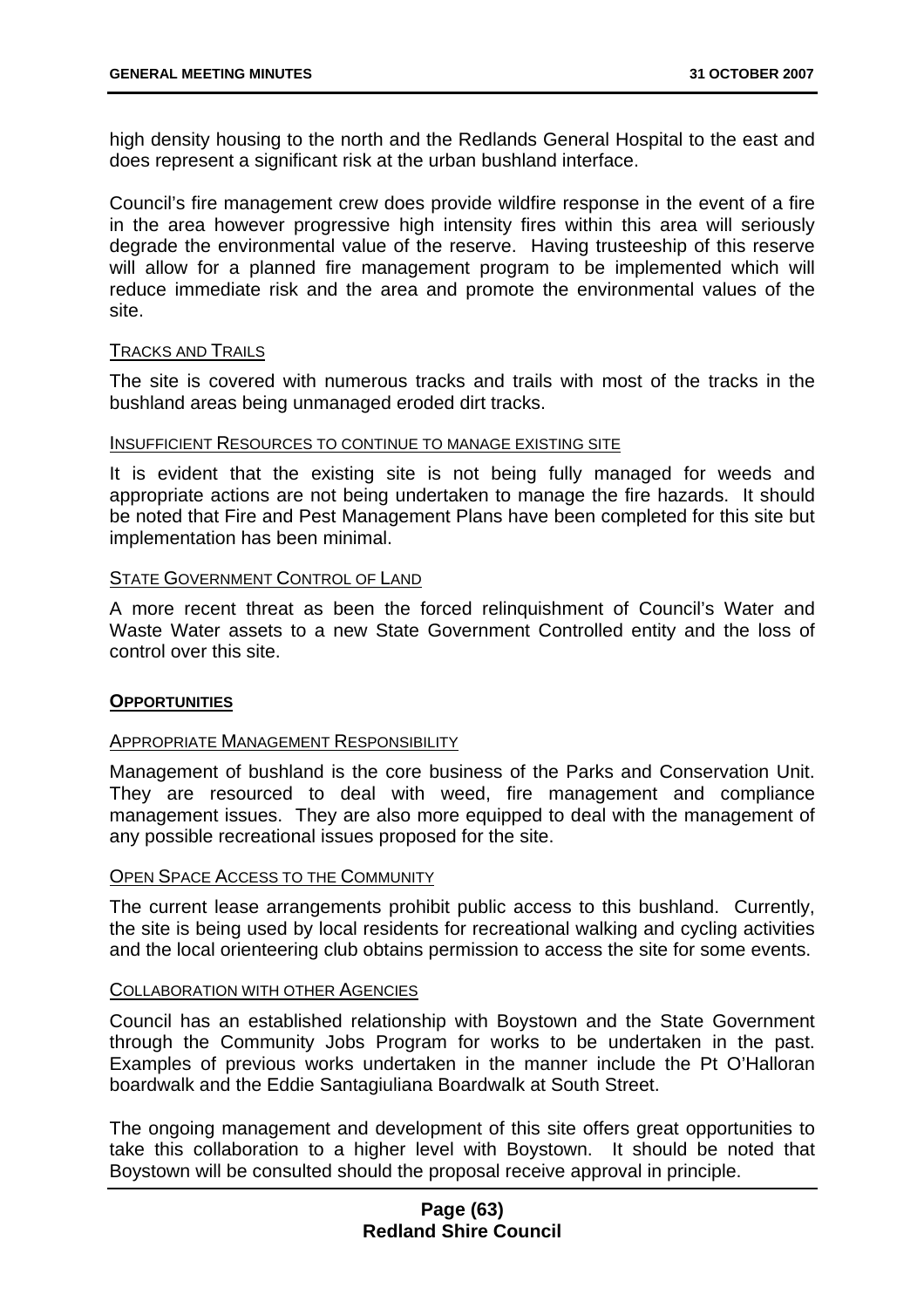high density housing to the north and the Redlands General Hospital to the east and does represent a significant risk at the urban bushland interface.

Council's fire management crew does provide wildfire response in the event of a fire in the area however progressive high intensity fires within this area will seriously degrade the environmental value of the reserve. Having trusteeship of this reserve will allow for a planned fire management program to be implemented which will reduce immediate risk and the area and promote the environmental values of the site.

TRACKS AND TRAILS

The site is covered with numerous tracks and trails with most of the tracks in the bushland areas being unmanaged eroded dirt tracks.

INSUFFICIENT RESOURCES TO CONTINUE TO MANAGE EXISTING SITE

It is evident that the existing site is not being fully managed for weeds and appropriate actions are not being undertaken to manage the fire hazards. It should be noted that Fire and Pest Management Plans have been completed for this site but implementation has been minimal.

STATE GOVERNMENT CONTROL OF LAND

A more recent threat as been the forced relinquishment of Council's Water and Waste Water assets to a new State Government Controlled entity and the loss of control over this site.

**OPPORTUNITIES**

APPROPRIATE MANAGEMENT RESPONSIBILITY

Management of bushland is the core business of the Parks and Conservation Unit. They are resourced to deal with weed, fire management and compliance management issues. They are also more equipped to deal with the management of any possible recreational issues proposed for the site.

OPEN SPACE ACCESS TO THE COMMUNITY

The current lease arrangements prohibit public access to this bushland. Currently, the site is being used by local residents for recreational walking and cycling activities and the local orienteering club obtains permission to access the site for some events.

COLLABORATION WITH OTHER AGENCIES

Council has an established relationship with Boystown and the State Government through the Community Jobs Program for works to be undertaken in the past. Examples of previous works undertaken in the manner include the Pt O'Halloran boardwalk and the Eddie Santagiuliana Boardwalk at South Street.

The ongoing management and development of this site offers great opportunities to take this collaboration to a higher level with Boystown. It should be noted that Boystown will be consulted should the proposal receive approval in principle.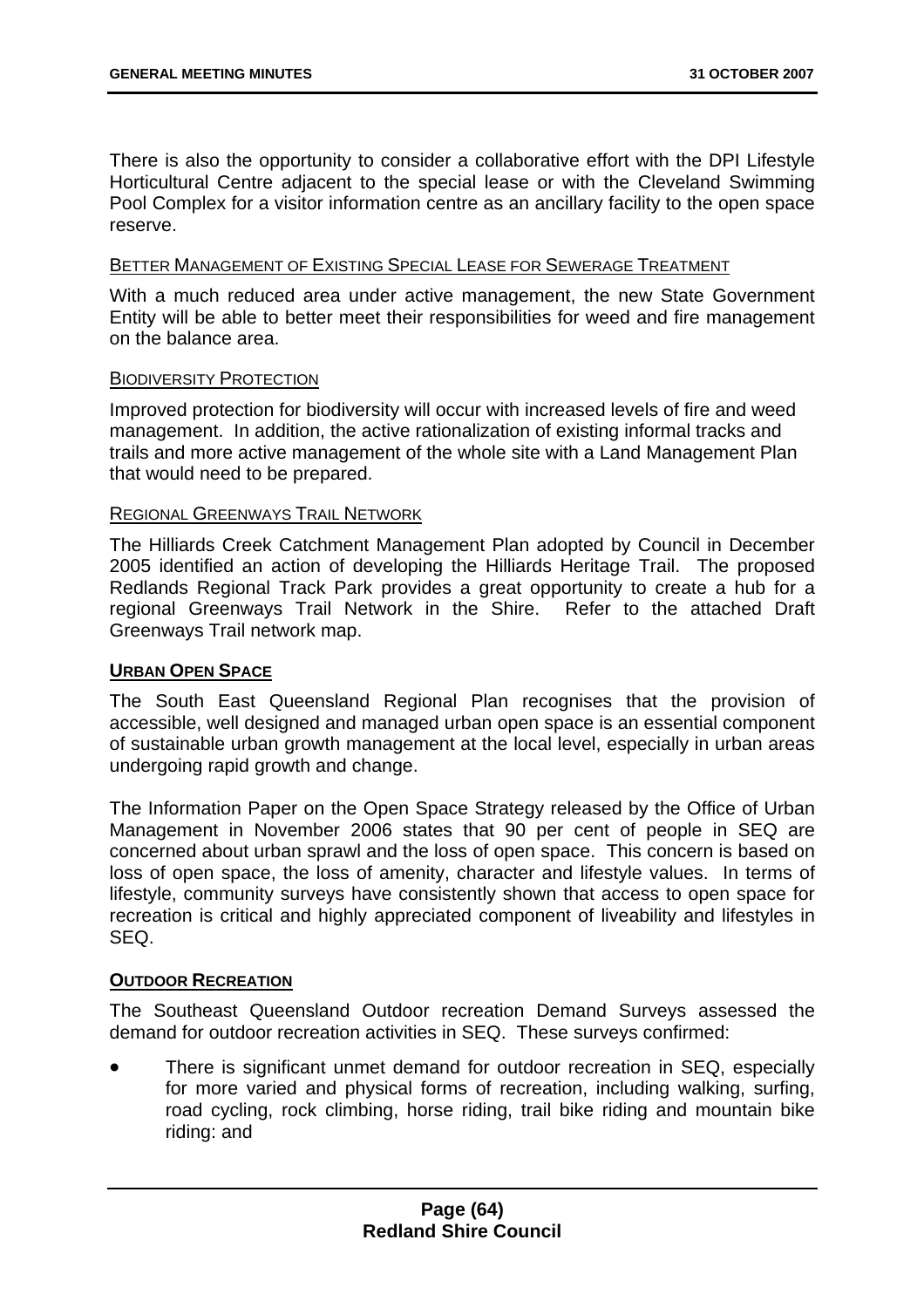There is also the opportunity to consider a collaborative effort with the DPI Lifestyle Horticultural Centre adjacent to the special lease or with the Cleveland Swimming Pool Complex for a visitor information centre as an ancillary facility to the open space reserve.

<u>BETTER MANAGEMENT OF EXISTING SPECIAL LEASE FOR SEWERAGE TREATMENT</u>

With a much reduced area under active management, the new State Government Entity will be able to better meet their responsibilities for weed and fire management on the balance area.

<u>BIODIVERSITY PROTECTION</u>

Improved protection for biodiversity will occur with increased levels of fire and weed management. In addition, the active rationalization of existing informal tracks and trails and more active management of the whole site with a Land Management Plan that would need to be prepared.

<u>REGIONAL GREENWAYS TRAIL NETWORK</u>

The Hilliards Creek Catchment Management Plan adopted by Council in December 2005 identified an action of developing the Hilliards Heritage Trail. The proposed Redlands Regional Track Park provides a great opportunity to create a hub for a regional Greenways Trail Network in the Shire. Refer to the attached Draft Greenways Trail network map.

**<u>URBAN OPEN SPACE</u>**

The South East Queensland Regional Plan recognises that the provision of accessible, well designed and managed urban open space is an essential component of sustainable urban growth management at the local level, especially in urban areas undergoing rapid growth and change.

The Information Paper on the Open Space Strategy released by the Office of Urban Management in November 2006 states that 90 per cent of people in SEQ are concerned about urban sprawl and the loss of open space. This concern is based on loss of open space, the loss of amenity, character and lifestyle values. In terms of lifestyle, community surveys have consistently shown that access to open space for recreation is critical and highly appreciated component of liveability and lifestyles in SEQ.

**<u>OUTDOOR RECREATION</u>**

The Southeast Queensland Outdoor recreation Demand Surveys assessed the demand for outdoor recreation activities in SEQ. These surveys confirmed:

- There is significant unmet demand for outdoor recreation in SEQ, especially for more varied and physical forms of recreation, including walking, surfing, road cycling, rock climbing, horse riding, trail bike riding and mountain bike riding: and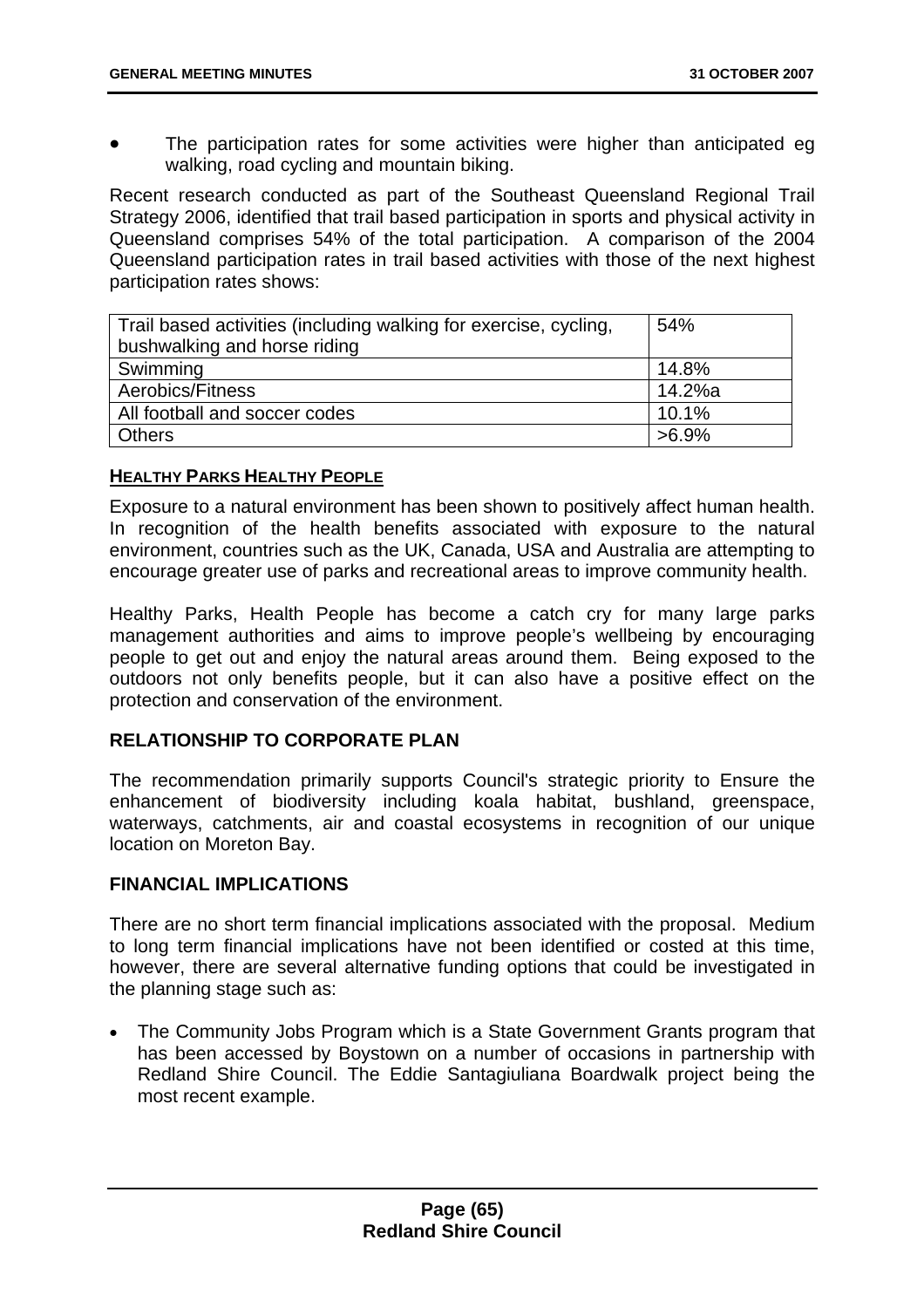- The participation rates for some activities were higher than anticipated eg walking, road cycling and mountain biking.

Recent research conducted as part of the Southeast Queensland Regional Trail Strategy 2006, identified that trail based participation in sports and physical activity in Queensland comprises 54% of the total participation. A comparison of the 2004 Queensland participation rates in trail based activities with those of the next highest participation rates shows:

| | |
|---|---|
| Trail based activities (including walking for exercise, cycling, bushwalking and horse riding | 54% |
| Swimming | 14.8% |
| Aerobics/Fitness | 14.2%a |
| All football and soccer codes | 10.1% |
| Others | >6.9% |

**HEALTHY PARKS HEALTHY PEOPLE**

Exposure to a natural environment has been shown to positively affect human health. In recognition of the health benefits associated with exposure to the natural environment, countries such as the UK, Canada, USA and Australia are attempting to encourage greater use of parks and recreational areas to improve community health.

Healthy Parks, Health People has become a catch cry for many large parks management authorities and aims to improve people's wellbeing by encouraging people to get out and enjoy the natural areas around them. Being exposed to the outdoors not only benefits people, but it can also have a positive effect on the protection and conservation of the environment.

## RELATIONSHIP TO CORPORATE PLAN

The recommendation primarily supports Council's strategic priority to Ensure the enhancement of biodiversity including koala habitat, bushland, greenspace, waterways, catchments, air and coastal ecosystems in recognition of our unique location on Moreton Bay.

## FINANCIAL IMPLICATIONS

There are no short term financial implications associated with the proposal. Medium to long term financial implications have not been identified or costed at this time, however, there are several alternative funding options that could be investigated in the planning stage such as:

- The Community Jobs Program which is a State Government Grants program that has been accessed by Boystown on a number of occasions in partnership with Redland Shire Council. The Eddie Santagiuliana Boardwalk project being the most recent example.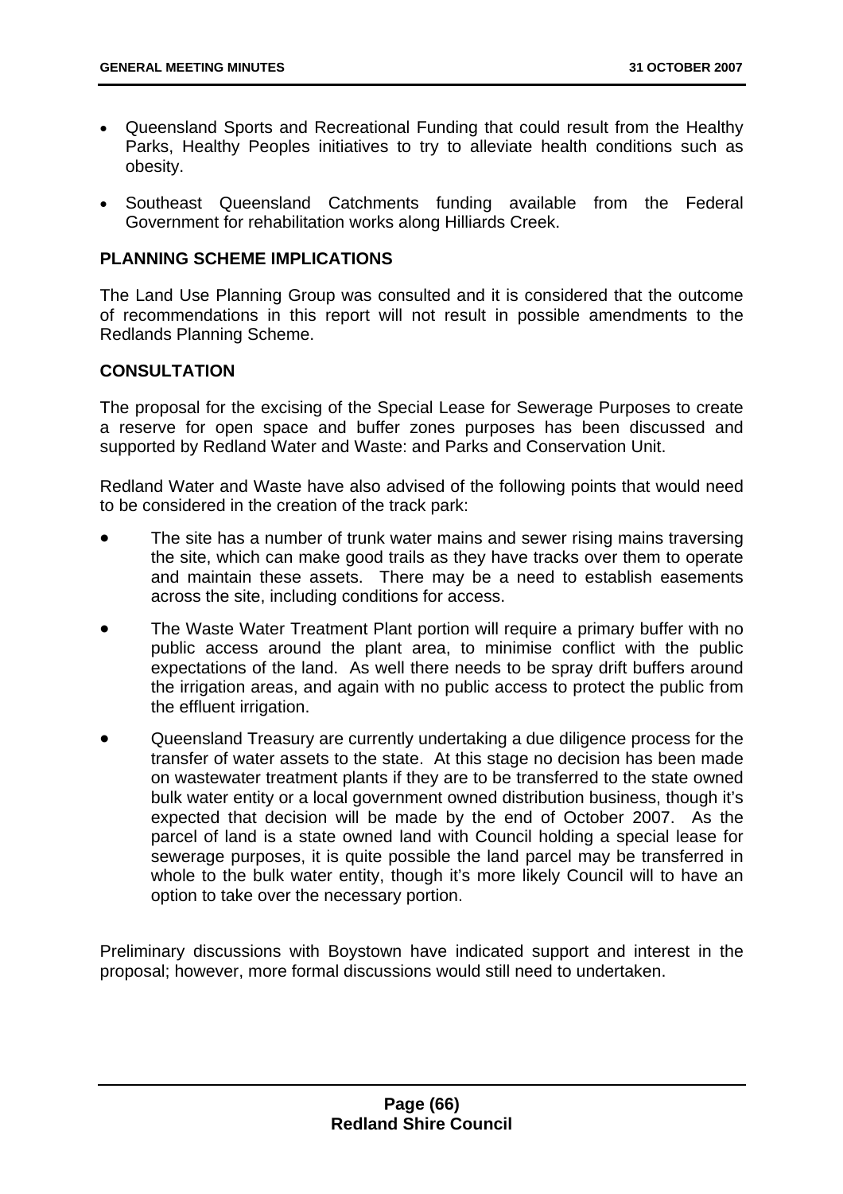- Queensland Sports and Recreational Funding that could result from the Healthy Parks, Healthy Peoples initiatives to try to alleviate health conditions such as obesity.
- Southeast Queensland Catchments funding available from the Federal Government for rehabilitation works along Hilliards Creek.

## PLANNING SCHEME IMPLICATIONS

The Land Use Planning Group was consulted and it is considered that the outcome of recommendations in this report will not result in possible amendments to the Redlands Planning Scheme.

## CONSULTATION

The proposal for the excising of the Special Lease for Sewerage Purposes to create a reserve for open space and buffer zones purposes has been discussed and supported by Redland Water and Waste: and Parks and Conservation Unit.

Redland Water and Waste have also advised of the following points that would need to be considered in the creation of the track park:

- The site has a number of trunk water mains and sewer rising mains traversing the site, which can make good trails as they have tracks over them to operate and maintain these assets. There may be a need to establish easements across the site, including conditions for access.
- The Waste Water Treatment Plant portion will require a primary buffer with no public access around the plant area, to minimise conflict with the public expectations of the land. As well there needs to be spray drift buffers around the irrigation areas, and again with no public access to protect the public from the effluent irrigation.
- Queensland Treasury are currently undertaking a due diligence process for the transfer of water assets to the state. At this stage no decision has been made on wastewater treatment plants if they are to be transferred to the state owned bulk water entity or a local government owned distribution business, though it's expected that decision will be made by the end of October 2007. As the parcel of land is a state owned land with Council holding a special lease for sewerage purposes, it is quite possible the land parcel may be transferred in whole to the bulk water entity, though it's more likely Council will to have an option to take over the necessary portion.

Preliminary discussions with Boystown have indicated support and interest in the proposal; however, more formal discussions would still need to undertaken.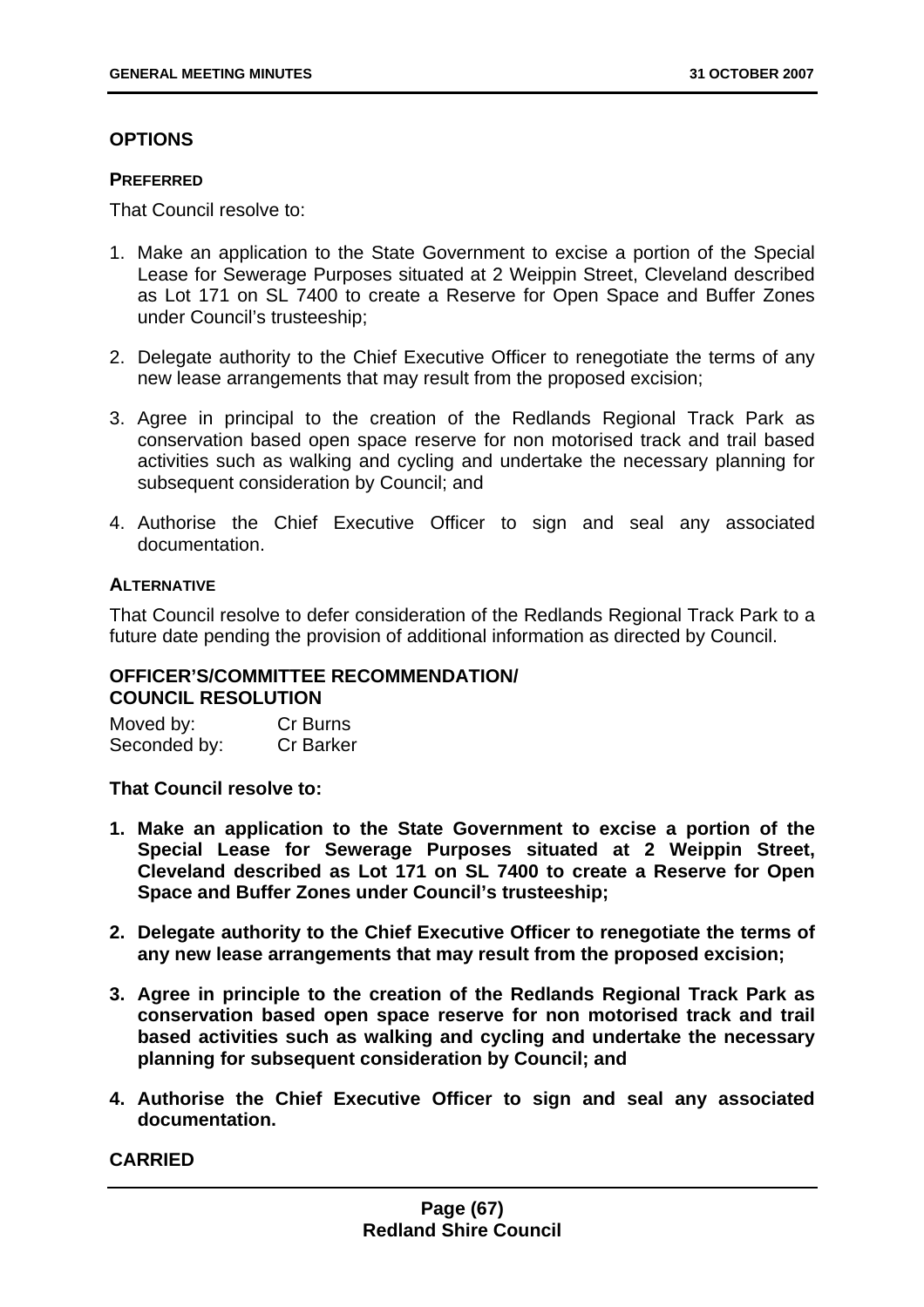## OPTIONS

### PREFERRED

That Council resolve to:

1. Make an application to the State Government to excise a portion of the Special Lease for Sewerage Purposes situated at 2 Weippin Street, Cleveland described as Lot 171 on SL 7400 to create a Reserve for Open Space and Buffer Zones under Council's trusteeship;

2. Delegate authority to the Chief Executive Officer to renegotiate the terms of any new lease arrangements that may result from the proposed excision;

3. Agree in principal to the creation of the Redlands Regional Track Park as conservation based open space reserve for non motorised track and trail based activities such as walking and cycling and undertake the necessary planning for subsequent consideration by Council; and

4. Authorise the Chief Executive Officer to sign and seal any associated documentation.

### ALTERNATIVE

That Council resolve to defer consideration of the Redlands Regional Track Park to a future date pending the provision of additional information as directed by Council.

## OFFICER'S/COMMITTEE RECOMMENDATION/ COUNCIL RESOLUTION

Moved by: Cr Burns
Seconded by: Cr Barker

**That Council resolve to:**

1. **Make an application to the State Government to excise a portion of the Special Lease for Sewerage Purposes situated at 2 Weippin Street, Cleveland described as Lot 171 on SL 7400 to create a Reserve for Open Space and Buffer Zones under Council's trusteeship;**

2. **Delegate authority to the Chief Executive Officer to renegotiate the terms of any new lease arrangements that may result from the proposed excision;**

3. **Agree in principle to the creation of the Redlands Regional Track Park as conservation based open space reserve for non motorised track and trail based activities such as walking and cycling and undertake the necessary planning for subsequent consideration by Council; and**

4. **Authorise the Chief Executive Officer to sign and seal any associated documentation.**

**CARRIED**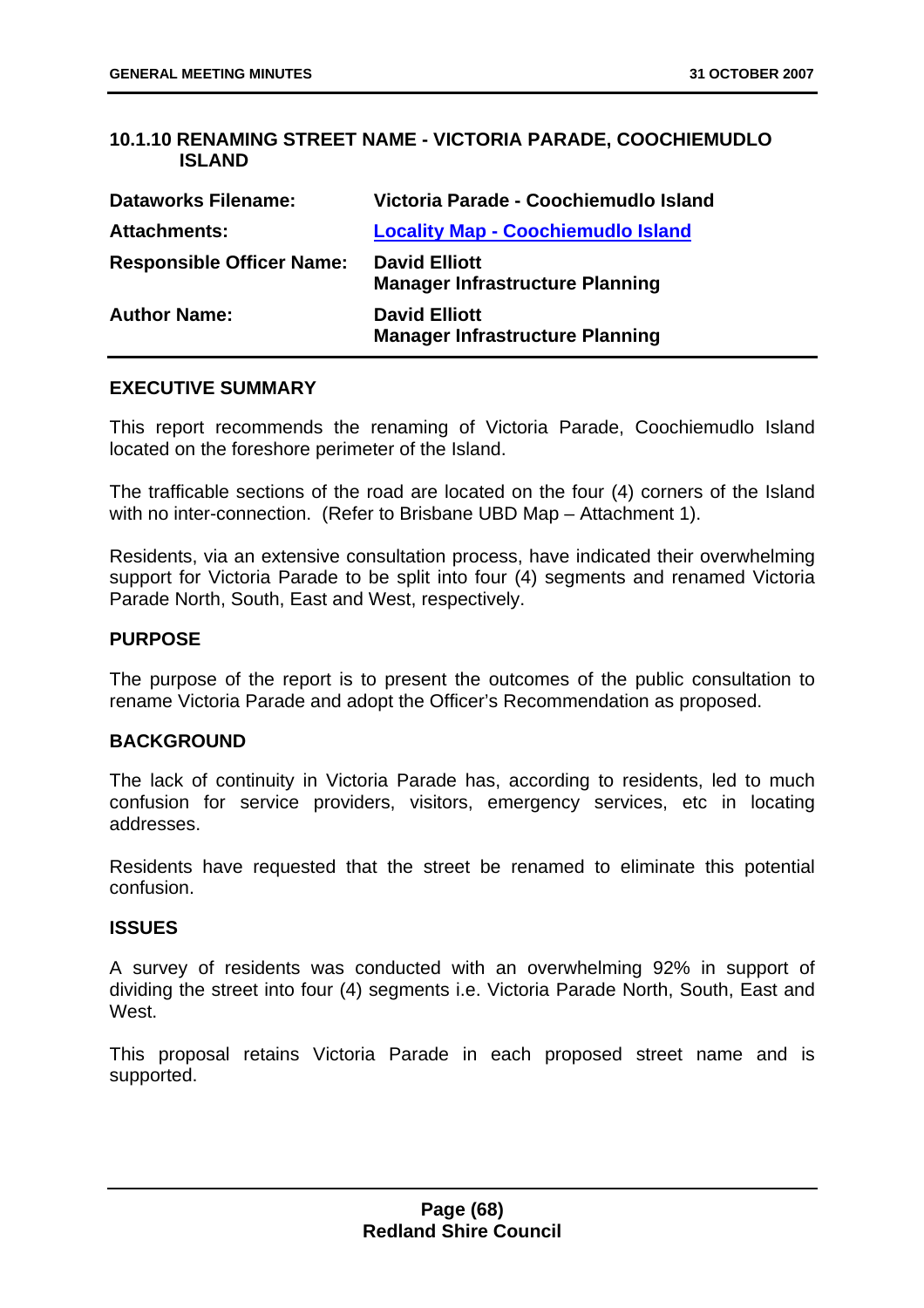## 10.1.10 RENAMING STREET NAME - VICTORIA PARADE, COOCHIEMUDLO ISLAND

| | |
|---|---|
| **Dataworks Filename:** | **Victoria Parade - Coochiemudlo Island** |
| **Attachments:** | **Locality Map - Coochiemudlo Island** |
| **Responsible Officer Name:** | **David Elliott**<br>**Manager Infrastructure Planning** |
| **Author Name:** | **David Elliott**<br>**Manager Infrastructure Planning** |

### EXECUTIVE SUMMARY

This report recommends the renaming of Victoria Parade, Coochiemudlo Island located on the foreshore perimeter of the Island.

The trafficable sections of the road are located on the four (4) corners of the Island with no inter-connection. (Refer to Brisbane UBD Map – Attachment 1).

Residents, via an extensive consultation process, have indicated their overwhelming support for Victoria Parade to be split into four (4) segments and renamed Victoria Parade North, South, East and West, respectively.

### PURPOSE

The purpose of the report is to present the outcomes of the public consultation to rename Victoria Parade and adopt the Officer's Recommendation as proposed.

### BACKGROUND

The lack of continuity in Victoria Parade has, according to residents, led to much confusion for service providers, visitors, emergency services, etc in locating addresses.

Residents have requested that the street be renamed to eliminate this potential confusion.

### ISSUES

A survey of residents was conducted with an overwhelming 92% in support of dividing the street into four (4) segments i.e. Victoria Parade North, South, East and West.

This proposal retains Victoria Parade in each proposed street name and is supported.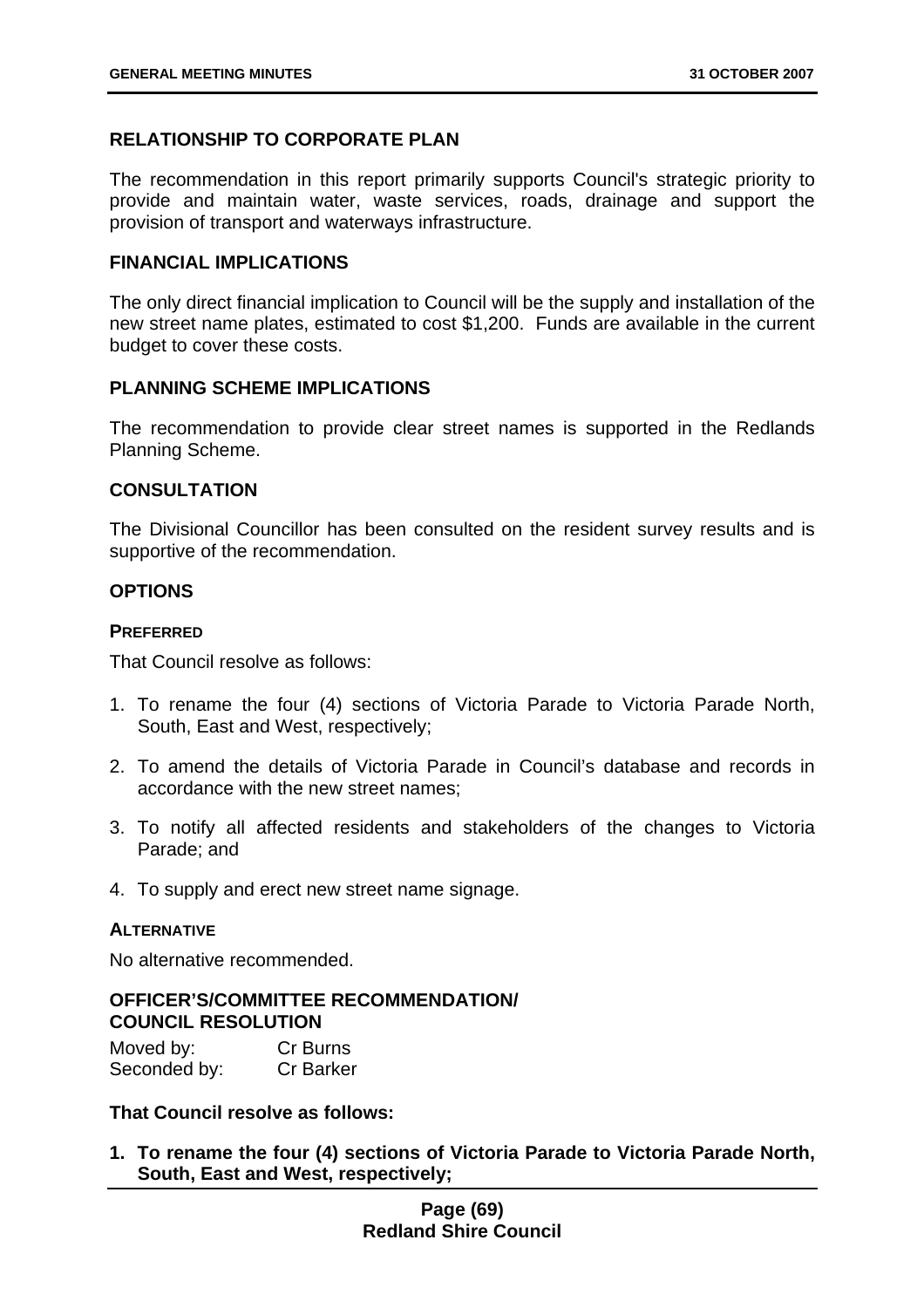## RELATIONSHIP TO CORPORATE PLAN

The recommendation in this report primarily supports Council's strategic priority to provide and maintain water, waste services, roads, drainage and support the provision of transport and waterways infrastructure.

## FINANCIAL IMPLICATIONS

The only direct financial implication to Council will be the supply and installation of the new street name plates, estimated to cost $1,200. Funds are available in the current budget to cover these costs.

## PLANNING SCHEME IMPLICATIONS

The recommendation to provide clear street names is supported in the Redlands Planning Scheme.

## CONSULTATION

The Divisional Councillor has been consulted on the resident survey results and is supportive of the recommendation.

## OPTIONS

### PREFERRED

That Council resolve as follows:

1. To rename the four (4) sections of Victoria Parade to Victoria Parade North, South, East and West, respectively;
2. To amend the details of Victoria Parade in Council's database and records in accordance with the new street names;
3. To notify all affected residents and stakeholders of the changes to Victoria Parade; and
4. To supply and erect new street name signage.

### ALTERNATIVE

No alternative recommended.

## OFFICER'S/COMMITTEE RECOMMENDATION/ COUNCIL RESOLUTION

Moved by: Cr Burns
Seconded by: Cr Barker

**That Council resolve as follows:**

1. **To rename the four (4) sections of Victoria Parade to Victoria Parade North, South, East and West, respectively;**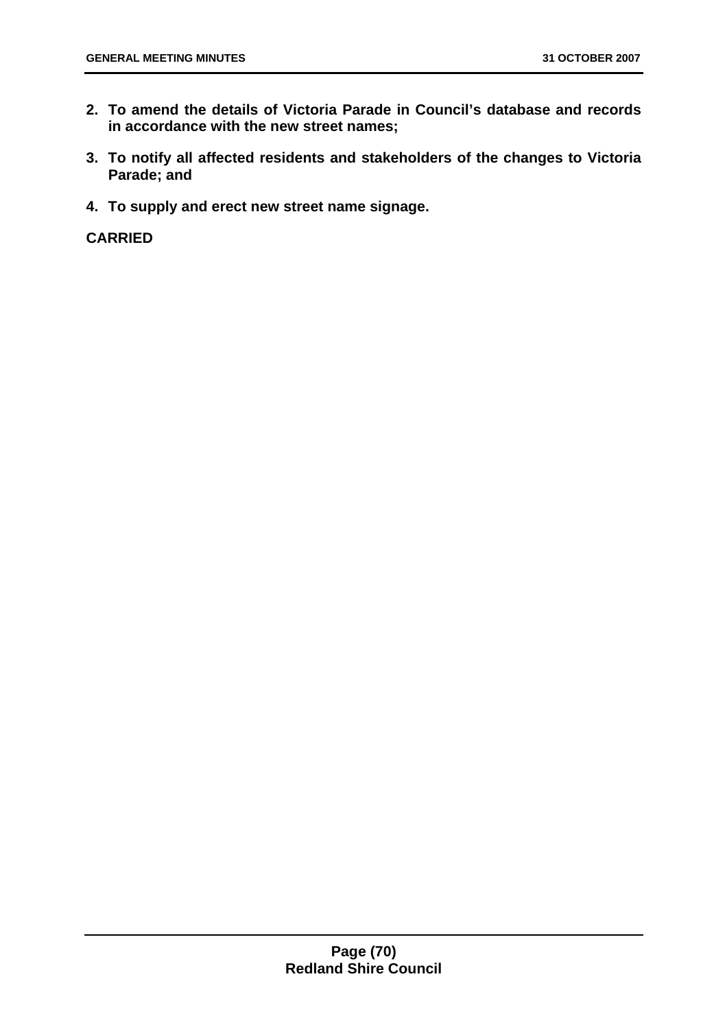2. **To amend the details of Victoria Parade in Council's database and records in accordance with the new street names;**
3. **To notify all affected residents and stakeholders of the changes to Victoria Parade; and**
4. **To supply and erect new street name signage.**

**CARRIED**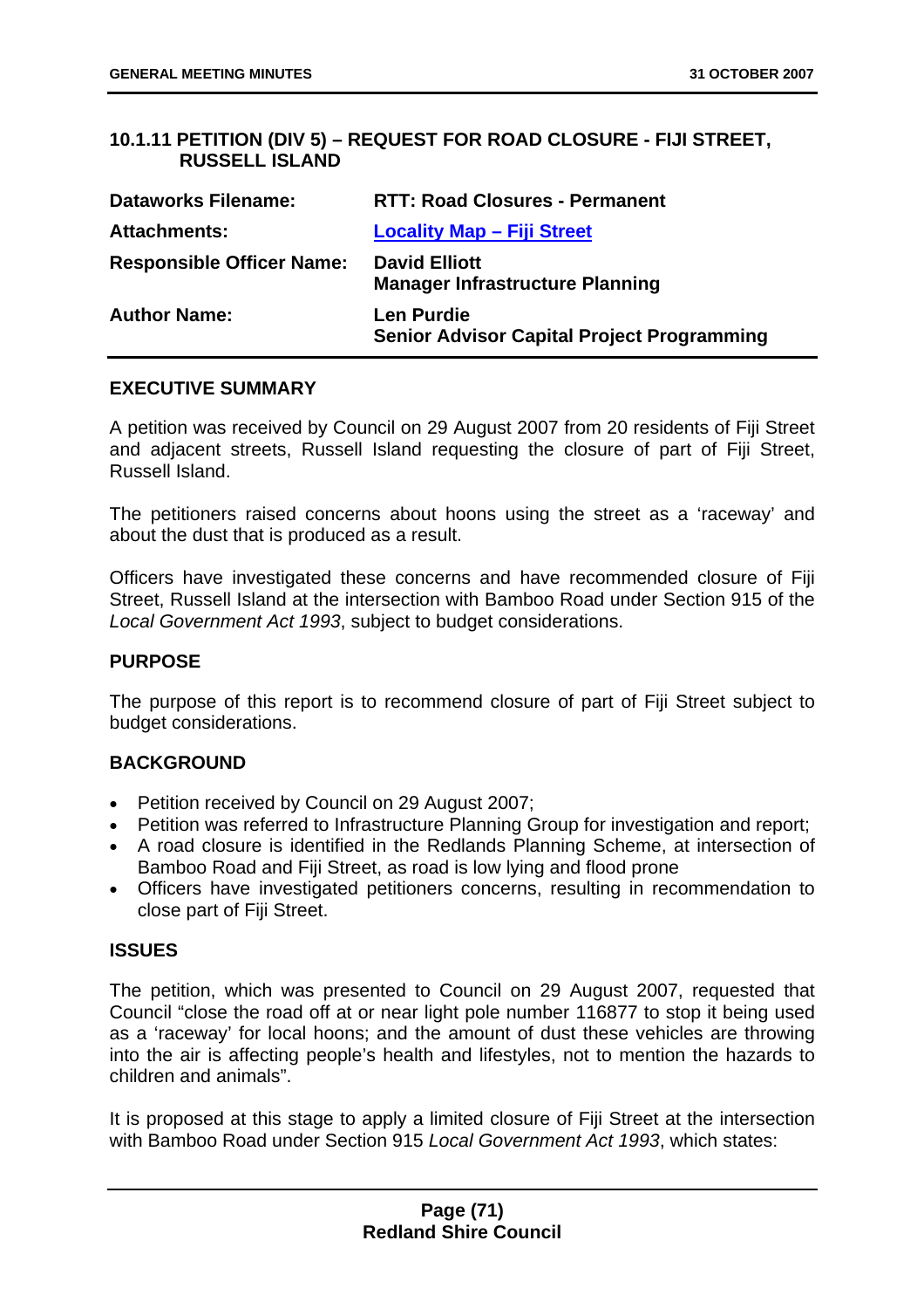### 10.1.11 PETITION (DIV 5) – REQUEST FOR ROAD CLOSURE - FIJI STREET, RUSSELL ISLAND

| | |
|---|---|
| **Dataworks Filename:** | **RTT: Road Closures - Permanent** |
| **Attachments:** | **Locality Map – Fiji Street** |
| **Responsible Officer Name:** | **David Elliott**<br>**Manager Infrastructure Planning** |
| **Author Name:** | **Len Purdie**<br>**Senior Advisor Capital Project Programming** |

**EXECUTIVE SUMMARY**

A petition was received by Council on 29 August 2007 from 20 residents of Fiji Street and adjacent streets, Russell Island requesting the closure of part of Fiji Street, Russell Island.

The petitioners raised concerns about hoons using the street as a 'raceway' and about the dust that is produced as a result.

Officers have investigated these concerns and have recommended closure of Fiji Street, Russell Island at the intersection with Bamboo Road under Section 915 of the *Local Government Act 1993*, subject to budget considerations.

**PURPOSE**

The purpose of this report is to recommend closure of part of Fiji Street subject to budget considerations.

**BACKGROUND**

- Petition received by Council on 29 August 2007;
- Petition was referred to Infrastructure Planning Group for investigation and report;
- A road closure is identified in the Redlands Planning Scheme, at intersection of Bamboo Road and Fiji Street, as road is low lying and flood prone
- Officers have investigated petitioners concerns, resulting in recommendation to close part of Fiji Street.

**ISSUES**

The petition, which was presented to Council on 29 August 2007, requested that Council "close the road off at or near light pole number 116877 to stop it being used as a 'raceway' for local hoons; and the amount of dust these vehicles are throwing into the air is affecting people's health and lifestyles, not to mention the hazards to children and animals".

It is proposed at this stage to apply a limited closure of Fiji Street at the intersection with Bamboo Road under Section 915 *Local Government Act 1993*, which states: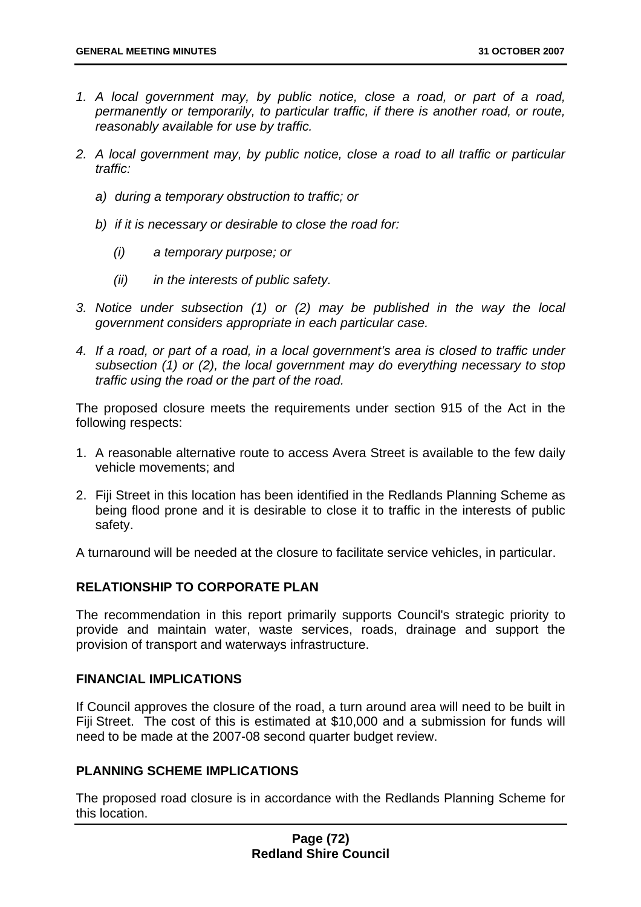*1. A local government may, by public notice, close a road, or part of a road, permanently or temporarily, to particular traffic, if there is another road, or route, reasonably available for use by traffic.*

*2. A local government may, by public notice, close a road to all traffic or particular traffic:*

   *a) during a temporary obstruction to traffic; or*

   *b) if it is necessary or desirable to close the road for:*

      *(i) a temporary purpose; or*

      *(ii) in the interests of public safety.*

*3. Notice under subsection (1) or (2) may be published in the way the local government considers appropriate in each particular case.*

*4. If a road, or part of a road, in a local government's area is closed to traffic under subsection (1) or (2), the local government may do everything necessary to stop traffic using the road or the part of the road.*

The proposed closure meets the requirements under section 915 of the Act in the following respects:

1. A reasonable alternative route to access Avera Street is available to the few daily vehicle movements; and
2. Fiji Street in this location has been identified in the Redlands Planning Scheme as being flood prone and it is desirable to close it to traffic in the interests of public safety.

A turnaround will be needed at the closure to facilitate service vehicles, in particular.

## RELATIONSHIP TO CORPORATE PLAN

The recommendation in this report primarily supports Council's strategic priority to provide and maintain water, waste services, roads, drainage and support the provision of transport and waterways infrastructure.

## FINANCIAL IMPLICATIONS

If Council approves the closure of the road, a turn around area will need to be built in Fiji Street. The cost of this is estimated at $10,000 and a submission for funds will need to be made at the 2007-08 second quarter budget review.

## PLANNING SCHEME IMPLICATIONS

The proposed road closure is in accordance with the Redlands Planning Scheme for this location.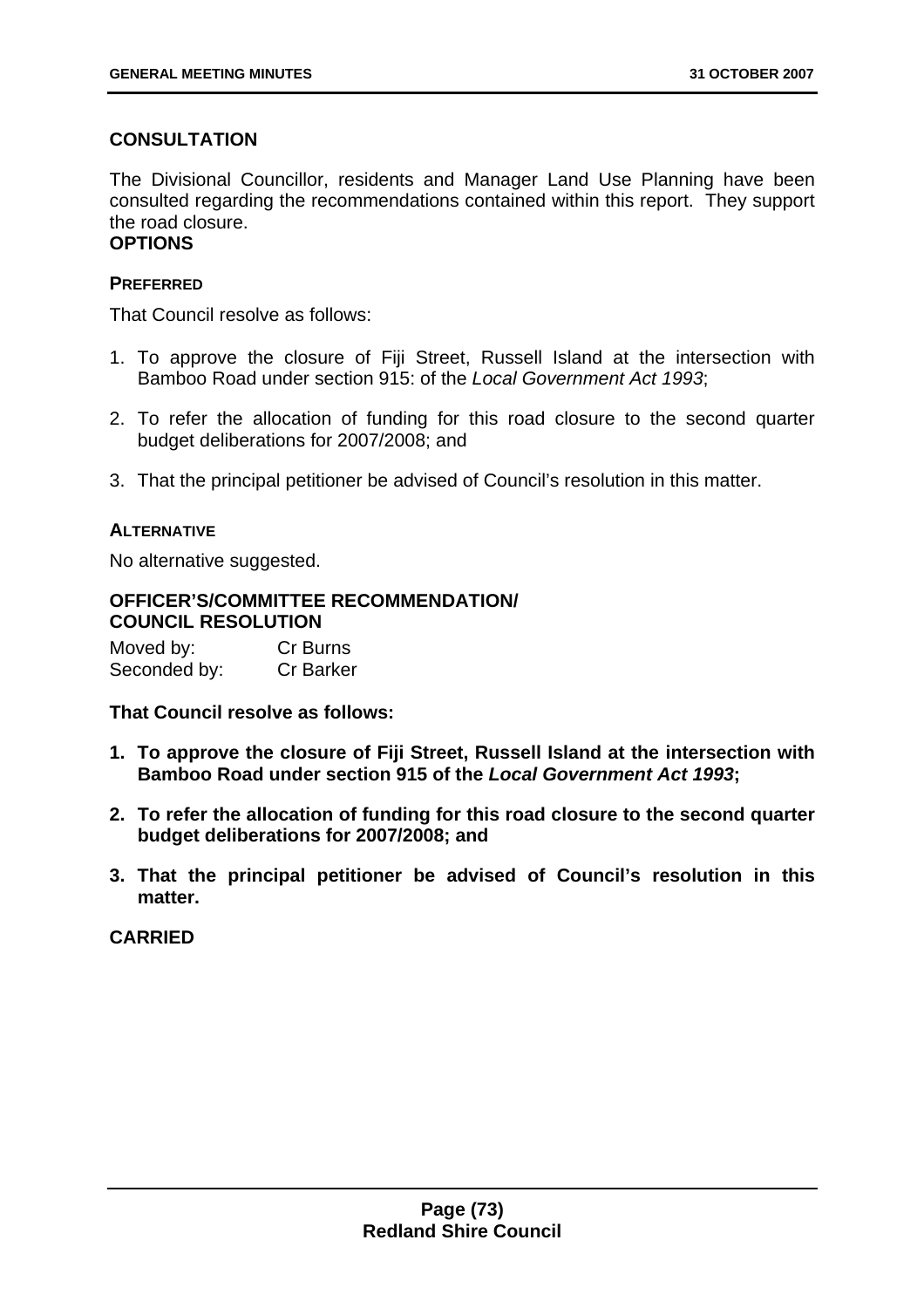### CONSULTATION

The Divisional Councillor, residents and Manager Land Use Planning have been consulted regarding the recommendations contained within this report. They support the road closure.

### OPTIONS

#### PREFERRED

That Council resolve as follows:

1. To approve the closure of Fiji Street, Russell Island at the intersection with Bamboo Road under section 915: of the *Local Government Act 1993*;
2. To refer the allocation of funding for this road closure to the second quarter budget deliberations for 2007/2008; and
3. That the principal petitioner be advised of Council's resolution in this matter.

#### ALTERNATIVE

No alternative suggested.

### OFFICER'S/COMMITTEE RECOMMENDATION/ COUNCIL RESOLUTION

Moved by: Cr Burns
Seconded by: Cr Barker

**That Council resolve as follows:**

1. **To approve the closure of Fiji Street, Russell Island at the intersection with Bamboo Road under section 915 of the *Local Government Act 1993*;**
2. **To refer the allocation of funding for this road closure to the second quarter budget deliberations for 2007/2008; and**
3. **That the principal petitioner be advised of Council's resolution in this matter.**

**CARRIED**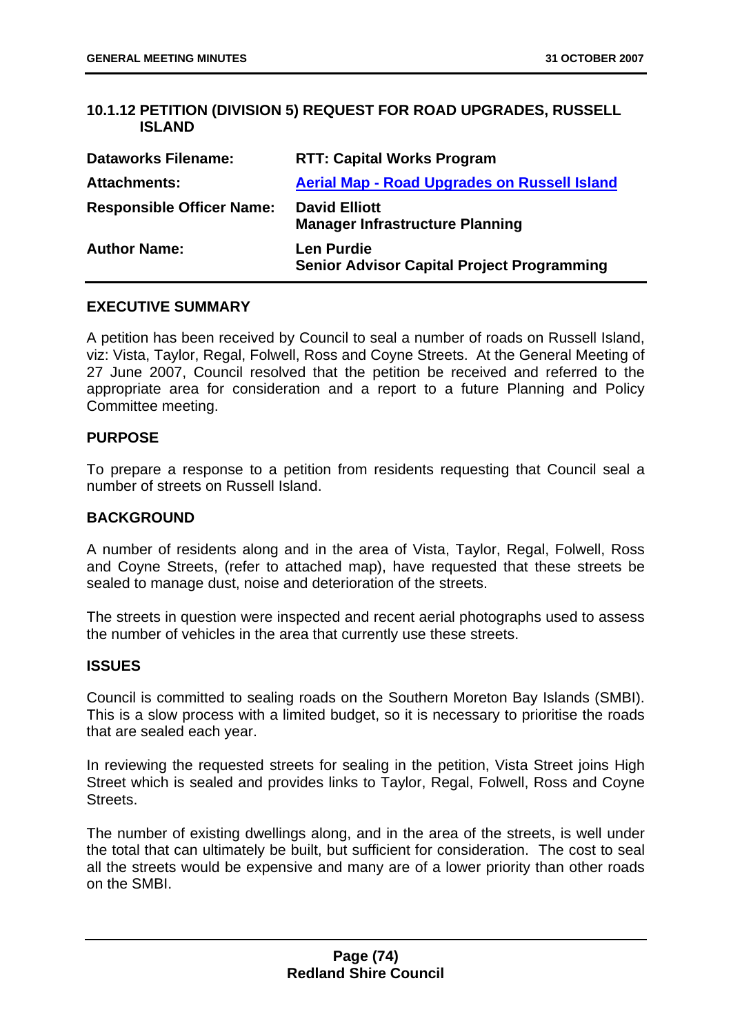## 10.1.12 PETITION (DIVISION 5) REQUEST FOR ROAD UPGRADES, RUSSELL ISLAND

| | |
|---|---|
| **Dataworks Filename:** | **RTT: Capital Works Program** |
| **Attachments:** | **Aerial Map - Road Upgrades on Russell Island** |
| **Responsible Officer Name:** | **David Elliott**<br>**Manager Infrastructure Planning** |
| **Author Name:** | **Len Purdie**<br>**Senior Advisor Capital Project Programming** |

### EXECUTIVE SUMMARY

A petition has been received by Council to seal a number of roads on Russell Island, viz: Vista, Taylor, Regal, Folwell, Ross and Coyne Streets. At the General Meeting of 27 June 2007, Council resolved that the petition be received and referred to the appropriate area for consideration and a report to a future Planning and Policy Committee meeting.

### PURPOSE

To prepare a response to a petition from residents requesting that Council seal a number of streets on Russell Island.

### BACKGROUND

A number of residents along and in the area of Vista, Taylor, Regal, Folwell, Ross and Coyne Streets, (refer to attached map), have requested that these streets be sealed to manage dust, noise and deterioration of the streets.

The streets in question were inspected and recent aerial photographs used to assess the number of vehicles in the area that currently use these streets.

### ISSUES

Council is committed to sealing roads on the Southern Moreton Bay Islands (SMBI). This is a slow process with a limited budget, so it is necessary to prioritise the roads that are sealed each year.

In reviewing the requested streets for sealing in the petition, Vista Street joins High Street which is sealed and provides links to Taylor, Regal, Folwell, Ross and Coyne Streets.

The number of existing dwellings along, and in the area of the streets, is well under the total that can ultimately be built, but sufficient for consideration. The cost to seal all the streets would be expensive and many are of a lower priority than other roads on the SMBI.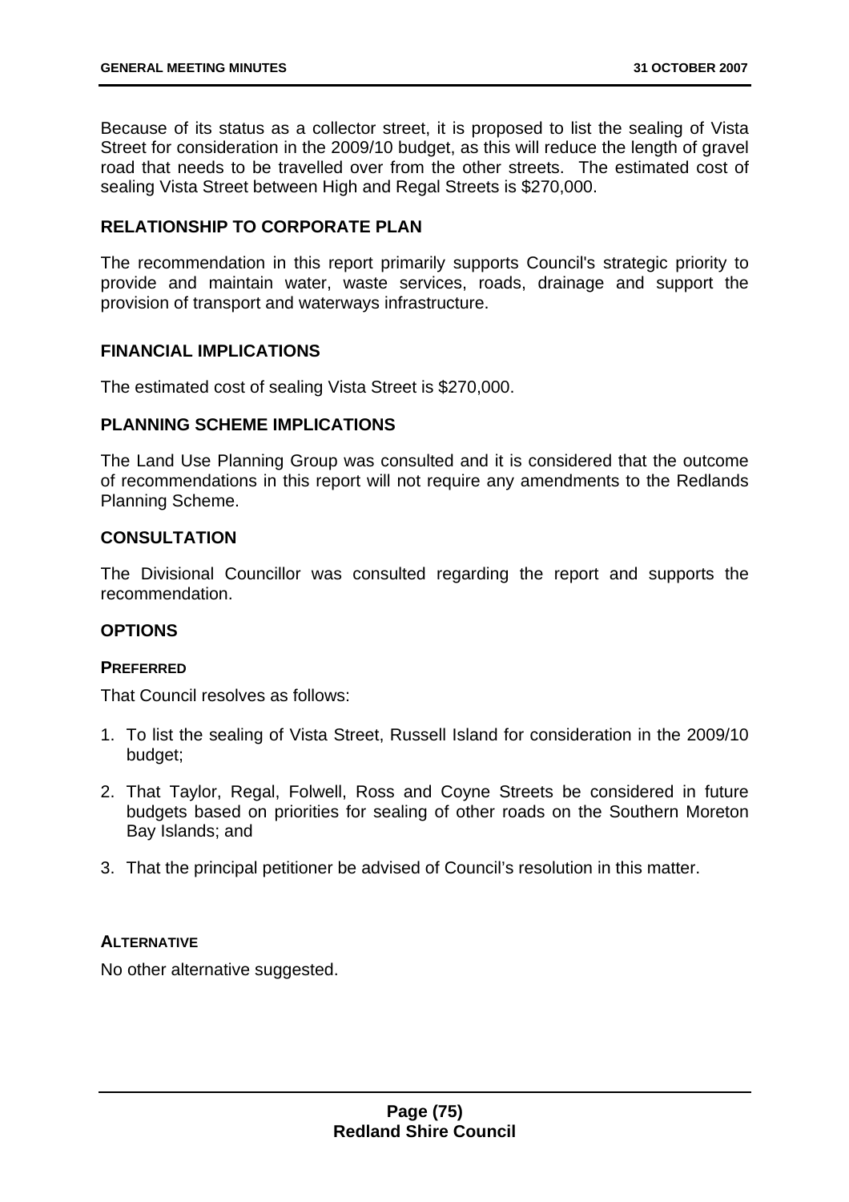Because of its status as a collector street, it is proposed to list the sealing of Vista Street for consideration in the 2009/10 budget, as this will reduce the length of gravel road that needs to be travelled over from the other streets. The estimated cost of sealing Vista Street between High and Regal Streets is $270,000.

## RELATIONSHIP TO CORPORATE PLAN

The recommendation in this report primarily supports Council's strategic priority to provide and maintain water, waste services, roads, drainage and support the provision of transport and waterways infrastructure.

## FINANCIAL IMPLICATIONS

The estimated cost of sealing Vista Street is $270,000.

## PLANNING SCHEME IMPLICATIONS

The Land Use Planning Group was consulted and it is considered that the outcome of recommendations in this report will not require any amendments to the Redlands Planning Scheme.

## CONSULTATION

The Divisional Councillor was consulted regarding the report and supports the recommendation.

## OPTIONS

### PREFERRED

That Council resolves as follows:

1. To list the sealing of Vista Street, Russell Island for consideration in the 2009/10 budget;
2. That Taylor, Regal, Folwell, Ross and Coyne Streets be considered in future budgets based on priorities for sealing of other roads on the Southern Moreton Bay Islands; and
3. That the principal petitioner be advised of Council's resolution in this matter.

### ALTERNATIVE

No other alternative suggested.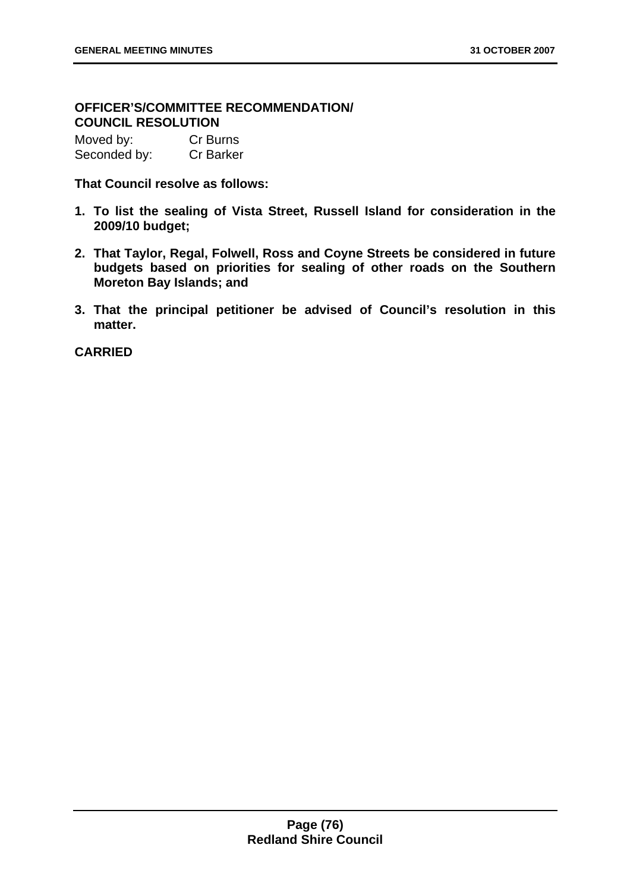**OFFICER'S/COMMITTEE RECOMMENDATION/
COUNCIL RESOLUTION**

Moved by: Cr Burns
Seconded by: Cr Barker

**That Council resolve as follows:**

1. **To list the sealing of Vista Street, Russell Island for consideration in the 2009/10 budget;**
2. **That Taylor, Regal, Folwell, Ross and Coyne Streets be considered in future budgets based on priorities for sealing of other roads on the Southern Moreton Bay Islands; and**
3. **That the principal petitioner be advised of Council's resolution in this matter.**

**CARRIED**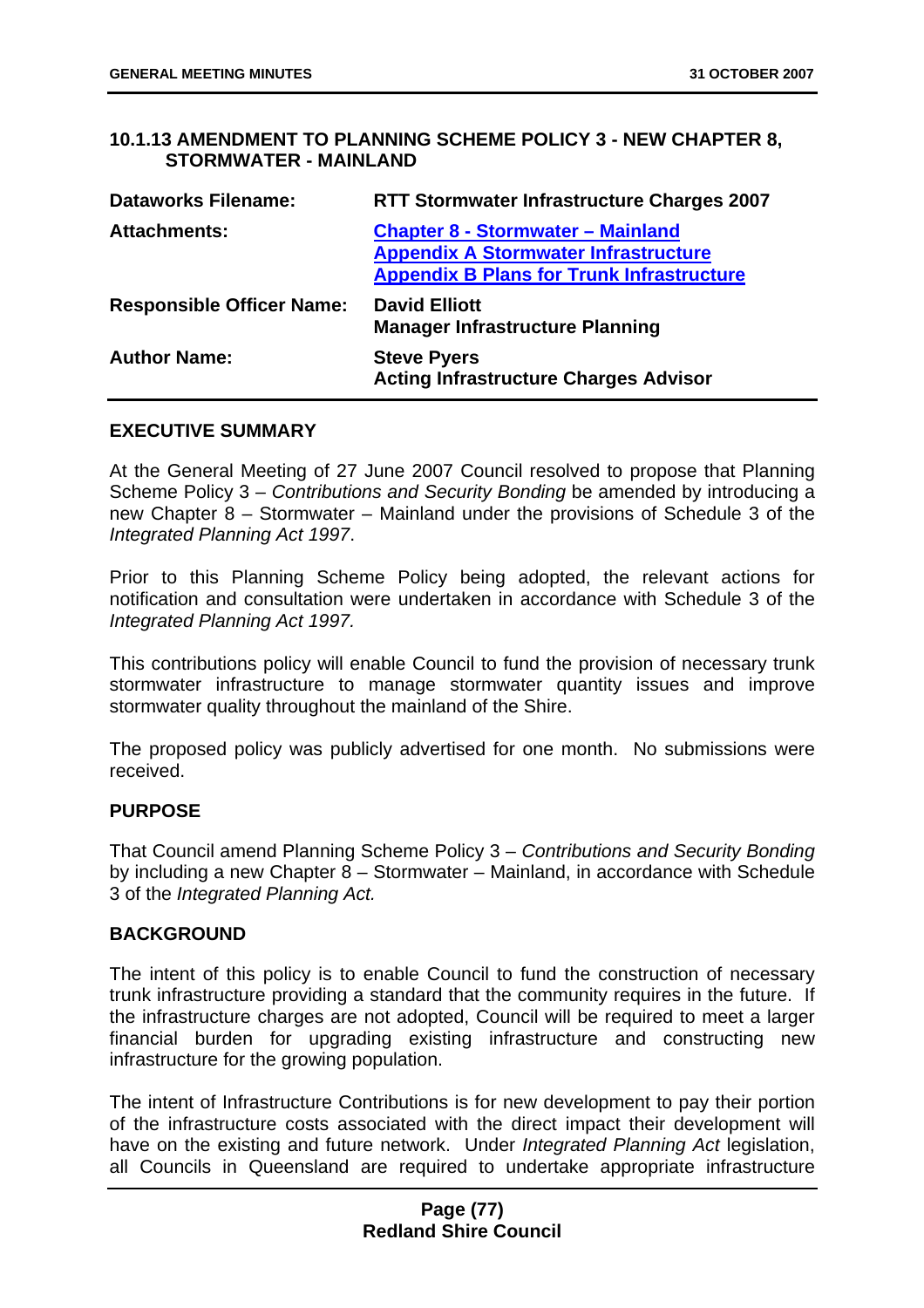### 10.1.13 AMENDMENT TO PLANNING SCHEME POLICY 3 - NEW CHAPTER 8, STORMWATER - MAINLAND

| | |
|---|---|
| **Dataworks Filename:** | **RTT Stormwater Infrastructure Charges 2007** |
| **Attachments:** | **Chapter 8 - Stormwater – Mainland**<br>**Appendix A Stormwater Infrastructure**<br>**Appendix B Plans for Trunk Infrastructure** |
| **Responsible Officer Name:** | **David Elliott**<br>**Manager Infrastructure Planning** |
| **Author Name:** | **Steve Pyers**<br>**Acting Infrastructure Charges Advisor** |

**EXECUTIVE SUMMARY**

At the General Meeting of 27 June 2007 Council resolved to propose that Planning Scheme Policy 3 – *Contributions and Security Bonding* be amended by introducing a new Chapter 8 – Stormwater – Mainland under the provisions of Schedule 3 of the *Integrated Planning Act 1997*.

Prior to this Planning Scheme Policy being adopted, the relevant actions for notification and consultation were undertaken in accordance with Schedule 3 of the *Integrated Planning Act 1997.*

This contributions policy will enable Council to fund the provision of necessary trunk stormwater infrastructure to manage stormwater quantity issues and improve stormwater quality throughout the mainland of the Shire.

The proposed policy was publicly advertised for one month. No submissions were received.

**PURPOSE**

That Council amend Planning Scheme Policy 3 – *Contributions and Security Bonding* by including a new Chapter 8 – Stormwater – Mainland, in accordance with Schedule 3 of the *Integrated Planning Act.*

**BACKGROUND**

The intent of this policy is to enable Council to fund the construction of necessary trunk infrastructure providing a standard that the community requires in the future. If the infrastructure charges are not adopted, Council will be required to meet a larger financial burden for upgrading existing infrastructure and constructing new infrastructure for the growing population.

The intent of Infrastructure Contributions is for new development to pay their portion of the infrastructure costs associated with the direct impact their development will have on the existing and future network. Under *Integrated Planning Act* legislation, all Councils in Queensland are required to undertake appropriate infrastructure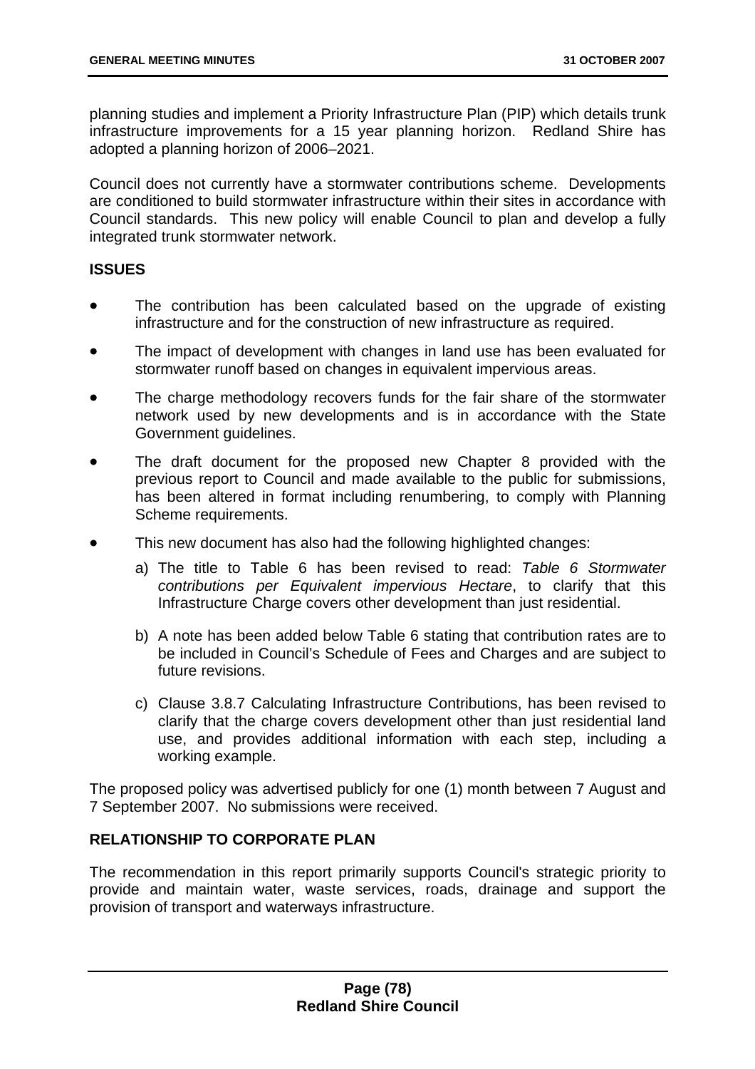planning studies and implement a Priority Infrastructure Plan (PIP) which details trunk infrastructure improvements for a 15 year planning horizon. Redland Shire has adopted a planning horizon of 2006–2021.

Council does not currently have a stormwater contributions scheme. Developments are conditioned to build stormwater infrastructure within their sites in accordance with Council standards. This new policy will enable Council to plan and develop a fully integrated trunk stormwater network.

## ISSUES

- The contribution has been calculated based on the upgrade of existing infrastructure and for the construction of new infrastructure as required.
- The impact of development with changes in land use has been evaluated for stormwater runoff based on changes in equivalent impervious areas.
- The charge methodology recovers funds for the fair share of the stormwater network used by new developments and is in accordance with the State Government guidelines.
- The draft document for the proposed new Chapter 8 provided with the previous report to Council and made available to the public for submissions, has been altered in format including renumbering, to comply with Planning Scheme requirements.
- This new document has also had the following highlighted changes:
    a) The title to Table 6 has been revised to read: *Table 6 Stormwater contributions per Equivalent impervious Hectare*, to clarify that this Infrastructure Charge covers other development than just residential.

    b) A note has been added below Table 6 stating that contribution rates are to be included in Council's Schedule of Fees and Charges and are subject to future revisions.

    c) Clause 3.8.7 Calculating Infrastructure Contributions, has been revised to clarify that the charge covers development other than just residential land use, and provides additional information with each step, including a working example.

The proposed policy was advertised publicly for one (1) month between 7 August and 7 September 2007. No submissions were received.

## RELATIONSHIP TO CORPORATE PLAN

The recommendation in this report primarily supports Council's strategic priority to provide and maintain water, waste services, roads, drainage and support the provision of transport and waterways infrastructure.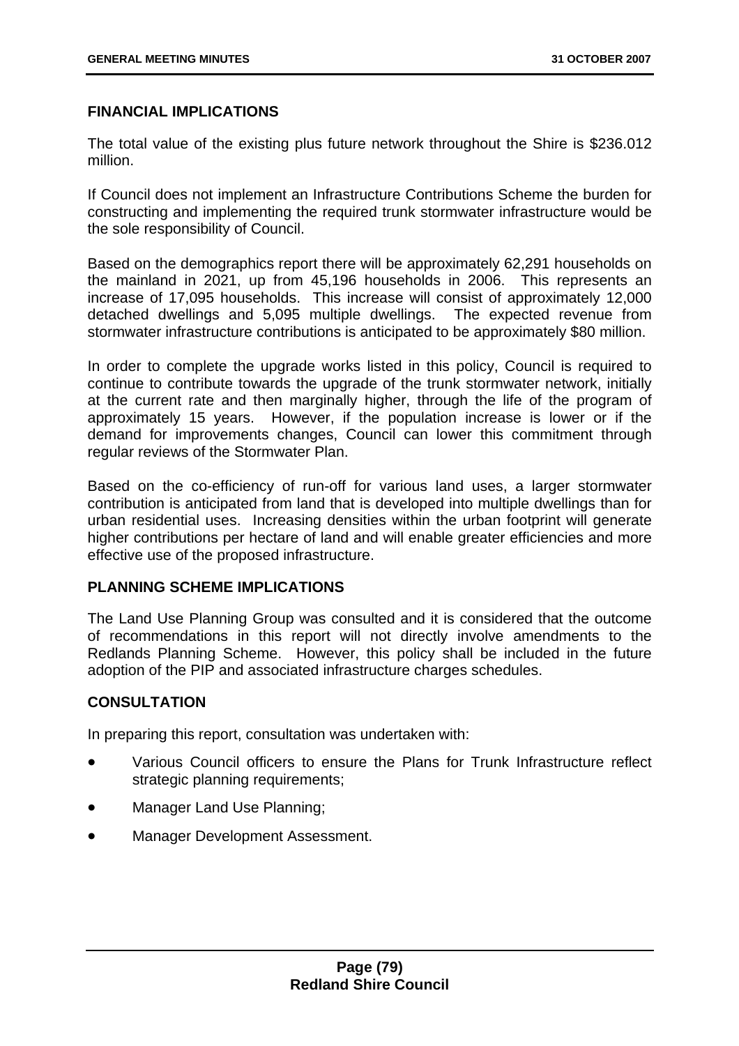## FINANCIAL IMPLICATIONS

The total value of the existing plus future network throughout the Shire is $236.012 million.

If Council does not implement an Infrastructure Contributions Scheme the burden for constructing and implementing the required trunk stormwater infrastructure would be the sole responsibility of Council.

Based on the demographics report there will be approximately 62,291 households on the mainland in 2021, up from 45,196 households in 2006. This represents an increase of 17,095 households. This increase will consist of approximately 12,000 detached dwellings and 5,095 multiple dwellings. The expected revenue from stormwater infrastructure contributions is anticipated to be approximately $80 million.

In order to complete the upgrade works listed in this policy, Council is required to continue to contribute towards the upgrade of the trunk stormwater network, initially at the current rate and then marginally higher, through the life of the program of approximately 15 years. However, if the population increase is lower or if the demand for improvements changes, Council can lower this commitment through regular reviews of the Stormwater Plan.

Based on the co-efficiency of run-off for various land uses, a larger stormwater contribution is anticipated from land that is developed into multiple dwellings than for urban residential uses. Increasing densities within the urban footprint will generate higher contributions per hectare of land and will enable greater efficiencies and more effective use of the proposed infrastructure.

## PLANNING SCHEME IMPLICATIONS

The Land Use Planning Group was consulted and it is considered that the outcome of recommendations in this report will not directly involve amendments to the Redlands Planning Scheme. However, this policy shall be included in the future adoption of the PIP and associated infrastructure charges schedules.

## CONSULTATION

In preparing this report, consultation was undertaken with:

- Various Council officers to ensure the Plans for Trunk Infrastructure reflect strategic planning requirements;
- Manager Land Use Planning;
- Manager Development Assessment.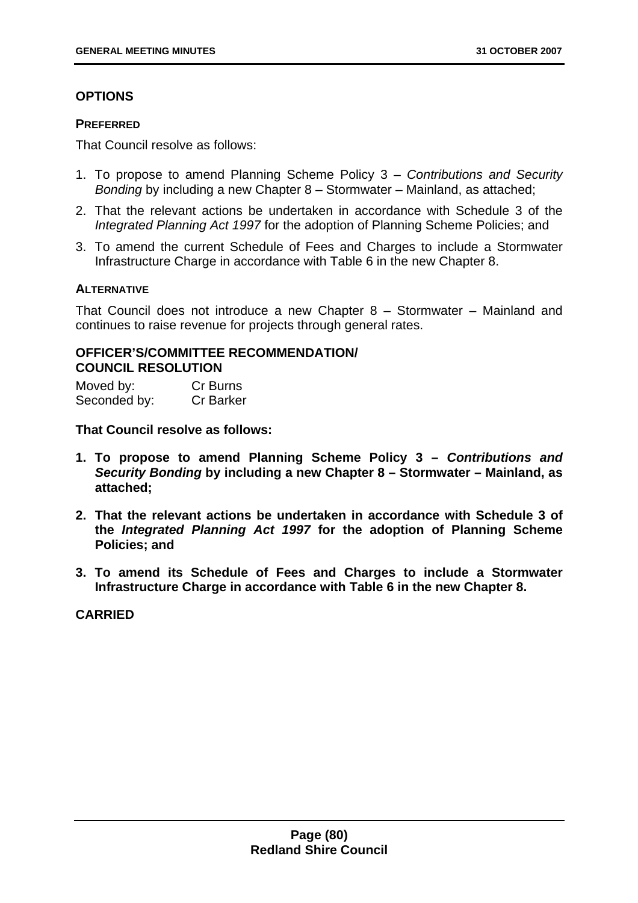## OPTIONS

### PREFERRED

That Council resolve as follows:

1. To propose to amend Planning Scheme Policy 3 – *Contributions and Security Bonding* by including a new Chapter 8 – Stormwater – Mainland, as attached;
2. That the relevant actions be undertaken in accordance with Schedule 3 of the *Integrated Planning Act 1997* for the adoption of Planning Scheme Policies; and
3. To amend the current Schedule of Fees and Charges to include a Stormwater Infrastructure Charge in accordance with Table 6 in the new Chapter 8.

### ALTERNATIVE

That Council does not introduce a new Chapter 8 – Stormwater – Mainland and continues to raise revenue for projects through general rates.

## OFFICER'S/COMMITTEE RECOMMENDATION/ COUNCIL RESOLUTION

Moved by: Cr Burns
Seconded by: Cr Barker

**That Council resolve as follows:**

1. **To propose to amend Planning Scheme Policy 3 – *Contributions and Security Bonding* by including a new Chapter 8 – Stormwater – Mainland, as attached;**
2. **That the relevant actions be undertaken in accordance with Schedule 3 of the *Integrated Planning Act 1997* for the adoption of Planning Scheme Policies; and**
3. **To amend its Schedule of Fees and Charges to include a Stormwater Infrastructure Charge in accordance with Table 6 in the new Chapter 8.**

**CARRIED**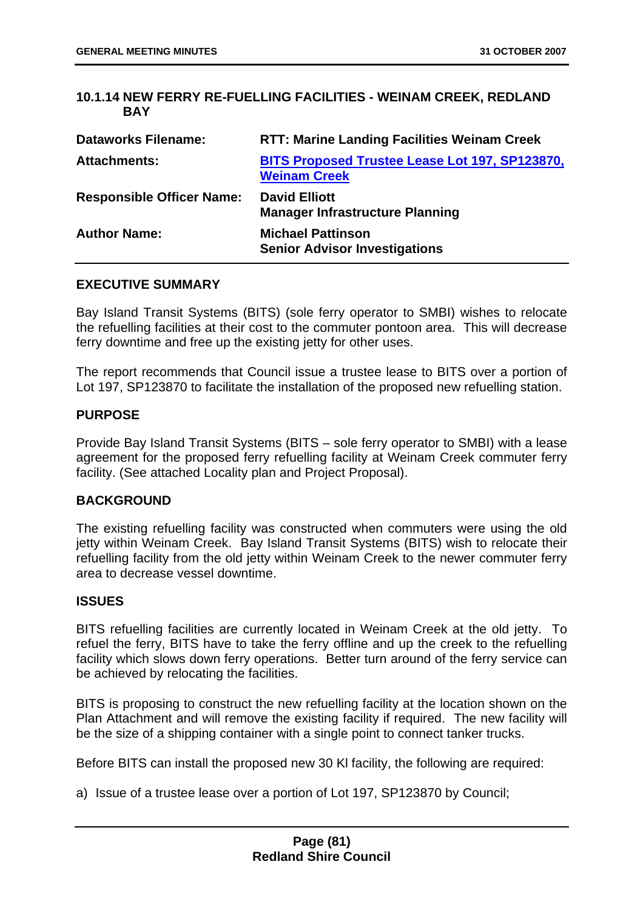### 10.1.14 NEW FERRY RE-FUELLING FACILITIES - WEINAM CREEK, REDLAND BAY

| | |
|---|---|
| **Dataworks Filename:** | **RTT: Marine Landing Facilities Weinam Creek** |
| **Attachments:** | **BITS Proposed Trustee Lease Lot 197, SP123870, Weinam Creek** |
| **Responsible Officer Name:** | **David Elliott**<br>**Manager Infrastructure Planning** |
| **Author Name:** | **Michael Pattinson**<br>**Senior Advisor Investigations** |

**EXECUTIVE SUMMARY**

Bay Island Transit Systems (BITS) (sole ferry operator to SMBI) wishes to relocate the refuelling facilities at their cost to the commuter pontoon area. This will decrease ferry downtime and free up the existing jetty for other uses.

The report recommends that Council issue a trustee lease to BITS over a portion of Lot 197, SP123870 to facilitate the installation of the proposed new refuelling station.

**PURPOSE**

Provide Bay Island Transit Systems (BITS – sole ferry operator to SMBI) with a lease agreement for the proposed ferry refuelling facility at Weinam Creek commuter ferry facility. (See attached Locality plan and Project Proposal).

**BACKGROUND**

The existing refuelling facility was constructed when commuters were using the old jetty within Weinam Creek. Bay Island Transit Systems (BITS) wish to relocate their refuelling facility from the old jetty within Weinam Creek to the newer commuter ferry area to decrease vessel downtime.

**ISSUES**

BITS refuelling facilities are currently located in Weinam Creek at the old jetty. To refuel the ferry, BITS have to take the ferry offline and up the creek to the refuelling facility which slows down ferry operations. Better turn around of the ferry service can be achieved by relocating the facilities.

BITS is proposing to construct the new refuelling facility at the location shown on the Plan Attachment and will remove the existing facility if required. The new facility will be the size of a shipping container with a single point to connect tanker trucks.

Before BITS can install the proposed new 30 Kl facility, the following are required:

a) Issue of a trustee lease over a portion of Lot 197, SP123870 by Council;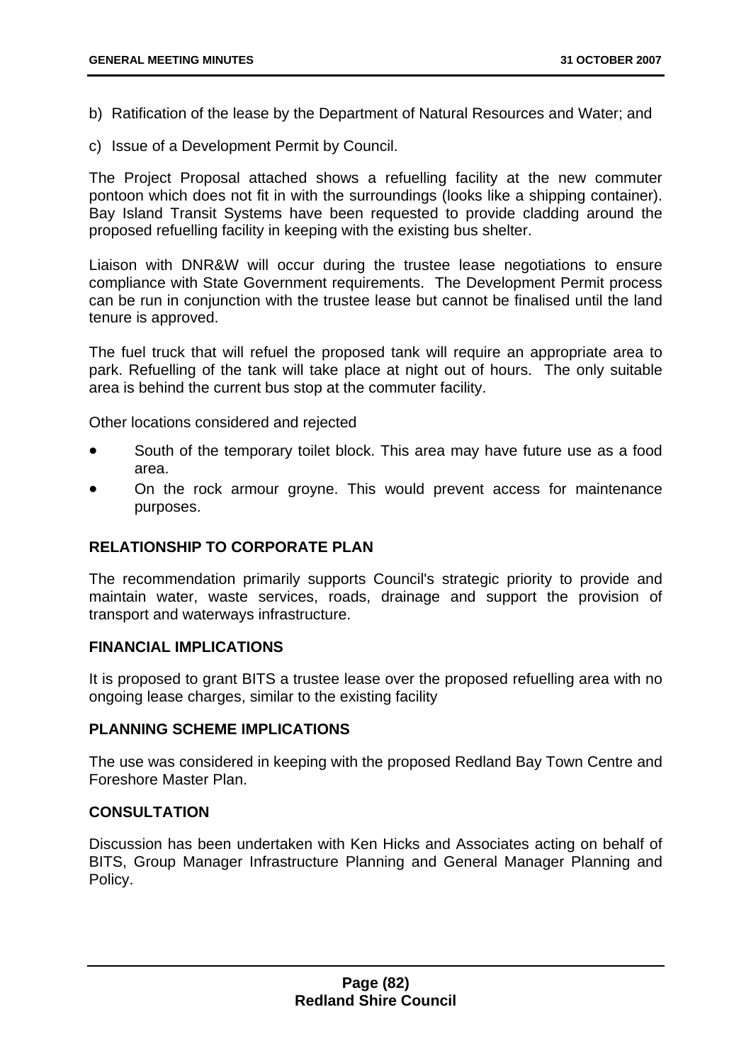b) Ratification of the lease by the Department of Natural Resources and Water; and

c) Issue of a Development Permit by Council.

The Project Proposal attached shows a refuelling facility at the new commuter pontoon which does not fit in with the surroundings (looks like a shipping container). Bay Island Transit Systems have been requested to provide cladding around the proposed refuelling facility in keeping with the existing bus shelter.

Liaison with DNR&W will occur during the trustee lease negotiations to ensure compliance with State Government requirements. The Development Permit process can be run in conjunction with the trustee lease but cannot be finalised until the land tenure is approved.

The fuel truck that will refuel the proposed tank will require an appropriate area to park. Refuelling of the tank will take place at night out of hours. The only suitable area is behind the current bus stop at the commuter facility.

Other locations considered and rejected

- South of the temporary toilet block. This area may have future use as a food area.
- On the rock armour groyne. This would prevent access for maintenance purposes.

## RELATIONSHIP TO CORPORATE PLAN

The recommendation primarily supports Council's strategic priority to provide and maintain water, waste services, roads, drainage and support the provision of transport and waterways infrastructure.

## FINANCIAL IMPLICATIONS

It is proposed to grant BITS a trustee lease over the proposed refuelling area with no ongoing lease charges, similar to the existing facility

## PLANNING SCHEME IMPLICATIONS

The use was considered in keeping with the proposed Redland Bay Town Centre and Foreshore Master Plan.

## CONSULTATION

Discussion has been undertaken with Ken Hicks and Associates acting on behalf of BITS, Group Manager Infrastructure Planning and General Manager Planning and Policy.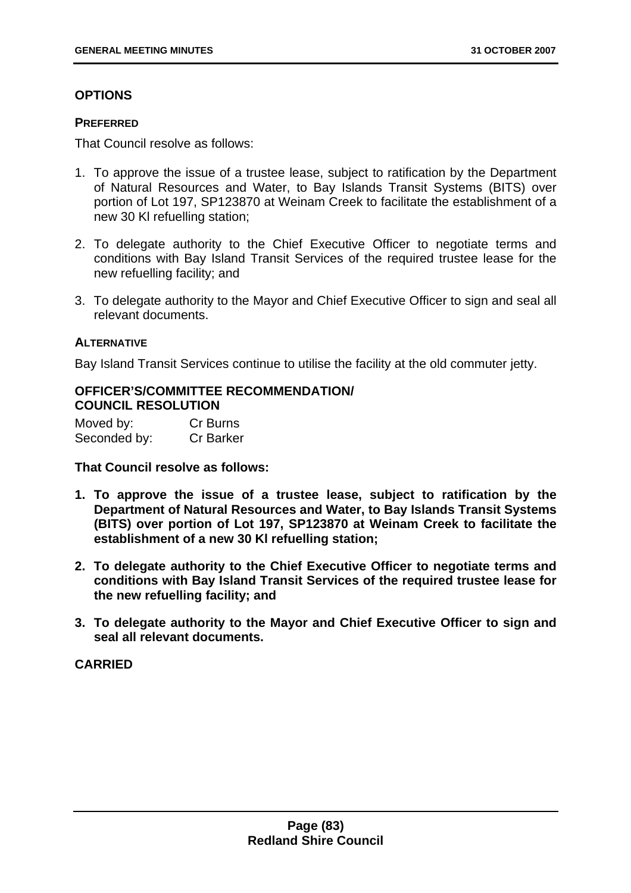## OPTIONS

### PREFERRED

That Council resolve as follows:

1. To approve the issue of a trustee lease, subject to ratification by the Department of Natural Resources and Water, to Bay Islands Transit Systems (BITS) over portion of Lot 197, SP123870 at Weinam Creek to facilitate the establishment of a new 30 Kl refuelling station;
2. To delegate authority to the Chief Executive Officer to negotiate terms and conditions with Bay Island Transit Services of the required trustee lease for the new refuelling facility; and
3. To delegate authority to the Mayor and Chief Executive Officer to sign and seal all relevant documents.

### ALTERNATIVE

Bay Island Transit Services continue to utilise the facility at the old commuter jetty.

## OFFICER'S/COMMITTEE RECOMMENDATION/ COUNCIL RESOLUTION

Moved by: Cr Burns
Seconded by: Cr Barker

**That Council resolve as follows:**

1. **To approve the issue of a trustee lease, subject to ratification by the Department of Natural Resources and Water, to Bay Islands Transit Systems (BITS) over portion of Lot 197, SP123870 at Weinam Creek to facilitate the establishment of a new 30 Kl refuelling station;**
2. **To delegate authority to the Chief Executive Officer to negotiate terms and conditions with Bay Island Transit Services of the required trustee lease for the new refuelling facility; and**
3. **To delegate authority to the Mayor and Chief Executive Officer to sign and seal all relevant documents.**

**CARRIED**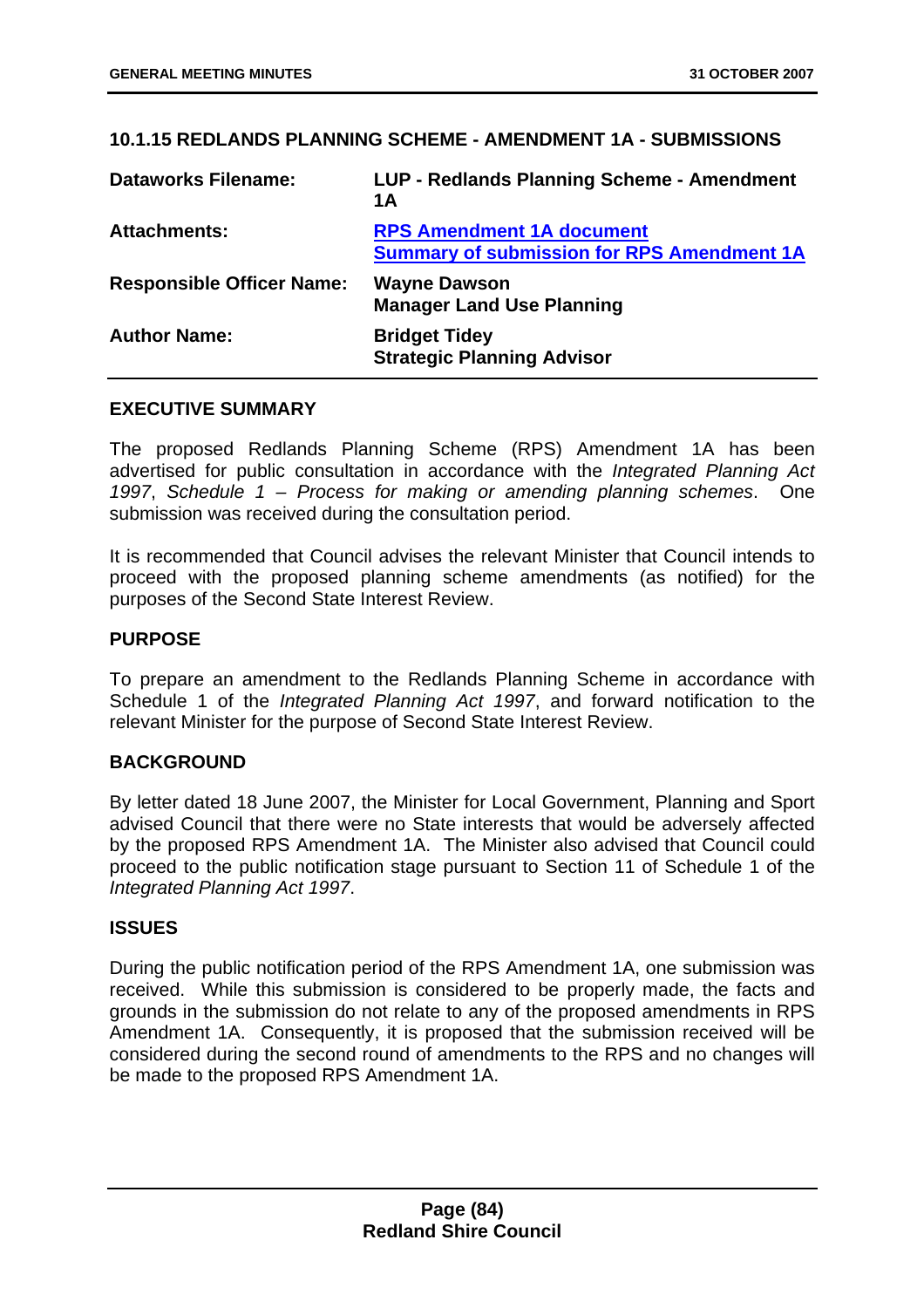## 10.1.15 REDLANDS PLANNING SCHEME - AMENDMENT 1A - SUBMISSIONS

| | |
|---|---|
| **Dataworks Filename:** | **LUP - Redlands Planning Scheme - Amendment 1A** |
| **Attachments:** | **RPS Amendment 1A document**<br>**Summary of submission for RPS Amendment 1A** |
| **Responsible Officer Name:** | **Wayne Dawson**<br>**Manager Land Use Planning** |
| **Author Name:** | **Bridget Tidey**<br>**Strategic Planning Advisor** |

### EXECUTIVE SUMMARY

The proposed Redlands Planning Scheme (RPS) Amendment 1A has been advertised for public consultation in accordance with the *Integrated Planning Act 1997*, *Schedule 1 – Process for making or amending planning schemes*. One submission was received during the consultation period.

It is recommended that Council advises the relevant Minister that Council intends to proceed with the proposed planning scheme amendments (as notified) for the purposes of the Second State Interest Review.

### PURPOSE

To prepare an amendment to the Redlands Planning Scheme in accordance with Schedule 1 of the *Integrated Planning Act 1997*, and forward notification to the relevant Minister for the purpose of Second State Interest Review.

### BACKGROUND

By letter dated 18 June 2007, the Minister for Local Government, Planning and Sport advised Council that there were no State interests that would be adversely affected by the proposed RPS Amendment 1A. The Minister also advised that Council could proceed to the public notification stage pursuant to Section 11 of Schedule 1 of the *Integrated Planning Act 1997*.

### ISSUES

During the public notification period of the RPS Amendment 1A, one submission was received. While this submission is considered to be properly made, the facts and grounds in the submission do not relate to any of the proposed amendments in RPS Amendment 1A. Consequently, it is proposed that the submission received will be considered during the second round of amendments to the RPS and no changes will be made to the proposed RPS Amendment 1A.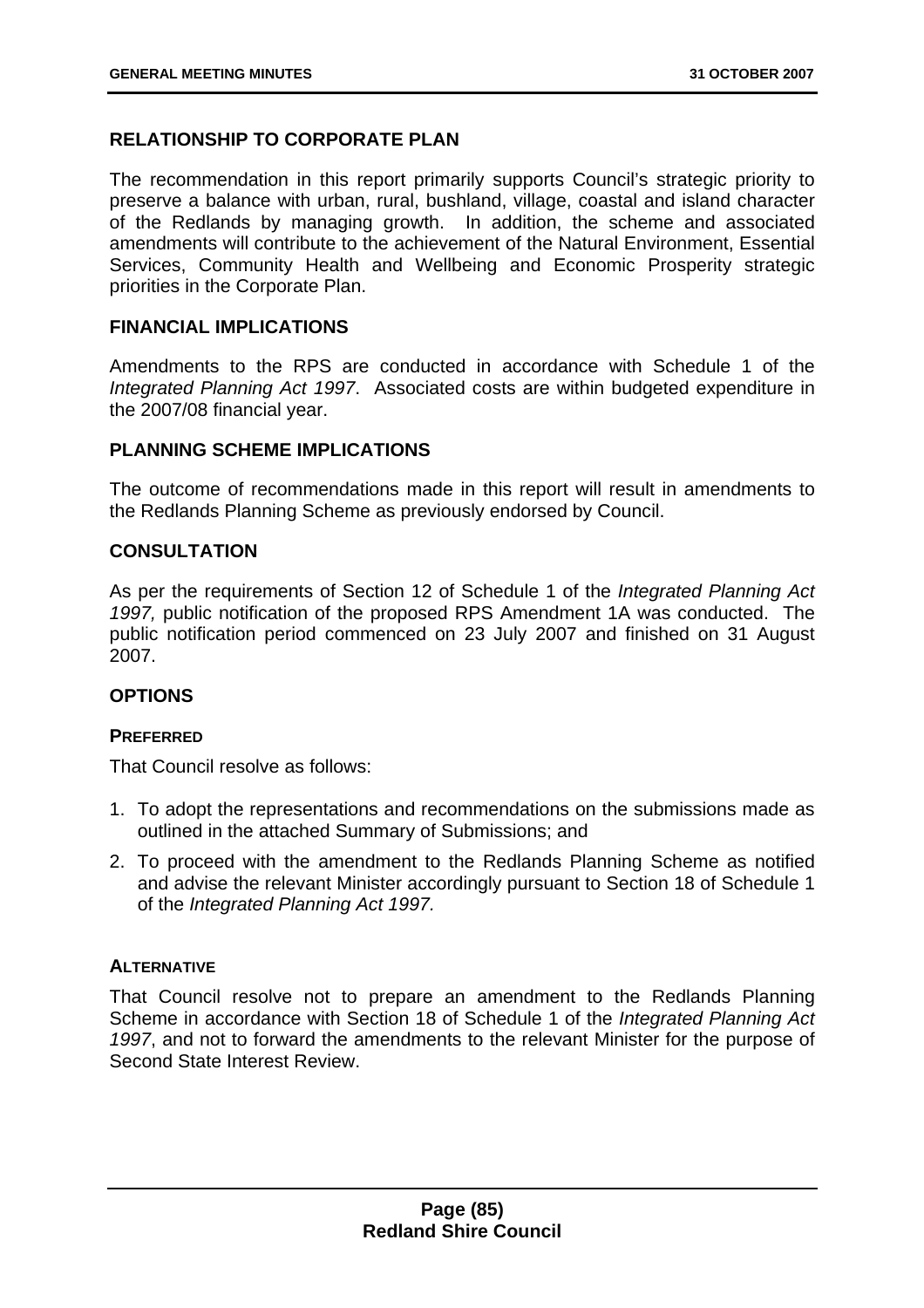## RELATIONSHIP TO CORPORATE PLAN

The recommendation in this report primarily supports Council's strategic priority to preserve a balance with urban, rural, bushland, village, coastal and island character of the Redlands by managing growth. In addition, the scheme and associated amendments will contribute to the achievement of the Natural Environment, Essential Services, Community Health and Wellbeing and Economic Prosperity strategic priorities in the Corporate Plan.

## FINANCIAL IMPLICATIONS

Amendments to the RPS are conducted in accordance with Schedule 1 of the *Integrated Planning Act 1997*. Associated costs are within budgeted expenditure in the 2007/08 financial year.

## PLANNING SCHEME IMPLICATIONS

The outcome of recommendations made in this report will result in amendments to the Redlands Planning Scheme as previously endorsed by Council.

## CONSULTATION

As per the requirements of Section 12 of Schedule 1 of the *Integrated Planning Act 1997,* public notification of the proposed RPS Amendment 1A was conducted. The public notification period commenced on 23 July 2007 and finished on 31 August 2007.

## OPTIONS

### PREFERRED

That Council resolve as follows:

1. To adopt the representations and recommendations on the submissions made as outlined in the attached Summary of Submissions; and
2. To proceed with the amendment to the Redlands Planning Scheme as notified and advise the relevant Minister accordingly pursuant to Section 18 of Schedule 1 of the *Integrated Planning Act 1997.*

### ALTERNATIVE

That Council resolve not to prepare an amendment to the Redlands Planning Scheme in accordance with Section 18 of Schedule 1 of the *Integrated Planning Act 1997*, and not to forward the amendments to the relevant Minister for the purpose of Second State Interest Review.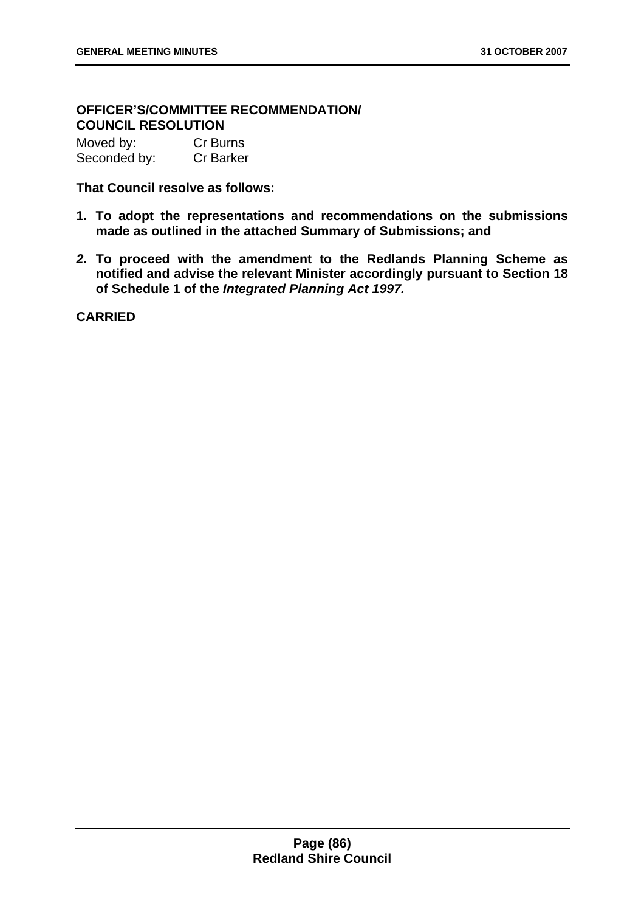**OFFICER'S/COMMITTEE RECOMMENDATION/ COUNCIL RESOLUTION**

Moved by: Cr Burns
Seconded by: Cr Barker

**That Council resolve as follows:**

1. **To adopt the representations and recommendations on the submissions made as outlined in the attached Summary of Submissions; and**
2. **To proceed with the amendment to the Redlands Planning Scheme as notified and advise the relevant Minister accordingly pursuant to Section 18 of Schedule 1 of the *Integrated Planning Act 1997.***

**CARRIED**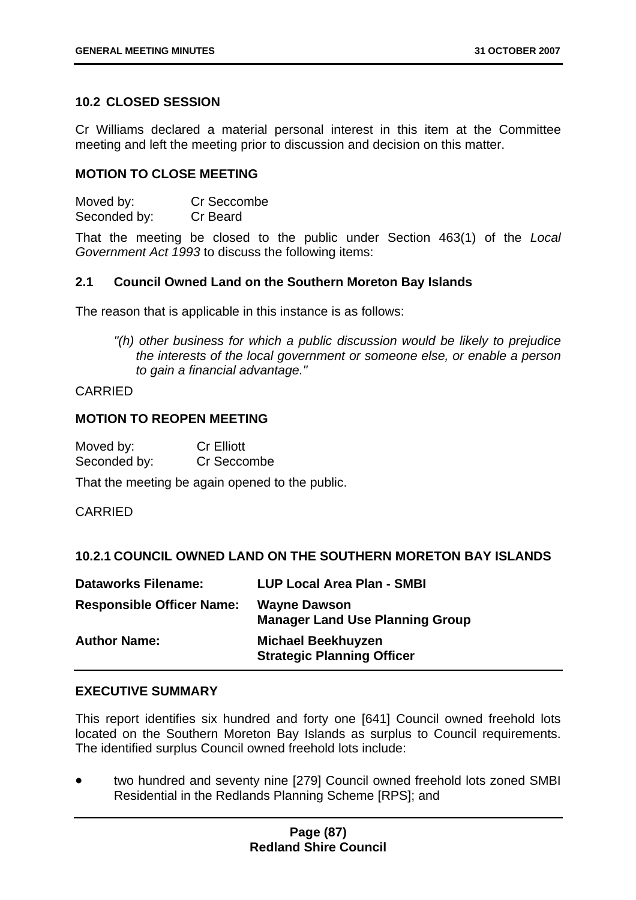### 10.2 CLOSED SESSION

Cr Williams declared a material personal interest in this item at the Committee meeting and left the meeting prior to discussion and decision on this matter.

**MOTION TO CLOSE MEETING**

Moved by: Cr Seccombe
Seconded by: Cr Beard

That the meeting be closed to the public under Section 463(1) of the *Local Government Act 1993* to discuss the following items:

**2.1 Council Owned Land on the Southern Moreton Bay Islands**

The reason that is applicable in this instance is as follows:

> *"(h) other business for which a public discussion would be likely to prejudice the interests of the local government or someone else, or enable a person to gain a financial advantage."*

CARRIED

**MOTION TO REOPEN MEETING**

Moved by: Cr Elliott
Seconded by: Cr Seccombe

That the meeting be again opened to the public.

CARRIED

### 10.2.1 COUNCIL OWNED LAND ON THE SOUTHERN MORETON BAY ISLANDS

| | |
|---|---|
| **Dataworks Filename:** | **LUP Local Area Plan - SMBI** |
| **Responsible Officer Name:** | **Wayne Dawson**<br>**Manager Land Use Planning Group** |
| **Author Name:** | **Michael Beekhuyzen**<br>**Strategic Planning Officer** |

**EXECUTIVE SUMMARY**

This report identifies six hundred and forty one [641] Council owned freehold lots located on the Southern Moreton Bay Islands as surplus to Council requirements. The identified surplus Council owned freehold lots include:

- two hundred and seventy nine [279] Council owned freehold lots zoned SMBI Residential in the Redlands Planning Scheme [RPS]; and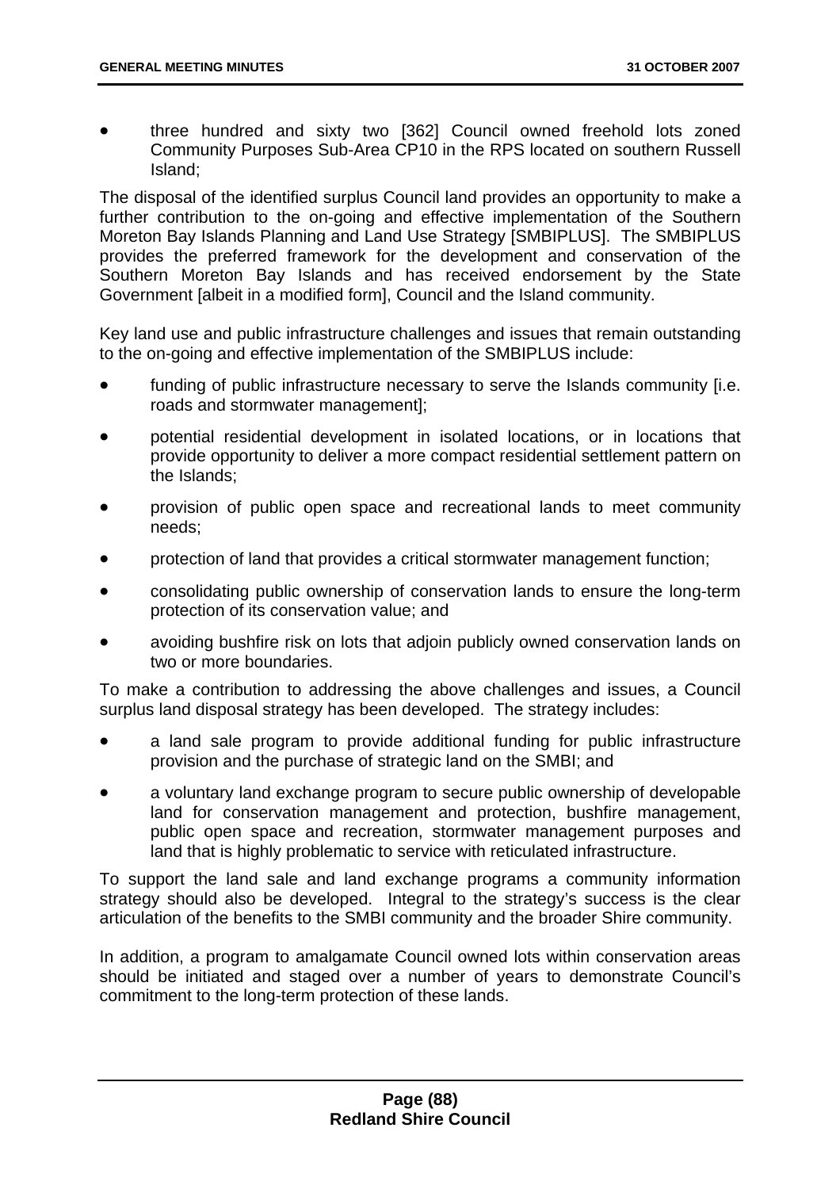- three hundred and sixty two [362] Council owned freehold lots zoned Community Purposes Sub-Area CP10 in the RPS located on southern Russell Island;

The disposal of the identified surplus Council land provides an opportunity to make a further contribution to the on-going and effective implementation of the Southern Moreton Bay Islands Planning and Land Use Strategy [SMBIPLUS]. The SMBIPLUS provides the preferred framework for the development and conservation of the Southern Moreton Bay Islands and has received endorsement by the State Government [albeit in a modified form], Council and the Island community.

Key land use and public infrastructure challenges and issues that remain outstanding to the on-going and effective implementation of the SMBIPLUS include:

- funding of public infrastructure necessary to serve the Islands community [i.e. roads and stormwater management];
- potential residential development in isolated locations, or in locations that provide opportunity to deliver a more compact residential settlement pattern on the Islands;
- provision of public open space and recreational lands to meet community needs;
- protection of land that provides a critical stormwater management function;
- consolidating public ownership of conservation lands to ensure the long-term protection of its conservation value; and
- avoiding bushfire risk on lots that adjoin publicly owned conservation lands on two or more boundaries.

To make a contribution to addressing the above challenges and issues, a Council surplus land disposal strategy has been developed. The strategy includes:

- a land sale program to provide additional funding for public infrastructure provision and the purchase of strategic land on the SMBI; and
- a voluntary land exchange program to secure public ownership of developable land for conservation management and protection, bushfire management, public open space and recreation, stormwater management purposes and land that is highly problematic to service with reticulated infrastructure.

To support the land sale and land exchange programs a community information strategy should also be developed. Integral to the strategy's success is the clear articulation of the benefits to the SMBI community and the broader Shire community.

In addition, a program to amalgamate Council owned lots within conservation areas should be initiated and staged over a number of years to demonstrate Council's commitment to the long-term protection of these lands.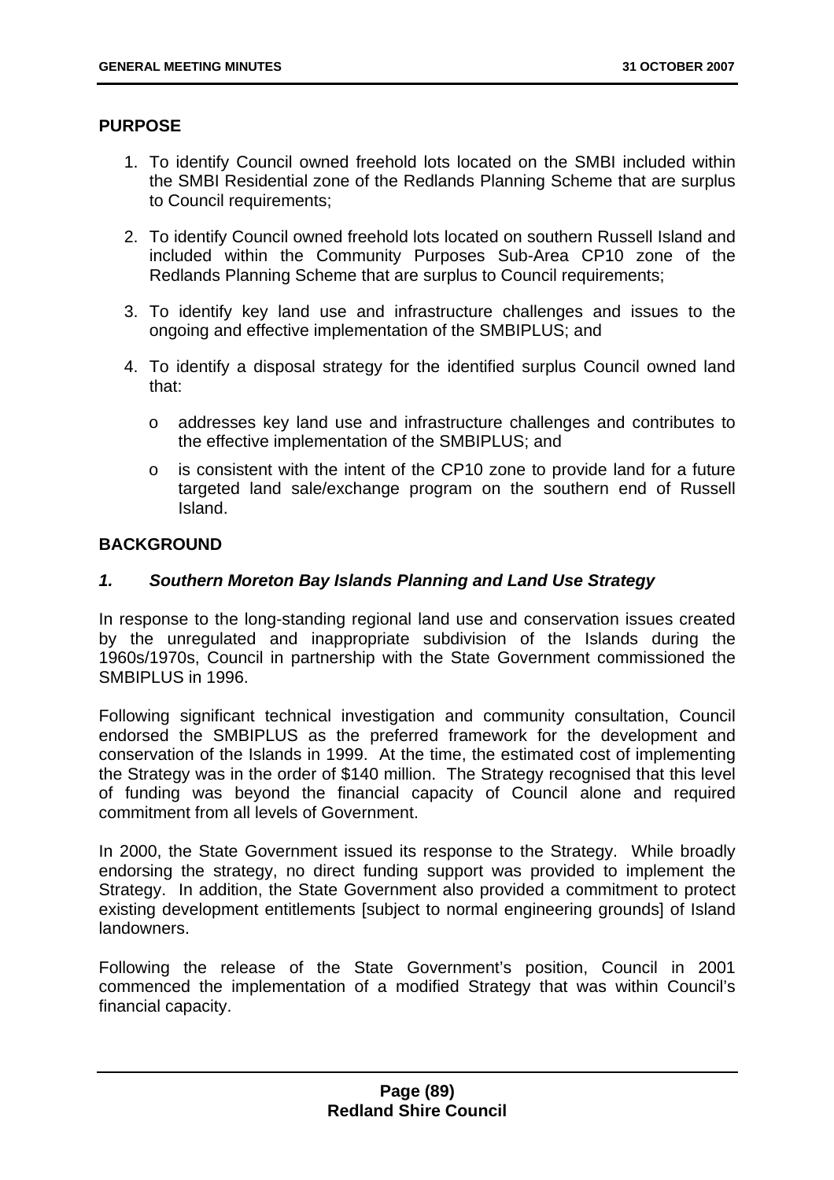## PURPOSE

1. To identify Council owned freehold lots located on the SMBI included within the SMBI Residential zone of the Redlands Planning Scheme that are surplus to Council requirements;

2. To identify Council owned freehold lots located on southern Russell Island and included within the Community Purposes Sub-Area CP10 zone of the Redlands Planning Scheme that are surplus to Council requirements;

3. To identify key land use and infrastructure challenges and issues to the ongoing and effective implementation of the SMBIPLUS; and

4. To identify a disposal strategy for the identified surplus Council owned land that:

   - addresses key land use and infrastructure challenges and contributes to the effective implementation of the SMBIPLUS; and
   - is consistent with the intent of the CP10 zone to provide land for a future targeted land sale/exchange program on the southern end of Russell Island.

## BACKGROUND

### *1. Southern Moreton Bay Islands Planning and Land Use Strategy*

In response to the long-standing regional land use and conservation issues created by the unregulated and inappropriate subdivision of the Islands during the 1960s/1970s, Council in partnership with the State Government commissioned the SMBIPLUS in 1996.

Following significant technical investigation and community consultation, Council endorsed the SMBIPLUS as the preferred framework for the development and conservation of the Islands in 1999. At the time, the estimated cost of implementing the Strategy was in the order of $140 million. The Strategy recognised that this level of funding was beyond the financial capacity of Council alone and required commitment from all levels of Government.

In 2000, the State Government issued its response to the Strategy. While broadly endorsing the strategy, no direct funding support was provided to implement the Strategy. In addition, the State Government also provided a commitment to protect existing development entitlements [subject to normal engineering grounds] of Island landowners.

Following the release of the State Government's position, Council in 2001 commenced the implementation of a modified Strategy that was within Council's financial capacity.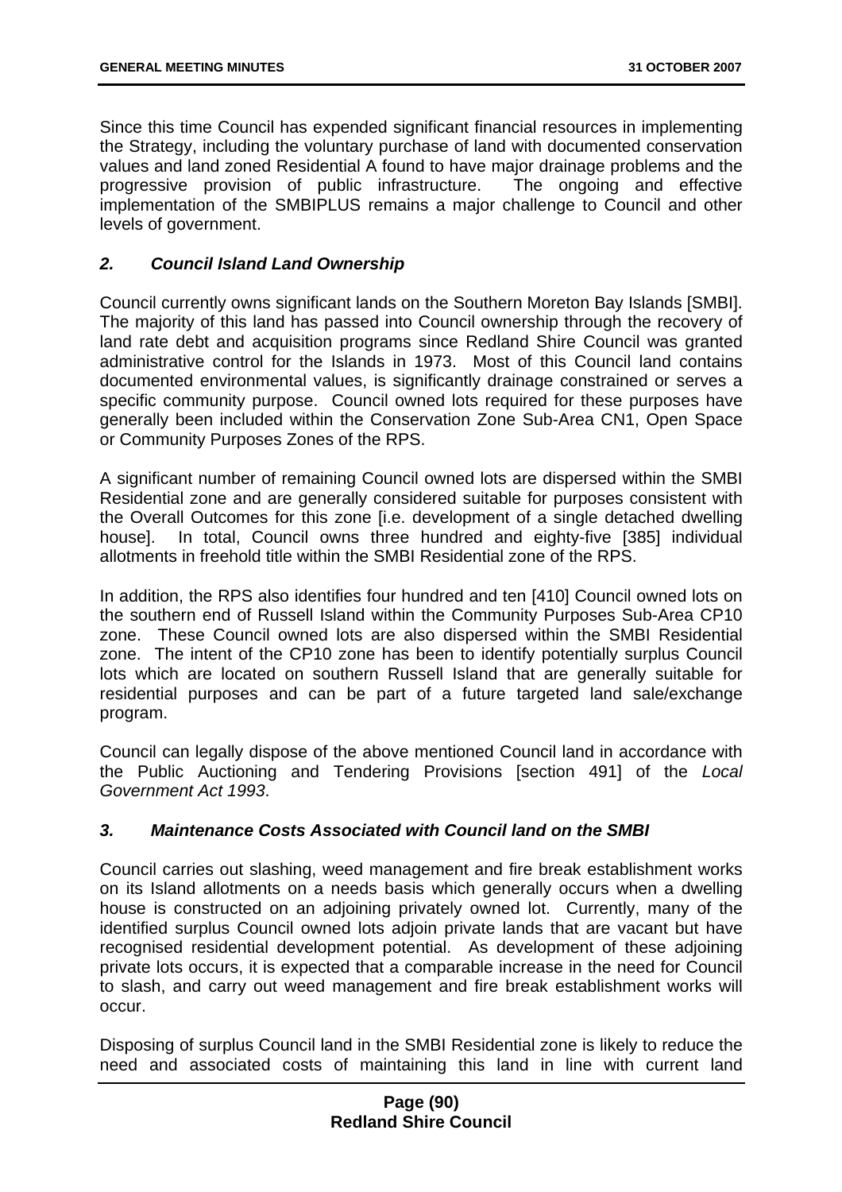Since this time Council has expended significant financial resources in implementing the Strategy, including the voluntary purchase of land with documented conservation values and land zoned Residential A found to have major drainage problems and the progressive provision of public infrastructure. The ongoing and effective implementation of the SMBIPLUS remains a major challenge to Council and other levels of government.

### *2. Council Island Land Ownership*

Council currently owns significant lands on the Southern Moreton Bay Islands [SMBI]. The majority of this land has passed into Council ownership through the recovery of land rate debt and acquisition programs since Redland Shire Council was granted administrative control for the Islands in 1973. Most of this Council land contains documented environmental values, is significantly drainage constrained or serves a specific community purpose. Council owned lots required for these purposes have generally been included within the Conservation Zone Sub-Area CN1, Open Space or Community Purposes Zones of the RPS.

A significant number of remaining Council owned lots are dispersed within the SMBI Residential zone and are generally considered suitable for purposes consistent with the Overall Outcomes for this zone [i.e. development of a single detached dwelling house]. In total, Council owns three hundred and eighty-five [385] individual allotments in freehold title within the SMBI Residential zone of the RPS.

In addition, the RPS also identifies four hundred and ten [410] Council owned lots on the southern end of Russell Island within the Community Purposes Sub-Area CP10 zone. These Council owned lots are also dispersed within the SMBI Residential zone. The intent of the CP10 zone has been to identify potentially surplus Council lots which are located on southern Russell Island that are generally suitable for residential purposes and can be part of a future targeted land sale/exchange program.

Council can legally dispose of the above mentioned Council land in accordance with the Public Auctioning and Tendering Provisions [section 491] of the *Local Government Act 1993*.

### *3. Maintenance Costs Associated with Council land on the SMBI*

Council carries out slashing, weed management and fire break establishment works on its Island allotments on a needs basis which generally occurs when a dwelling house is constructed on an adjoining privately owned lot. Currently, many of the identified surplus Council owned lots adjoin private lands that are vacant but have recognised residential development potential. As development of these adjoining private lots occurs, it is expected that a comparable increase in the need for Council to slash, and carry out weed management and fire break establishment works will occur.

Disposing of surplus Council land in the SMBI Residential zone is likely to reduce the need and associated costs of maintaining this land in line with current land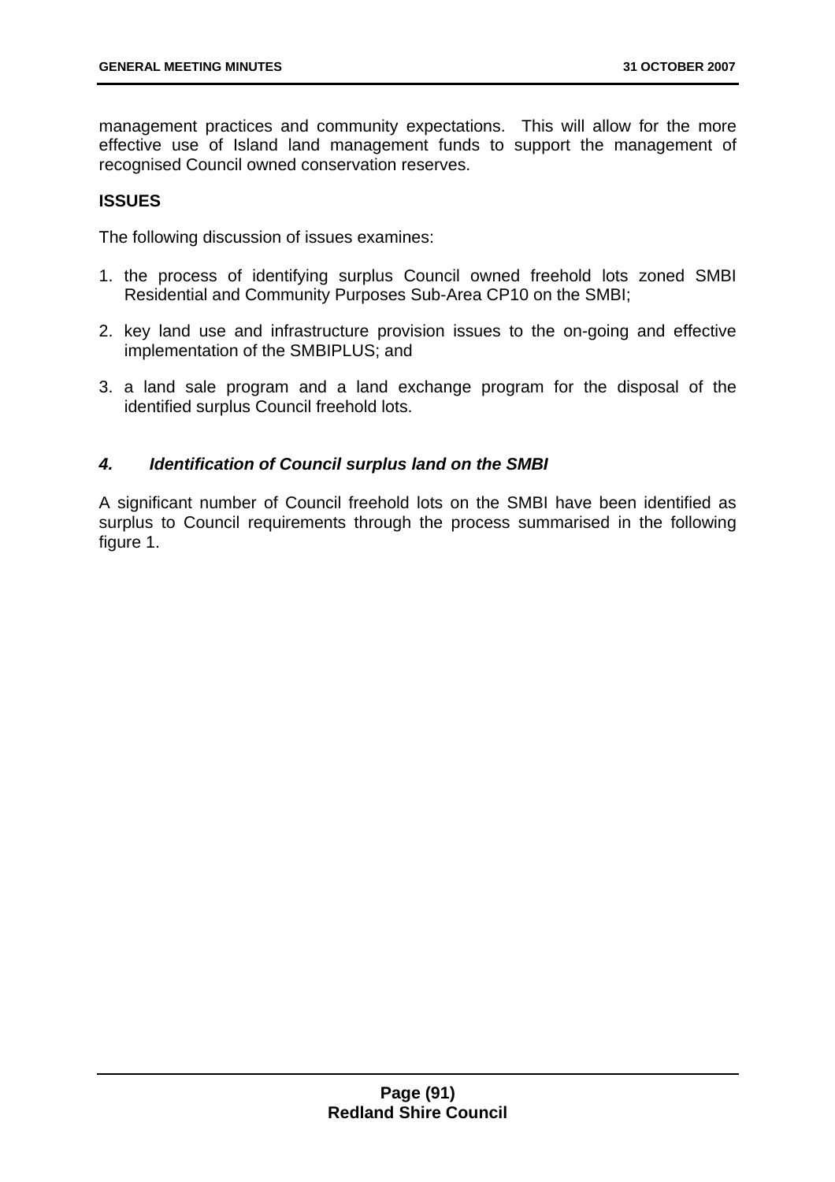management practices and community expectations. This will allow for the more effective use of Island land management funds to support the management of recognised Council owned conservation reserves.

**ISSUES**

The following discussion of issues examines:

1. the process of identifying surplus Council owned freehold lots zoned SMBI Residential and Community Purposes Sub-Area CP10 on the SMBI;

2. key land use and infrastructure provision issues to the on-going and effective implementation of the SMBIPLUS; and

3. a land sale program and a land exchange program for the disposal of the identified surplus Council freehold lots.

***4. Identification of Council surplus land on the SMBI***

A significant number of Council freehold lots on the SMBI have been identified as surplus to Council requirements through the process summarised in the following figure 1.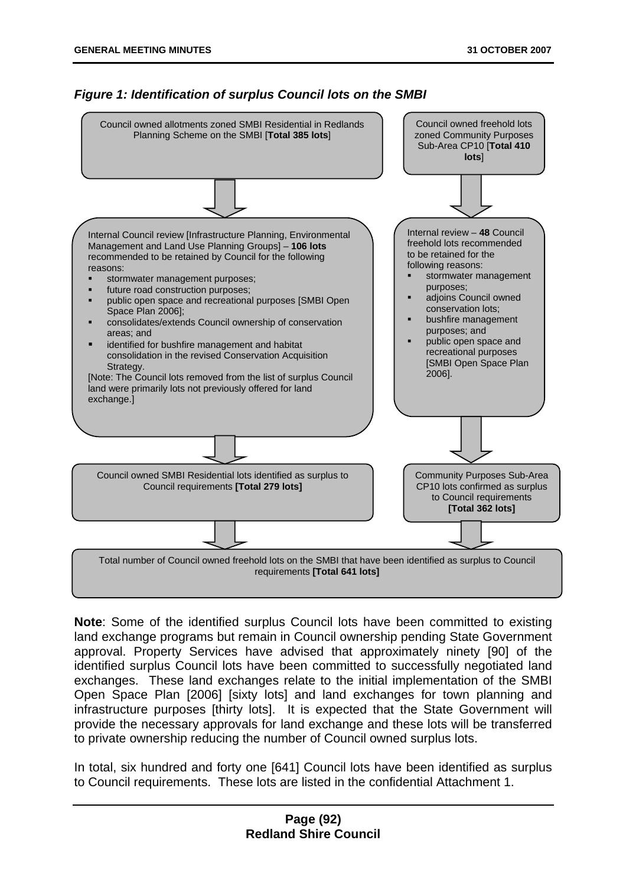***Figure 1: Identification of surplus Council lots on the SMBI***

Council owned allotments zoned SMBI Residential in Redlands Planning Scheme on the SMBI [**Total 385 lots**]

Council owned freehold lots zoned Community Purposes Sub-Area CP10 [**Total 410 lots**]

Internal Council review [Infrastructure Planning, Environmental Management and Land Use Planning Groups] – **106 lots** recommended to be retained by Council for the following reasons:

- stormwater management purposes;
- future road construction purposes;
- public open space and recreational purposes [SMBI Open Space Plan 2006];
- consolidates/extends Council ownership of conservation areas; and
- identified for bushfire management and habitat consolidation in the revised Conservation Acquisition Strategy.

[Note: The Council lots removed from the list of surplus Council land were primarily lots not previously offered for land exchange.]

Internal review – **48** Council freehold lots recommended to be retained for the following reasons:

- stormwater management purposes;
- adjoins Council owned conservation lots;
- bushfire management purposes; and
- public open space and recreational purposes [SMBI Open Space Plan 2006].

Council owned SMBI Residential lots identified as surplus to Council requirements **[Total 279 lots]**

Community Purposes Sub-Area CP10 lots confirmed as surplus to Council requirements **[Total 362 lots]**

Total number of Council owned freehold lots on the SMBI that have been identified as surplus to Council requirements **[Total 641 lots]**

**Note**: Some of the identified surplus Council lots have been committed to existing land exchange programs but remain in Council ownership pending State Government approval. Property Services have advised that approximately ninety [90] of the identified surplus Council lots have been committed to successfully negotiated land exchanges. These land exchanges relate to the initial implementation of the SMBI Open Space Plan [2006] [sixty lots] and land exchanges for town planning and infrastructure purposes [thirty lots]. It is expected that the State Government will provide the necessary approvals for land exchange and these lots will be transferred to private ownership reducing the number of Council owned surplus lots.

In total, six hundred and forty one [641] Council lots have been identified as surplus to Council requirements. These lots are listed in the confidential Attachment 1.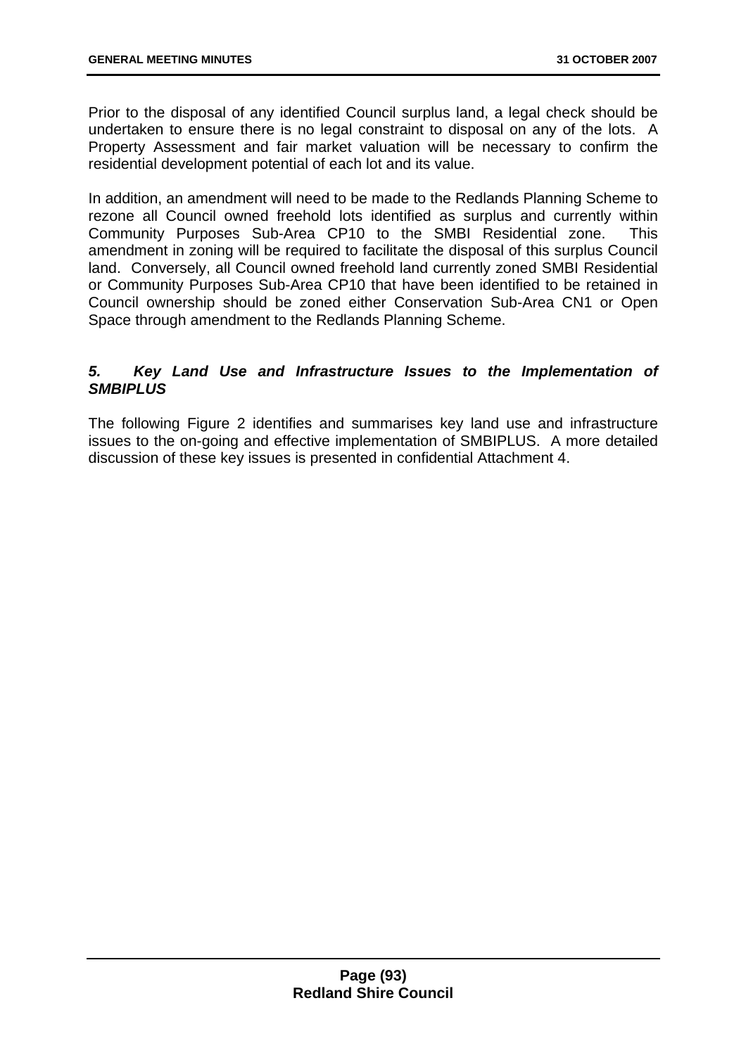Prior to the disposal of any identified Council surplus land, a legal check should be undertaken to ensure there is no legal constraint to disposal on any of the lots. A Property Assessment and fair market valuation will be necessary to confirm the residential development potential of each lot and its value.

In addition, an amendment will need to be made to the Redlands Planning Scheme to rezone all Council owned freehold lots identified as surplus and currently within Community Purposes Sub-Area CP10 to the SMBI Residential zone. This amendment in zoning will be required to facilitate the disposal of this surplus Council land. Conversely, all Council owned freehold land currently zoned SMBI Residential or Community Purposes Sub-Area CP10 that have been identified to be retained in Council ownership should be zoned either Conservation Sub-Area CN1 or Open Space through amendment to the Redlands Planning Scheme.

### *5. Key Land Use and Infrastructure Issues to the Implementation of SMBIPLUS*

The following Figure 2 identifies and summarises key land use and infrastructure issues to the on-going and effective implementation of SMBIPLUS. A more detailed discussion of these key issues is presented in confidential Attachment 4.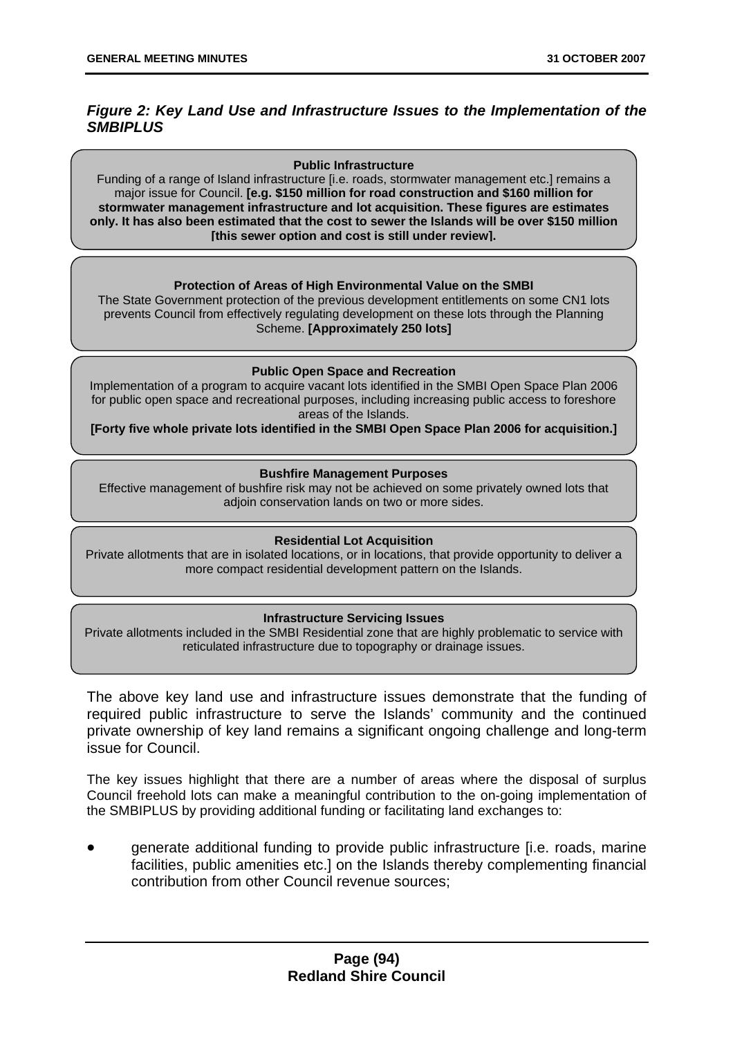***Figure 2: Key Land Use and Infrastructure Issues to the Implementation of the SMBIPLUS***

**Public Infrastructure**

Funding of a range of Island infrastructure [i.e. roads, stormwater management etc.] remains a major issue for Council. **[e.g. $150 million for road construction and $160 million for stormwater management infrastructure and lot acquisition. These figures are estimates only. It has also been estimated that the cost to sewer the Islands will be over $150 million [this sewer option and cost is still under review].**

**Protection of Areas of High Environmental Value on the SMBI**

The State Government protection of the previous development entitlements on some CN1 lots prevents Council from effectively regulating development on these lots through the Planning Scheme. **[Approximately 250 lots]**

**Public Open Space and Recreation**

Implementation of a program to acquire vacant lots identified in the SMBI Open Space Plan 2006 for public open space and recreational purposes, including increasing public access to foreshore areas of the Islands.

**[Forty five whole private lots identified in the SMBI Open Space Plan 2006 for acquisition.]**

**Bushfire Management Purposes**

Effective management of bushfire risk may not be achieved on some privately owned lots that adjoin conservation lands on two or more sides.

**Residential Lot Acquisition**

Private allotments that are in isolated locations, or in locations, that provide opportunity to deliver a more compact residential development pattern on the Islands.

**Infrastructure Servicing Issues**

Private allotments included in the SMBI Residential zone that are highly problematic to service with reticulated infrastructure due to topography or drainage issues.

The above key land use and infrastructure issues demonstrate that the funding of required public infrastructure to serve the Islands' community and the continued private ownership of key land remains a significant ongoing challenge and long-term issue for Council.

The key issues highlight that there are a number of areas where the disposal of surplus Council freehold lots can make a meaningful contribution to the on-going implementation of the SMBIPLUS by providing additional funding or facilitating land exchanges to:

- generate additional funding to provide public infrastructure [i.e. roads, marine facilities, public amenities etc.] on the Islands thereby complementing financial contribution from other Council revenue sources;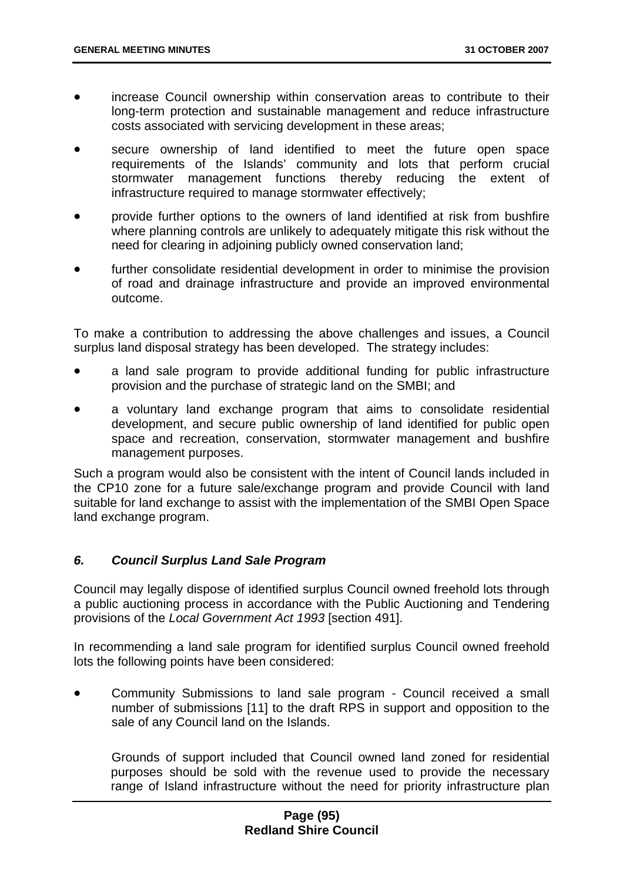- increase Council ownership within conservation areas to contribute to their long-term protection and sustainable management and reduce infrastructure costs associated with servicing development in these areas;
- secure ownership of land identified to meet the future open space requirements of the Islands' community and lots that perform crucial stormwater management functions thereby reducing the extent of infrastructure required to manage stormwater effectively;
- provide further options to the owners of land identified at risk from bushfire where planning controls are unlikely to adequately mitigate this risk without the need for clearing in adjoining publicly owned conservation land;
- further consolidate residential development in order to minimise the provision of road and drainage infrastructure and provide an improved environmental outcome.

To make a contribution to addressing the above challenges and issues, a Council surplus land disposal strategy has been developed. The strategy includes:

- a land sale program to provide additional funding for public infrastructure provision and the purchase of strategic land on the SMBI; and
- a voluntary land exchange program that aims to consolidate residential development, and secure public ownership of land identified for public open space and recreation, conservation, stormwater management and bushfire management purposes.

Such a program would also be consistent with the intent of Council lands included in the CP10 zone for a future sale/exchange program and provide Council with land suitable for land exchange to assist with the implementation of the SMBI Open Space land exchange program.

### *6. Council Surplus Land Sale Program*

Council may legally dispose of identified surplus Council owned freehold lots through a public auctioning process in accordance with the Public Auctioning and Tendering provisions of the *Local Government Act 1993* [section 491].

In recommending a land sale program for identified surplus Council owned freehold lots the following points have been considered:

- Community Submissions to land sale program - Council received a small number of submissions [11] to the draft RPS in support and opposition to the sale of any Council land on the Islands.

  Grounds of support included that Council owned land zoned for residential purposes should be sold with the revenue used to provide the necessary range of Island infrastructure without the need for priority infrastructure plan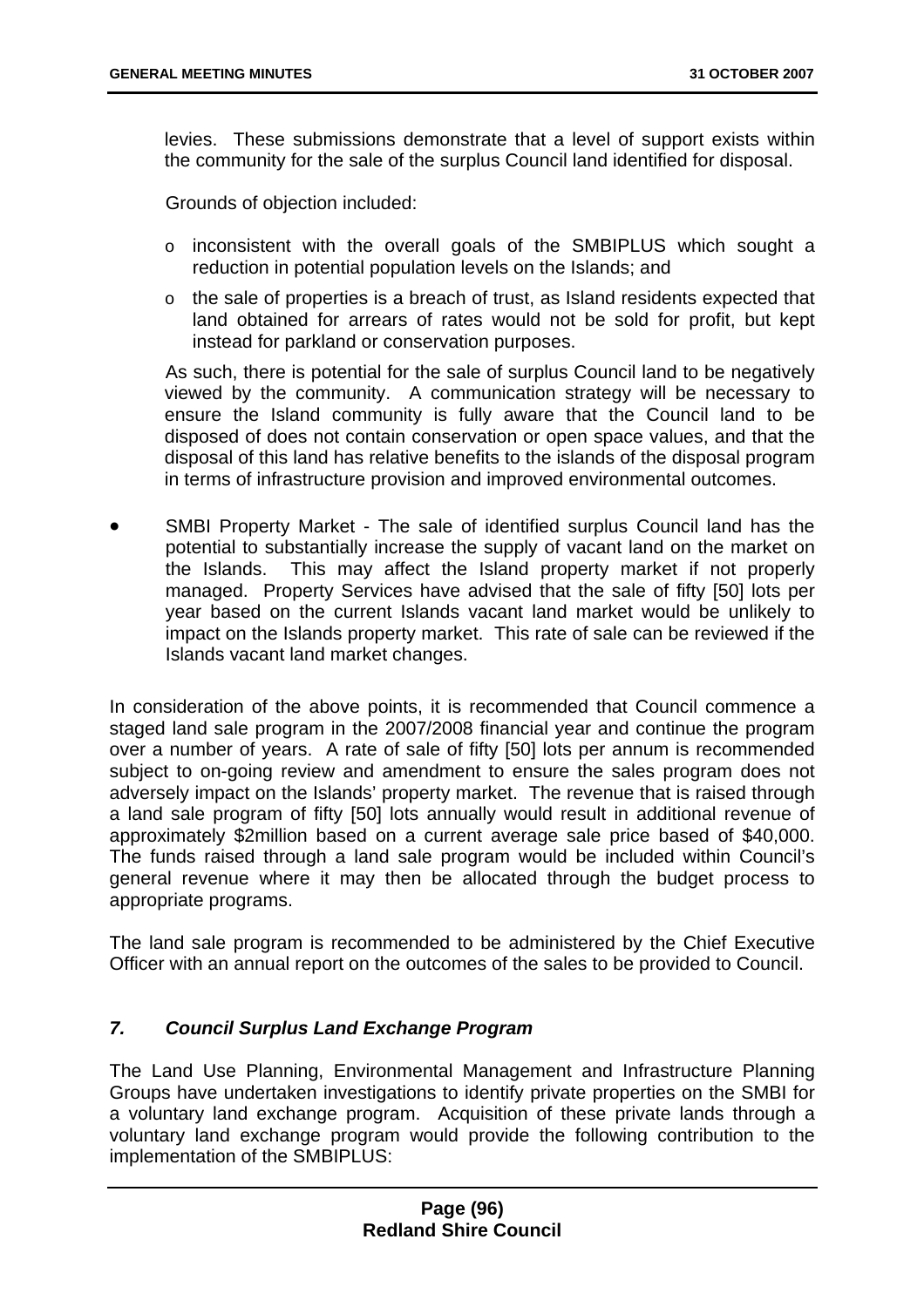levies. These submissions demonstrate that a level of support exists within the community for the sale of the surplus Council land identified for disposal.

Grounds of objection included:

- o inconsistent with the overall goals of the SMBIPLUS which sought a reduction in potential population levels on the Islands; and
- o the sale of properties is a breach of trust, as Island residents expected that land obtained for arrears of rates would not be sold for profit, but kept instead for parkland or conservation purposes.

As such, there is potential for the sale of surplus Council land to be negatively viewed by the community. A communication strategy will be necessary to ensure the Island community is fully aware that the Council land to be disposed of does not contain conservation or open space values, and that the disposal of this land has relative benefits to the islands of the disposal program in terms of infrastructure provision and improved environmental outcomes.

- SMBI Property Market - The sale of identified surplus Council land has the potential to substantially increase the supply of vacant land on the market on the Islands. This may affect the Island property market if not properly managed. Property Services have advised that the sale of fifty [50] lots per year based on the current Islands vacant land market would be unlikely to impact on the Islands property market. This rate of sale can be reviewed if the Islands vacant land market changes.

In consideration of the above points, it is recommended that Council commence a staged land sale program in the 2007/2008 financial year and continue the program over a number of years. A rate of sale of fifty [50] lots per annum is recommended subject to on-going review and amendment to ensure the sales program does not adversely impact on the Islands' property market. The revenue that is raised through a land sale program of fifty [50] lots annually would result in additional revenue of approximately $2million based on a current average sale price based of $40,000. The funds raised through a land sale program would be included within Council's general revenue where it may then be allocated through the budget process to appropriate programs.

The land sale program is recommended to be administered by the Chief Executive Officer with an annual report on the outcomes of the sales to be provided to Council.

### *7. Council Surplus Land Exchange Program*

The Land Use Planning, Environmental Management and Infrastructure Planning Groups have undertaken investigations to identify private properties on the SMBI for a voluntary land exchange program. Acquisition of these private lands through a voluntary land exchange program would provide the following contribution to the implementation of the SMBIPLUS: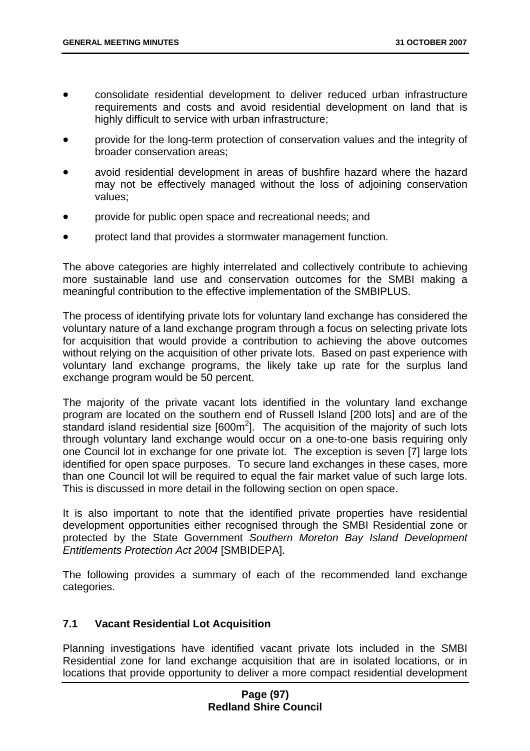- consolidate residential development to deliver reduced urban infrastructure requirements and costs and avoid residential development on land that is highly difficult to service with urban infrastructure;
- provide for the long-term protection of conservation values and the integrity of broader conservation areas;
- avoid residential development in areas of bushfire hazard where the hazard may not be effectively managed without the loss of adjoining conservation values;
- provide for public open space and recreational needs; and
- protect land that provides a stormwater management function.

The above categories are highly interrelated and collectively contribute to achieving more sustainable land use and conservation outcomes for the SMBI making a meaningful contribution to the effective implementation of the SMBIPLUS.

The process of identifying private lots for voluntary land exchange has considered the voluntary nature of a land exchange program through a focus on selecting private lots for acquisition that would provide a contribution to achieving the above outcomes without relying on the acquisition of other private lots. Based on past experience with voluntary land exchange programs, the likely take up rate for the surplus land exchange program would be 50 percent.

The majority of the private vacant lots identified in the voluntary land exchange program are located on the southern end of Russell Island [200 lots] and are of the standard island residential size [600m$^2$]. The acquisition of the majority of such lots through voluntary land exchange would occur on a one-to-one basis requiring only one Council lot in exchange for one private lot. The exception is seven [7] large lots identified for open space purposes. To secure land exchanges in these cases, more than one Council lot will be required to equal the fair market value of such large lots. This is discussed in more detail in the following section on open space.

It is also important to note that the identified private properties have residential development opportunities either recognised through the SMBI Residential zone or protected by the State Government *Southern Moreton Bay Island Development Entitlements Protection Act 2004* [SMBIDEPA].

The following provides a summary of each of the recommended land exchange categories.

### 7.1 Vacant Residential Lot Acquisition

Planning investigations have identified vacant private lots included in the SMBI Residential zone for land exchange acquisition that are in isolated locations, or in locations that provide opportunity to deliver a more compact residential development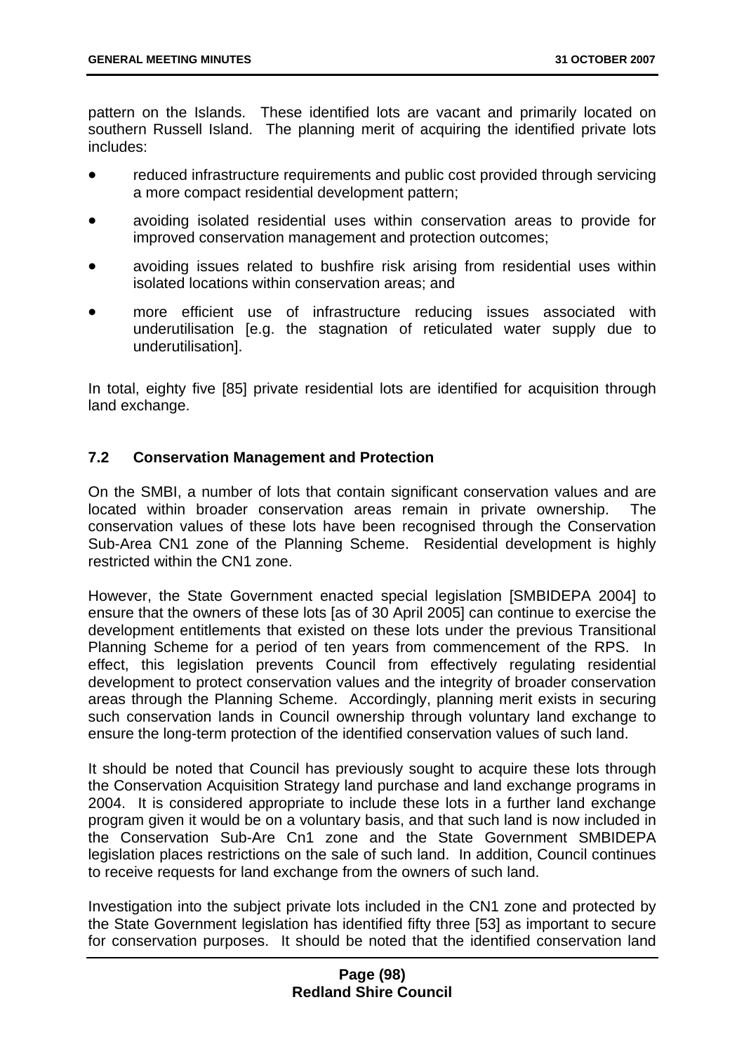pattern on the Islands. These identified lots are vacant and primarily located on southern Russell Island. The planning merit of acquiring the identified private lots includes:

- reduced infrastructure requirements and public cost provided through servicing a more compact residential development pattern;
- avoiding isolated residential uses within conservation areas to provide for improved conservation management and protection outcomes;
- avoiding issues related to bushfire risk arising from residential uses within isolated locations within conservation areas; and
- more efficient use of infrastructure reducing issues associated with underutilisation [e.g. the stagnation of reticulated water supply due to underutilisation].

In total, eighty five [85] private residential lots are identified for acquisition through land exchange.

### 7.2 Conservation Management and Protection

On the SMBI, a number of lots that contain significant conservation values and are located within broader conservation areas remain in private ownership. The conservation values of these lots have been recognised through the Conservation Sub-Area CN1 zone of the Planning Scheme. Residential development is highly restricted within the CN1 zone.

However, the State Government enacted special legislation [SMBIDEPA 2004] to ensure that the owners of these lots [as of 30 April 2005] can continue to exercise the development entitlements that existed on these lots under the previous Transitional Planning Scheme for a period of ten years from commencement of the RPS. In effect, this legislation prevents Council from effectively regulating residential development to protect conservation values and the integrity of broader conservation areas through the Planning Scheme. Accordingly, planning merit exists in securing such conservation lands in Council ownership through voluntary land exchange to ensure the long-term protection of the identified conservation values of such land.

It should be noted that Council has previously sought to acquire these lots through the Conservation Acquisition Strategy land purchase and land exchange programs in 2004. It is considered appropriate to include these lots in a further land exchange program given it would be on a voluntary basis, and that such land is now included in the Conservation Sub-Are Cn1 zone and the State Government SMBIDEPA legislation places restrictions on the sale of such land. In addition, Council continues to receive requests for land exchange from the owners of such land.

Investigation into the subject private lots included in the CN1 zone and protected by the State Government legislation has identified fifty three [53] as important to secure for conservation purposes. It should be noted that the identified conservation land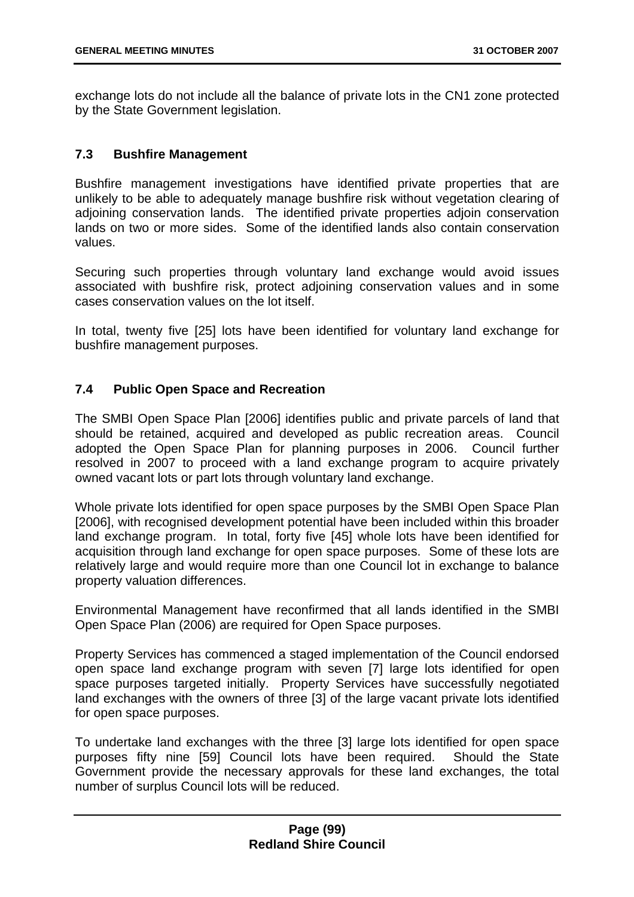exchange lots do not include all the balance of private lots in the CN1 zone protected by the State Government legislation.

### 7.3 Bushfire Management

Bushfire management investigations have identified private properties that are unlikely to be able to adequately manage bushfire risk without vegetation clearing of adjoining conservation lands. The identified private properties adjoin conservation lands on two or more sides. Some of the identified lands also contain conservation values.

Securing such properties through voluntary land exchange would avoid issues associated with bushfire risk, protect adjoining conservation values and in some cases conservation values on the lot itself.

In total, twenty five [25] lots have been identified for voluntary land exchange for bushfire management purposes.

### 7.4 Public Open Space and Recreation

The SMBI Open Space Plan [2006] identifies public and private parcels of land that should be retained, acquired and developed as public recreation areas. Council adopted the Open Space Plan for planning purposes in 2006. Council further resolved in 2007 to proceed with a land exchange program to acquire privately owned vacant lots or part lots through voluntary land exchange.

Whole private lots identified for open space purposes by the SMBI Open Space Plan [2006], with recognised development potential have been included within this broader land exchange program. In total, forty five [45] whole lots have been identified for acquisition through land exchange for open space purposes. Some of these lots are relatively large and would require more than one Council lot in exchange to balance property valuation differences.

Environmental Management have reconfirmed that all lands identified in the SMBI Open Space Plan (2006) are required for Open Space purposes.

Property Services has commenced a staged implementation of the Council endorsed open space land exchange program with seven [7] large lots identified for open space purposes targeted initially. Property Services have successfully negotiated land exchanges with the owners of three [3] of the large vacant private lots identified for open space purposes.

To undertake land exchanges with the three [3] large lots identified for open space purposes fifty nine [59] Council lots have been required. Should the State Government provide the necessary approvals for these land exchanges, the total number of surplus Council lots will be reduced.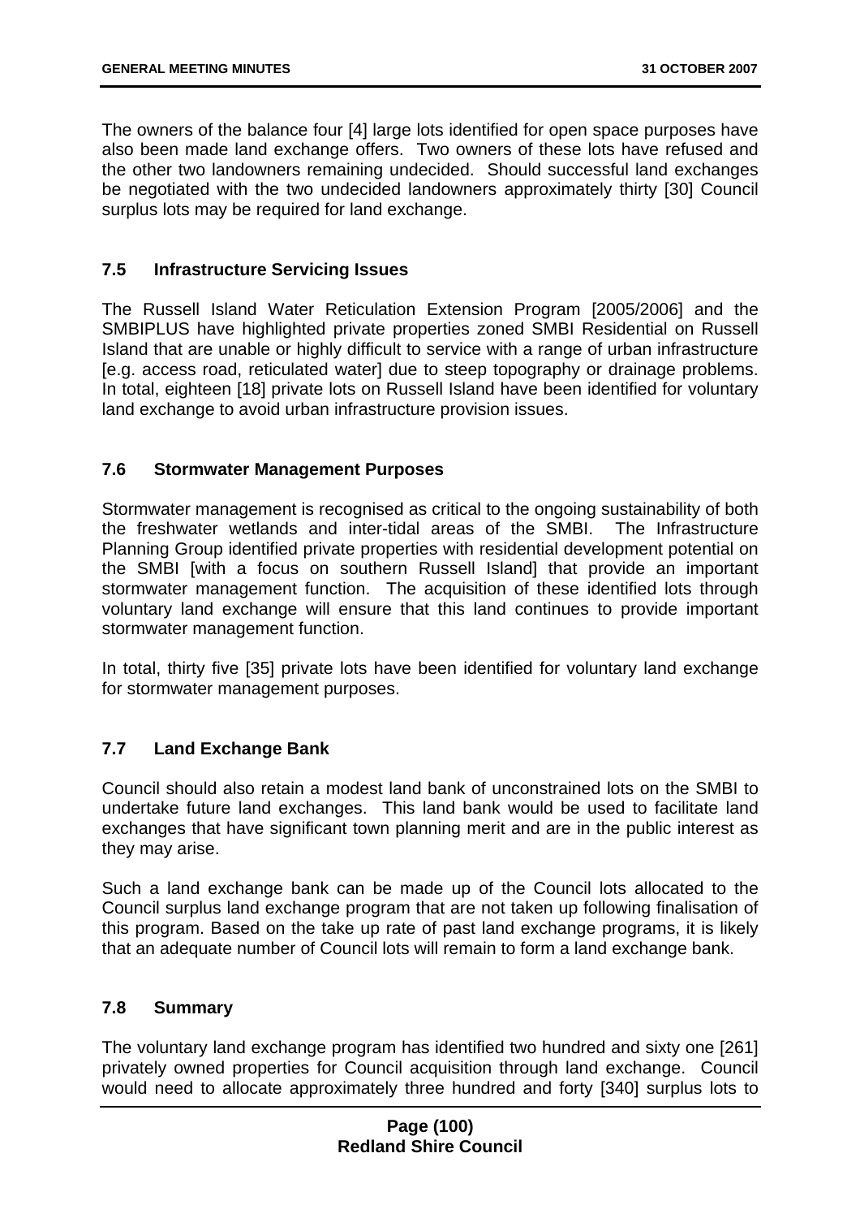The owners of the balance four [4] large lots identified for open space purposes have also been made land exchange offers. Two owners of these lots have refused and the other two landowners remaining undecided. Should successful land exchanges be negotiated with the two undecided landowners approximately thirty [30] Council surplus lots may be required for land exchange.

### 7.5 Infrastructure Servicing Issues

The Russell Island Water Reticulation Extension Program [2005/2006] and the SMBIPLUS have highlighted private properties zoned SMBI Residential on Russell Island that are unable or highly difficult to service with a range of urban infrastructure [e.g. access road, reticulated water] due to steep topography or drainage problems. In total, eighteen [18] private lots on Russell Island have been identified for voluntary land exchange to avoid urban infrastructure provision issues.

### 7.6 Stormwater Management Purposes

Stormwater management is recognised as critical to the ongoing sustainability of both the freshwater wetlands and inter-tidal areas of the SMBI. The Infrastructure Planning Group identified private properties with residential development potential on the SMBI [with a focus on southern Russell Island] that provide an important stormwater management function. The acquisition of these identified lots through voluntary land exchange will ensure that this land continues to provide important stormwater management function.

In total, thirty five [35] private lots have been identified for voluntary land exchange for stormwater management purposes.

### 7.7 Land Exchange Bank

Council should also retain a modest land bank of unconstrained lots on the SMBI to undertake future land exchanges. This land bank would be used to facilitate land exchanges that have significant town planning merit and are in the public interest as they may arise.

Such a land exchange bank can be made up of the Council lots allocated to the Council surplus land exchange program that are not taken up following finalisation of this program. Based on the take up rate of past land exchange programs, it is likely that an adequate number of Council lots will remain to form a land exchange bank.

### 7.8 Summary

The voluntary land exchange program has identified two hundred and sixty one [261] privately owned properties for Council acquisition through land exchange. Council would need to allocate approximately three hundred and forty [340] surplus lots to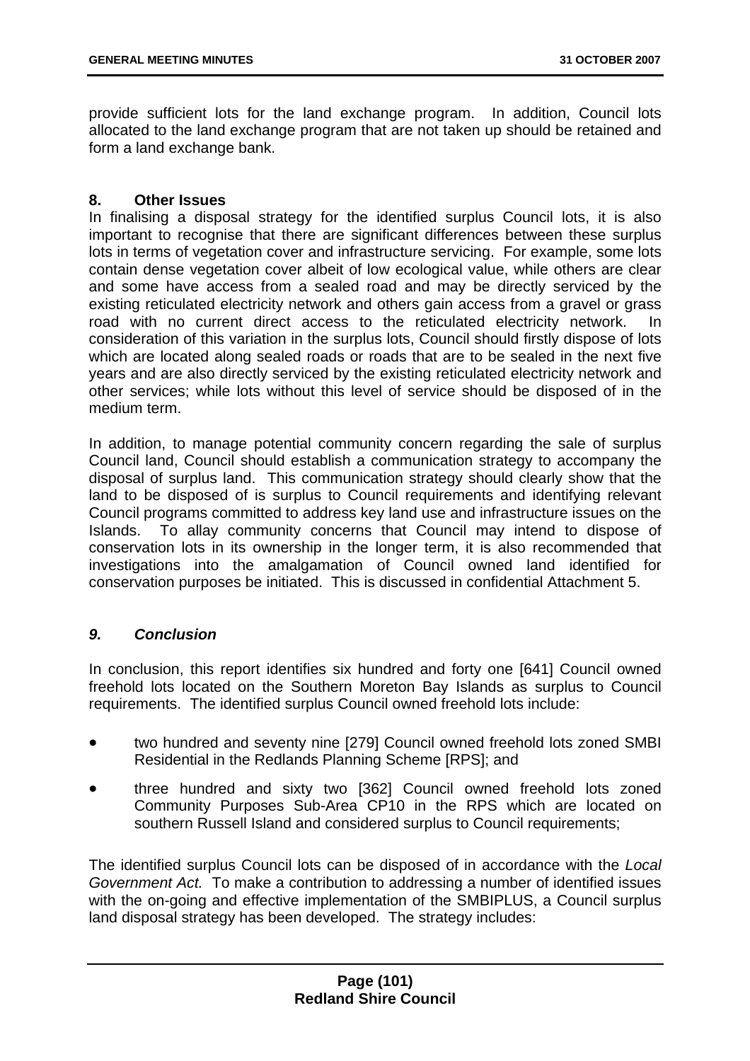provide sufficient lots for the land exchange program. In addition, Council lots allocated to the land exchange program that are not taken up should be retained and form a land exchange bank.

## 8. Other Issues

In finalising a disposal strategy for the identified surplus Council lots, it is also important to recognise that there are significant differences between these surplus lots in terms of vegetation cover and infrastructure servicing. For example, some lots contain dense vegetation cover albeit of low ecological value, while others are clear and some have access from a sealed road and may be directly serviced by the existing reticulated electricity network and others gain access from a gravel or grass road with no current direct access to the reticulated electricity network. In consideration of this variation in the surplus lots, Council should firstly dispose of lots which are located along sealed roads or roads that are to be sealed in the next five years and are also directly serviced by the existing reticulated electricity network and other services; while lots without this level of service should be disposed of in the medium term.

In addition, to manage potential community concern regarding the sale of surplus Council land, Council should establish a communication strategy to accompany the disposal of surplus land. This communication strategy should clearly show that the land to be disposed of is surplus to Council requirements and identifying relevant Council programs committed to address key land use and infrastructure issues on the Islands. To allay community concerns that Council may intend to dispose of conservation lots in its ownership in the longer term, it is also recommended that investigations into the amalgamation of Council owned land identified for conservation purposes be initiated. This is discussed in confidential Attachment 5.

## *9. Conclusion*

In conclusion, this report identifies six hundred and forty one [641] Council owned freehold lots located on the Southern Moreton Bay Islands as surplus to Council requirements. The identified surplus Council owned freehold lots include:

- two hundred and seventy nine [279] Council owned freehold lots zoned SMBI Residential in the Redlands Planning Scheme [RPS]; and
- three hundred and sixty two [362] Council owned freehold lots zoned Community Purposes Sub-Area CP10 in the RPS which are located on southern Russell Island and considered surplus to Council requirements;

The identified surplus Council lots can be disposed of in accordance with the *Local Government Act.* To make a contribution to addressing a number of identified issues with the on-going and effective implementation of the SMBIPLUS, a Council surplus land disposal strategy has been developed. The strategy includes: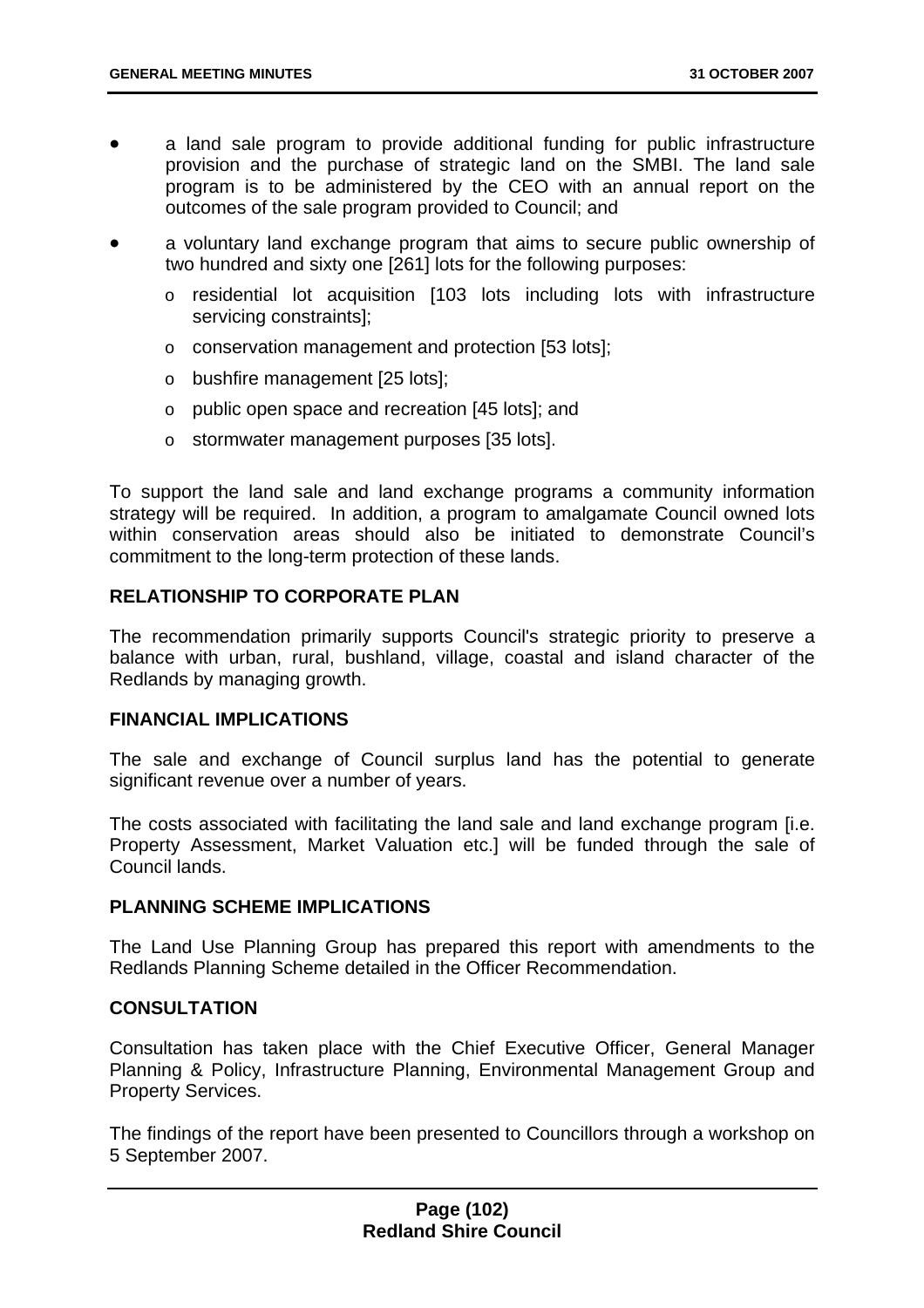- a land sale program to provide additional funding for public infrastructure provision and the purchase of strategic land on the SMBI. The land sale program is to be administered by the CEO with an annual report on the outcomes of the sale program provided to Council; and
- a voluntary land exchange program that aims to secure public ownership of two hundred and sixty one [261] lots for the following purposes:
  - residential lot acquisition [103 lots including lots with infrastructure servicing constraints];
  - conservation management and protection [53 lots];
  - bushfire management [25 lots];
  - public open space and recreation [45 lots]; and
  - stormwater management purposes [35 lots].

To support the land sale and land exchange programs a community information strategy will be required. In addition, a program to amalgamate Council owned lots within conservation areas should also be initiated to demonstrate Council's commitment to the long-term protection of these lands.

**RELATIONSHIP TO CORPORATE PLAN**

The recommendation primarily supports Council's strategic priority to preserve a balance with urban, rural, bushland, village, coastal and island character of the Redlands by managing growth.

**FINANCIAL IMPLICATIONS**

The sale and exchange of Council surplus land has the potential to generate significant revenue over a number of years.

The costs associated with facilitating the land sale and land exchange program [i.e. Property Assessment, Market Valuation etc.] will be funded through the sale of Council lands.

**PLANNING SCHEME IMPLICATIONS**

The Land Use Planning Group has prepared this report with amendments to the Redlands Planning Scheme detailed in the Officer Recommendation.

**CONSULTATION**

Consultation has taken place with the Chief Executive Officer, General Manager Planning & Policy, Infrastructure Planning, Environmental Management Group and Property Services.

The findings of the report have been presented to Councillors through a workshop on 5 September 2007.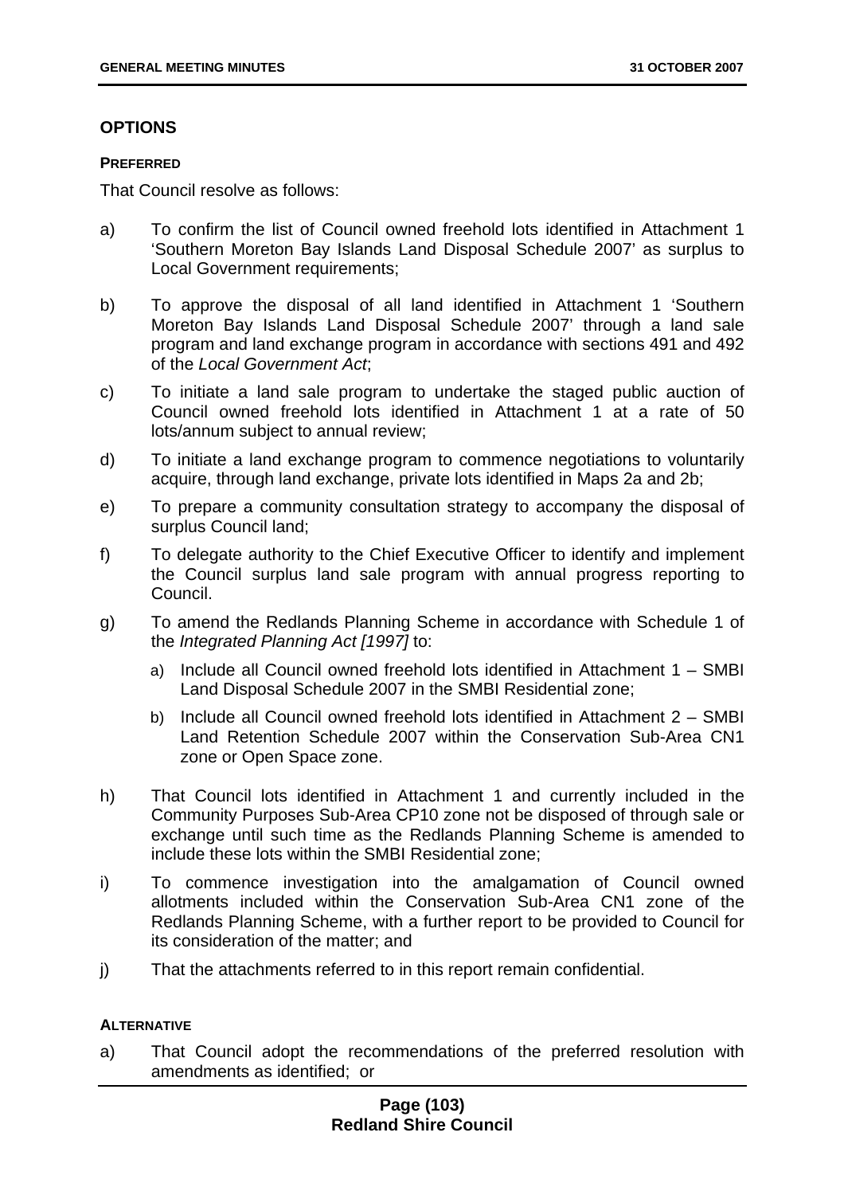## OPTIONS

### PREFERRED

That Council resolve as follows:

a) To confirm the list of Council owned freehold lots identified in Attachment 1 'Southern Moreton Bay Islands Land Disposal Schedule 2007' as surplus to Local Government requirements;

b) To approve the disposal of all land identified in Attachment 1 'Southern Moreton Bay Islands Land Disposal Schedule 2007' through a land sale program and land exchange program in accordance with sections 491 and 492 of the *Local Government Act*;

c) To initiate a land sale program to undertake the staged public auction of Council owned freehold lots identified in Attachment 1 at a rate of 50 lots/annum subject to annual review;

d) To initiate a land exchange program to commence negotiations to voluntarily acquire, through land exchange, private lots identified in Maps 2a and 2b;

e) To prepare a community consultation strategy to accompany the disposal of surplus Council land;

f) To delegate authority to the Chief Executive Officer to identify and implement the Council surplus land sale program with annual progress reporting to Council.

g) To amend the Redlands Planning Scheme in accordance with Schedule 1 of the *Integrated Planning Act [1997]* to:

   a) Include all Council owned freehold lots identified in Attachment 1 – SMBI Land Disposal Schedule 2007 in the SMBI Residential zone;

   b) Include all Council owned freehold lots identified in Attachment 2 – SMBI Land Retention Schedule 2007 within the Conservation Sub-Area CN1 zone or Open Space zone.

h) That Council lots identified in Attachment 1 and currently included in the Community Purposes Sub-Area CP10 zone not be disposed of through sale or exchange until such time as the Redlands Planning Scheme is amended to include these lots within the SMBI Residential zone;

i) To commence investigation into the amalgamation of Council owned allotments included within the Conservation Sub-Area CN1 zone of the Redlands Planning Scheme, with a further report to be provided to Council for its consideration of the matter; and

j) That the attachments referred to in this report remain confidential.

### ALTERNATIVE

a) That Council adopt the recommendations of the preferred resolution with amendments as identified; or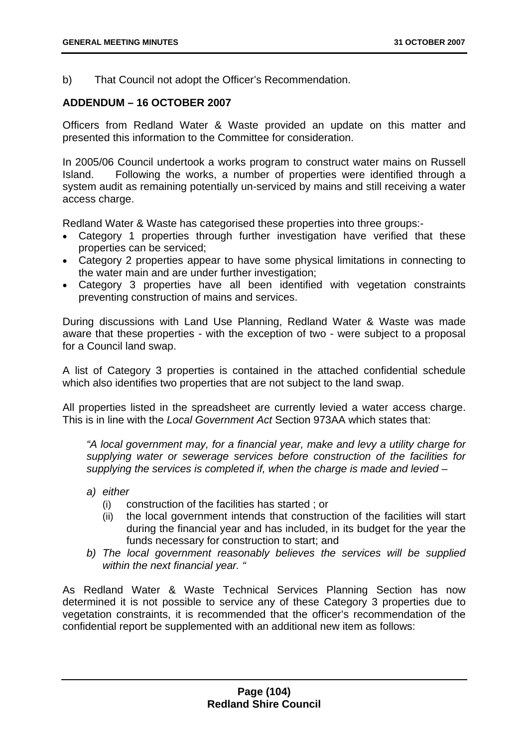b) That Council not adopt the Officer's Recommendation.

**ADDENDUM – 16 OCTOBER 2007**

Officers from Redland Water & Waste provided an update on this matter and presented this information to the Committee for consideration.

In 2005/06 Council undertook a works program to construct water mains on Russell Island. Following the works, a number of properties were identified through a system audit as remaining potentially un-serviced by mains and still receiving a water access charge.

Redland Water & Waste has categorised these properties into three groups:-

- Category 1 properties through further investigation have verified that these properties can be serviced;
- Category 2 properties appear to have some physical limitations in connecting to the water main and are under further investigation;
- Category 3 properties have all been identified with vegetation constraints preventing construction of mains and services.

During discussions with Land Use Planning, Redland Water & Waste was made aware that these properties - with the exception of two - were subject to a proposal for a Council land swap.

A list of Category 3 properties is contained in the attached confidential schedule which also identifies two properties that are not subject to the land swap.

All properties listed in the spreadsheet are currently levied a water access charge. This is in line with the *Local Government Act* Section 973AA which states that:

> *"A local government may, for a financial year, make and levy a utility charge for supplying water or sewerage services before construction of the facilities for supplying the services is completed if, when the charge is made and levied –*
>
> *a) either*
>    *(i) construction of the facilities has started ; or*
>    *(ii) the local government intends that construction of the facilities will start during the financial year and has included, in its budget for the year the funds necessary for construction to start; and*
>
> *b) The local government reasonably believes the services will be supplied within the next financial year. "*

As Redland Water & Waste Technical Services Planning Section has now determined it is not possible to service any of these Category 3 properties due to vegetation constraints, it is recommended that the officer's recommendation of the confidential report be supplemented with an additional new item as follows: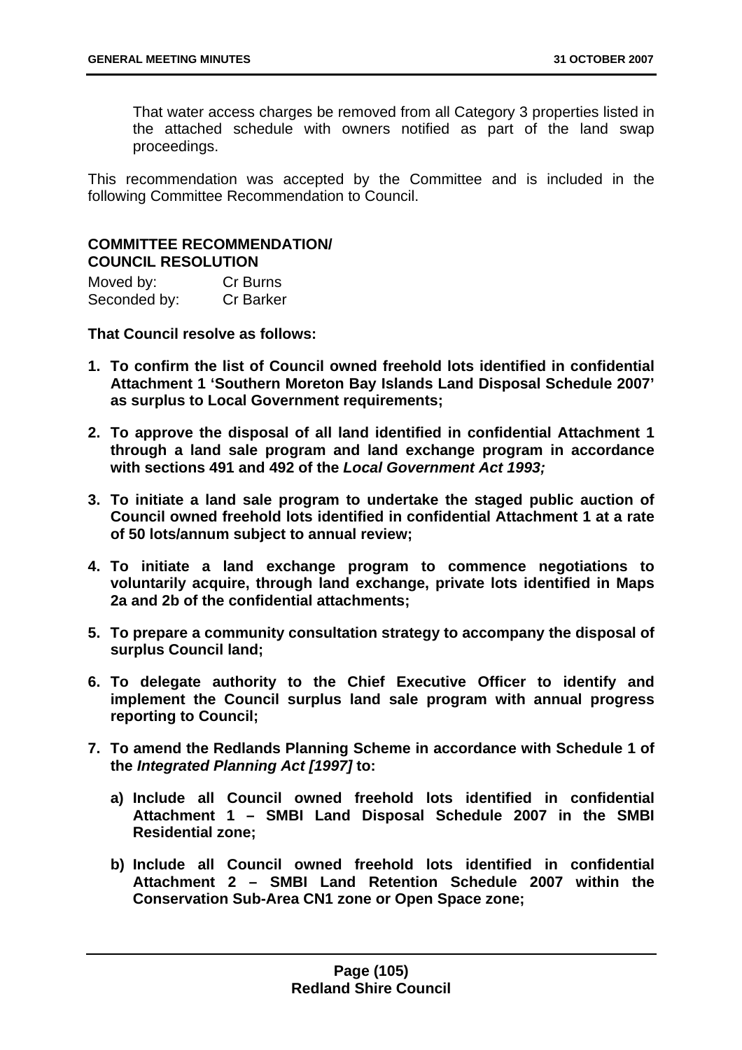That water access charges be removed from all Category 3 properties listed in the attached schedule with owners notified as part of the land swap proceedings.

This recommendation was accepted by the Committee and is included in the following Committee Recommendation to Council.

**COMMITTEE RECOMMENDATION/ COUNCIL RESOLUTION**

Moved by: Cr Burns
Seconded by: Cr Barker

**That Council resolve as follows:**

1. **To confirm the list of Council owned freehold lots identified in confidential Attachment 1 'Southern Moreton Bay Islands Land Disposal Schedule 2007' as surplus to Local Government requirements;**
2. **To approve the disposal of all land identified in confidential Attachment 1 through a land sale program and land exchange program in accordance with sections 491 and 492 of the *Local Government Act 1993;***
3. **To initiate a land sale program to undertake the staged public auction of Council owned freehold lots identified in confidential Attachment 1 at a rate of 50 lots/annum subject to annual review;**
4. **To initiate a land exchange program to commence negotiations to voluntarily acquire, through land exchange, private lots identified in Maps 2a and 2b of the confidential attachments;**
5. **To prepare a community consultation strategy to accompany the disposal of surplus Council land;**
6. **To delegate authority to the Chief Executive Officer to identify and implement the Council surplus land sale program with annual progress reporting to Council;**
7. **To amend the Redlands Planning Scheme in accordance with Schedule 1 of the *Integrated Planning Act [1997]* to:**
   a) **Include all Council owned freehold lots identified in confidential Attachment 1 – SMBI Land Disposal Schedule 2007 in the SMBI Residential zone;**
   b) **Include all Council owned freehold lots identified in confidential Attachment 2 – SMBI Land Retention Schedule 2007 within the Conservation Sub-Area CN1 zone or Open Space zone;**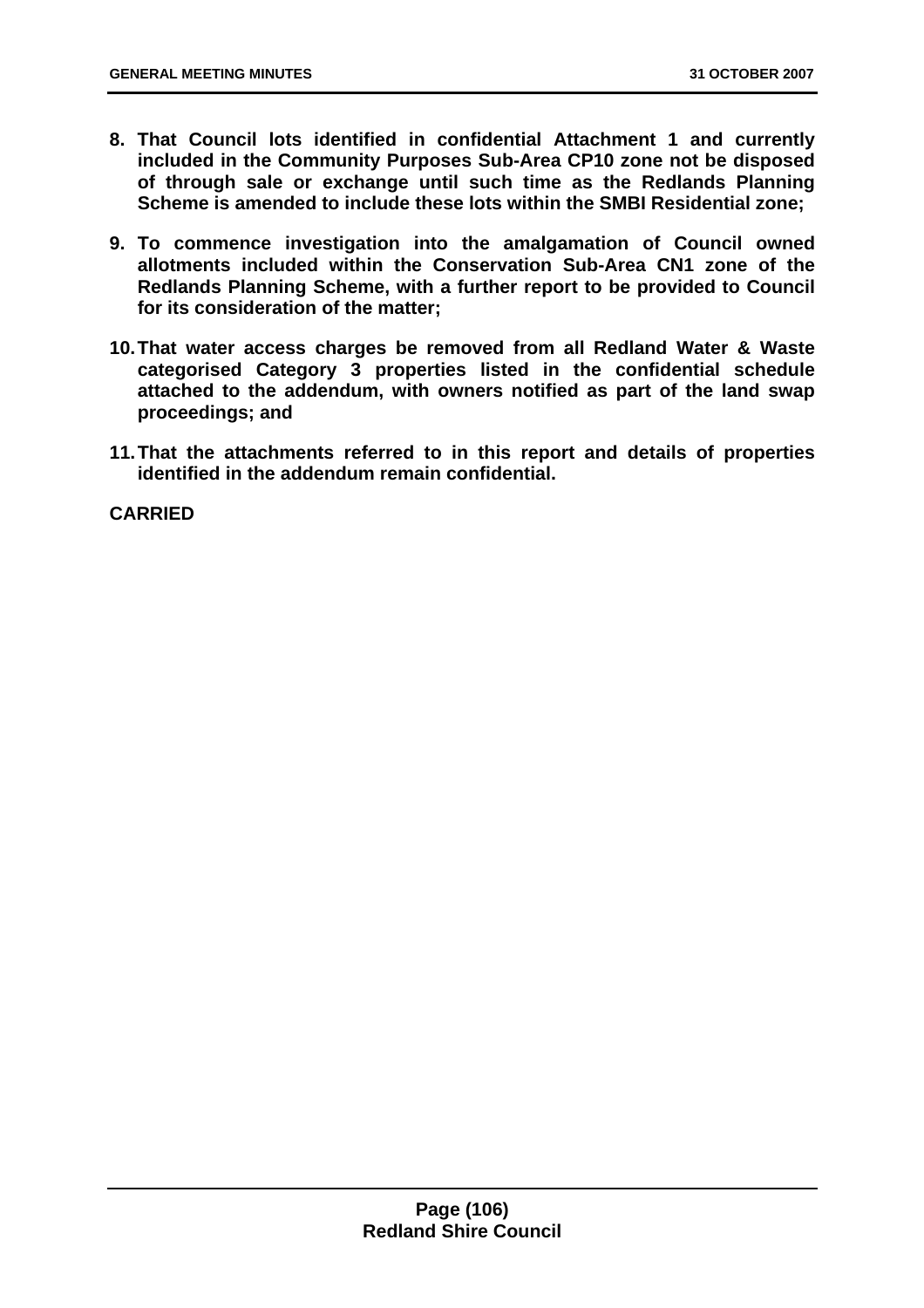8. **That Council lots identified in confidential Attachment 1 and currently included in the Community Purposes Sub-Area CP10 zone not be disposed of through sale or exchange until such time as the Redlands Planning Scheme is amended to include these lots within the SMBI Residential zone;**

9. **To commence investigation into the amalgamation of Council owned allotments included within the Conservation Sub-Area CN1 zone of the Redlands Planning Scheme, with a further report to be provided to Council for its consideration of the matter;**

10. **That water access charges be removed from all Redland Water & Waste categorised Category 3 properties listed in the confidential schedule attached to the addendum, with owners notified as part of the land swap proceedings; and**

11. **That the attachments referred to in this report and details of properties identified in the addendum remain confidential.**

**CARRIED**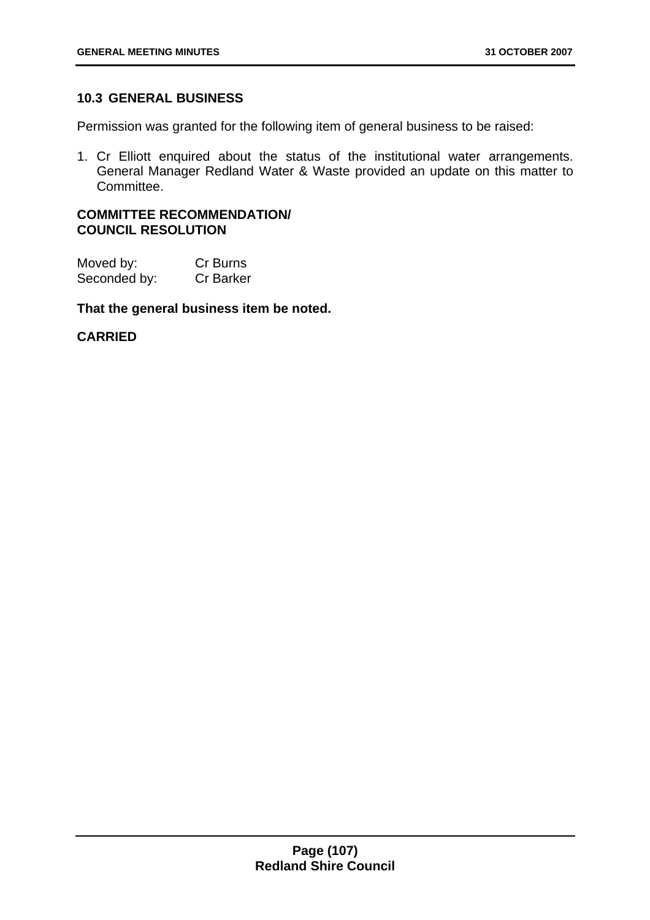## 10.3 GENERAL BUSINESS

Permission was granted for the following item of general business to be raised:

1. Cr Elliott enquired about the status of the institutional water arrangements. General Manager Redland Water & Waste provided an update on this matter to Committee.

**COMMITTEE RECOMMENDATION/ COUNCIL RESOLUTION**

Moved by: Cr Burns
Seconded by: Cr Barker

**That the general business item be noted.**

**CARRIED**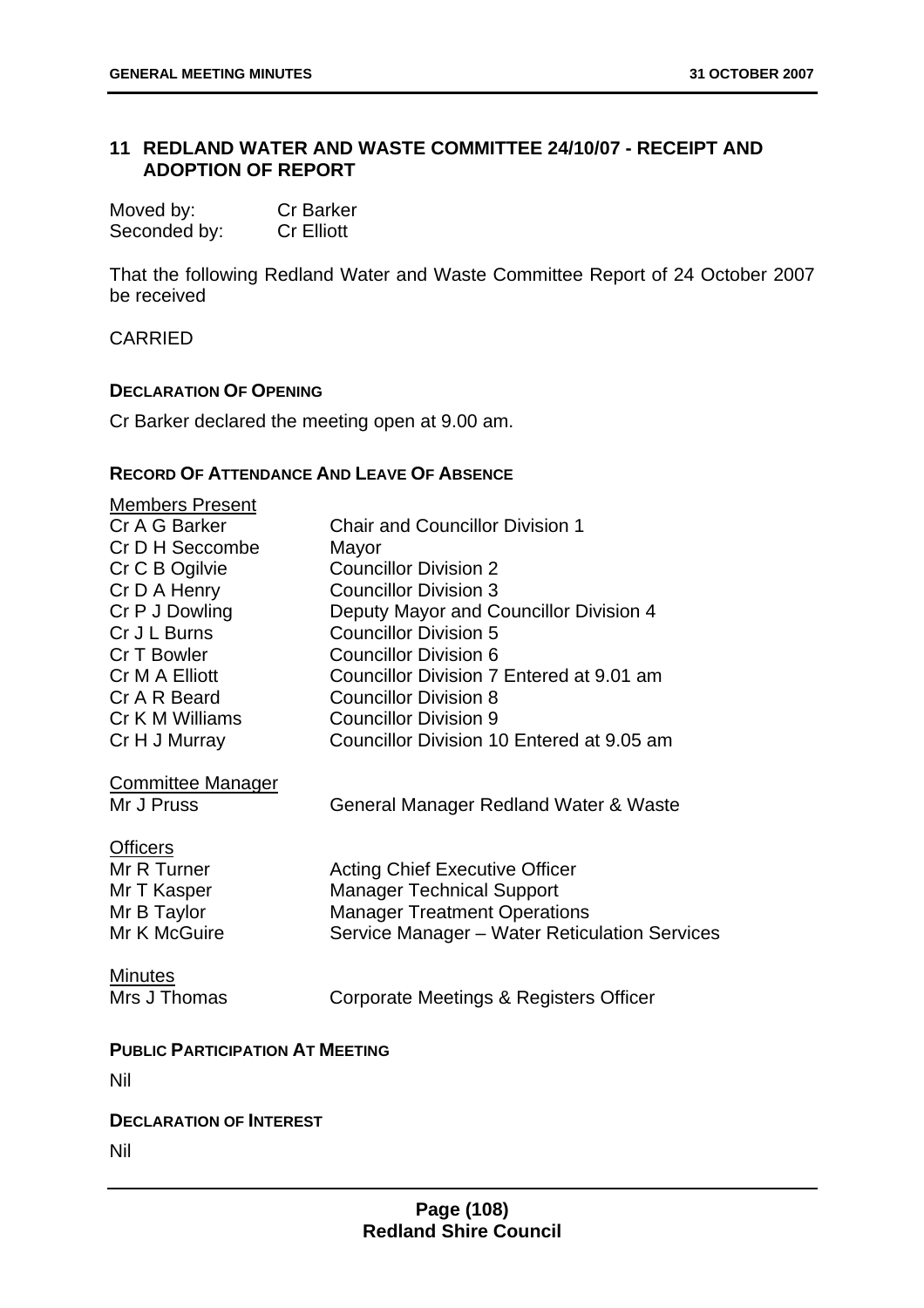## 11 REDLAND WATER AND WASTE COMMITTEE 24/10/07 - RECEIPT AND ADOPTION OF REPORT

Moved by: Cr Barker
Seconded by: Cr Elliott

That the following Redland Water and Waste Committee Report of 24 October 2007 be received

CARRIED

**DECLARATION OF OPENING**

Cr Barker declared the meeting open at 9.00 am.

**RECORD OF ATTENDANCE AND LEAVE OF ABSENCE**

Members Present

| | |
|---|---|
| Cr A G Barker | Chair and Councillor Division 1 |
| Cr D H Seccombe | Mayor |
| Cr C B Ogilvie | Councillor Division 2 |
| Cr D A Henry | Councillor Division 3 |
| Cr P J Dowling | Deputy Mayor and Councillor Division 4 |
| Cr J L Burns | Councillor Division 5 |
| Cr T Bowler | Councillor Division 6 |
| Cr M A Elliott | Councillor Division 7 Entered at 9.01 am |
| Cr A R Beard | Councillor Division 8 |
| Cr K M Williams | Councillor Division 9 |
| Cr H J Murray | Councillor Division 10 Entered at 9.05 am |

Committee Manager

| | |
|---|---|
| Mr J Pruss | General Manager Redland Water & Waste |

Officers

| | |
|---|---|
| Mr R Turner | Acting Chief Executive Officer |
| Mr T Kasper | Manager Technical Support |
| Mr B Taylor | Manager Treatment Operations |
| Mr K McGuire | Service Manager – Water Reticulation Services |

Minutes

| | |
|---|---|
| Mrs J Thomas | Corporate Meetings & Registers Officer |

**PUBLIC PARTICIPATION AT MEETING**

Nil

**DECLARATION OF INTEREST**

Nil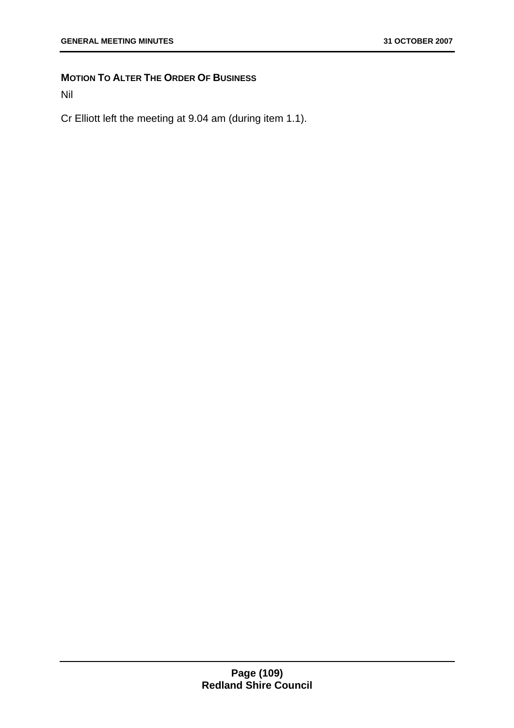## MOTION TO ALTER THE ORDER OF BUSINESS

Nil

Cr Elliott left the meeting at 9.04 am (during item 1.1).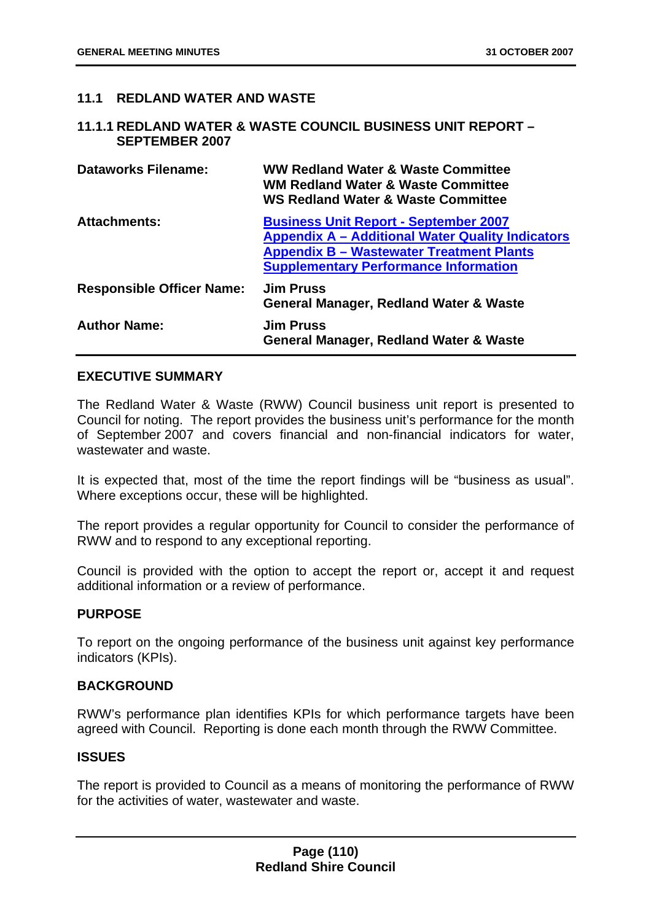## 11.1 REDLAND WATER AND WASTE

### 11.1.1 REDLAND WATER & WASTE COUNCIL BUSINESS UNIT REPORT – SEPTEMBER 2007

| | |
|---|---|
| **Dataworks Filename:** | **WW Redland Water & Waste Committee**<br>**WM Redland Water & Waste Committee**<br>**WS Redland Water & Waste Committee** |
| **Attachments:** | **Business Unit Report - September 2007**<br>**Appendix A – Additional Water Quality Indicators**<br>**Appendix B – Wastewater Treatment Plants**<br>**Supplementary Performance Information** |
| **Responsible Officer Name:** | **Jim Pruss**<br>**General Manager, Redland Water & Waste** |
| **Author Name:** | **Jim Pruss**<br>**General Manager, Redland Water & Waste** |

#### EXECUTIVE SUMMARY

The Redland Water & Waste (RWW) Council business unit report is presented to Council for noting. The report provides the business unit's performance for the month of September 2007 and covers financial and non-financial indicators for water, wastewater and waste.

It is expected that, most of the time the report findings will be "business as usual". Where exceptions occur, these will be highlighted.

The report provides a regular opportunity for Council to consider the performance of RWW and to respond to any exceptional reporting.

Council is provided with the option to accept the report or, accept it and request additional information or a review of performance.

#### PURPOSE

To report on the ongoing performance of the business unit against key performance indicators (KPIs).

#### BACKGROUND

RWW's performance plan identifies KPIs for which performance targets have been agreed with Council. Reporting is done each month through the RWW Committee.

#### ISSUES

The report is provided to Council as a means of monitoring the performance of RWW for the activities of water, wastewater and waste.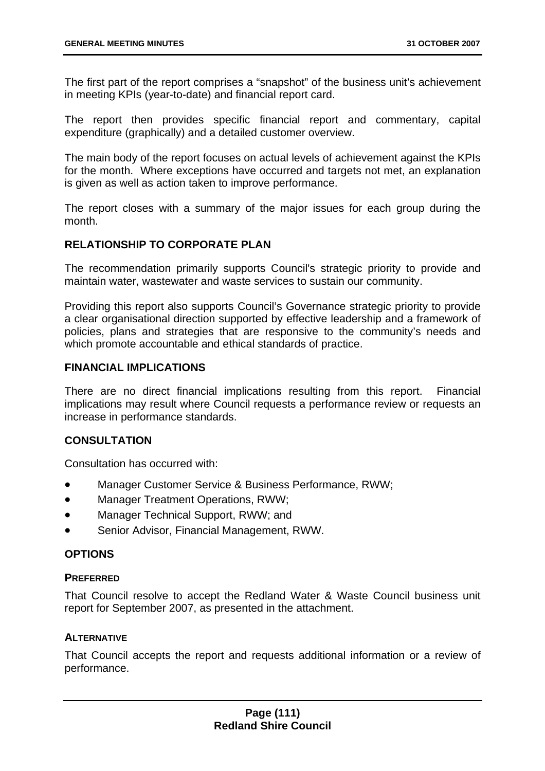The first part of the report comprises a "snapshot" of the business unit's achievement in meeting KPIs (year-to-date) and financial report card.

The report then provides specific financial report and commentary, capital expenditure (graphically) and a detailed customer overview.

The main body of the report focuses on actual levels of achievement against the KPIs for the month. Where exceptions have occurred and targets not met, an explanation is given as well as action taken to improve performance.

The report closes with a summary of the major issues for each group during the month.

### RELATIONSHIP TO CORPORATE PLAN

The recommendation primarily supports Council's strategic priority to provide and maintain water, wastewater and waste services to sustain our community.

Providing this report also supports Council's Governance strategic priority to provide a clear organisational direction supported by effective leadership and a framework of policies, plans and strategies that are responsive to the community's needs and which promote accountable and ethical standards of practice.

### FINANCIAL IMPLICATIONS

There are no direct financial implications resulting from this report. Financial implications may result where Council requests a performance review or requests an increase in performance standards.

### CONSULTATION

Consultation has occurred with:

- Manager Customer Service & Business Performance, RWW;
- Manager Treatment Operations, RWW;
- Manager Technical Support, RWW; and
- Senior Advisor, Financial Management, RWW.

### OPTIONS

#### PREFERRED

That Council resolve to accept the Redland Water & Waste Council business unit report for September 2007, as presented in the attachment.

#### ALTERNATIVE

That Council accepts the report and requests additional information or a review of performance.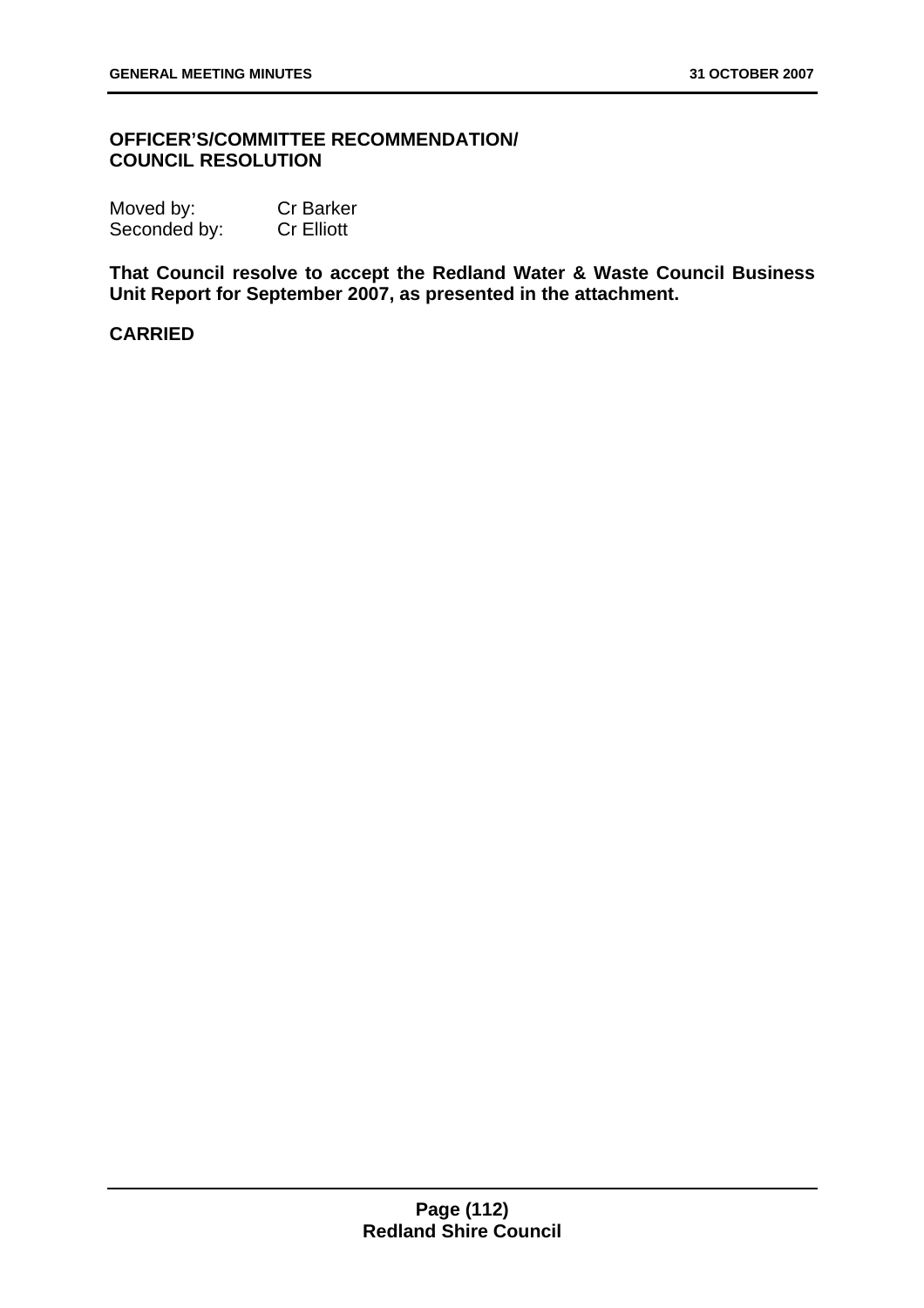**OFFICER'S/COMMITTEE RECOMMENDATION/
COUNCIL RESOLUTION**

Moved by: Cr Barker
Seconded by: Cr Elliott

**That Council resolve to accept the Redland Water & Waste Council Business Unit Report for September 2007, as presented in the attachment.**

**CARRIED**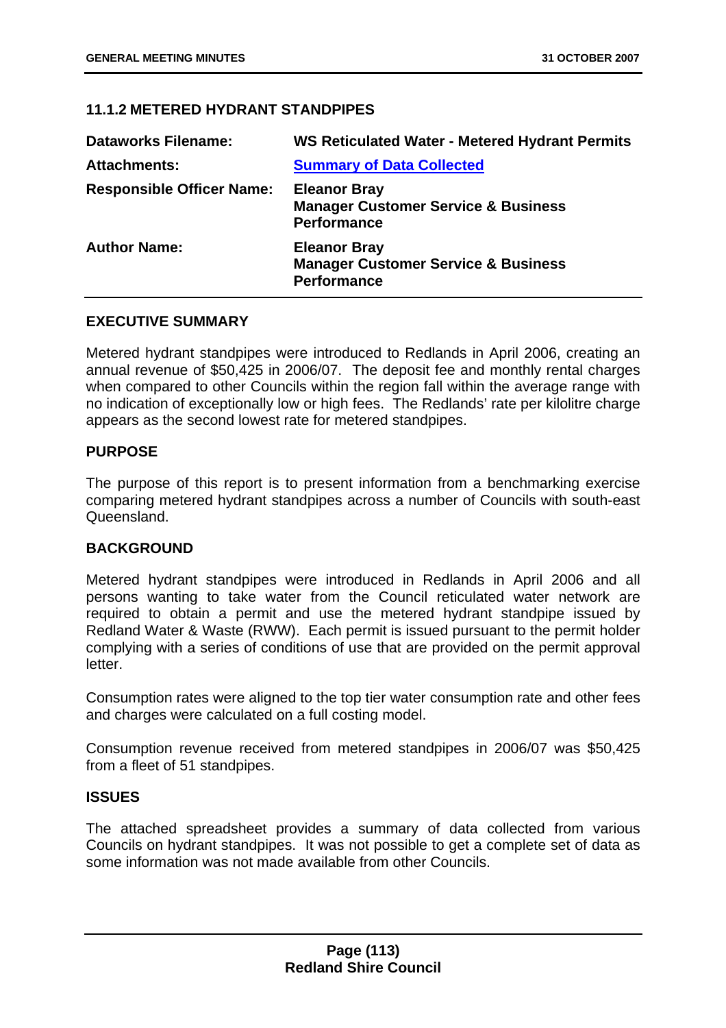### 11.1.2 METERED HYDRANT STANDPIPES

| | |
|---|---|
| **Dataworks Filename:** | **WS Reticulated Water - Metered Hydrant Permits** |
| **Attachments:** | **Summary of Data Collected** |
| **Responsible Officer Name:** | **Eleanor Bray**<br>**Manager Customer Service & Business Performance** |
| **Author Name:** | **Eleanor Bray**<br>**Manager Customer Service & Business Performance** |

#### EXECUTIVE SUMMARY

Metered hydrant standpipes were introduced to Redlands in April 2006, creating an annual revenue of $50,425 in 2006/07. The deposit fee and monthly rental charges when compared to other Councils within the region fall within the average range with no indication of exceptionally low or high fees. The Redlands' rate per kilolitre charge appears as the second lowest rate for metered standpipes.

#### PURPOSE

The purpose of this report is to present information from a benchmarking exercise comparing metered hydrant standpipes across a number of Councils with south-east Queensland.

#### BACKGROUND

Metered hydrant standpipes were introduced in Redlands in April 2006 and all persons wanting to take water from the Council reticulated water network are required to obtain a permit and use the metered hydrant standpipe issued by Redland Water & Waste (RWW). Each permit is issued pursuant to the permit holder complying with a series of conditions of use that are provided on the permit approval letter.

Consumption rates were aligned to the top tier water consumption rate and other fees and charges were calculated on a full costing model.

Consumption revenue received from metered standpipes in 2006/07 was $50,425 from a fleet of 51 standpipes.

#### ISSUES

The attached spreadsheet provides a summary of data collected from various Councils on hydrant standpipes. It was not possible to get a complete set of data as some information was not made available from other Councils.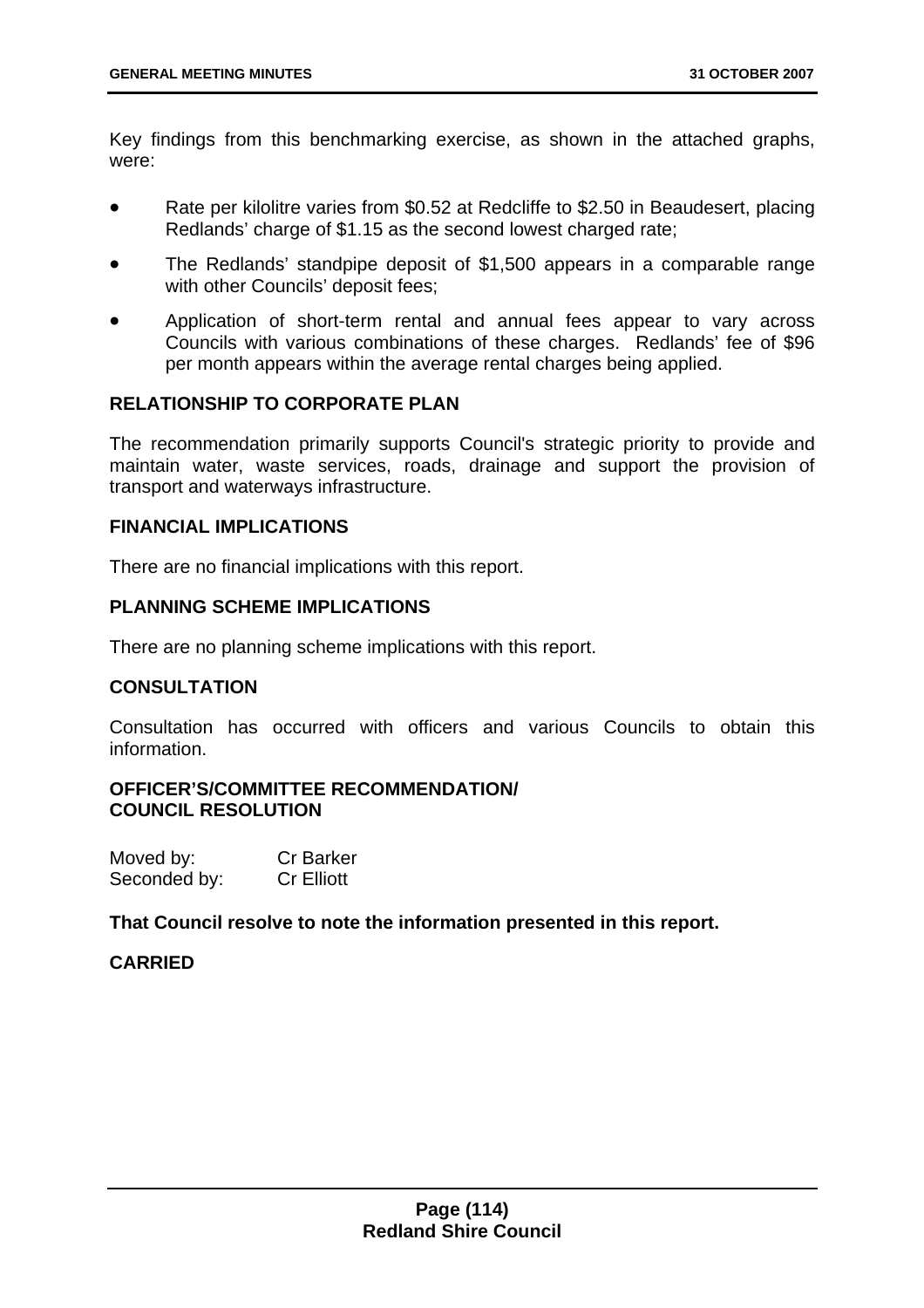Key findings from this benchmarking exercise, as shown in the attached graphs, were:

- Rate per kilolitre varies from $0.52 at Redcliffe to $2.50 in Beaudesert, placing Redlands' charge of $1.15 as the second lowest charged rate;
- The Redlands' standpipe deposit of $1,500 appears in a comparable range with other Councils' deposit fees;
- Application of short-term rental and annual fees appear to vary across Councils with various combinations of these charges. Redlands' fee of $96 per month appears within the average rental charges being applied.

**RELATIONSHIP TO CORPORATE PLAN**

The recommendation primarily supports Council's strategic priority to provide and maintain water, waste services, roads, drainage and support the provision of transport and waterways infrastructure.

**FINANCIAL IMPLICATIONS**

There are no financial implications with this report.

**PLANNING SCHEME IMPLICATIONS**

There are no planning scheme implications with this report.

**CONSULTATION**

Consultation has occurred with officers and various Councils to obtain this information.

**OFFICER'S/COMMITTEE RECOMMENDATION/**
**COUNCIL RESOLUTION**

Moved by: Cr Barker
Seconded by: Cr Elliott

**That Council resolve to note the information presented in this report.**

**CARRIED**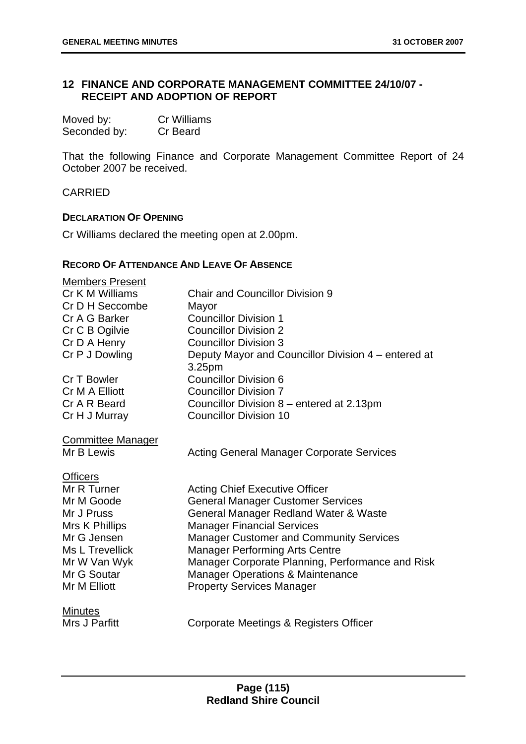## 12 FINANCE AND CORPORATE MANAGEMENT COMMITTEE 24/10/07 - RECEIPT AND ADOPTION OF REPORT

| | |
|---|---|
| Moved by: | Cr Williams |
| Seconded by: | Cr Beard |

That the following Finance and Corporate Management Committee Report of 24 October 2007 be received.

CARRIED

**DECLARATION OF OPENING**

Cr Williams declared the meeting open at 2.00pm.

**RECORD OF ATTENDANCE AND LEAVE OF ABSENCE**

<u>Members Present</u>

| | |
|---|---|
| Cr K M Williams | Chair and Councillor Division 9 |
| Cr D H Seccombe | Mayor |
| Cr A G Barker | Councillor Division 1 |
| Cr C B Ogilvie | Councillor Division 2 |
| Cr D A Henry | Councillor Division 3 |
| Cr P J Dowling | Deputy Mayor and Councillor Division 4 – entered at 3.25pm |
| Cr T Bowler | Councillor Division 6 |
| Cr M A Elliott | Councillor Division 7 |
| Cr A R Beard | Councillor Division 8 – entered at 2.13pm |
| Cr H J Murray | Councillor Division 10 |

<u>Committee Manager</u>

| | |
|---|---|
| Mr B Lewis | Acting General Manager Corporate Services |

<u>Officers</u>

| | |
|---|---|
| Mr R Turner | Acting Chief Executive Officer |
| Mr M Goode | General Manager Customer Services |
| Mr J Pruss | General Manager Redland Water & Waste |
| Mrs K Phillips | Manager Financial Services |
| Mr G Jensen | Manager Customer and Community Services |
| Ms L Trevellick | Manager Performing Arts Centre |
| Mr W Van Wyk | Manager Corporate Planning, Performance and Risk |
| Mr G Soutar | Manager Operations & Maintenance |
| Mr M Elliott | Property Services Manager |

<u>Minutes</u>

| | |
|---|---|
| Mrs J Parfitt | Corporate Meetings & Registers Officer |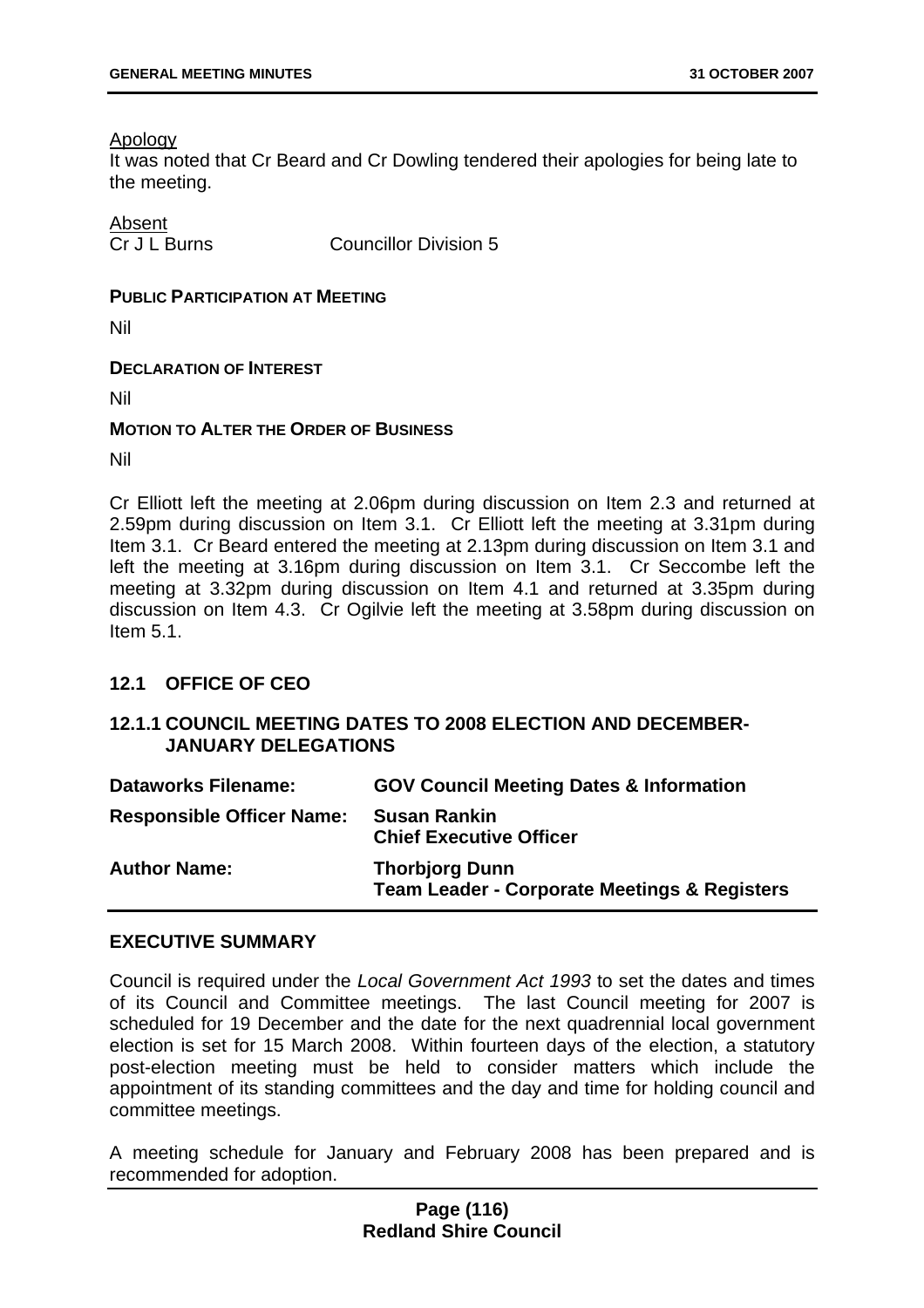Apology

It was noted that Cr Beard and Cr Dowling tendered their apologies for being late to the meeting.

Absent

Cr J L Burns Councillor Division 5

**PUBLIC PARTICIPATION AT MEETING**

Nil

**DECLARATION OF INTEREST**

Nil

**MOTION TO ALTER THE ORDER OF BUSINESS**

Nil

Cr Elliott left the meeting at 2.06pm during discussion on Item 2.3 and returned at 2.59pm during discussion on Item 3.1. Cr Elliott left the meeting at 3.31pm during Item 3.1. Cr Beard entered the meeting at 2.13pm during discussion on Item 3.1 and left the meeting at 3.16pm during discussion on Item 3.1. Cr Seccombe left the meeting at 3.32pm during discussion on Item 4.1 and returned at 3.35pm during discussion on Item 4.3. Cr Ogilvie left the meeting at 3.58pm during discussion on Item 5.1.

## 12.1 OFFICE OF CEO

### 12.1.1 COUNCIL MEETING DATES TO 2008 ELECTION AND DECEMBER-JANUARY DELEGATIONS

| | |
|---|---|
| **Dataworks Filename:** | **GOV Council Meeting Dates & Information** |
| **Responsible Officer Name:** | **Susan Rankin**<br>**Chief Executive Officer** |
| **Author Name:** | **Thorbjorg Dunn**<br>**Team Leader - Corporate Meetings & Registers** |

**EXECUTIVE SUMMARY**

Council is required under the *Local Government Act 1993* to set the dates and times of its Council and Committee meetings. The last Council meeting for 2007 is scheduled for 19 December and the date for the next quadrennial local government election is set for 15 March 2008. Within fourteen days of the election, a statutory post-election meeting must be held to consider matters which include the appointment of its standing committees and the day and time for holding council and committee meetings.

A meeting schedule for January and February 2008 has been prepared and is recommended for adoption.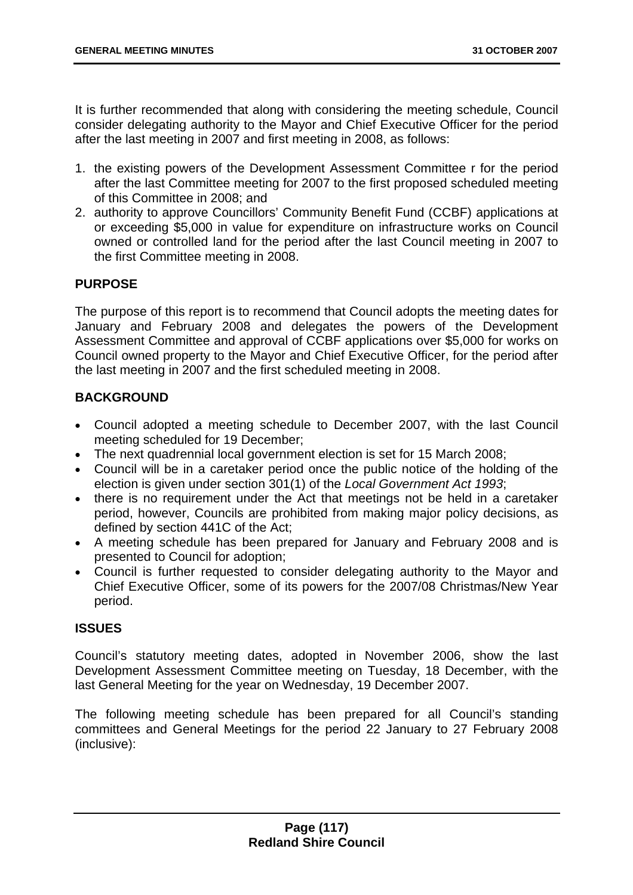It is further recommended that along with considering the meeting schedule, Council consider delegating authority to the Mayor and Chief Executive Officer for the period after the last meeting in 2007 and first meeting in 2008, as follows:

1. the existing powers of the Development Assessment Committee r for the period after the last Committee meeting for 2007 to the first proposed scheduled meeting of this Committee in 2008; and
2. authority to approve Councillors' Community Benefit Fund (CCBF) applications at or exceeding $5,000 in value for expenditure on infrastructure works on Council owned or controlled land for the period after the last Council meeting in 2007 to the first Committee meeting in 2008.

## PURPOSE

The purpose of this report is to recommend that Council adopts the meeting dates for January and February 2008 and delegates the powers of the Development Assessment Committee and approval of CCBF applications over $5,000 for works on Council owned property to the Mayor and Chief Executive Officer, for the period after the last meeting in 2007 and the first scheduled meeting in 2008.

## BACKGROUND

- Council adopted a meeting schedule to December 2007, with the last Council meeting scheduled for 19 December;
- The next quadrennial local government election is set for 15 March 2008;
- Council will be in a caretaker period once the public notice of the holding of the election is given under section 301(1) of the *Local Government Act 1993*;
- there is no requirement under the Act that meetings not be held in a caretaker period, however, Councils are prohibited from making major policy decisions, as defined by section 441C of the Act;
- A meeting schedule has been prepared for January and February 2008 and is presented to Council for adoption;
- Council is further requested to consider delegating authority to the Mayor and Chief Executive Officer, some of its powers for the 2007/08 Christmas/New Year period.

## ISSUES

Council's statutory meeting dates, adopted in November 2006, show the last Development Assessment Committee meeting on Tuesday, 18 December, with the last General Meeting for the year on Wednesday, 19 December 2007.

The following meeting schedule has been prepared for all Council's standing committees and General Meetings for the period 22 January to 27 February 2008 (inclusive):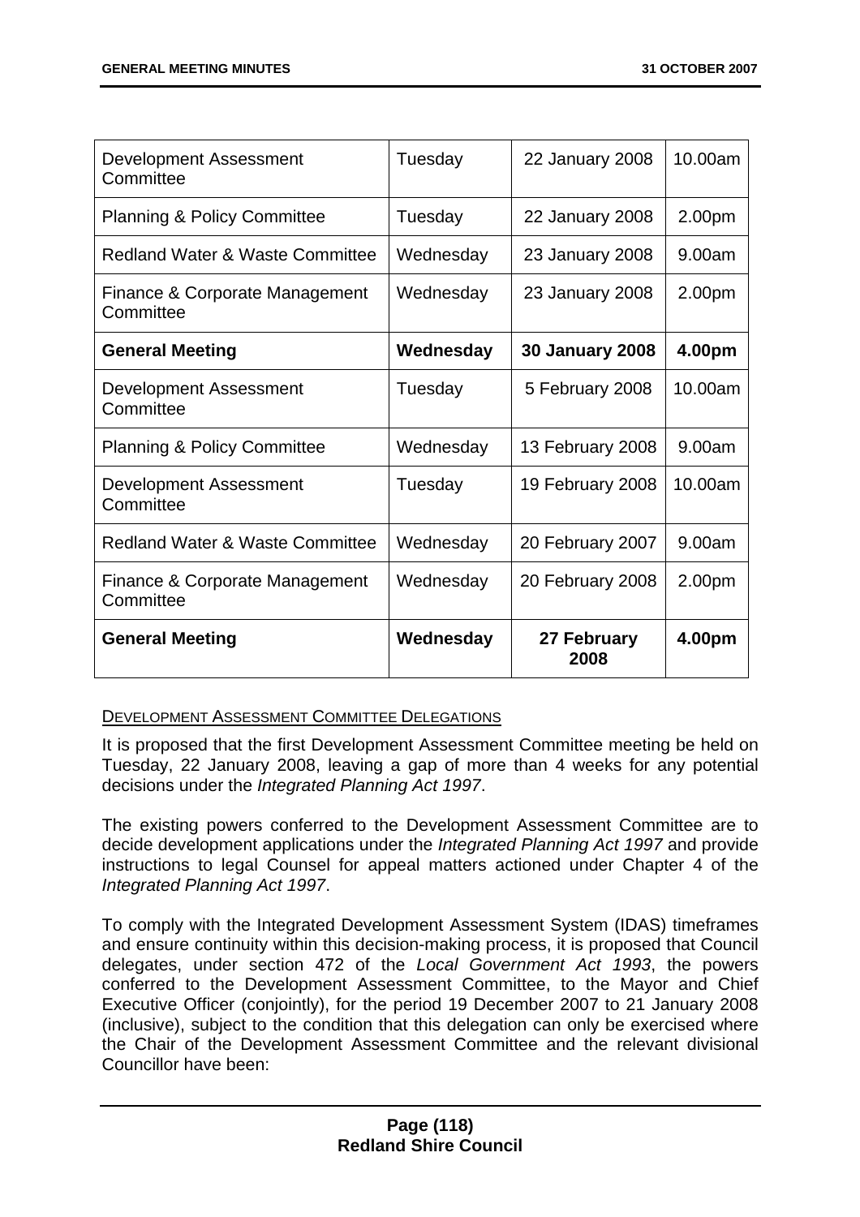| Development Assessment Committee | Tuesday | 22 January 2008 | 10.00am |
|---|---|---|---|
| Planning & Policy Committee | Tuesday | 22 January 2008 | 2.00pm |
| Redland Water & Waste Committee | Wednesday | 23 January 2008 | 9.00am |
| Finance & Corporate Management Committee | Wednesday | 23 January 2008 | 2.00pm |
| **General Meeting** | **Wednesday** | **30 January 2008** | **4.00pm** |
| Development Assessment Committee | Tuesday | 5 February 2008 | 10.00am |
| Planning & Policy Committee | Wednesday | 13 February 2008 | 9.00am |
| Development Assessment Committee | Tuesday | 19 February 2008 | 10.00am |
| Redland Water & Waste Committee | Wednesday | 20 February 2007 | 9.00am |
| Finance & Corporate Management Committee | Wednesday | 20 February 2008 | 2.00pm |
| **General Meeting** | **Wednesday** | **27 February 2008** | **4.00pm** |

DEVELOPMENT ASSESSMENT COMMITTEE DELEGATIONS

It is proposed that the first Development Assessment Committee meeting be held on Tuesday, 22 January 2008, leaving a gap of more than 4 weeks for any potential decisions under the *Integrated Planning Act 1997*.

The existing powers conferred to the Development Assessment Committee are to decide development applications under the *Integrated Planning Act 1997* and provide instructions to legal Counsel for appeal matters actioned under Chapter 4 of the *Integrated Planning Act 1997*.

To comply with the Integrated Development Assessment System (IDAS) timeframes and ensure continuity within this decision-making process, it is proposed that Council delegates, under section 472 of the *Local Government Act 1993*, the powers conferred to the Development Assessment Committee, to the Mayor and Chief Executive Officer (conjointly), for the period 19 December 2007 to 21 January 2008 (inclusive), subject to the condition that this delegation can only be exercised where the Chair of the Development Assessment Committee and the relevant divisional Councillor have been: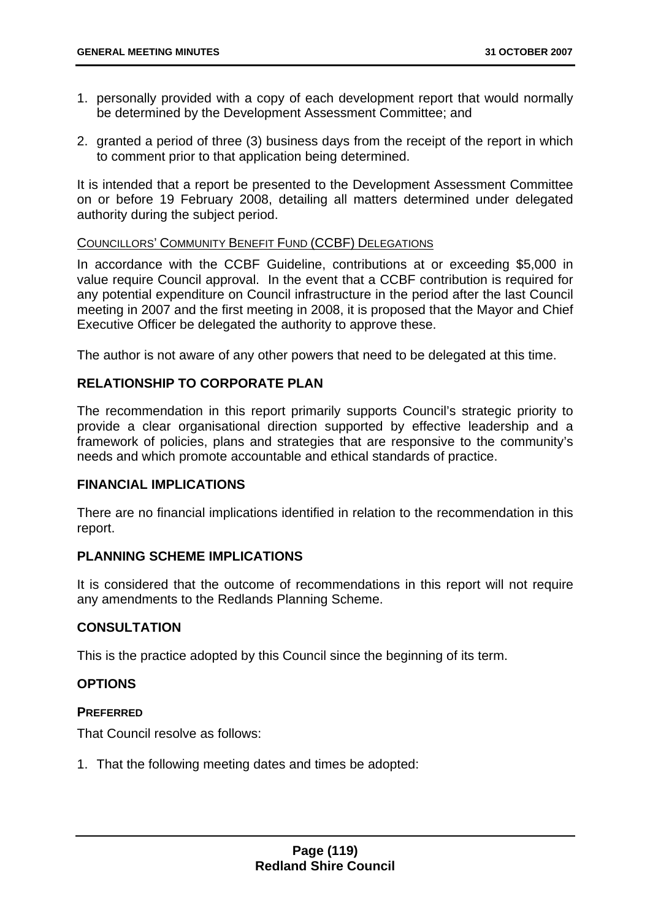1. personally provided with a copy of each development report that would normally be determined by the Development Assessment Committee; and

2. granted a period of three (3) business days from the receipt of the report in which to comment prior to that application being determined.

It is intended that a report be presented to the Development Assessment Committee on or before 19 February 2008, detailing all matters determined under delegated authority during the subject period.

COUNCILLORS' COMMUNITY BENEFIT FUND (CCBF) DELEGATIONS

In accordance with the CCBF Guideline, contributions at or exceeding $5,000 in value require Council approval. In the event that a CCBF contribution is required for any potential expenditure on Council infrastructure in the period after the last Council meeting in 2007 and the first meeting in 2008, it is proposed that the Mayor and Chief Executive Officer be delegated the authority to approve these.

The author is not aware of any other powers that need to be delegated at this time.

## RELATIONSHIP TO CORPORATE PLAN

The recommendation in this report primarily supports Council's strategic priority to provide a clear organisational direction supported by effective leadership and a framework of policies, plans and strategies that are responsive to the community's needs and which promote accountable and ethical standards of practice.

## FINANCIAL IMPLICATIONS

There are no financial implications identified in relation to the recommendation in this report.

## PLANNING SCHEME IMPLICATIONS

It is considered that the outcome of recommendations in this report will not require any amendments to the Redlands Planning Scheme.

## CONSULTATION

This is the practice adopted by this Council since the beginning of its term.

## OPTIONS

### PREFERRED

That Council resolve as follows:

1. That the following meeting dates and times be adopted: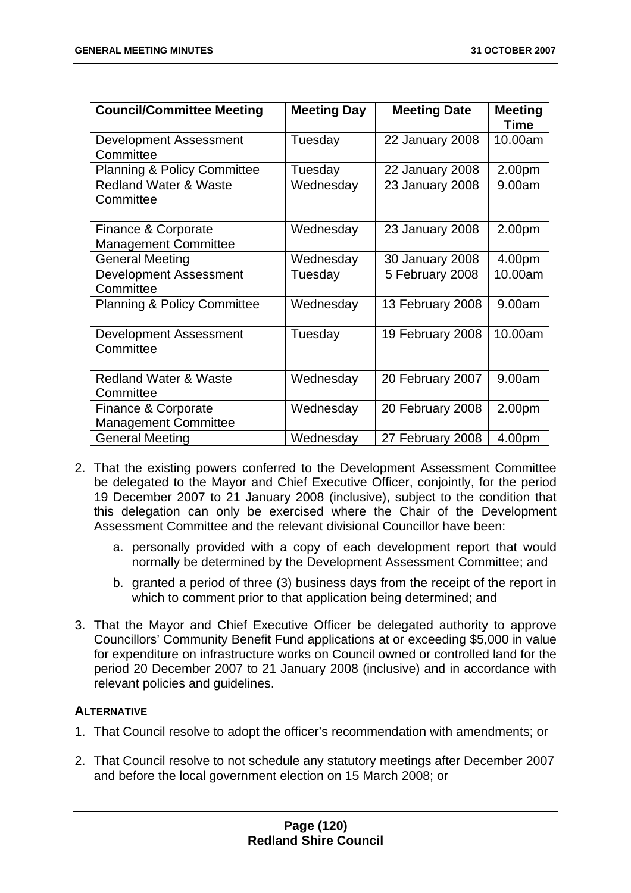| Council/Committee Meeting | Meeting Day | Meeting Date | Meeting Time |
|---|---|---|---|
| Development Assessment Committee | Tuesday | 22 January 2008 | 10.00am |
| Planning & Policy Committee | Tuesday | 22 January 2008 | 2.00pm |
| Redland Water & Waste Committee | Wednesday | 23 January 2008 | 9.00am |
| Finance & Corporate Management Committee | Wednesday | 23 January 2008 | 2.00pm |
| General Meeting | Wednesday | 30 January 2008 | 4.00pm |
| Development Assessment Committee | Tuesday | 5 February 2008 | 10.00am |
| Planning & Policy Committee | Wednesday | 13 February 2008 | 9.00am |
| Development Assessment Committee | Tuesday | 19 February 2008 | 10.00am |
| Redland Water & Waste Committee | Wednesday | 20 February 2007 | 9.00am |
| Finance & Corporate Management Committee | Wednesday | 20 February 2008 | 2.00pm |
| General Meeting | Wednesday | 27 February 2008 | 4.00pm |

2. That the existing powers conferred to the Development Assessment Committee be delegated to the Mayor and Chief Executive Officer, conjointly, for the period 19 December 2007 to 21 January 2008 (inclusive), subject to the condition that this delegation can only be exercised where the Chair of the Development Assessment Committee and the relevant divisional Councillor have been:

    a. personally provided with a copy of each development report that would normally be determined by the Development Assessment Committee; and

    b. granted a period of three (3) business days from the receipt of the report in which to comment prior to that application being determined; and

3. That the Mayor and Chief Executive Officer be delegated authority to approve Councillors' Community Benefit Fund applications at or exceeding $5,000 in value for expenditure on infrastructure works on Council owned or controlled land for the period 20 December 2007 to 21 January 2008 (inclusive) and in accordance with relevant policies and guidelines.

**ALTERNATIVE**

1. That Council resolve to adopt the officer's recommendation with amendments; or

2. That Council resolve to not schedule any statutory meetings after December 2007 and before the local government election on 15 March 2008; or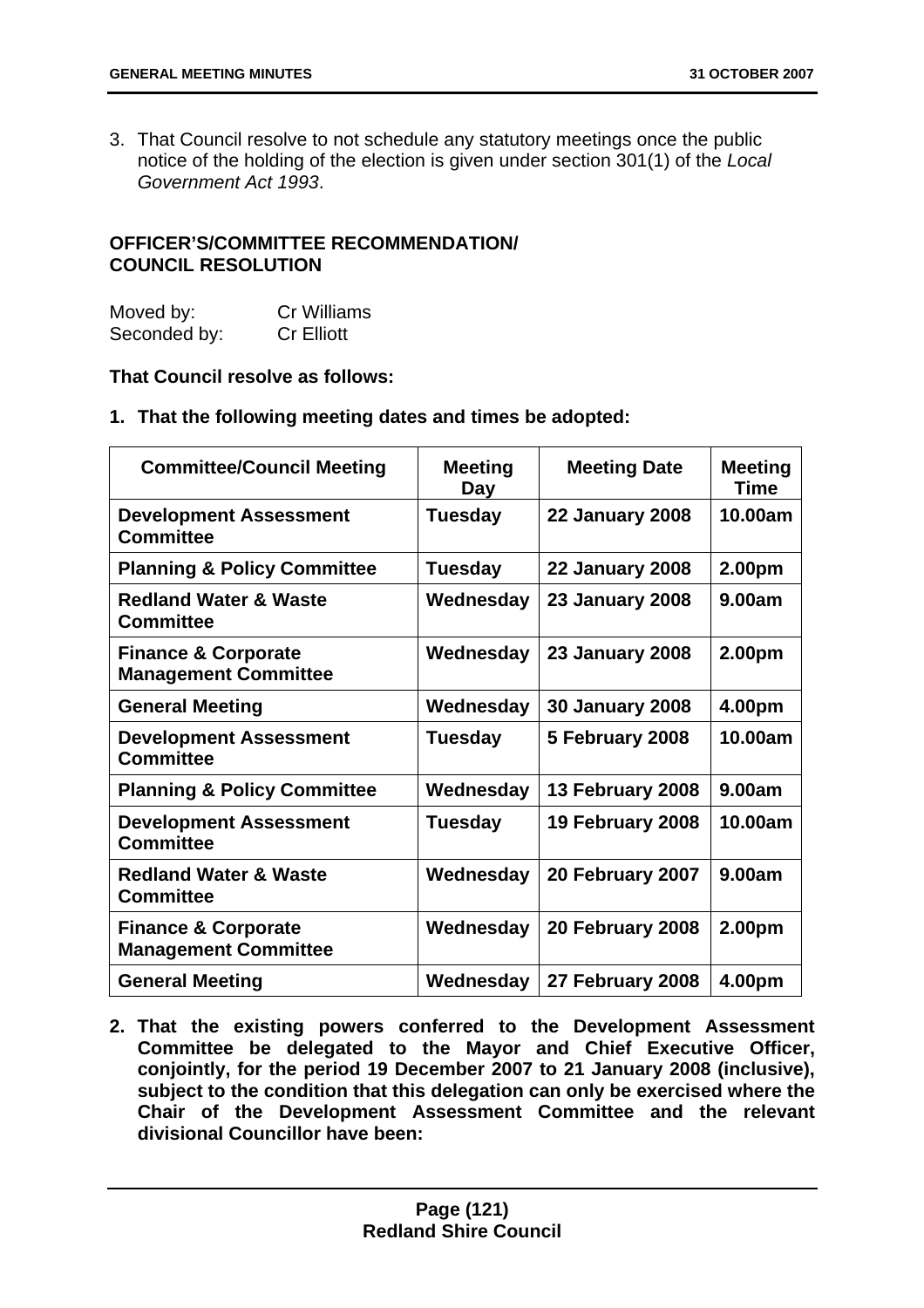3. That Council resolve to not schedule any statutory meetings once the public notice of the holding of the election is given under section 301(1) of the *Local Government Act 1993*.

**OFFICER'S/COMMITTEE RECOMMENDATION/ COUNCIL RESOLUTION**

Moved by: Cr Williams
Seconded by: Cr Elliott

**That Council resolve as follows:**

**1. That the following meeting dates and times be adopted:**

| Committee/Council Meeting | Meeting Day | Meeting Date | Meeting Time |
|---|---|---|---|
| **Development Assessment Committee** | **Tuesday** | **22 January 2008** | **10.00am** |
| **Planning & Policy Committee** | **Tuesday** | **22 January 2008** | **2.00pm** |
| **Redland Water & Waste Committee** | **Wednesday** | **23 January 2008** | **9.00am** |
| **Finance & Corporate Management Committee** | **Wednesday** | **23 January 2008** | **2.00pm** |
| **General Meeting** | **Wednesday** | **30 January 2008** | **4.00pm** |
| **Development Assessment Committee** | **Tuesday** | **5 February 2008** | **10.00am** |
| **Planning & Policy Committee** | **Wednesday** | **13 February 2008** | **9.00am** |
| **Development Assessment Committee** | **Tuesday** | **19 February 2008** | **10.00am** |
| **Redland Water & Waste Committee** | **Wednesday** | **20 February 2007** | **9.00am** |
| **Finance & Corporate Management Committee** | **Wednesday** | **20 February 2008** | **2.00pm** |
| **General Meeting** | **Wednesday** | **27 February 2008** | **4.00pm** |

**2. That the existing powers conferred to the Development Assessment Committee be delegated to the Mayor and Chief Executive Officer, conjointly, for the period 19 December 2007 to 21 January 2008 (inclusive), subject to the condition that this delegation can only be exercised where the Chair of the Development Assessment Committee and the relevant divisional Councillor have been:**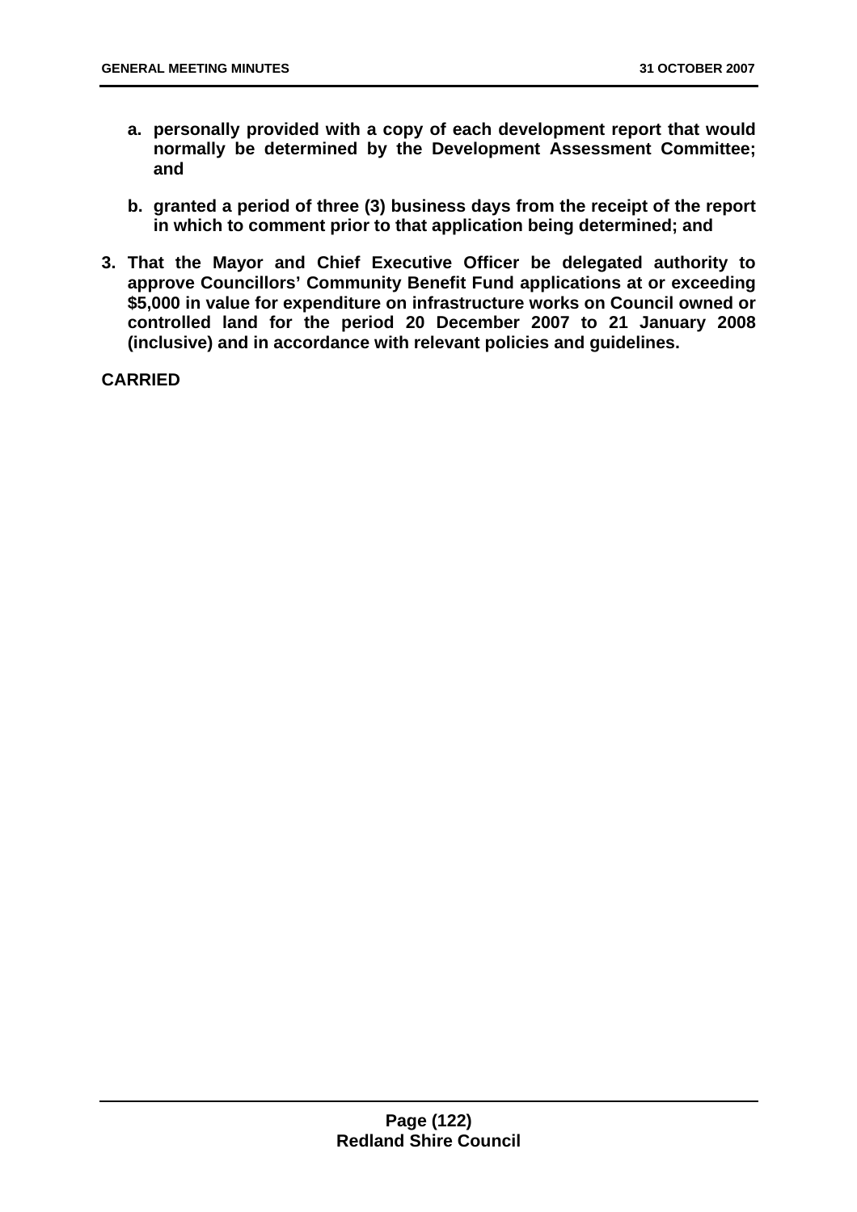**a. personally provided with a copy of each development report that would normally be determined by the Development Assessment Committee; and**

**b. granted a period of three (3) business days from the receipt of the report in which to comment prior to that application being determined; and**

**3. That the Mayor and Chief Executive Officer be delegated authority to approve Councillors' Community Benefit Fund applications at or exceeding $5,000 in value for expenditure on infrastructure works on Council owned or controlled land for the period 20 December 2007 to 21 January 2008 (inclusive) and in accordance with relevant policies and guidelines.**

**CARRIED**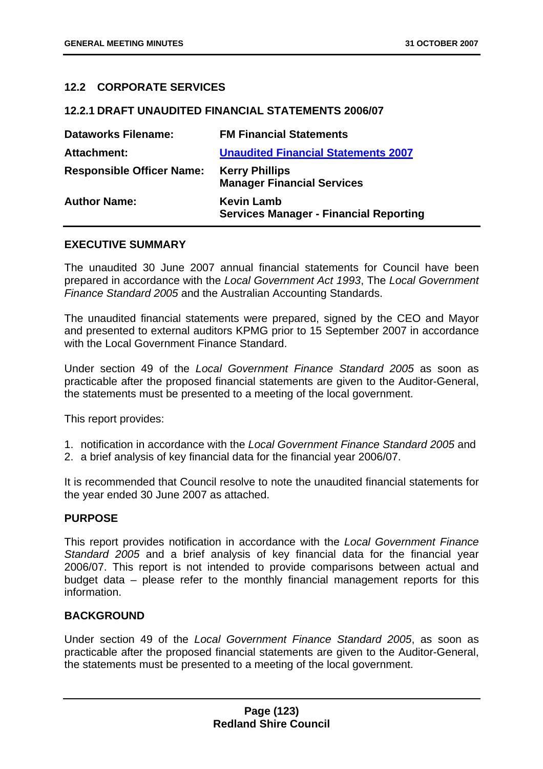## 12.2 CORPORATE SERVICES

### 12.2.1 DRAFT UNAUDITED FINANCIAL STATEMENTS 2006/07

| | |
|---|---|
| **Dataworks Filename:** | **FM Financial Statements** |
| **Attachment:** | **Unaudited Financial Statements 2007** |
| **Responsible Officer Name:** | **Kerry Phillips**<br>**Manager Financial Services** |
| **Author Name:** | **Kevin Lamb**<br>**Services Manager - Financial Reporting** |

#### EXECUTIVE SUMMARY

The unaudited 30 June 2007 annual financial statements for Council have been prepared in accordance with the *Local Government Act 1993*, The *Local Government Finance Standard 2005* and the Australian Accounting Standards.

The unaudited financial statements were prepared, signed by the CEO and Mayor and presented to external auditors KPMG prior to 15 September 2007 in accordance with the Local Government Finance Standard.

Under section 49 of the *Local Government Finance Standard 2005* as soon as practicable after the proposed financial statements are given to the Auditor-General, the statements must be presented to a meeting of the local government.

This report provides:

1. notification in accordance with the *Local Government Finance Standard 2005* and
2. a brief analysis of key financial data for the financial year 2006/07.

It is recommended that Council resolve to note the unaudited financial statements for the year ended 30 June 2007 as attached.

#### PURPOSE

This report provides notification in accordance with the *Local Government Finance Standard 2005* and a brief analysis of key financial data for the financial year 2006/07. This report is not intended to provide comparisons between actual and budget data – please refer to the monthly financial management reports for this information.

#### BACKGROUND

Under section 49 of the *Local Government Finance Standard 2005*, as soon as practicable after the proposed financial statements are given to the Auditor-General, the statements must be presented to a meeting of the local government.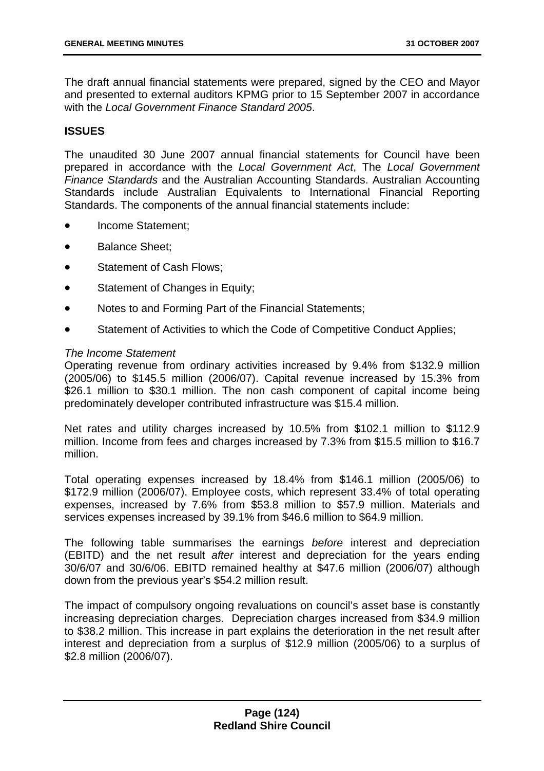The draft annual financial statements were prepared, signed by the CEO and Mayor and presented to external auditors KPMG prior to 15 September 2007 in accordance with the *Local Government Finance Standard 2005*.

## ISSUES

The unaudited 30 June 2007 annual financial statements for Council have been prepared in accordance with the *Local Government Act*, The *Local Government Finance Standards* and the Australian Accounting Standards. Australian Accounting Standards include Australian Equivalents to International Financial Reporting Standards. The components of the annual financial statements include:

- Income Statement;
- Balance Sheet;
- Statement of Cash Flows;
- Statement of Changes in Equity;
- Notes to and Forming Part of the Financial Statements;
- Statement of Activities to which the Code of Competitive Conduct Applies;

*The Income Statement*

Operating revenue from ordinary activities increased by 9.4% from $132.9 million (2005/06) to $145.5 million (2006/07). Capital revenue increased by 15.3% from $26.1 million to $30.1 million. The non cash component of capital income being predominately developer contributed infrastructure was $15.4 million.

Net rates and utility charges increased by 10.5% from $102.1 million to $112.9 million. Income from fees and charges increased by 7.3% from $15.5 million to $16.7 million.

Total operating expenses increased by 18.4% from $146.1 million (2005/06) to $172.9 million (2006/07). Employee costs, which represent 33.4% of total operating expenses, increased by 7.6% from $53.8 million to $57.9 million. Materials and services expenses increased by 39.1% from $46.6 million to $64.9 million.

The following table summarises the earnings *before* interest and depreciation (EBITD) and the net result *after* interest and depreciation for the years ending 30/6/07 and 30/6/06. EBITD remained healthy at $47.6 million (2006/07) although down from the previous year's $54.2 million result.

The impact of compulsory ongoing revaluations on council's asset base is constantly increasing depreciation charges. Depreciation charges increased from $34.9 million to $38.2 million. This increase in part explains the deterioration in the net result after interest and depreciation from a surplus of $12.9 million (2005/06) to a surplus of $2.8 million (2006/07).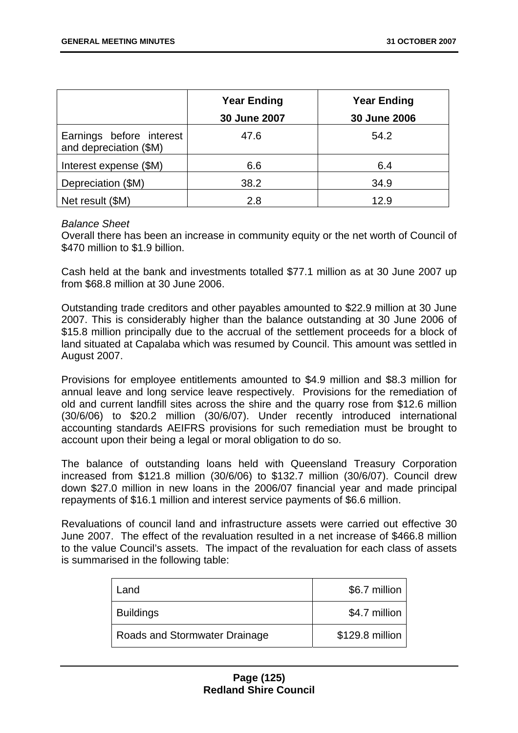| | Year Ending 30 June 2007 | Year Ending 30 June 2006 |
|---|---|---|
| Earnings before interest and depreciation ($M) | 47.6 | 54.2 |
| Interest expense ($M) | 6.6 | 6.4 |
| Depreciation ($M) | 38.2 | 34.9 |
| Net result ($M) | 2.8 | 12.9 |

*Balance Sheet*
Overall there has been an increase in community equity or the net worth of Council of $470 million to $1.9 billion.

Cash held at the bank and investments totalled $77.1 million as at 30 June 2007 up from $68.8 million at 30 June 2006.

Outstanding trade creditors and other payables amounted to $22.9 million at 30 June 2007. This is considerably higher than the balance outstanding at 30 June 2006 of $15.8 million principally due to the accrual of the settlement proceeds for a block of land situated at Capalaba which was resumed by Council. This amount was settled in August 2007.

Provisions for employee entitlements amounted to $4.9 million and $8.3 million for annual leave and long service leave respectively. Provisions for the remediation of old and current landfill sites across the shire and the quarry rose from $12.6 million (30/6/06) to $20.2 million (30/6/07). Under recently introduced international accounting standards AEIFRS provisions for such remediation must be brought to account upon their being a legal or moral obligation to do so.

The balance of outstanding loans held with Queensland Treasury Corporation increased from $121.8 million (30/6/06) to $132.7 million (30/6/07). Council drew down $27.0 million in new loans in the 2006/07 financial year and made principal repayments of $16.1 million and interest service payments of $6.6 million.

Revaluations of council land and infrastructure assets were carried out effective 30 June 2007. The effect of the revaluation resulted in a net increase of $466.8 million to the value Council's assets. The impact of the revaluation for each class of assets is summarised in the following table:

| | |
|---|---|
| Land | $6.7 million |
| Buildings | $4.7 million |
| Roads and Stormwater Drainage | $129.8 million |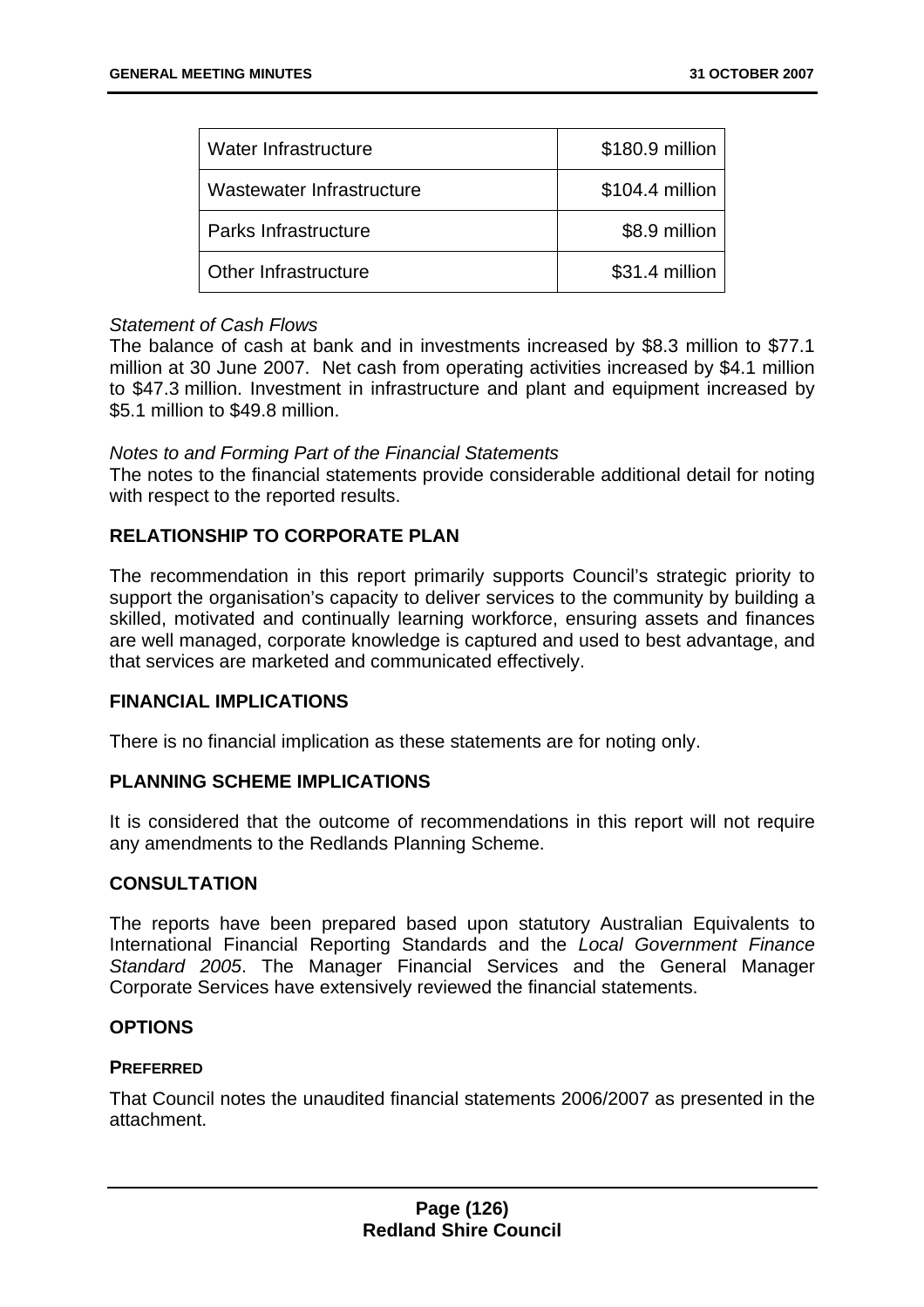| Water Infrastructure | $180.9 million |
|---|---|
| Wastewater Infrastructure | $104.4 million |
| Parks Infrastructure | $8.9 million |
| Other Infrastructure | $31.4 million |

*Statement of Cash Flows*
The balance of cash at bank and in investments increased by $8.3 million to $77.1 million at 30 June 2007. Net cash from operating activities increased by $4.1 million to $47.3 million. Investment in infrastructure and plant and equipment increased by $5.1 million to $49.8 million.

*Notes to and Forming Part of the Financial Statements*
The notes to the financial statements provide considerable additional detail for noting with respect to the reported results.

## RELATIONSHIP TO CORPORATE PLAN

The recommendation in this report primarily supports Council's strategic priority to support the organisation's capacity to deliver services to the community by building a skilled, motivated and continually learning workforce, ensuring assets and finances are well managed, corporate knowledge is captured and used to best advantage, and that services are marketed and communicated effectively.

## FINANCIAL IMPLICATIONS

There is no financial implication as these statements are for noting only.

## PLANNING SCHEME IMPLICATIONS

It is considered that the outcome of recommendations in this report will not require any amendments to the Redlands Planning Scheme.

## CONSULTATION

The reports have been prepared based upon statutory Australian Equivalents to International Financial Reporting Standards and the *Local Government Finance Standard 2005*. The Manager Financial Services and the General Manager Corporate Services have extensively reviewed the financial statements.

## OPTIONS

### PREFERRED

That Council notes the unaudited financial statements 2006/2007 as presented in the attachment.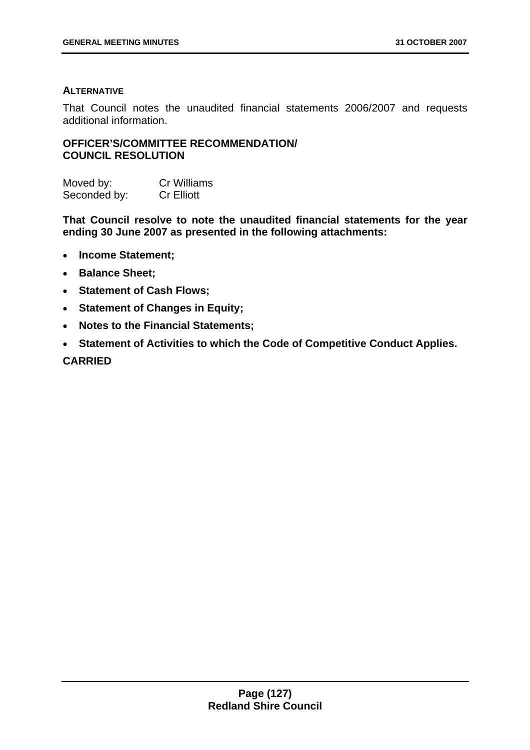#### ALTERNATIVE

That Council notes the unaudited financial statements 2006/2007 and requests additional information.

#### OFFICER'S/COMMITTEE RECOMMENDATION/ COUNCIL RESOLUTION

| | |
|---|---|
| Moved by: | Cr Williams |
| Seconded by: | Cr Elliott |

**That Council resolve to note the unaudited financial statements for the year ending 30 June 2007 as presented in the following attachments:**

- **Income Statement;**
- **Balance Sheet;**
- **Statement of Cash Flows;**
- **Statement of Changes in Equity;**
- **Notes to the Financial Statements;**
- **Statement of Activities to which the Code of Competitive Conduct Applies.**

**CARRIED**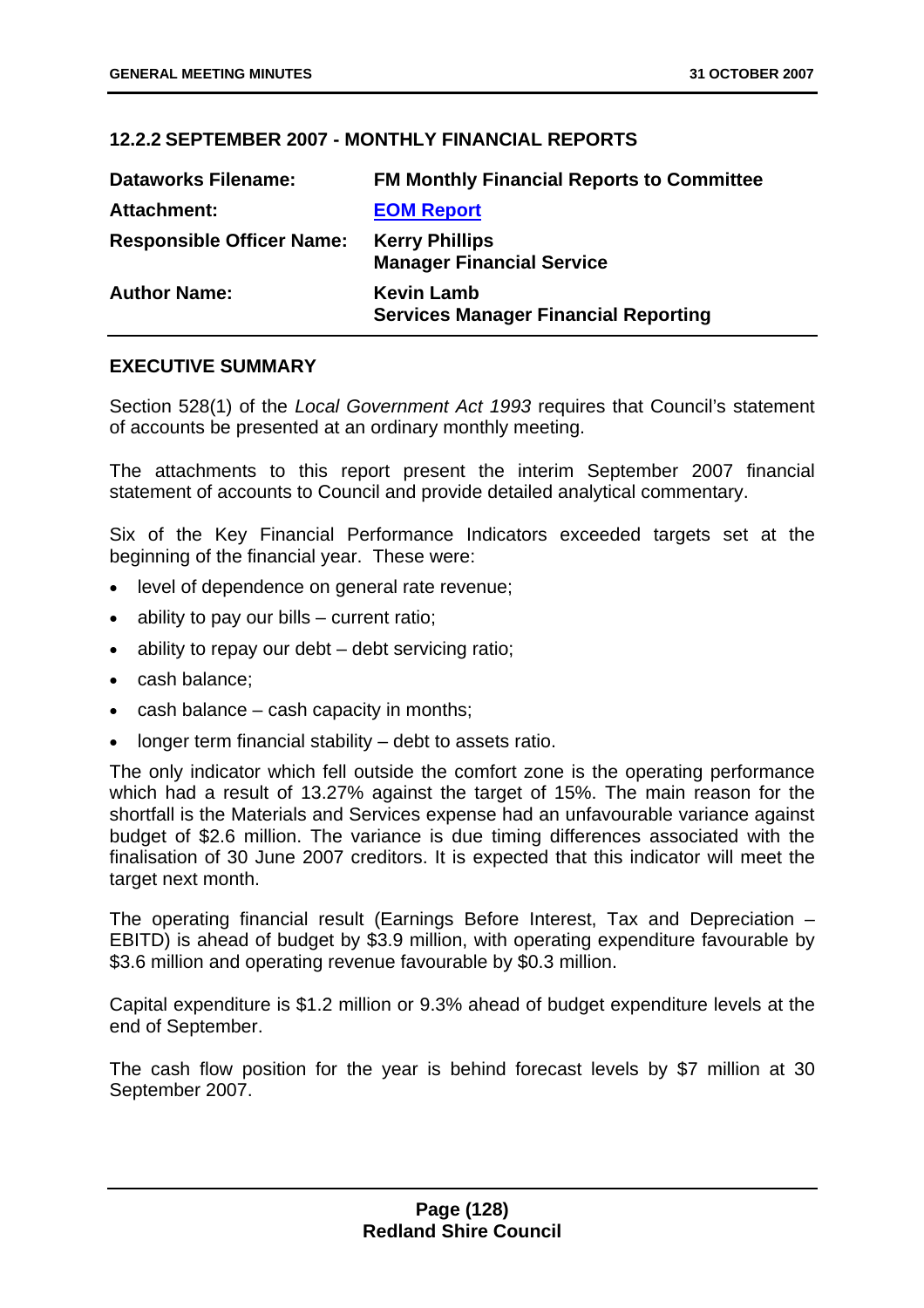## 12.2.2 SEPTEMBER 2007 - MONTHLY FINANCIAL REPORTS

| | |
|---|---|
| **Dataworks Filename:** | **FM Monthly Financial Reports to Committee** |
| **Attachment:** | **EOM Report** |
| **Responsible Officer Name:** | **Kerry Phillips**<br>**Manager Financial Service** |
| **Author Name:** | **Kevin Lamb**<br>**Services Manager Financial Reporting** |

### EXECUTIVE SUMMARY

Section 528(1) of the *Local Government Act 1993* requires that Council's statement of accounts be presented at an ordinary monthly meeting.

The attachments to this report present the interim September 2007 financial statement of accounts to Council and provide detailed analytical commentary.

Six of the Key Financial Performance Indicators exceeded targets set at the beginning of the financial year. These were:

- level of dependence on general rate revenue;
- ability to pay our bills – current ratio;
- ability to repay our debt – debt servicing ratio;
- cash balance;
- cash balance – cash capacity in months;
- longer term financial stability – debt to assets ratio.

The only indicator which fell outside the comfort zone is the operating performance which had a result of 13.27% against the target of 15%. The main reason for the shortfall is the Materials and Services expense had an unfavourable variance against budget of $2.6 million. The variance is due timing differences associated with the finalisation of 30 June 2007 creditors. It is expected that this indicator will meet the target next month.

The operating financial result (Earnings Before Interest, Tax and Depreciation – EBITD) is ahead of budget by $3.9 million, with operating expenditure favourable by $3.6 million and operating revenue favourable by $0.3 million.

Capital expenditure is $1.2 million or 9.3% ahead of budget expenditure levels at the end of September.

The cash flow position for the year is behind forecast levels by $7 million at 30 September 2007.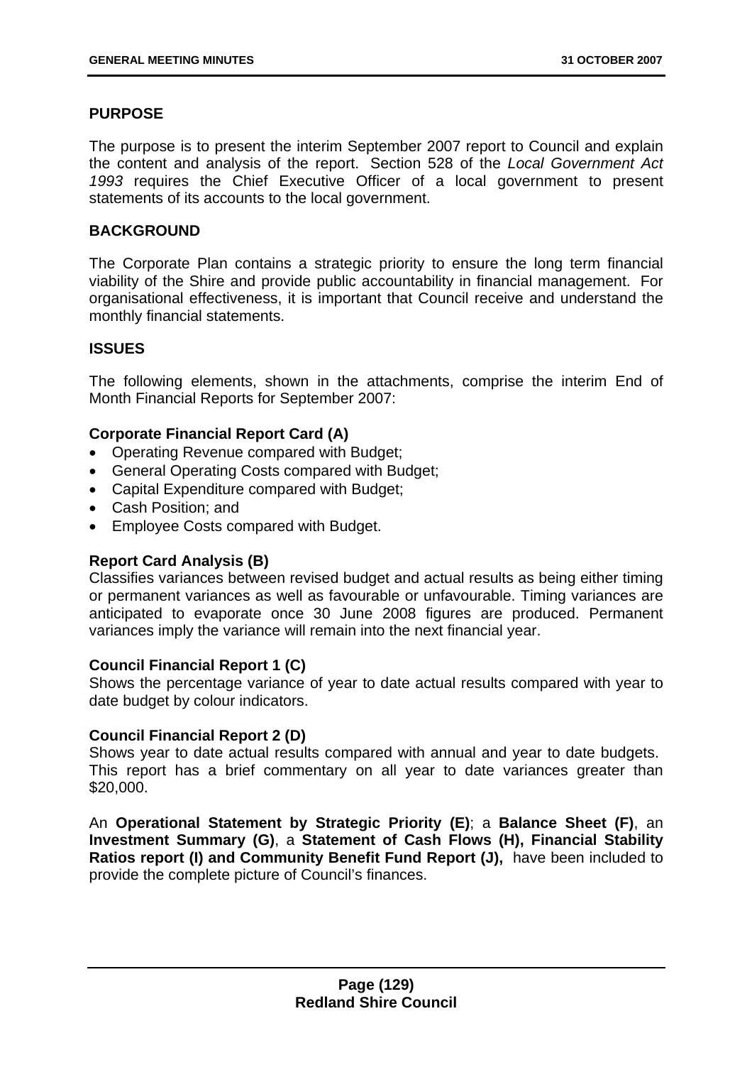## PURPOSE

The purpose is to present the interim September 2007 report to Council and explain the content and analysis of the report. Section 528 of the *Local Government Act 1993* requires the Chief Executive Officer of a local government to present statements of its accounts to the local government.

## BACKGROUND

The Corporate Plan contains a strategic priority to ensure the long term financial viability of the Shire and provide public accountability in financial management. For organisational effectiveness, it is important that Council receive and understand the monthly financial statements.

## ISSUES

The following elements, shown in the attachments, comprise the interim End of Month Financial Reports for September 2007:

**Corporate Financial Report Card (A)**

- Operating Revenue compared with Budget;
- General Operating Costs compared with Budget;
- Capital Expenditure compared with Budget;
- Cash Position; and
- Employee Costs compared with Budget.

**Report Card Analysis (B)**
Classifies variances between revised budget and actual results as being either timing or permanent variances as well as favourable or unfavourable. Timing variances are anticipated to evaporate once 30 June 2008 figures are produced. Permanent variances imply the variance will remain into the next financial year.

**Council Financial Report 1 (C)**
Shows the percentage variance of year to date actual results compared with year to date budget by colour indicators.

**Council Financial Report 2 (D)**
Shows year to date actual results compared with annual and year to date budgets. This report has a brief commentary on all year to date variances greater than $20,000.

An **Operational Statement by Strategic Priority (E)**; a **Balance Sheet (F)**, an **Investment Summary (G)**, a **Statement of Cash Flows (H), Financial Stability Ratios report (I) and Community Benefit Fund Report (J),** have been included to provide the complete picture of Council's finances.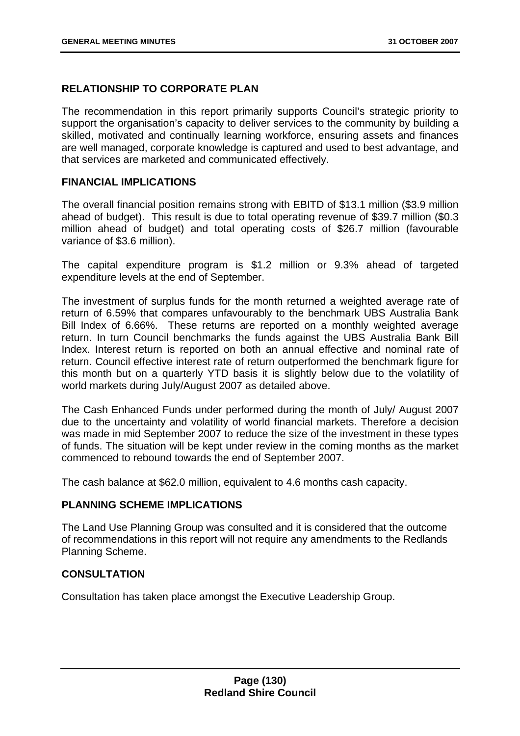## RELATIONSHIP TO CORPORATE PLAN

The recommendation in this report primarily supports Council's strategic priority to support the organisation's capacity to deliver services to the community by building a skilled, motivated and continually learning workforce, ensuring assets and finances are well managed, corporate knowledge is captured and used to best advantage, and that services are marketed and communicated effectively.

## FINANCIAL IMPLICATIONS

The overall financial position remains strong with EBITD of $13.1 million ($3.9 million ahead of budget). This result is due to total operating revenue of $39.7 million ($0.3 million ahead of budget) and total operating costs of $26.7 million (favourable variance of $3.6 million).

The capital expenditure program is $1.2 million or 9.3% ahead of targeted expenditure levels at the end of September.

The investment of surplus funds for the month returned a weighted average rate of return of 6.59% that compares unfavourably to the benchmark UBS Australia Bank Bill Index of 6.66%. These returns are reported on a monthly weighted average return. In turn Council benchmarks the funds against the UBS Australia Bank Bill Index. Interest return is reported on both an annual effective and nominal rate of return. Council effective interest rate of return outperformed the benchmark figure for this month but on a quarterly YTD basis it is slightly below due to the volatility of world markets during July/August 2007 as detailed above.

The Cash Enhanced Funds under performed during the month of July/ August 2007 due to the uncertainty and volatility of world financial markets. Therefore a decision was made in mid September 2007 to reduce the size of the investment in these types of funds. The situation will be kept under review in the coming months as the market commenced to rebound towards the end of September 2007.

The cash balance at $62.0 million, equivalent to 4.6 months cash capacity.

## PLANNING SCHEME IMPLICATIONS

The Land Use Planning Group was consulted and it is considered that the outcome of recommendations in this report will not require any amendments to the Redlands Planning Scheme.

## CONSULTATION

Consultation has taken place amongst the Executive Leadership Group.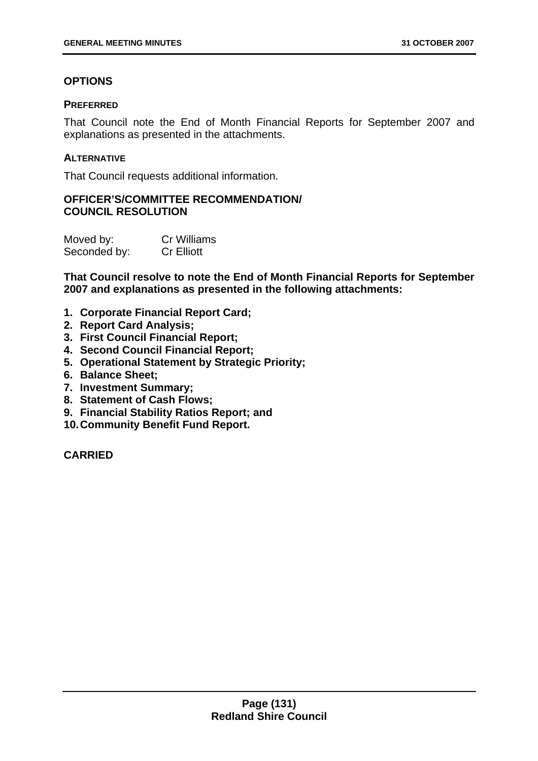## OPTIONS

### PREFERRED

That Council note the End of Month Financial Reports for September 2007 and explanations as presented in the attachments.

### ALTERNATIVE

That Council requests additional information.

## OFFICER'S/COMMITTEE RECOMMENDATION/ COUNCIL RESOLUTION

| | |
|---|---|
| Moved by: | Cr Williams |
| Seconded by: | Cr Elliott |

**That Council resolve to note the End of Month Financial Reports for September 2007 and explanations as presented in the following attachments:**

1. **Corporate Financial Report Card;**
2. **Report Card Analysis;**
3. **First Council Financial Report;**
4. **Second Council Financial Report;**
5. **Operational Statement by Strategic Priority;**
6. **Balance Sheet;**
7. **Investment Summary;**
8. **Statement of Cash Flows;**
9. **Financial Stability Ratios Report; and**
10. **Community Benefit Fund Report.**

**CARRIED**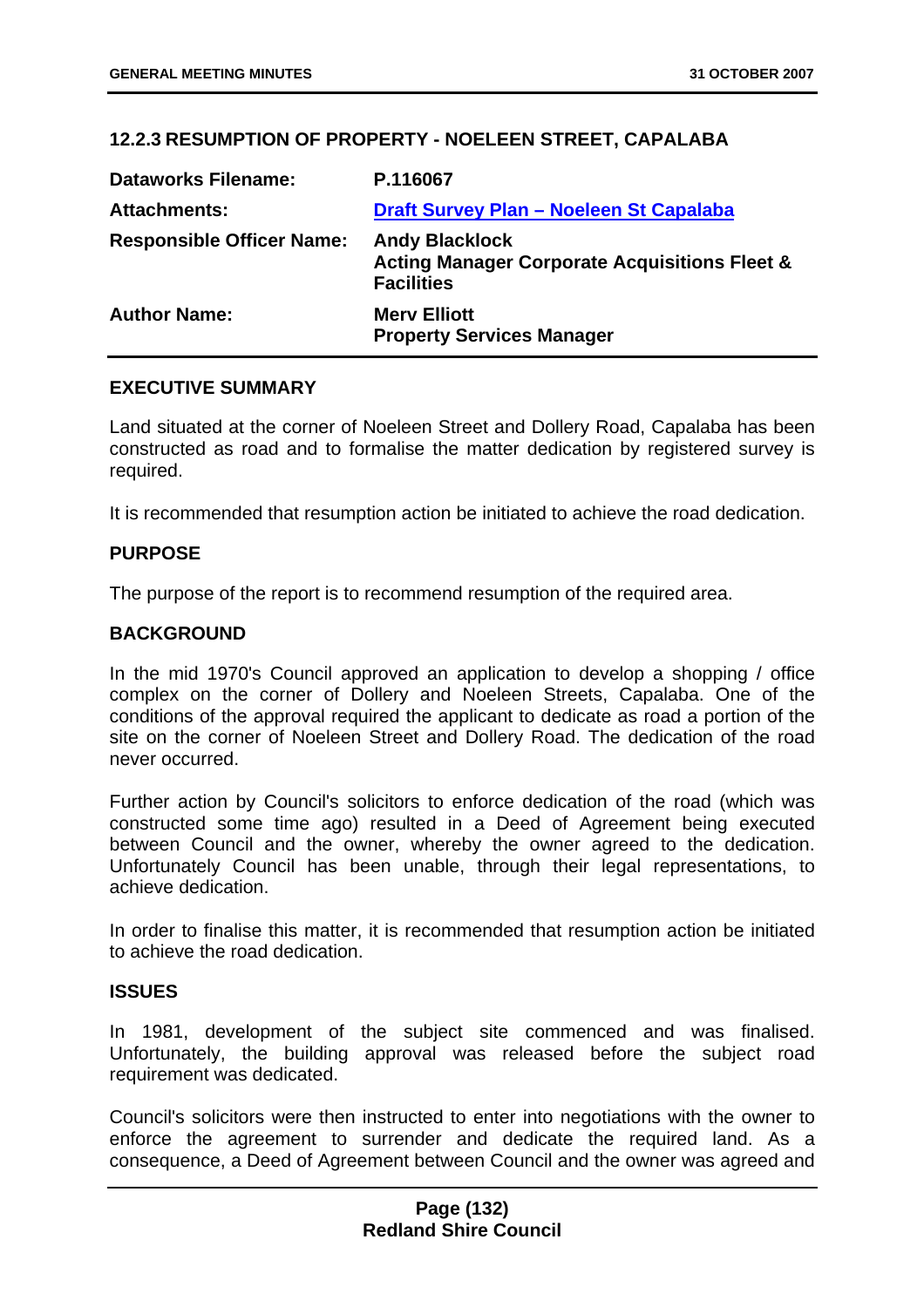## 12.2.3 RESUMPTION OF PROPERTY - NOELEEN STREET, CAPALABA

| | |
|---|---|
| **Dataworks Filename:** | **P.116067** |
| **Attachments:** | **Draft Survey Plan – Noeleen St Capalaba** |
| **Responsible Officer Name:** | **Andy Blacklock**<br>**Acting Manager Corporate Acquisitions Fleet & Facilities** |
| **Author Name:** | **Merv Elliott**<br>**Property Services Manager** |

### EXECUTIVE SUMMARY

Land situated at the corner of Noeleen Street and Dollery Road, Capalaba has been constructed as road and to formalise the matter dedication by registered survey is required.

It is recommended that resumption action be initiated to achieve the road dedication.

### PURPOSE

The purpose of the report is to recommend resumption of the required area.

### BACKGROUND

In the mid 1970's Council approved an application to develop a shopping / office complex on the corner of Dollery and Noeleen Streets, Capalaba. One of the conditions of the approval required the applicant to dedicate as road a portion of the site on the corner of Noeleen Street and Dollery Road. The dedication of the road never occurred.

Further action by Council's solicitors to enforce dedication of the road (which was constructed some time ago) resulted in a Deed of Agreement being executed between Council and the owner, whereby the owner agreed to the dedication. Unfortunately Council has been unable, through their legal representations, to achieve dedication.

In order to finalise this matter, it is recommended that resumption action be initiated to achieve the road dedication.

### ISSUES

In 1981, development of the subject site commenced and was finalised. Unfortunately, the building approval was released before the subject road requirement was dedicated.

Council's solicitors were then instructed to enter into negotiations with the owner to enforce the agreement to surrender and dedicate the required land. As a consequence, a Deed of Agreement between Council and the owner was agreed and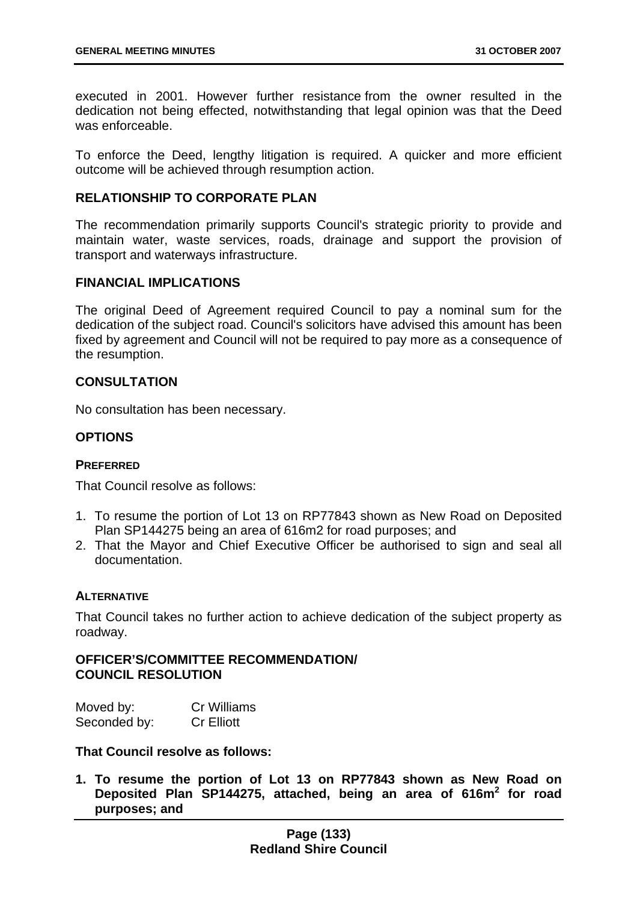executed in 2001. However further resistance from the owner resulted in the dedication not being effected, notwithstanding that legal opinion was that the Deed was enforceable.

To enforce the Deed, lengthy litigation is required. A quicker and more efficient outcome will be achieved through resumption action.

## RELATIONSHIP TO CORPORATE PLAN

The recommendation primarily supports Council's strategic priority to provide and maintain water, waste services, roads, drainage and support the provision of transport and waterways infrastructure.

## FINANCIAL IMPLICATIONS

The original Deed of Agreement required Council to pay a nominal sum for the dedication of the subject road. Council's solicitors have advised this amount has been fixed by agreement and Council will not be required to pay more as a consequence of the resumption.

## CONSULTATION

No consultation has been necessary.

## OPTIONS

### PREFERRED

That Council resolve as follows:

1. To resume the portion of Lot 13 on RP77843 shown as New Road on Deposited Plan SP144275 being an area of 616m2 for road purposes; and
2. That the Mayor and Chief Executive Officer be authorised to sign and seal all documentation.

### ALTERNATIVE

That Council takes no further action to achieve dedication of the subject property as roadway.

## OFFICER'S/COMMITTEE RECOMMENDATION/ COUNCIL RESOLUTION

Moved by: Cr Williams
Seconded by: Cr Elliott

**That Council resolve as follows:**

1. **To resume the portion of Lot 13 on RP77843 shown as New Road on Deposited Plan SP144275, attached, being an area of 616m$^2$ for road purposes; and**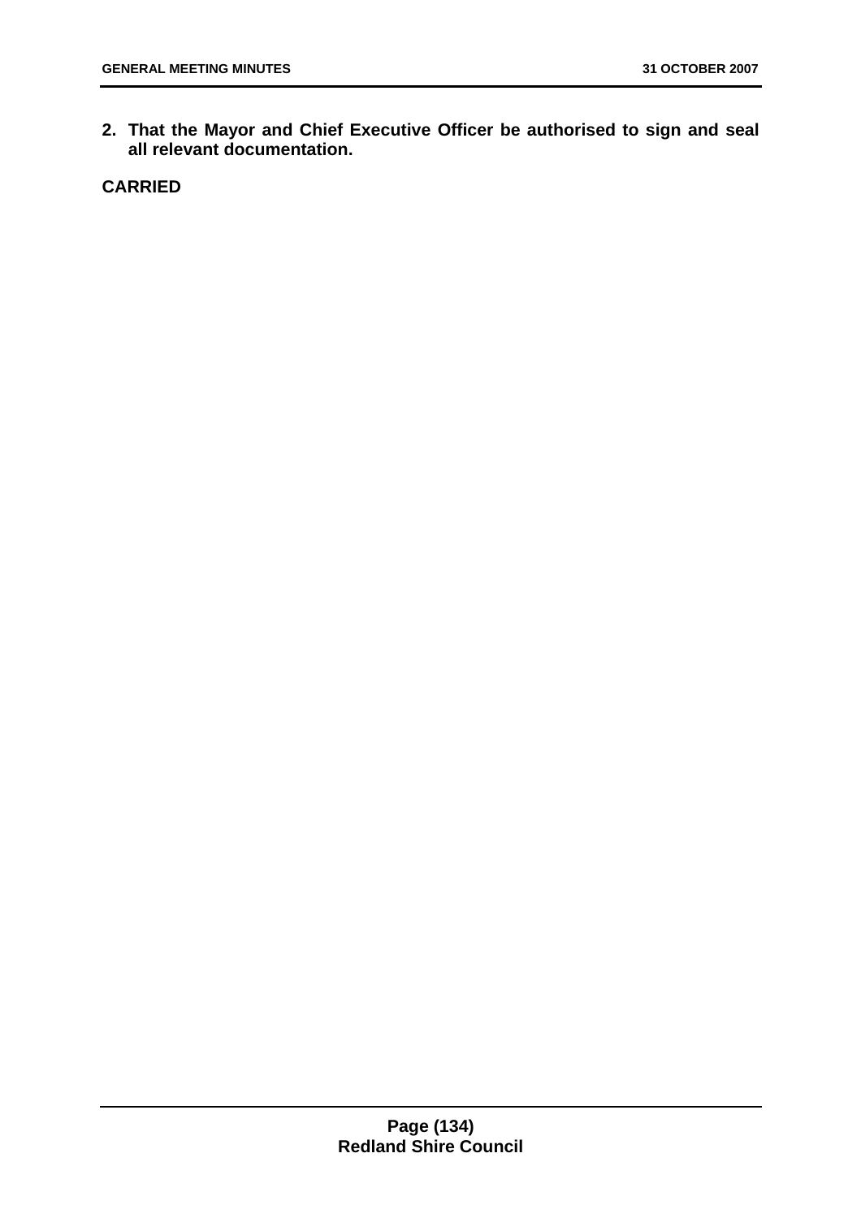2. **That the Mayor and Chief Executive Officer be authorised to sign and seal all relevant documentation.**

**CARRIED**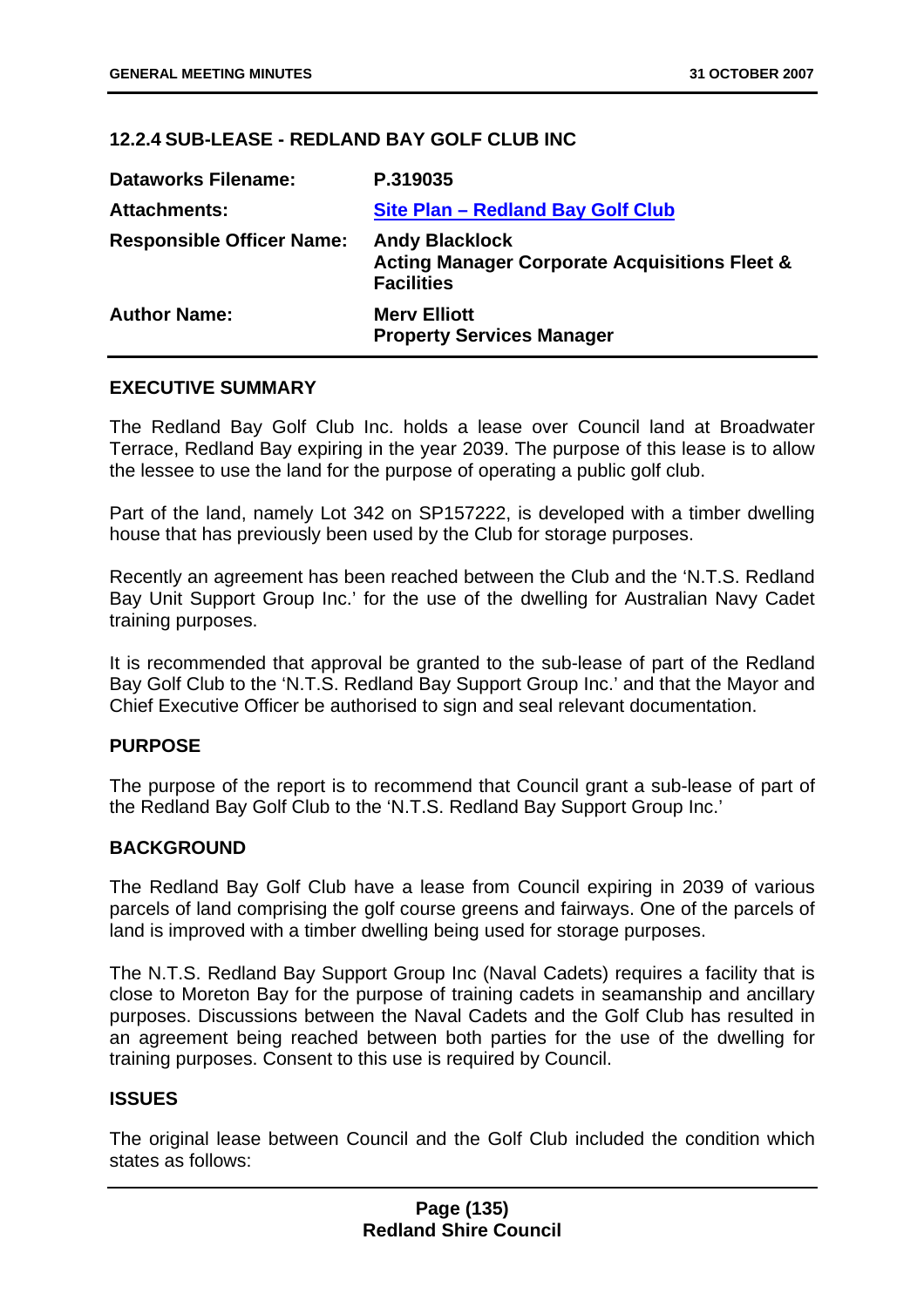### 12.2.4 SUB-LEASE - REDLAND BAY GOLF CLUB INC

| | |
|---|---|
| **Dataworks Filename:** | **P.319035** |
| **Attachments:** | **Site Plan – Redland Bay Golf Club** |
| **Responsible Officer Name:** | **Andy Blacklock**<br>**Acting Manager Corporate Acquisitions Fleet & Facilities** |
| **Author Name:** | **Merv Elliott**<br>**Property Services Manager** |

#### EXECUTIVE SUMMARY

The Redland Bay Golf Club Inc. holds a lease over Council land at Broadwater Terrace, Redland Bay expiring in the year 2039. The purpose of this lease is to allow the lessee to use the land for the purpose of operating a public golf club.

Part of the land, namely Lot 342 on SP157222, is developed with a timber dwelling house that has previously been used by the Club for storage purposes.

Recently an agreement has been reached between the Club and the 'N.T.S. Redland Bay Unit Support Group Inc.' for the use of the dwelling for Australian Navy Cadet training purposes.

It is recommended that approval be granted to the sub-lease of part of the Redland Bay Golf Club to the 'N.T.S. Redland Bay Support Group Inc.' and that the Mayor and Chief Executive Officer be authorised to sign and seal relevant documentation.

#### PURPOSE

The purpose of the report is to recommend that Council grant a sub-lease of part of the Redland Bay Golf Club to the 'N.T.S. Redland Bay Support Group Inc.'

#### BACKGROUND

The Redland Bay Golf Club have a lease from Council expiring in 2039 of various parcels of land comprising the golf course greens and fairways. One of the parcels of land is improved with a timber dwelling being used for storage purposes.

The N.T.S. Redland Bay Support Group Inc (Naval Cadets) requires a facility that is close to Moreton Bay for the purpose of training cadets in seamanship and ancillary purposes. Discussions between the Naval Cadets and the Golf Club has resulted in an agreement being reached between both parties for the use of the dwelling for training purposes. Consent to this use is required by Council.

#### ISSUES

The original lease between Council and the Golf Club included the condition which states as follows: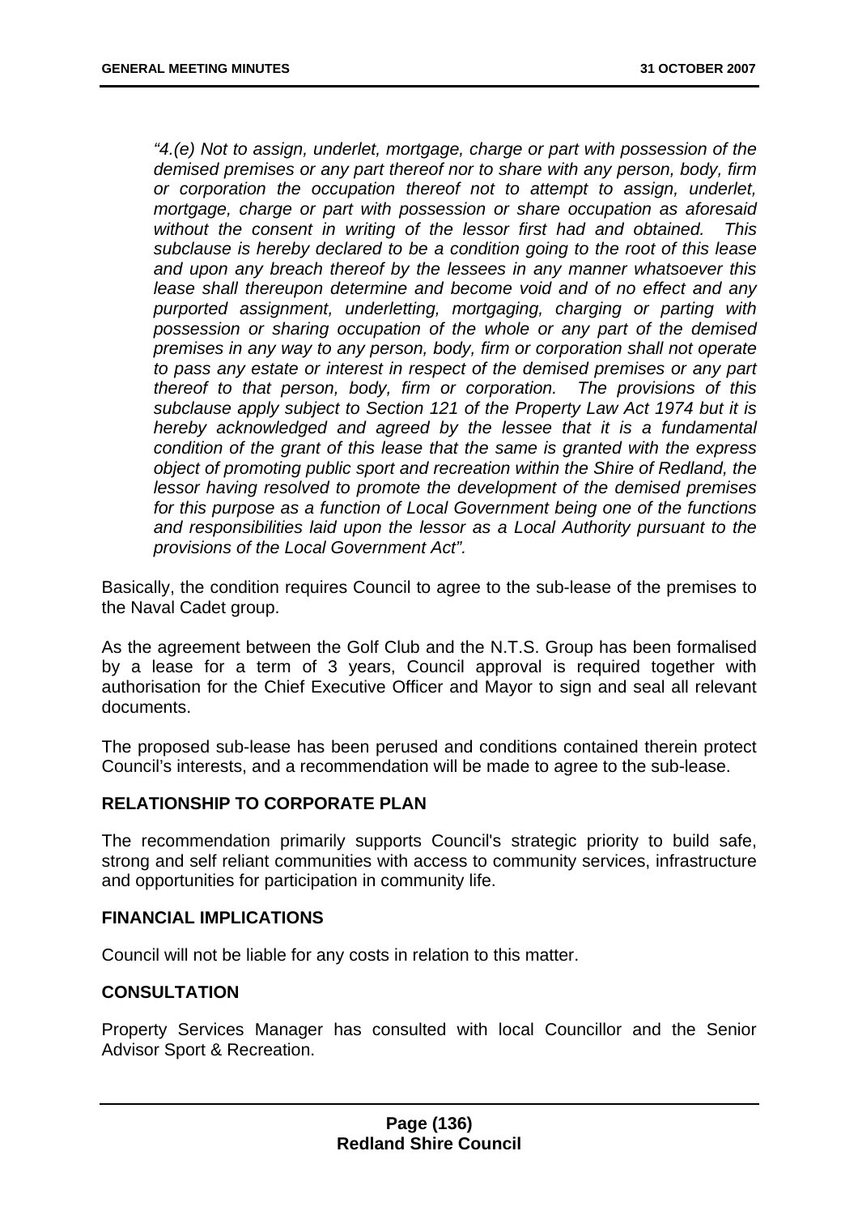*"4.(e) Not to assign, underlet, mortgage, charge or part with possession of the demised premises or any part thereof nor to share with any person, body, firm or corporation the occupation thereof not to attempt to assign, underlet, mortgage, charge or part with possession or share occupation as aforesaid without the consent in writing of the lessor first had and obtained. This subclause is hereby declared to be a condition going to the root of this lease and upon any breach thereof by the lessees in any manner whatsoever this lease shall thereupon determine and become void and of no effect and any purported assignment, underletting, mortgaging, charging or parting with possession or sharing occupation of the whole or any part of the demised premises in any way to any person, body, firm or corporation shall not operate to pass any estate or interest in respect of the demised premises or any part thereof to that person, body, firm or corporation. The provisions of this subclause apply subject to Section 121 of the Property Law Act 1974 but it is hereby acknowledged and agreed by the lessee that it is a fundamental condition of the grant of this lease that the same is granted with the express object of promoting public sport and recreation within the Shire of Redland, the lessor having resolved to promote the development of the demised premises for this purpose as a function of Local Government being one of the functions and responsibilities laid upon the lessor as a Local Authority pursuant to the provisions of the Local Government Act".*

Basically, the condition requires Council to agree to the sub-lease of the premises to the Naval Cadet group.

As the agreement between the Golf Club and the N.T.S. Group has been formalised by a lease for a term of 3 years, Council approval is required together with authorisation for the Chief Executive Officer and Mayor to sign and seal all relevant documents.

The proposed sub-lease has been perused and conditions contained therein protect Council's interests, and a recommendation will be made to agree to the sub-lease.

## RELATIONSHIP TO CORPORATE PLAN

The recommendation primarily supports Council's strategic priority to build safe, strong and self reliant communities with access to community services, infrastructure and opportunities for participation in community life.

## FINANCIAL IMPLICATIONS

Council will not be liable for any costs in relation to this matter.

## CONSULTATION

Property Services Manager has consulted with local Councillor and the Senior Advisor Sport & Recreation.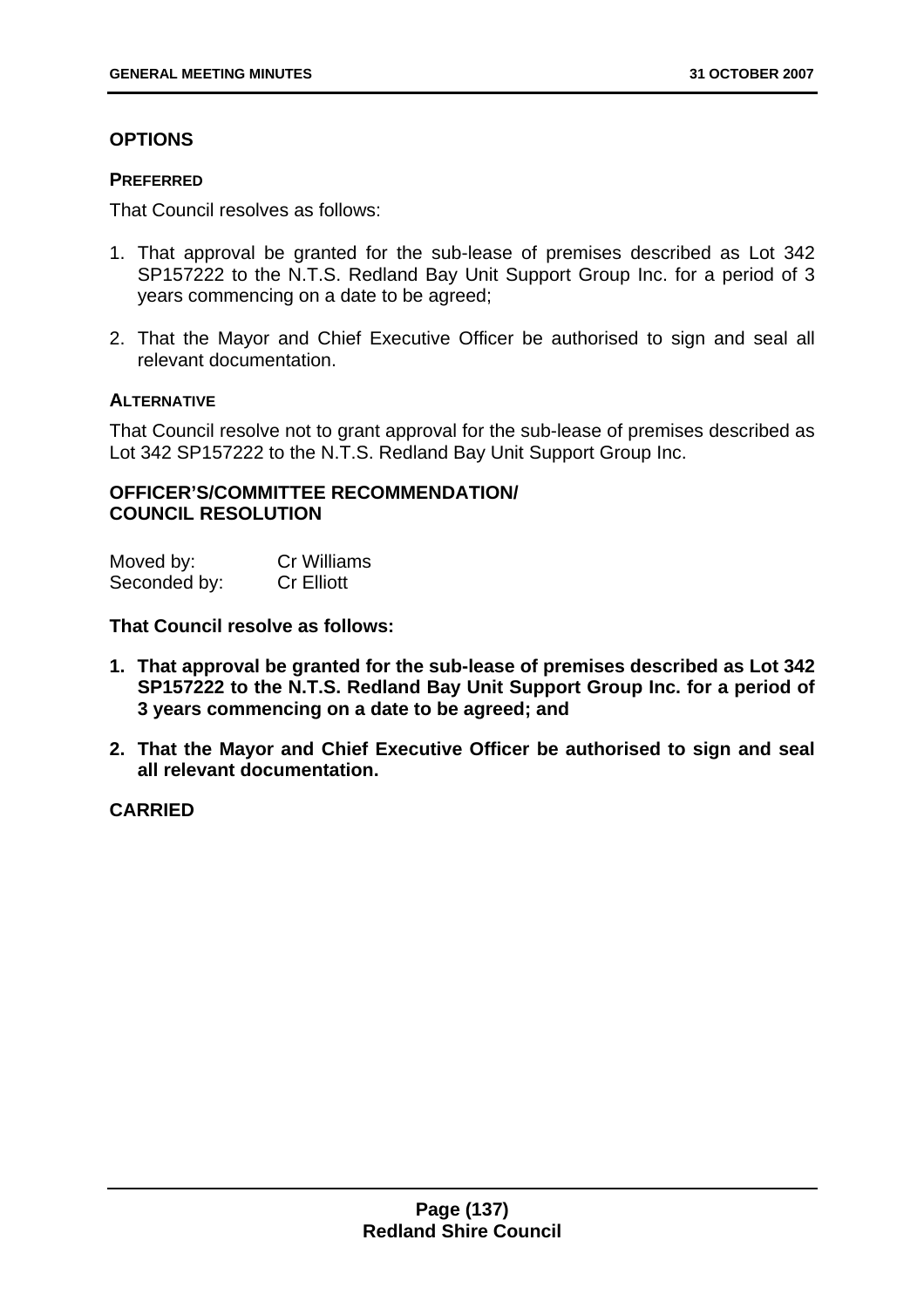## OPTIONS

### PREFERRED

That Council resolves as follows:

1. That approval be granted for the sub-lease of premises described as Lot 342 SP157222 to the N.T.S. Redland Bay Unit Support Group Inc. for a period of 3 years commencing on a date to be agreed;
2. That the Mayor and Chief Executive Officer be authorised to sign and seal all relevant documentation.

### ALTERNATIVE

That Council resolve not to grant approval for the sub-lease of premises described as Lot 342 SP157222 to the N.T.S. Redland Bay Unit Support Group Inc.

## OFFICER'S/COMMITTEE RECOMMENDATION/ COUNCIL RESOLUTION

Moved by: Cr Williams
Seconded by: Cr Elliott

**That Council resolve as follows:**

1. **That approval be granted for the sub-lease of premises described as Lot 342 SP157222 to the N.T.S. Redland Bay Unit Support Group Inc. for a period of 3 years commencing on a date to be agreed; and**
2. **That the Mayor and Chief Executive Officer be authorised to sign and seal all relevant documentation.**

**CARRIED**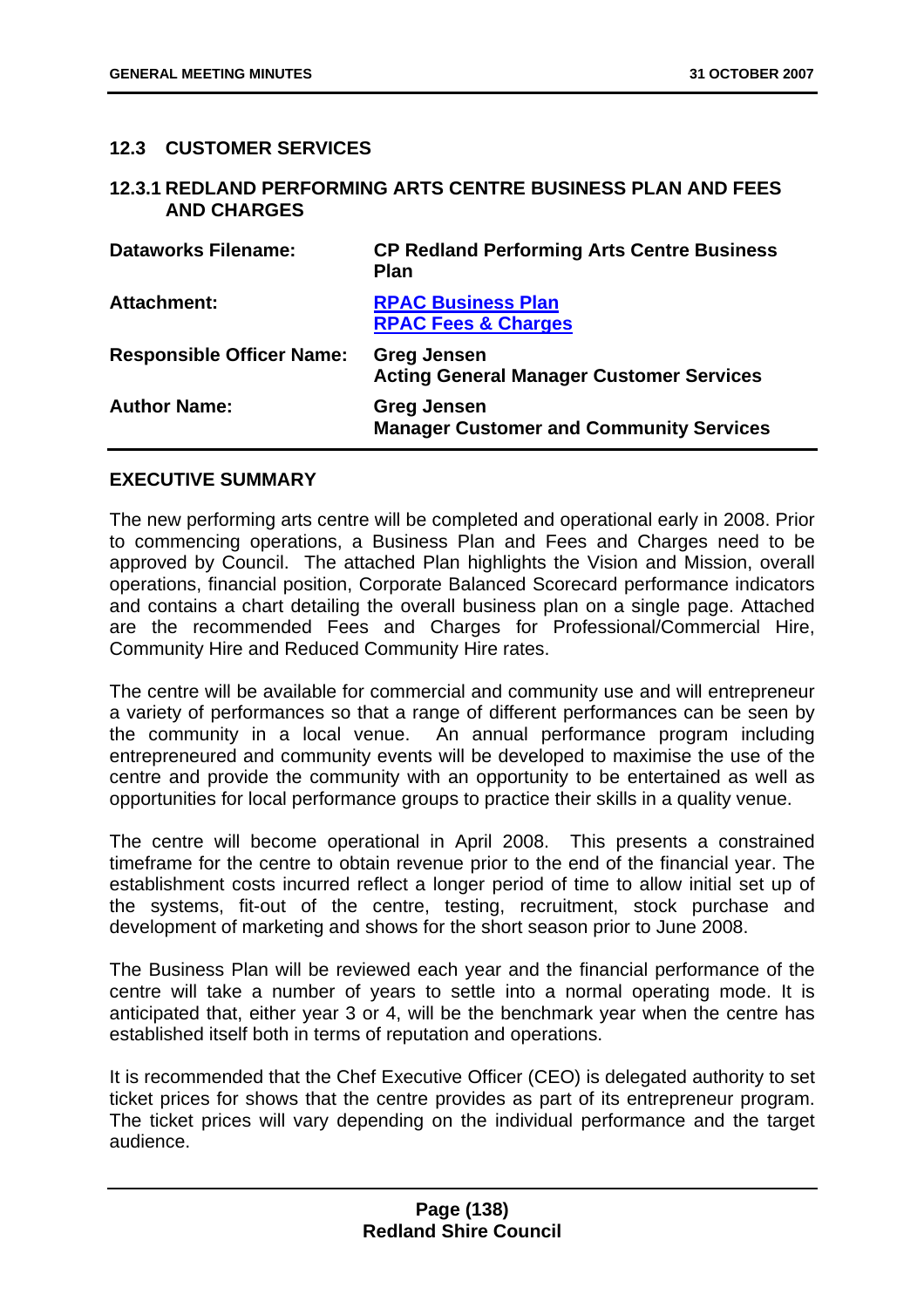## 12.3 CUSTOMER SERVICES

### 12.3.1 REDLAND PERFORMING ARTS CENTRE BUSINESS PLAN AND FEES AND CHARGES

| | |
|---|---|
| **Dataworks Filename:** | **CP Redland Performing Arts Centre Business Plan** |
| **Attachment:** | **RPAC Business Plan**<br>**RPAC Fees & Charges** |
| **Responsible Officer Name:** | **Greg Jensen**<br>**Acting General Manager Customer Services** |
| **Author Name:** | **Greg Jensen**<br>**Manager Customer and Community Services** |

**EXECUTIVE SUMMARY**

The new performing arts centre will be completed and operational early in 2008. Prior to commencing operations, a Business Plan and Fees and Charges need to be approved by Council. The attached Plan highlights the Vision and Mission, overall operations, financial position, Corporate Balanced Scorecard performance indicators and contains a chart detailing the overall business plan on a single page. Attached are the recommended Fees and Charges for Professional/Commercial Hire, Community Hire and Reduced Community Hire rates.

The centre will be available for commercial and community use and will entrepreneur a variety of performances so that a range of different performances can be seen by the community in a local venue. An annual performance program including entrepreneured and community events will be developed to maximise the use of the centre and provide the community with an opportunity to be entertained as well as opportunities for local performance groups to practice their skills in a quality venue.

The centre will become operational in April 2008. This presents a constrained timeframe for the centre to obtain revenue prior to the end of the financial year. The establishment costs incurred reflect a longer period of time to allow initial set up of the systems, fit-out of the centre, testing, recruitment, stock purchase and development of marketing and shows for the short season prior to June 2008.

The Business Plan will be reviewed each year and the financial performance of the centre will take a number of years to settle into a normal operating mode. It is anticipated that, either year 3 or 4, will be the benchmark year when the centre has established itself both in terms of reputation and operations.

It is recommended that the Chef Executive Officer (CEO) is delegated authority to set ticket prices for shows that the centre provides as part of its entrepreneur program. The ticket prices will vary depending on the individual performance and the target audience.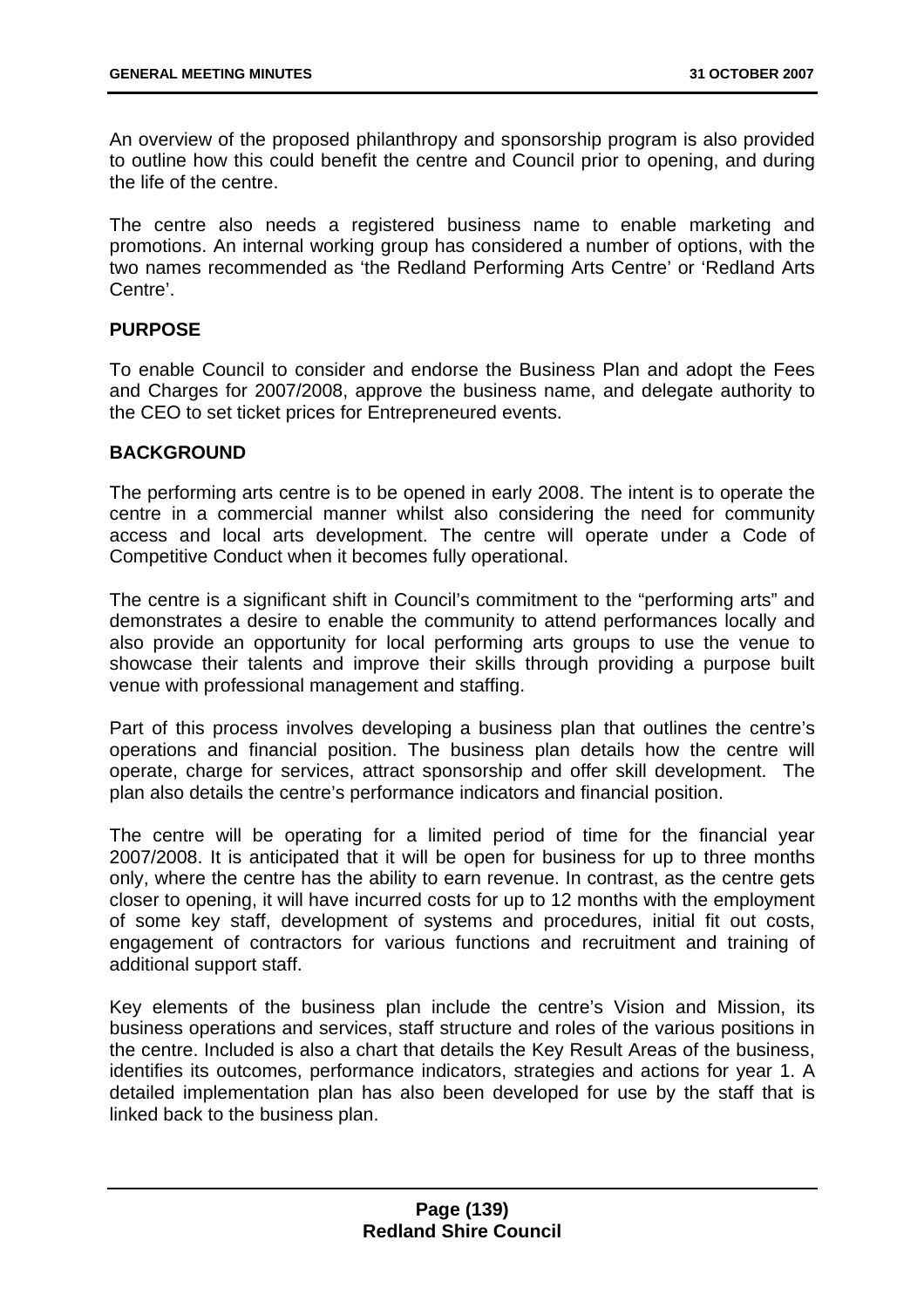An overview of the proposed philanthropy and sponsorship program is also provided to outline how this could benefit the centre and Council prior to opening, and during the life of the centre.

The centre also needs a registered business name to enable marketing and promotions. An internal working group has considered a number of options, with the two names recommended as 'the Redland Performing Arts Centre' or 'Redland Arts Centre'.

## PURPOSE

To enable Council to consider and endorse the Business Plan and adopt the Fees and Charges for 2007/2008, approve the business name, and delegate authority to the CEO to set ticket prices for Entrepreneured events.

## BACKGROUND

The performing arts centre is to be opened in early 2008. The intent is to operate the centre in a commercial manner whilst also considering the need for community access and local arts development. The centre will operate under a Code of Competitive Conduct when it becomes fully operational.

The centre is a significant shift in Council's commitment to the "performing arts" and demonstrates a desire to enable the community to attend performances locally and also provide an opportunity for local performing arts groups to use the venue to showcase their talents and improve their skills through providing a purpose built venue with professional management and staffing.

Part of this process involves developing a business plan that outlines the centre's operations and financial position. The business plan details how the centre will operate, charge for services, attract sponsorship and offer skill development. The plan also details the centre's performance indicators and financial position.

The centre will be operating for a limited period of time for the financial year 2007/2008. It is anticipated that it will be open for business for up to three months only, where the centre has the ability to earn revenue. In contrast, as the centre gets closer to opening, it will have incurred costs for up to 12 months with the employment of some key staff, development of systems and procedures, initial fit out costs, engagement of contractors for various functions and recruitment and training of additional support staff.

Key elements of the business plan include the centre's Vision and Mission, its business operations and services, staff structure and roles of the various positions in the centre. Included is also a chart that details the Key Result Areas of the business, identifies its outcomes, performance indicators, strategies and actions for year 1. A detailed implementation plan has also been developed for use by the staff that is linked back to the business plan.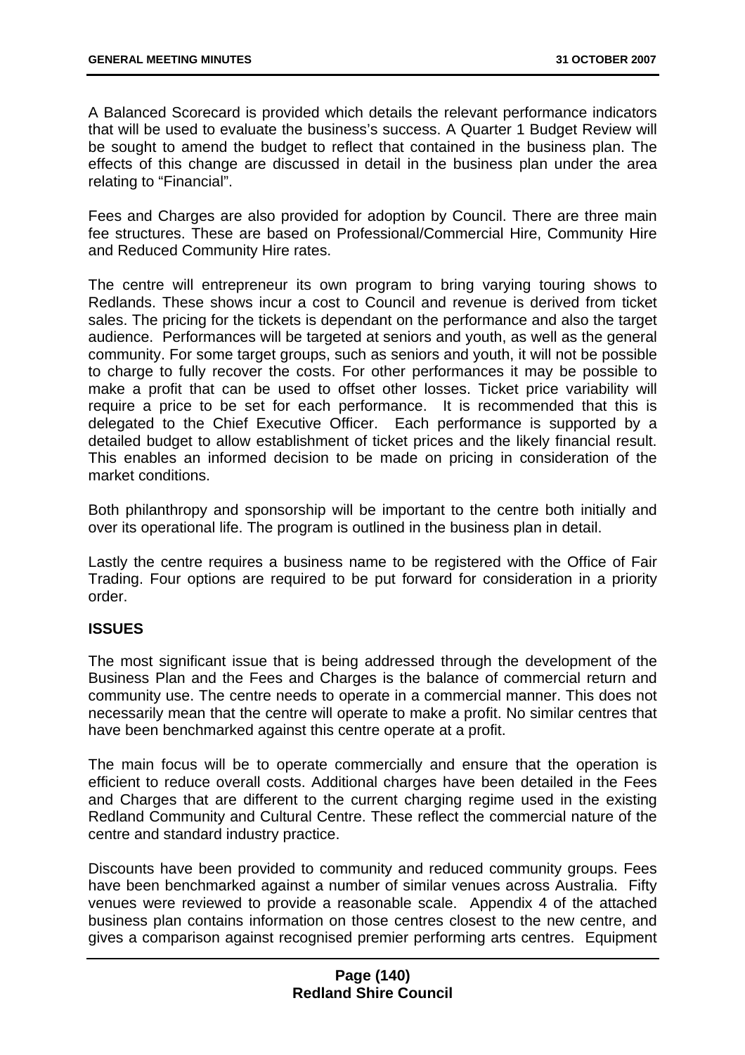A Balanced Scorecard is provided which details the relevant performance indicators that will be used to evaluate the business's success. A Quarter 1 Budget Review will be sought to amend the budget to reflect that contained in the business plan. The effects of this change are discussed in detail in the business plan under the area relating to "Financial".

Fees and Charges are also provided for adoption by Council. There are three main fee structures. These are based on Professional/Commercial Hire, Community Hire and Reduced Community Hire rates.

The centre will entrepreneur its own program to bring varying touring shows to Redlands. These shows incur a cost to Council and revenue is derived from ticket sales. The pricing for the tickets is dependant on the performance and also the target audience. Performances will be targeted at seniors and youth, as well as the general community. For some target groups, such as seniors and youth, it will not be possible to charge to fully recover the costs. For other performances it may be possible to make a profit that can be used to offset other losses. Ticket price variability will require a price to be set for each performance. It is recommended that this is delegated to the Chief Executive Officer. Each performance is supported by a detailed budget to allow establishment of ticket prices and the likely financial result. This enables an informed decision to be made on pricing in consideration of the market conditions.

Both philanthropy and sponsorship will be important to the centre both initially and over its operational life. The program is outlined in the business plan in detail.

Lastly the centre requires a business name to be registered with the Office of Fair Trading. Four options are required to be put forward for consideration in a priority order.

**ISSUES**

The most significant issue that is being addressed through the development of the Business Plan and the Fees and Charges is the balance of commercial return and community use. The centre needs to operate in a commercial manner. This does not necessarily mean that the centre will operate to make a profit. No similar centres that have been benchmarked against this centre operate at a profit.

The main focus will be to operate commercially and ensure that the operation is efficient to reduce overall costs. Additional charges have been detailed in the Fees and Charges that are different to the current charging regime used in the existing Redland Community and Cultural Centre. These reflect the commercial nature of the centre and standard industry practice.

Discounts have been provided to community and reduced community groups. Fees have been benchmarked against a number of similar venues across Australia. Fifty venues were reviewed to provide a reasonable scale. Appendix 4 of the attached business plan contains information on those centres closest to the new centre, and gives a comparison against recognised premier performing arts centres. Equipment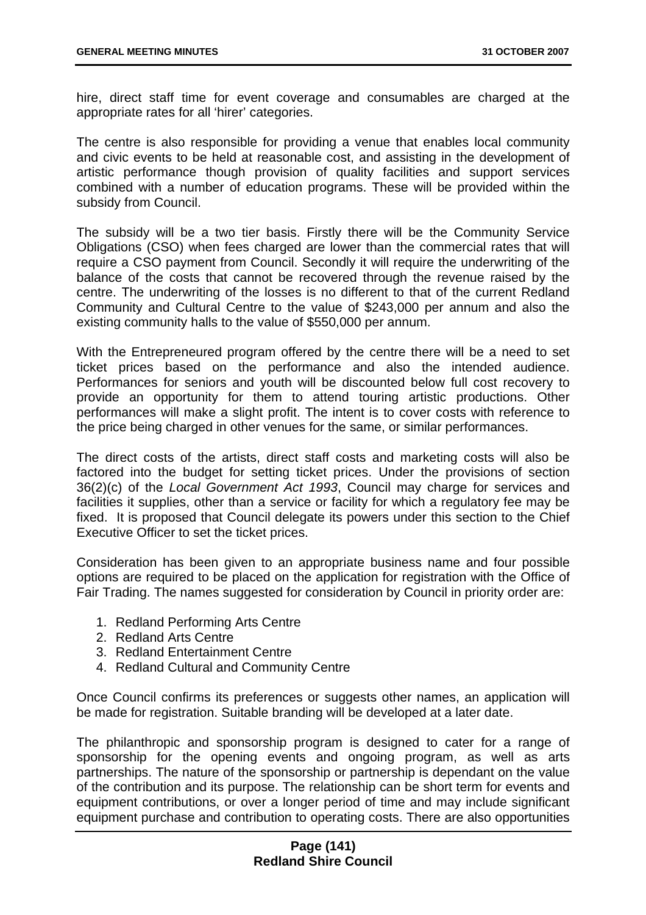hire, direct staff time for event coverage and consumables are charged at the appropriate rates for all 'hirer' categories.

The centre is also responsible for providing a venue that enables local community and civic events to be held at reasonable cost, and assisting in the development of artistic performance though provision of quality facilities and support services combined with a number of education programs. These will be provided within the subsidy from Council.

The subsidy will be a two tier basis. Firstly there will be the Community Service Obligations (CSO) when fees charged are lower than the commercial rates that will require a CSO payment from Council. Secondly it will require the underwriting of the balance of the costs that cannot be recovered through the revenue raised by the centre. The underwriting of the losses is no different to that of the current Redland Community and Cultural Centre to the value of $243,000 per annum and also the existing community halls to the value of $550,000 per annum.

With the Entrepreneured program offered by the centre there will be a need to set ticket prices based on the performance and also the intended audience. Performances for seniors and youth will be discounted below full cost recovery to provide an opportunity for them to attend touring artistic productions. Other performances will make a slight profit. The intent is to cover costs with reference to the price being charged in other venues for the same, or similar performances.

The direct costs of the artists, direct staff costs and marketing costs will also be factored into the budget for setting ticket prices. Under the provisions of section 36(2)(c) of the *Local Government Act 1993*, Council may charge for services and facilities it supplies, other than a service or facility for which a regulatory fee may be fixed. It is proposed that Council delegate its powers under this section to the Chief Executive Officer to set the ticket prices.

Consideration has been given to an appropriate business name and four possible options are required to be placed on the application for registration with the Office of Fair Trading. The names suggested for consideration by Council in priority order are:

1. Redland Performing Arts Centre
2. Redland Arts Centre
3. Redland Entertainment Centre
4. Redland Cultural and Community Centre

Once Council confirms its preferences or suggests other names, an application will be made for registration. Suitable branding will be developed at a later date.

The philanthropic and sponsorship program is designed to cater for a range of sponsorship for the opening events and ongoing program, as well as arts partnerships. The nature of the sponsorship or partnership is dependant on the value of the contribution and its purpose. The relationship can be short term for events and equipment contributions, or over a longer period of time and may include significant equipment purchase and contribution to operating costs. There are also opportunities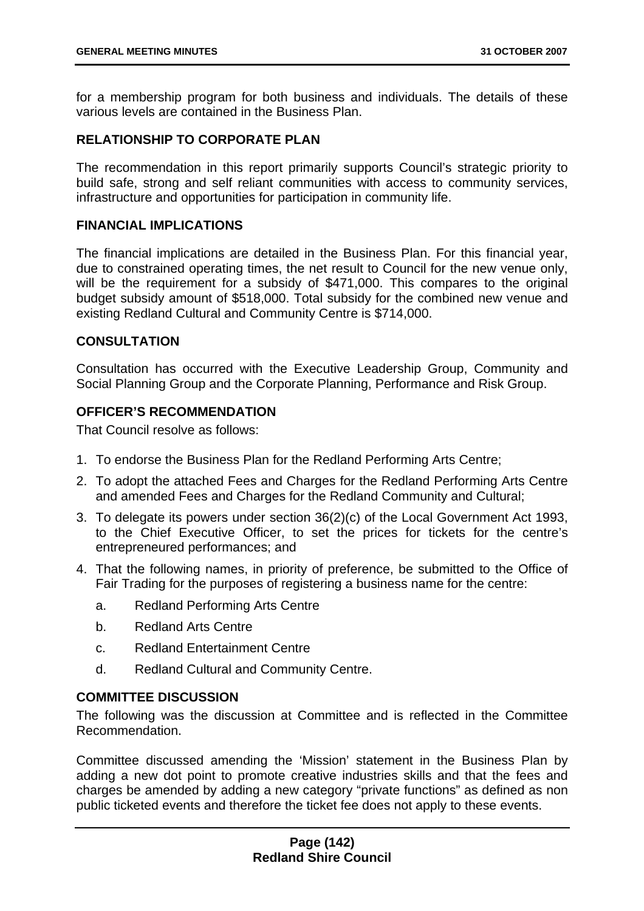for a membership program for both business and individuals. The details of these various levels are contained in the Business Plan.

## RELATIONSHIP TO CORPORATE PLAN

The recommendation in this report primarily supports Council's strategic priority to build safe, strong and self reliant communities with access to community services, infrastructure and opportunities for participation in community life.

## FINANCIAL IMPLICATIONS

The financial implications are detailed in the Business Plan. For this financial year, due to constrained operating times, the net result to Council for the new venue only, will be the requirement for a subsidy of $471,000. This compares to the original budget subsidy amount of $518,000. Total subsidy for the combined new venue and existing Redland Cultural and Community Centre is $714,000.

## CONSULTATION

Consultation has occurred with the Executive Leadership Group, Community and Social Planning Group and the Corporate Planning, Performance and Risk Group.

## OFFICER'S RECOMMENDATION

That Council resolve as follows:

1. To endorse the Business Plan for the Redland Performing Arts Centre;
2. To adopt the attached Fees and Charges for the Redland Performing Arts Centre and amended Fees and Charges for the Redland Community and Cultural;
3. To delegate its powers under section 36(2)(c) of the Local Government Act 1993, to the Chief Executive Officer, to set the prices for tickets for the centre's entrepreneured performances; and
4. That the following names, in priority of preference, be submitted to the Office of Fair Trading for the purposes of registering a business name for the centre:
   a. Redland Performing Arts Centre
   b. Redland Arts Centre
   c. Redland Entertainment Centre
   d. Redland Cultural and Community Centre.

## COMMITTEE DISCUSSION

The following was the discussion at Committee and is reflected in the Committee Recommendation.

Committee discussed amending the 'Mission' statement in the Business Plan by adding a new dot point to promote creative industries skills and that the fees and charges be amended by adding a new category "private functions" as defined as non public ticketed events and therefore the ticket fee does not apply to these events.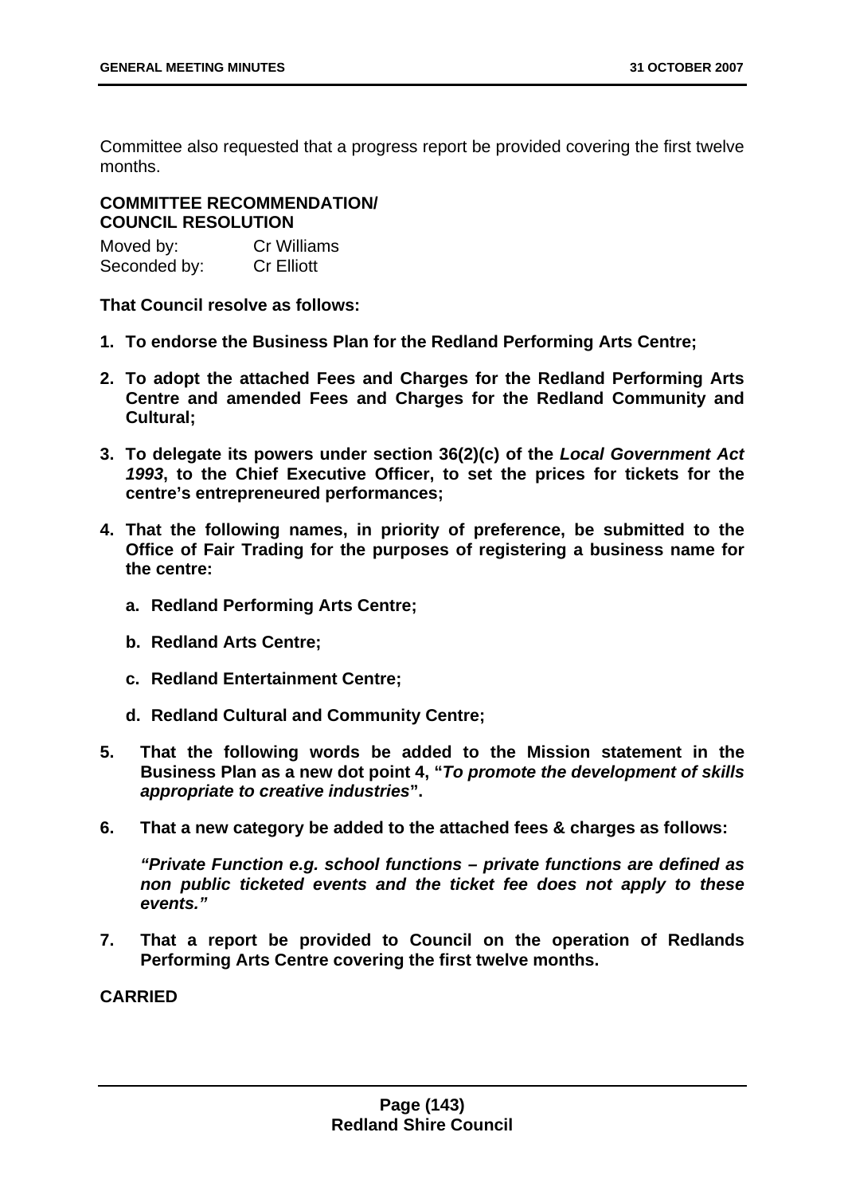Committee also requested that a progress report be provided covering the first twelve months.

**COMMITTEE RECOMMENDATION/ COUNCIL RESOLUTION**

Moved by: Cr Williams
Seconded by: Cr Elliott

**That Council resolve as follows:**

1. **To endorse the Business Plan for the Redland Performing Arts Centre;**
2. **To adopt the attached Fees and Charges for the Redland Performing Arts Centre and amended Fees and Charges for the Redland Community and Cultural;**
3. **To delegate its powers under section 36(2)(c) of the *Local Government Act 1993*, to the Chief Executive Officer, to set the prices for tickets for the centre's entrepreneured performances;**
4. **That the following names, in priority of preference, be submitted to the Office of Fair Trading for the purposes of registering a business name for the centre:**
   a. **Redland Performing Arts Centre;**
   b. **Redland Arts Centre;**
   c. **Redland Entertainment Centre;**
   d. **Redland Cultural and Community Centre;**
5. **That the following words be added to the Mission statement in the Business Plan as a new dot point 4, "*To promote the development of skills appropriate to creative industries*".**
6. **That a new category be added to the attached fees & charges as follows:**

   ***"Private Function e.g. school functions – private functions are defined as non public ticketed events and the ticket fee does not apply to these events."***

7. **That a report be provided to Council on the operation of Redlands Performing Arts Centre covering the first twelve months.**

**CARRIED**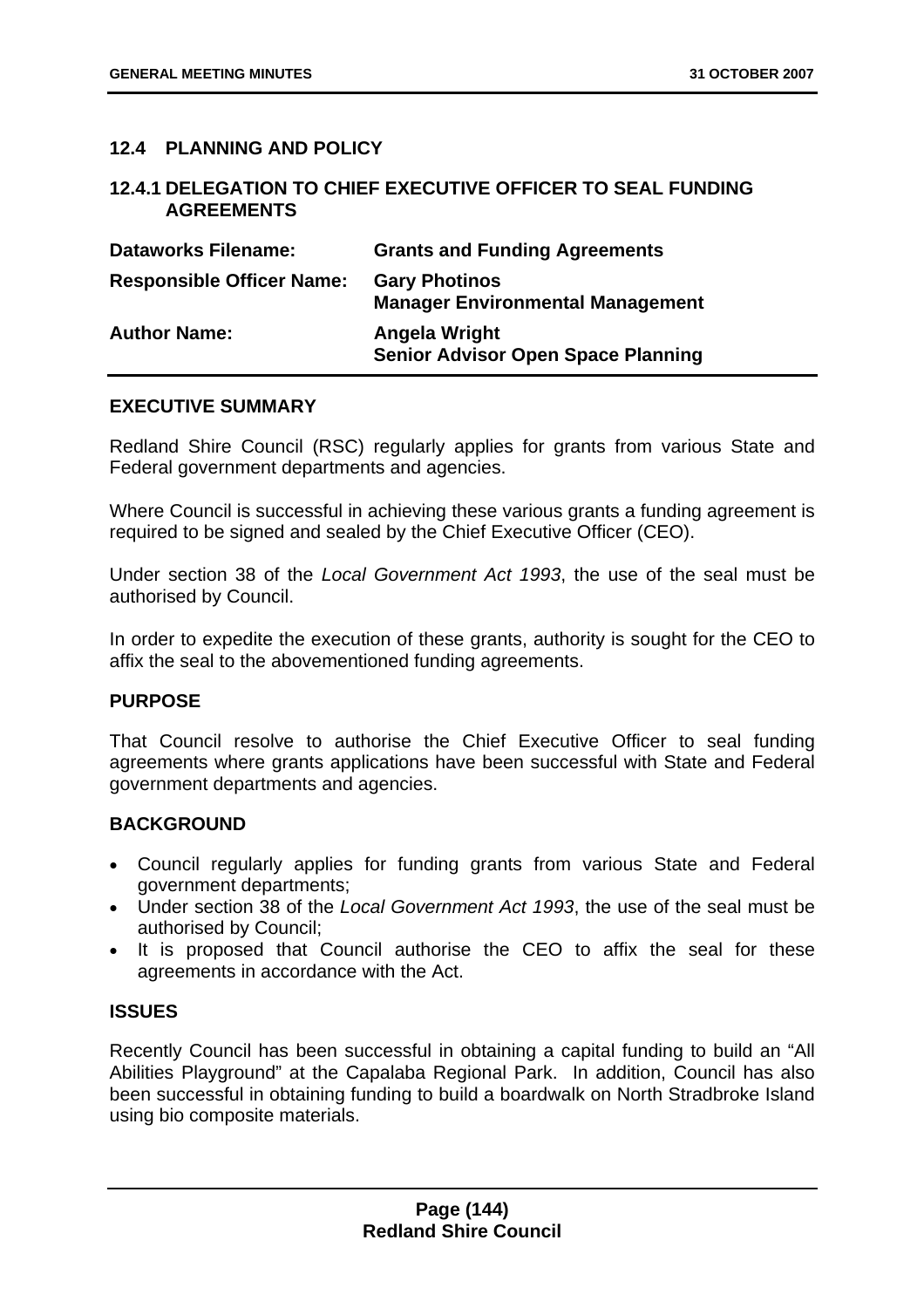## 12.4 PLANNING AND POLICY

### 12.4.1 DELEGATION TO CHIEF EXECUTIVE OFFICER TO SEAL FUNDING AGREEMENTS

| | |
|---|---|
| **Dataworks Filename:** | **Grants and Funding Agreements** |
| **Responsible Officer Name:** | **Gary Photinos**<br>**Manager Environmental Management** |
| **Author Name:** | **Angela Wright**<br>**Senior Advisor Open Space Planning** |

### EXECUTIVE SUMMARY

Redland Shire Council (RSC) regularly applies for grants from various State and Federal government departments and agencies.

Where Council is successful in achieving these various grants a funding agreement is required to be signed and sealed by the Chief Executive Officer (CEO).

Under section 38 of the *Local Government Act 1993*, the use of the seal must be authorised by Council.

In order to expedite the execution of these grants, authority is sought for the CEO to affix the seal to the abovementioned funding agreements.

### PURPOSE

That Council resolve to authorise the Chief Executive Officer to seal funding agreements where grants applications have been successful with State and Federal government departments and agencies.

### BACKGROUND

- Council regularly applies for funding grants from various State and Federal government departments;
- Under section 38 of the *Local Government Act 1993*, the use of the seal must be authorised by Council;
- It is proposed that Council authorise the CEO to affix the seal for these agreements in accordance with the Act.

### ISSUES

Recently Council has been successful in obtaining a capital funding to build an "All Abilities Playground" at the Capalaba Regional Park. In addition, Council has also been successful in obtaining funding to build a boardwalk on North Stradbroke Island using bio composite materials.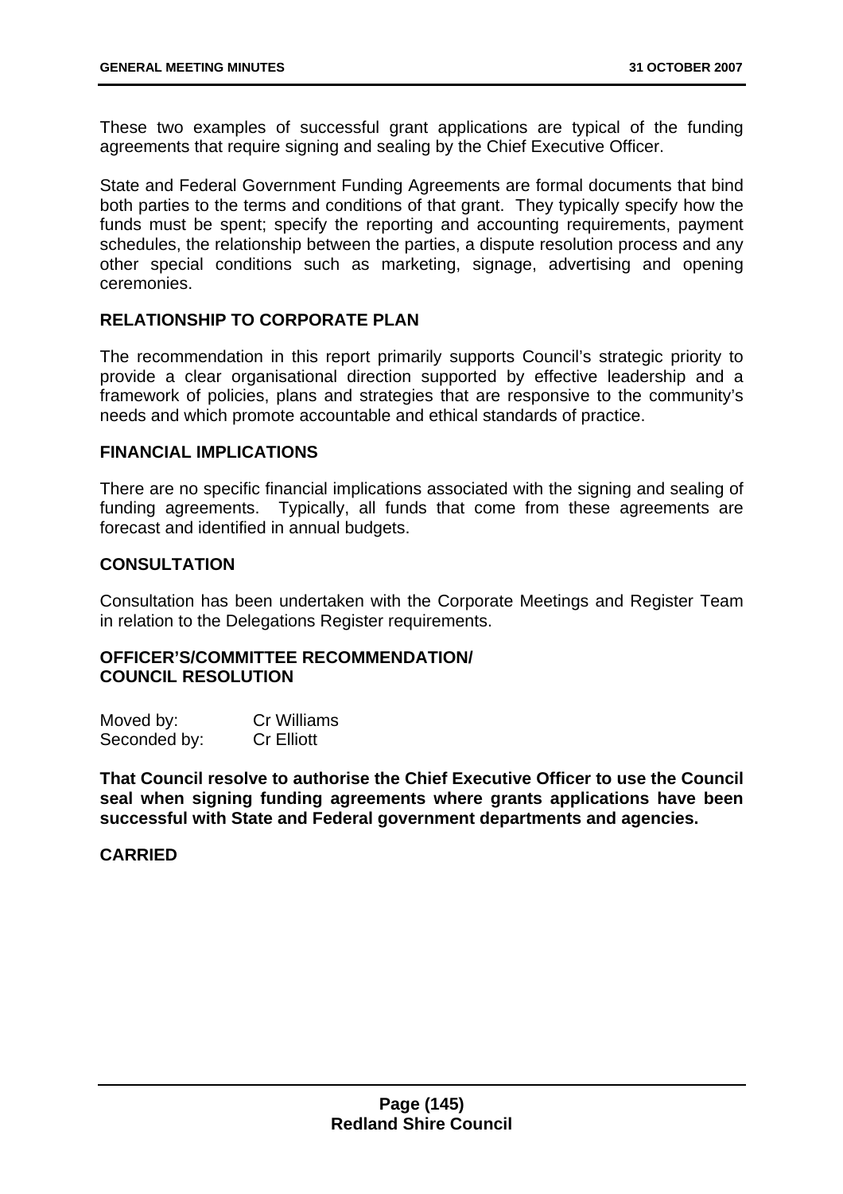These two examples of successful grant applications are typical of the funding agreements that require signing and sealing by the Chief Executive Officer.

State and Federal Government Funding Agreements are formal documents that bind both parties to the terms and conditions of that grant. They typically specify how the funds must be spent; specify the reporting and accounting requirements, payment schedules, the relationship between the parties, a dispute resolution process and any other special conditions such as marketing, signage, advertising and opening ceremonies.

## RELATIONSHIP TO CORPORATE PLAN

The recommendation in this report primarily supports Council's strategic priority to provide a clear organisational direction supported by effective leadership and a framework of policies, plans and strategies that are responsive to the community's needs and which promote accountable and ethical standards of practice.

## FINANCIAL IMPLICATIONS

There are no specific financial implications associated with the signing and sealing of funding agreements. Typically, all funds that come from these agreements are forecast and identified in annual budgets.

## CONSULTATION

Consultation has been undertaken with the Corporate Meetings and Register Team in relation to the Delegations Register requirements.

## OFFICER'S/COMMITTEE RECOMMENDATION/ COUNCIL RESOLUTION

Moved by: Cr Williams
Seconded by: Cr Elliott

**That Council resolve to authorise the Chief Executive Officer to use the Council seal when signing funding agreements where grants applications have been successful with State and Federal government departments and agencies.**

**CARRIED**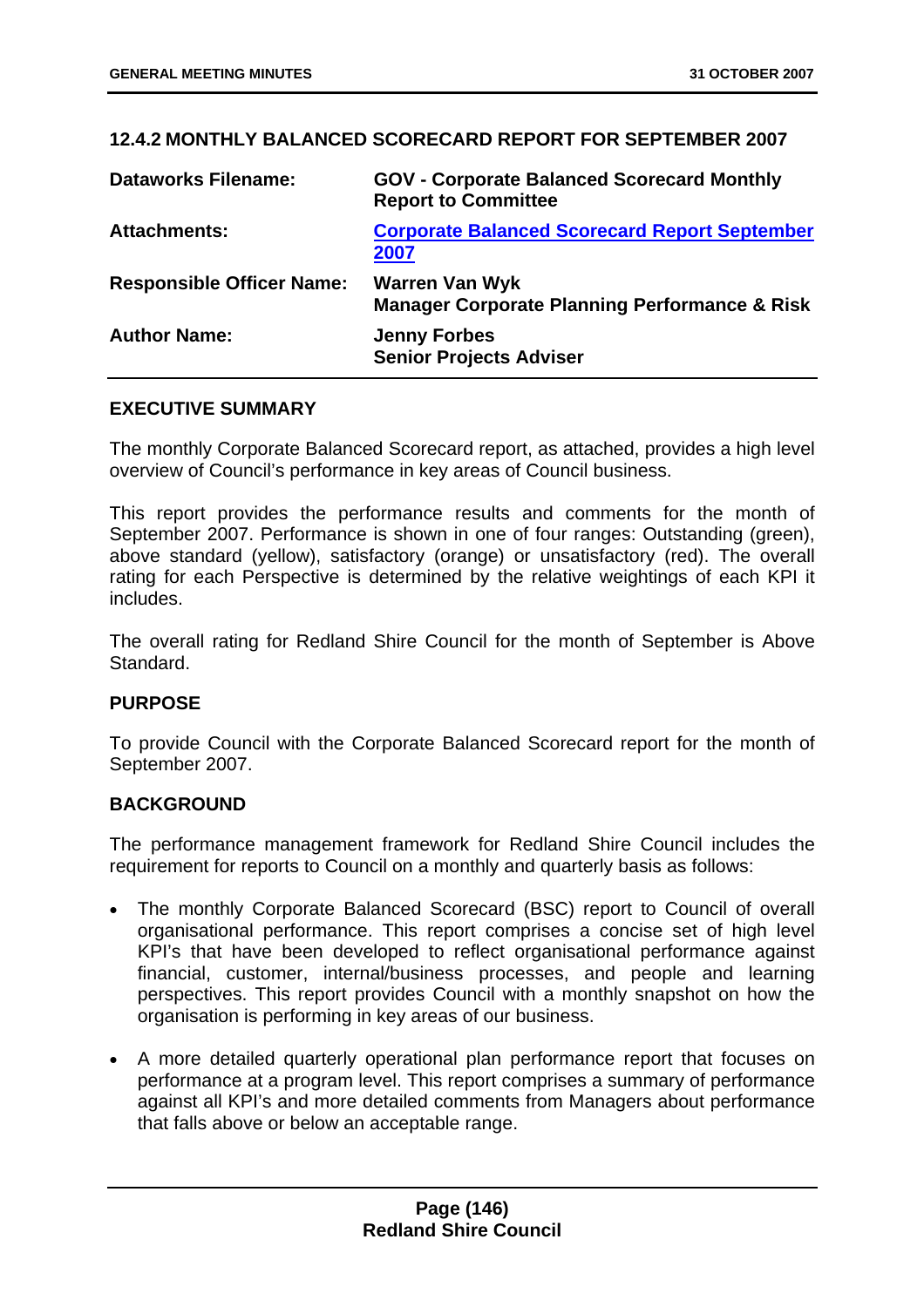### 12.4.2 MONTHLY BALANCED SCORECARD REPORT FOR SEPTEMBER 2007

| | |
|---|---|
| **Dataworks Filename:** | **GOV - Corporate Balanced Scorecard Monthly Report to Committee** |
| **Attachments:** | **Corporate Balanced Scorecard Report September 2007** |
| **Responsible Officer Name:** | **Warren Van Wyk**<br>**Manager Corporate Planning Performance & Risk** |
| **Author Name:** | **Jenny Forbes**<br>**Senior Projects Adviser** |

**EXECUTIVE SUMMARY**

The monthly Corporate Balanced Scorecard report, as attached, provides a high level overview of Council's performance in key areas of Council business.

This report provides the performance results and comments for the month of September 2007. Performance is shown in one of four ranges: Outstanding (green), above standard (yellow), satisfactory (orange) or unsatisfactory (red). The overall rating for each Perspective is determined by the relative weightings of each KPI it includes.

The overall rating for Redland Shire Council for the month of September is Above Standard.

**PURPOSE**

To provide Council with the Corporate Balanced Scorecard report for the month of September 2007.

**BACKGROUND**

The performance management framework for Redland Shire Council includes the requirement for reports to Council on a monthly and quarterly basis as follows:

- The monthly Corporate Balanced Scorecard (BSC) report to Council of overall organisational performance. This report comprises a concise set of high level KPI's that have been developed to reflect organisational performance against financial, customer, internal/business processes, and people and learning perspectives. This report provides Council with a monthly snapshot on how the organisation is performing in key areas of our business.
- A more detailed quarterly operational plan performance report that focuses on performance at a program level. This report comprises a summary of performance against all KPI's and more detailed comments from Managers about performance that falls above or below an acceptable range.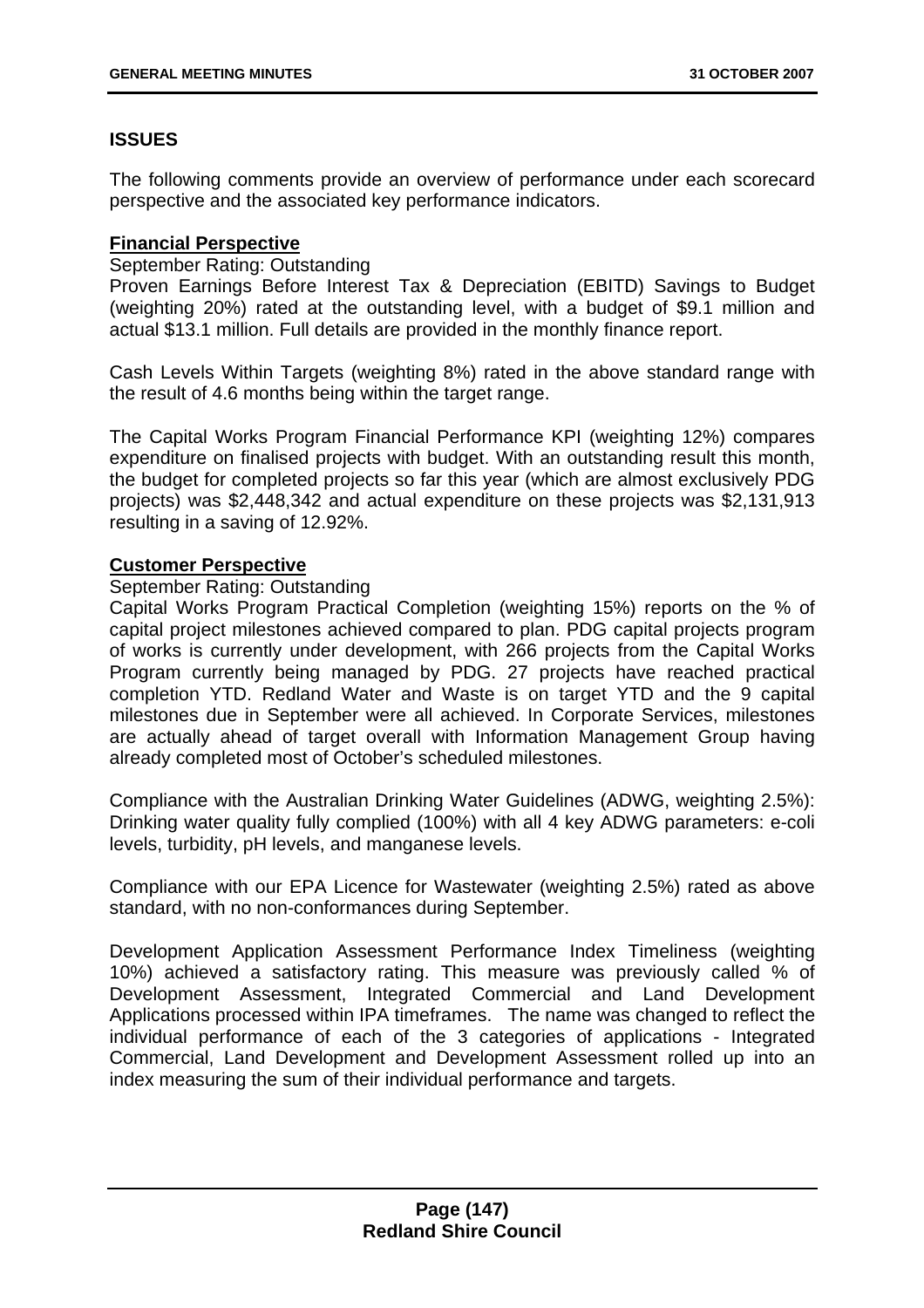## ISSUES

The following comments provide an overview of performance under each scorecard perspective and the associated key performance indicators.

### Financial Perspective

September Rating: Outstanding

Proven Earnings Before Interest Tax & Depreciation (EBITD) Savings to Budget (weighting 20%) rated at the outstanding level, with a budget of $9.1 million and actual $13.1 million. Full details are provided in the monthly finance report.

Cash Levels Within Targets (weighting 8%) rated in the above standard range with the result of 4.6 months being within the target range.

The Capital Works Program Financial Performance KPI (weighting 12%) compares expenditure on finalised projects with budget. With an outstanding result this month, the budget for completed projects so far this year (which are almost exclusively PDG projects) was $2,448,342 and actual expenditure on these projects was $2,131,913 resulting in a saving of 12.92%.

### Customer Perspective

September Rating: Outstanding

Capital Works Program Practical Completion (weighting 15%) reports on the % of capital project milestones achieved compared to plan. PDG capital projects program of works is currently under development, with 266 projects from the Capital Works Program currently being managed by PDG. 27 projects have reached practical completion YTD. Redland Water and Waste is on target YTD and the 9 capital milestones due in September were all achieved. In Corporate Services, milestones are actually ahead of target overall with Information Management Group having already completed most of October's scheduled milestones.

Compliance with the Australian Drinking Water Guidelines (ADWG, weighting 2.5%): Drinking water quality fully complied (100%) with all 4 key ADWG parameters: e-coli levels, turbidity, pH levels, and manganese levels.

Compliance with our EPA Licence for Wastewater (weighting 2.5%) rated as above standard, with no non-conformances during September.

Development Application Assessment Performance Index Timeliness (weighting 10%) achieved a satisfactory rating. This measure was previously called % of Development Assessment, Integrated Commercial and Land Development Applications processed within IPA timeframes. The name was changed to reflect the individual performance of each of the 3 categories of applications - Integrated Commercial, Land Development and Development Assessment rolled up into an index measuring the sum of their individual performance and targets.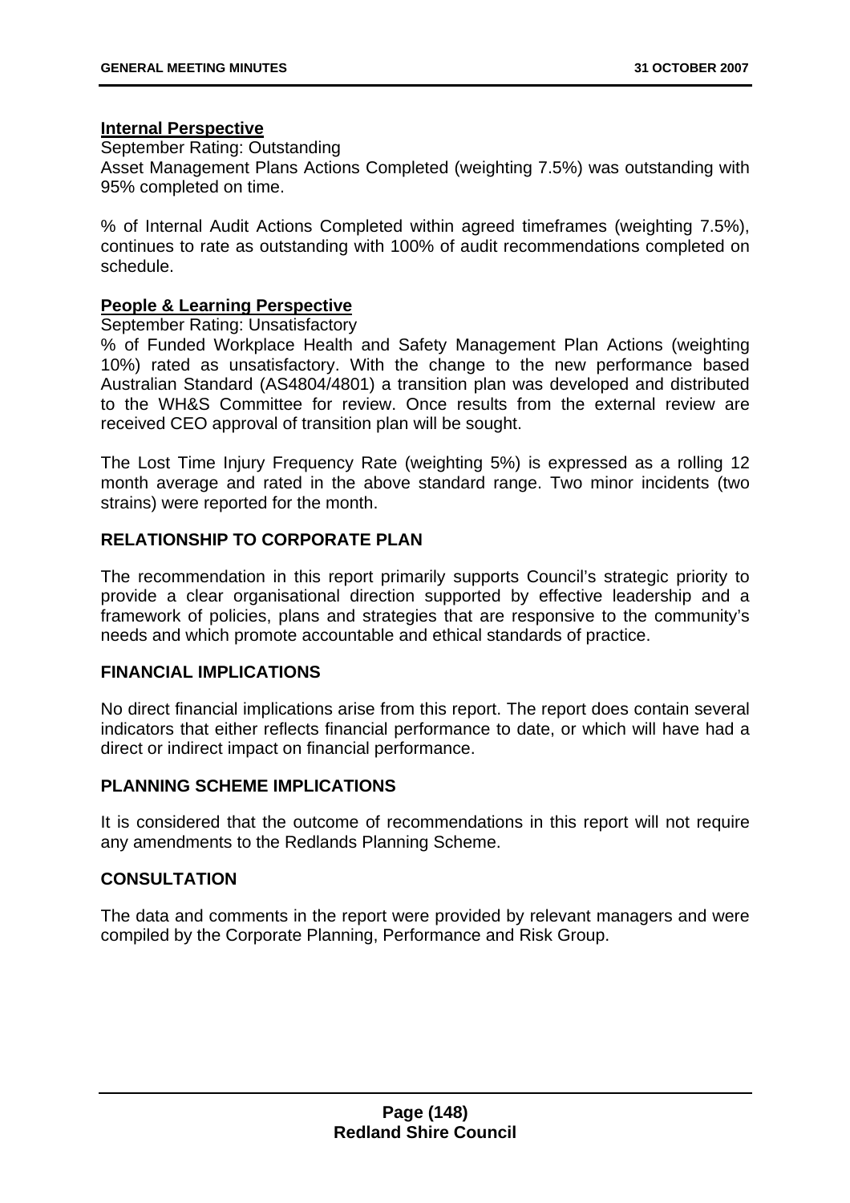**Internal Perspective**

September Rating: Outstanding

Asset Management Plans Actions Completed (weighting 7.5%) was outstanding with 95% completed on time.

% of Internal Audit Actions Completed within agreed timeframes (weighting 7.5%), continues to rate as outstanding with 100% of audit recommendations completed on schedule.

**People & Learning Perspective**

September Rating: Unsatisfactory

% of Funded Workplace Health and Safety Management Plan Actions (weighting 10%) rated as unsatisfactory. With the change to the new performance based Australian Standard (AS4804/4801) a transition plan was developed and distributed to the WH&S Committee for review. Once results from the external review are received CEO approval of transition plan will be sought.

The Lost Time Injury Frequency Rate (weighting 5%) is expressed as a rolling 12 month average and rated in the above standard range. Two minor incidents (two strains) were reported for the month.

## RELATIONSHIP TO CORPORATE PLAN

The recommendation in this report primarily supports Council's strategic priority to provide a clear organisational direction supported by effective leadership and a framework of policies, plans and strategies that are responsive to the community's needs and which promote accountable and ethical standards of practice.

## FINANCIAL IMPLICATIONS

No direct financial implications arise from this report. The report does contain several indicators that either reflects financial performance to date, or which will have had a direct or indirect impact on financial performance.

## PLANNING SCHEME IMPLICATIONS

It is considered that the outcome of recommendations in this report will not require any amendments to the Redlands Planning Scheme.

## CONSULTATION

The data and comments in the report were provided by relevant managers and were compiled by the Corporate Planning, Performance and Risk Group.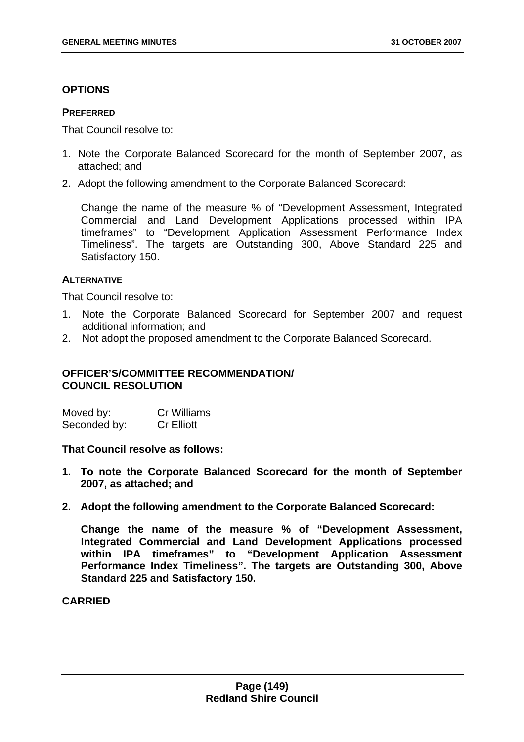## OPTIONS

### PREFERRED

That Council resolve to:

1. Note the Corporate Balanced Scorecard for the month of September 2007, as attached; and
2. Adopt the following amendment to the Corporate Balanced Scorecard:

   Change the name of the measure % of “Development Assessment, Integrated Commercial and Land Development Applications processed within IPA timeframes” to “Development Application Assessment Performance Index Timeliness”. The targets are Outstanding 300, Above Standard 225 and Satisfactory 150.

### ALTERNATIVE

That Council resolve to:

1. Note the Corporate Balanced Scorecard for September 2007 and request additional information; and
2. Not adopt the proposed amendment to the Corporate Balanced Scorecard.

## OFFICER'S/COMMITTEE RECOMMENDATION/ COUNCIL RESOLUTION

Moved by: Cr Williams
Seconded by: Cr Elliott

**That Council resolve as follows:**

1. **To note the Corporate Balanced Scorecard for the month of September 2007, as attached; and**
2. **Adopt the following amendment to the Corporate Balanced Scorecard:**

   **Change the name of the measure % of “Development Assessment, Integrated Commercial and Land Development Applications processed within IPA timeframes” to “Development Application Assessment Performance Index Timeliness”. The targets are Outstanding 300, Above Standard 225 and Satisfactory 150.**

**CARRIED**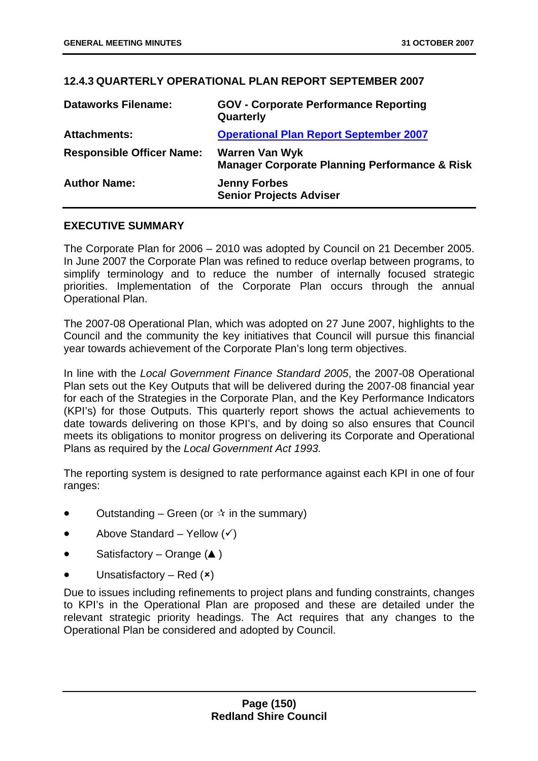### 12.4.3 QUARTERLY OPERATIONAL PLAN REPORT SEPTEMBER 2007

| | |
|---|---|
| **Dataworks Filename:** | **GOV - Corporate Performance Reporting Quarterly** |
| **Attachments:** | **Operational Plan Report September 2007** |
| **Responsible Officer Name:** | **Warren Van Wyk**<br>**Manager Corporate Planning Performance & Risk** |
| **Author Name:** | **Jenny Forbes**<br>**Senior Projects Adviser** |

**EXECUTIVE SUMMARY**

The Corporate Plan for 2006 – 2010 was adopted by Council on 21 December 2005. In June 2007 the Corporate Plan was refined to reduce overlap between programs, to simplify terminology and to reduce the number of internally focused strategic priorities. Implementation of the Corporate Plan occurs through the annual Operational Plan.

The 2007-08 Operational Plan, which was adopted on 27 June 2007, highlights to the Council and the community the key initiatives that Council will pursue this financial year towards achievement of the Corporate Plan's long term objectives.

In line with the *Local Government Finance Standard 2005*, the 2007-08 Operational Plan sets out the Key Outputs that will be delivered during the 2007-08 financial year for each of the Strategies in the Corporate Plan, and the Key Performance Indicators (KPI's) for those Outputs. This quarterly report shows the actual achievements to date towards delivering on those KPI's, and by doing so also ensures that Council meets its obligations to monitor progress on delivering its Corporate and Operational Plans as required by the *Local Government Act 1993.*

The reporting system is designed to rate performance against each KPI in one of four ranges:

- Outstanding – Green (or ✫ in the summary)
- Above Standard – Yellow (✓)
- Satisfactory – Orange (▲ )
- Unsatisfactory – Red (✖)

Due to issues including refinements to project plans and funding constraints, changes to KPI's in the Operational Plan are proposed and these are detailed under the relevant strategic priority headings. The Act requires that any changes to the Operational Plan be considered and adopted by Council.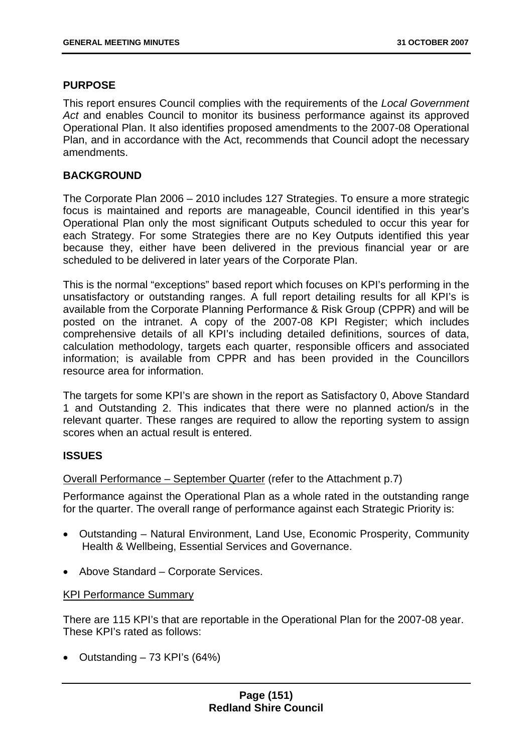## PURPOSE

This report ensures Council complies with the requirements of the *Local Government Act* and enables Council to monitor its business performance against its approved Operational Plan. It also identifies proposed amendments to the 2007-08 Operational Plan, and in accordance with the Act, recommends that Council adopt the necessary amendments.

## BACKGROUND

The Corporate Plan 2006 – 2010 includes 127 Strategies. To ensure a more strategic focus is maintained and reports are manageable, Council identified in this year's Operational Plan only the most significant Outputs scheduled to occur this year for each Strategy. For some Strategies there are no Key Outputs identified this year because they, either have been delivered in the previous financial year or are scheduled to be delivered in later years of the Corporate Plan.

This is the normal "exceptions" based report which focuses on KPI's performing in the unsatisfactory or outstanding ranges. A full report detailing results for all KPI's is available from the Corporate Planning Performance & Risk Group (CPPR) and will be posted on the intranet. A copy of the 2007-08 KPI Register; which includes comprehensive details of all KPI's including detailed definitions, sources of data, calculation methodology, targets each quarter, responsible officers and associated information; is available from CPPR and has been provided in the Councillors resource area for information.

The targets for some KPI's are shown in the report as Satisfactory 0, Above Standard 1 and Outstanding 2. This indicates that there were no planned action/s in the relevant quarter. These ranges are required to allow the reporting system to assign scores when an actual result is entered.

## ISSUES

Overall Performance – September Quarter (refer to the Attachment p.7)

Performance against the Operational Plan as a whole rated in the outstanding range for the quarter. The overall range of performance against each Strategic Priority is:

- Outstanding – Natural Environment, Land Use, Economic Prosperity, Community Health & Wellbeing, Essential Services and Governance.
- Above Standard – Corporate Services.

KPI Performance Summary

There are 115 KPI's that are reportable in the Operational Plan for the 2007-08 year. These KPI's rated as follows:

- Outstanding – 73 KPI's (64%)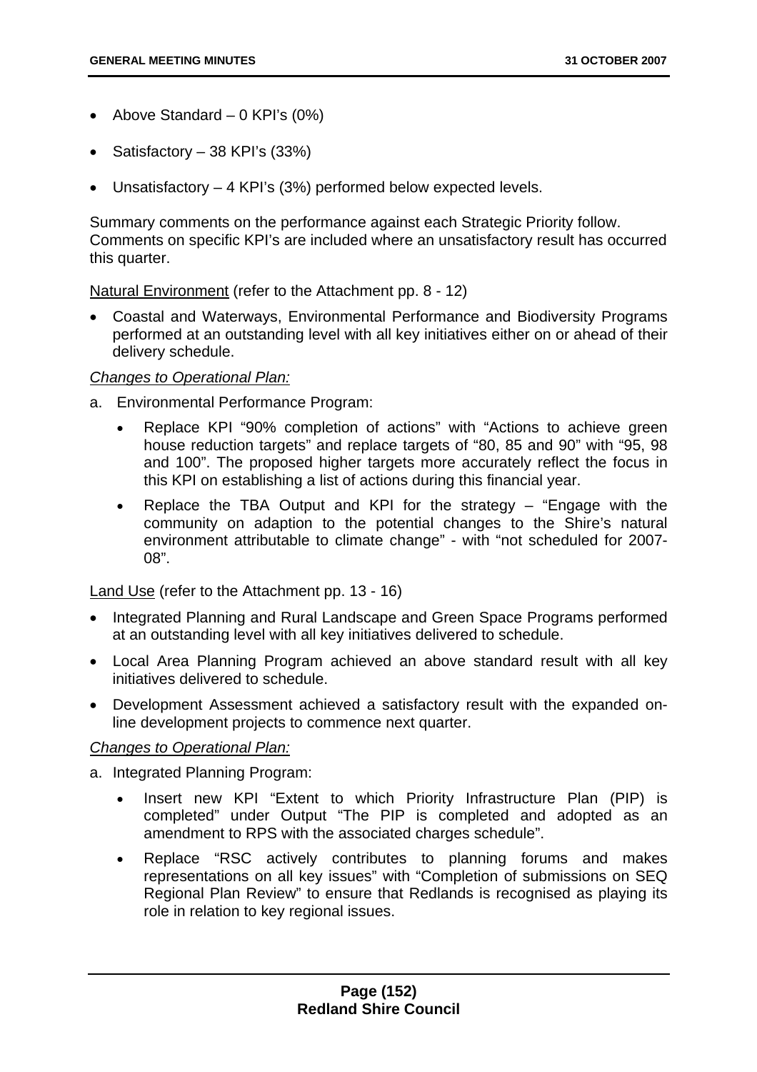- Above Standard – 0 KPI's (0%)
- Satisfactory – 38 KPI's (33%)
- Unsatisfactory – 4 KPI's (3%) performed below expected levels.

Summary comments on the performance against each Strategic Priority follow. Comments on specific KPI's are included where an unsatisfactory result has occurred this quarter.

Natural Environment (refer to the Attachment pp. 8 - 12)

- Coastal and Waterways, Environmental Performance and Biodiversity Programs performed at an outstanding level with all key initiatives either on or ahead of their delivery schedule.

*Changes to Operational Plan:*

a. Environmental Performance Program:
   - Replace KPI "90% completion of actions" with "Actions to achieve green house reduction targets" and replace targets of "80, 85 and 90" with "95, 98 and 100". The proposed higher targets more accurately reflect the focus in this KPI on establishing a list of actions during this financial year.
   - Replace the TBA Output and KPI for the strategy – "Engage with the community on adaption to the potential changes to the Shire's natural environment attributable to climate change" - with "not scheduled for 2007-08".

Land Use (refer to the Attachment pp. 13 - 16)

- Integrated Planning and Rural Landscape and Green Space Programs performed at an outstanding level with all key initiatives delivered to schedule.
- Local Area Planning Program achieved an above standard result with all key initiatives delivered to schedule.
- Development Assessment achieved a satisfactory result with the expanded on-line development projects to commence next quarter.

*Changes to Operational Plan:*

a. Integrated Planning Program:
   - Insert new KPI "Extent to which Priority Infrastructure Plan (PIP) is completed" under Output "The PIP is completed and adopted as an amendment to RPS with the associated charges schedule".
   - Replace "RSC actively contributes to planning forums and makes representations on all key issues" with "Completion of submissions on SEQ Regional Plan Review" to ensure that Redlands is recognised as playing its role in relation to key regional issues.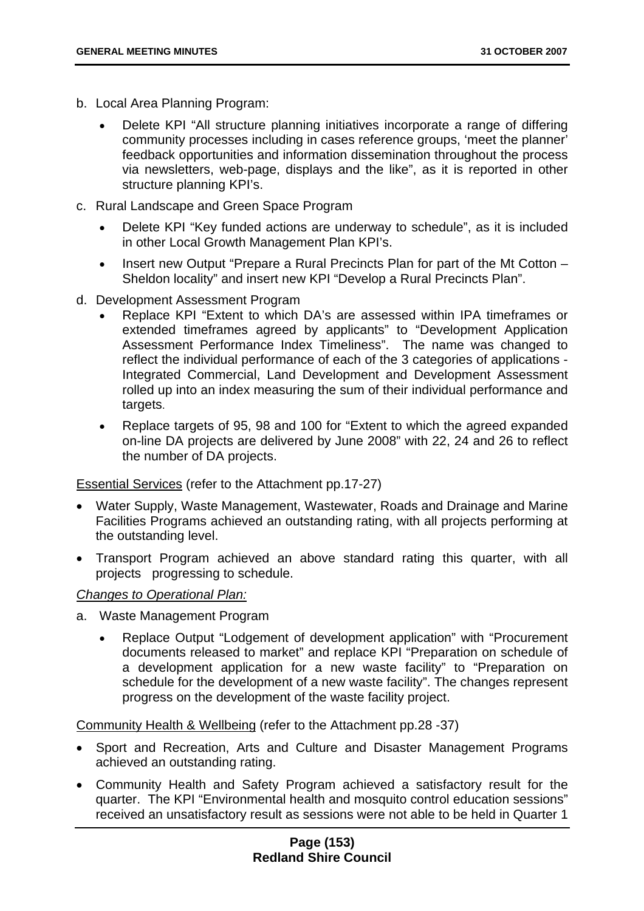b. Local Area Planning Program:

    - Delete KPI "All structure planning initiatives incorporate a range of differing community processes including in cases reference groups, 'meet the planner' feedback opportunities and information dissemination throughout the process via newsletters, web-page, displays and the like", as it is reported in other structure planning KPI's.

c. Rural Landscape and Green Space Program

    - Delete KPI "Key funded actions are underway to schedule", as it is included in other Local Growth Management Plan KPI's.
    - Insert new Output "Prepare a Rural Precincts Plan for part of the Mt Cotton – Sheldon locality" and insert new KPI "Develop a Rural Precincts Plan".

d. Development Assessment Program

    - Replace KPI "Extent to which DA's are assessed within IPA timeframes or extended timeframes agreed by applicants" to "Development Application Assessment Performance Index Timeliness". The name was changed to reflect the individual performance of each of the 3 categories of applications - Integrated Commercial, Land Development and Development Assessment rolled up into an index measuring the sum of their individual performance and targets.
    - Replace targets of 95, 98 and 100 for "Extent to which the agreed expanded on-line DA projects are delivered by June 2008" with 22, 24 and 26 to reflect the number of DA projects.

<u>Essential Services</u> (refer to the Attachment pp.17-27)

- Water Supply, Waste Management, Wastewater, Roads and Drainage and Marine Facilities Programs achieved an outstanding rating, with all projects performing at the outstanding level.
- Transport Program achieved an above standard rating this quarter, with all projects progressing to schedule.

*<u>Changes to Operational Plan:</u>*

a. Waste Management Program

    - Replace Output "Lodgement of development application" with "Procurement documents released to market" and replace KPI "Preparation on schedule of a development application for a new waste facility" to "Preparation on schedule for the development of a new waste facility". The changes represent progress on the development of the waste facility project.

<u>Community Health & Wellbeing</u> (refer to the Attachment pp.28 -37)

- Sport and Recreation, Arts and Culture and Disaster Management Programs achieved an outstanding rating.
- Community Health and Safety Program achieved a satisfactory result for the quarter. The KPI "Environmental health and mosquito control education sessions" received an unsatisfactory result as sessions were not able to be held in Quarter 1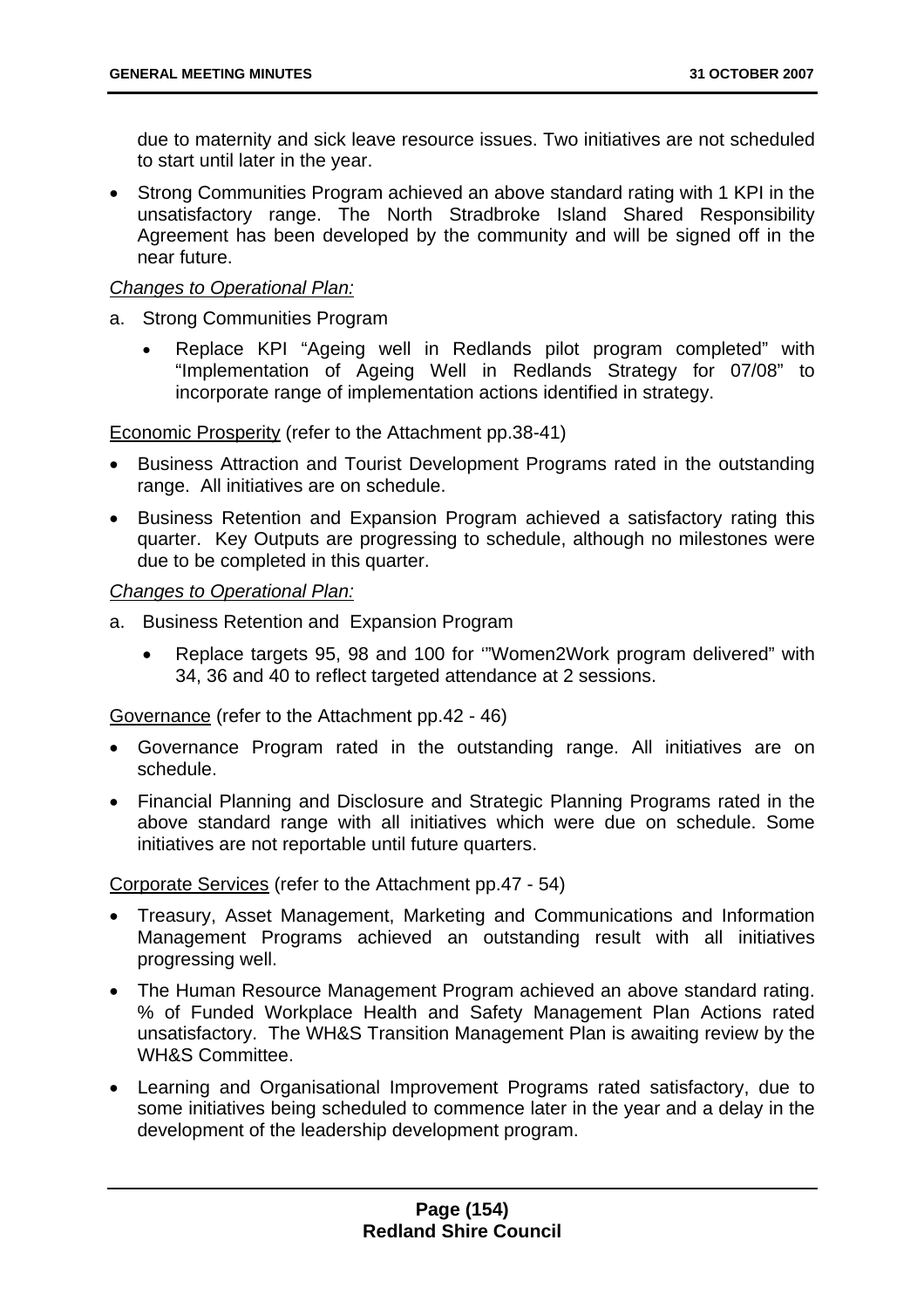due to maternity and sick leave resource issues. Two initiatives are not scheduled to start until later in the year.

- Strong Communities Program achieved an above standard rating with 1 KPI in the unsatisfactory range. The North Stradbroke Island Shared Responsibility Agreement has been developed by the community and will be signed off in the near future.

*Changes to Operational Plan:*

a. Strong Communities Program

   - Replace KPI "Ageing well in Redlands pilot program completed" with "Implementation of Ageing Well in Redlands Strategy for 07/08" to incorporate range of implementation actions identified in strategy.

Economic Prosperity (refer to the Attachment pp.38-41)

- Business Attraction and Tourist Development Programs rated in the outstanding range. All initiatives are on schedule.
- Business Retention and Expansion Program achieved a satisfactory rating this quarter. Key Outputs are progressing to schedule, although no milestones were due to be completed in this quarter.

*Changes to Operational Plan:*

a. Business Retention and Expansion Program

   - Replace targets 95, 98 and 100 for '"Women2Work program delivered" with 34, 36 and 40 to reflect targeted attendance at 2 sessions.

Governance (refer to the Attachment pp.42 - 46)

- Governance Program rated in the outstanding range. All initiatives are on schedule.
- Financial Planning and Disclosure and Strategic Planning Programs rated in the above standard range with all initiatives which were due on schedule. Some initiatives are not reportable until future quarters.

Corporate Services (refer to the Attachment pp.47 - 54)

- Treasury, Asset Management, Marketing and Communications and Information Management Programs achieved an outstanding result with all initiatives progressing well.
- The Human Resource Management Program achieved an above standard rating. % of Funded Workplace Health and Safety Management Plan Actions rated unsatisfactory. The WH&S Transition Management Plan is awaiting review by the WH&S Committee.
- Learning and Organisational Improvement Programs rated satisfactory, due to some initiatives being scheduled to commence later in the year and a delay in the development of the leadership development program.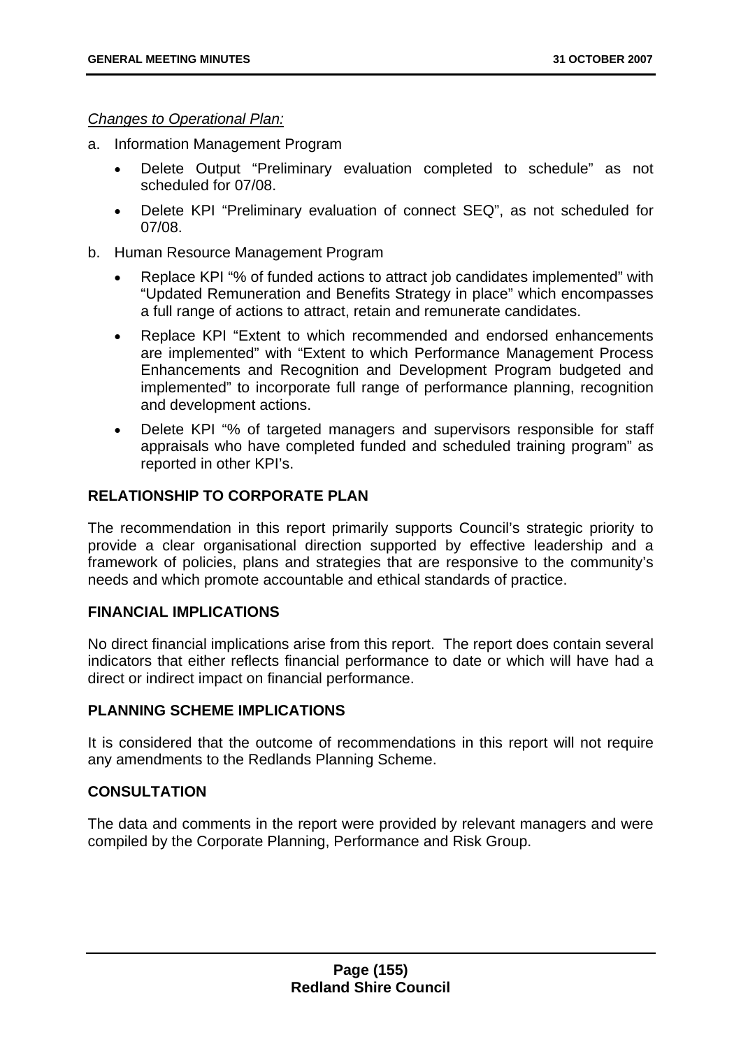*Changes to Operational Plan:*

a. Information Management Program

- Delete Output "Preliminary evaluation completed to schedule" as not scheduled for 07/08.
- Delete KPI "Preliminary evaluation of connect SEQ", as not scheduled for 07/08.

b. Human Resource Management Program

- Replace KPI "% of funded actions to attract job candidates implemented" with "Updated Remuneration and Benefits Strategy in place" which encompasses a full range of actions to attract, retain and remunerate candidates.
- Replace KPI "Extent to which recommended and endorsed enhancements are implemented" with "Extent to which Performance Management Process Enhancements and Recognition and Development Program budgeted and implemented" to incorporate full range of performance planning, recognition and development actions.
- Delete KPI "% of targeted managers and supervisors responsible for staff appraisals who have completed funded and scheduled training program" as reported in other KPI's.

## RELATIONSHIP TO CORPORATE PLAN

The recommendation in this report primarily supports Council's strategic priority to provide a clear organisational direction supported by effective leadership and a framework of policies, plans and strategies that are responsive to the community's needs and which promote accountable and ethical standards of practice.

## FINANCIAL IMPLICATIONS

No direct financial implications arise from this report. The report does contain several indicators that either reflects financial performance to date or which will have had a direct or indirect impact on financial performance.

## PLANNING SCHEME IMPLICATIONS

It is considered that the outcome of recommendations in this report will not require any amendments to the Redlands Planning Scheme.

## CONSULTATION

The data and comments in the report were provided by relevant managers and were compiled by the Corporate Planning, Performance and Risk Group.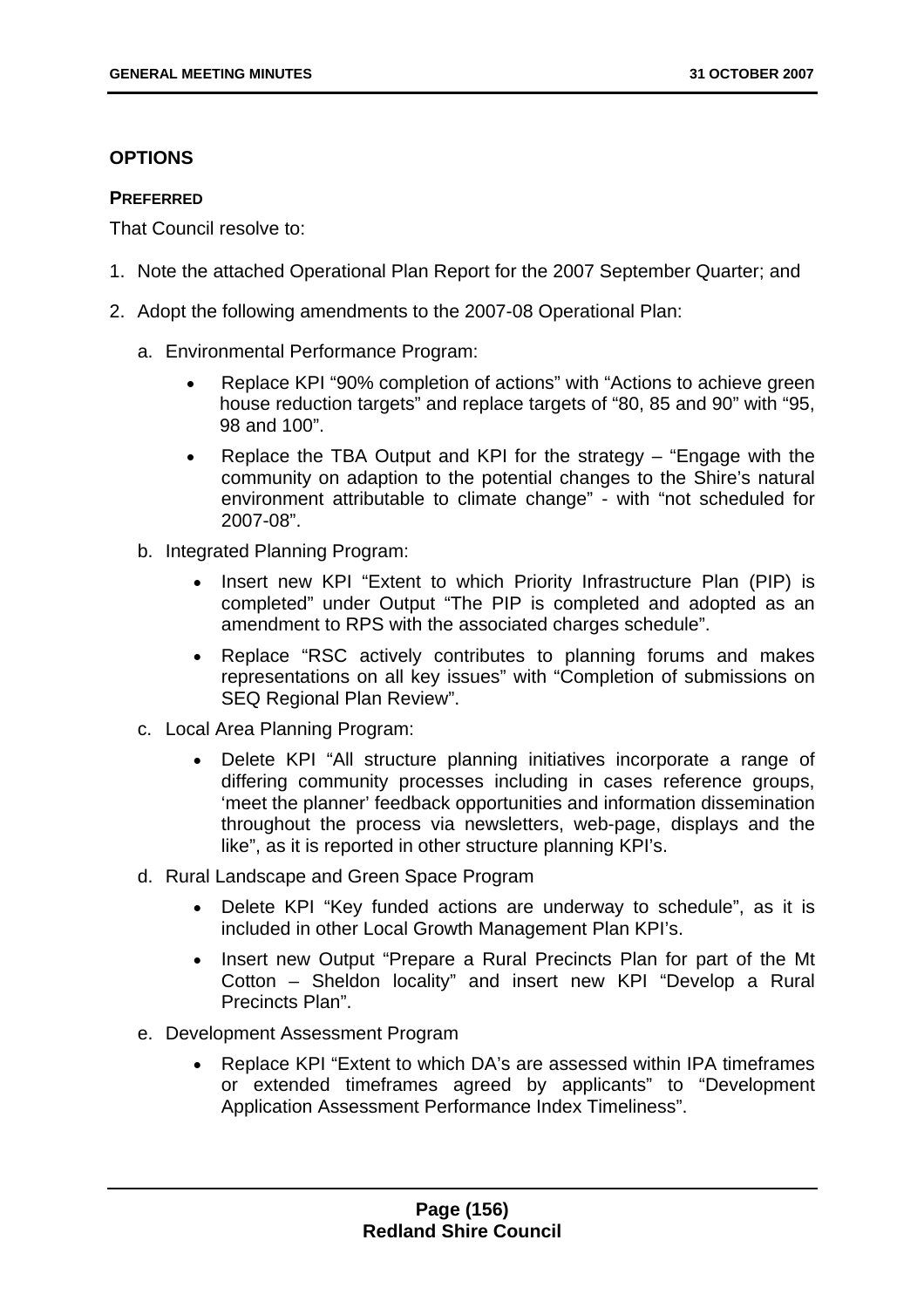## OPTIONS

### PREFERRED

That Council resolve to:

1. Note the attached Operational Plan Report for the 2007 September Quarter; and
2. Adopt the following amendments to the 2007-08 Operational Plan:
   a. Environmental Performance Program:
      - Replace KPI "90% completion of actions" with "Actions to achieve green house reduction targets" and replace targets of "80, 85 and 90" with "95, 98 and 100".
      - Replace the TBA Output and KPI for the strategy – "Engage with the community on adaption to the potential changes to the Shire's natural environment attributable to climate change" - with "not scheduled for 2007-08".
   
   b. Integrated Planning Program:
      - Insert new KPI "Extent to which Priority Infrastructure Plan (PIP) is completed" under Output "The PIP is completed and adopted as an amendment to RPS with the associated charges schedule".
      - Replace "RSC actively contributes to planning forums and makes representations on all key issues" with "Completion of submissions on SEQ Regional Plan Review".
   
   c. Local Area Planning Program:
      - Delete KPI "All structure planning initiatives incorporate a range of differing community processes including in cases reference groups, 'meet the planner' feedback opportunities and information dissemination throughout the process via newsletters, web-page, displays and the like", as it is reported in other structure planning KPI's.
   
   d. Rural Landscape and Green Space Program
      - Delete KPI "Key funded actions are underway to schedule", as it is included in other Local Growth Management Plan KPI's.
      - Insert new Output "Prepare a Rural Precincts Plan for part of the Mt Cotton – Sheldon locality" and insert new KPI "Develop a Rural Precincts Plan".
   
   e. Development Assessment Program
      - Replace KPI "Extent to which DA's are assessed within IPA timeframes or extended timeframes agreed by applicants" to "Development Application Assessment Performance Index Timeliness".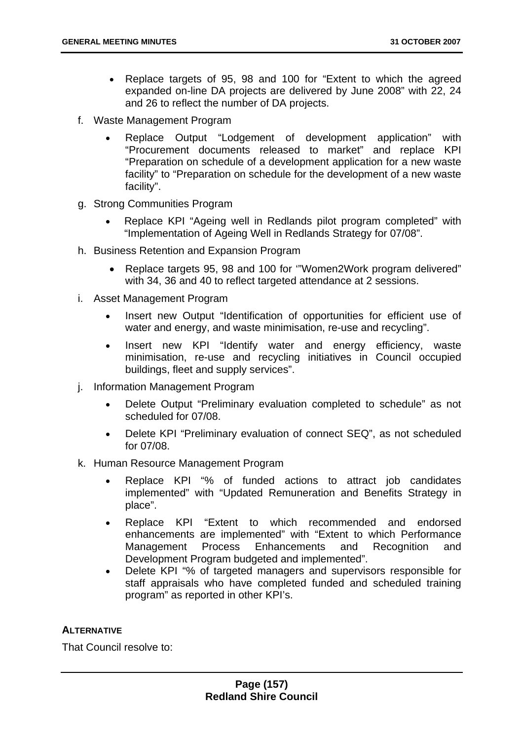- Replace targets of 95, 98 and 100 for "Extent to which the agreed expanded on-line DA projects are delivered by June 2008" with 22, 24 and 26 to reflect the number of DA projects.

f. Waste Management Program

- Replace Output "Lodgement of development application" with "Procurement documents released to market" and replace KPI "Preparation on schedule of a development application for a new waste facility" to "Preparation on schedule for the development of a new waste facility".

g. Strong Communities Program

- Replace KPI "Ageing well in Redlands pilot program completed" with "Implementation of Ageing Well in Redlands Strategy for 07/08".

h. Business Retention and Expansion Program

- Replace targets 95, 98 and 100 for '"Women2Work program delivered" with 34, 36 and 40 to reflect targeted attendance at 2 sessions.

i. Asset Management Program

- Insert new Output "Identification of opportunities for efficient use of water and energy, and waste minimisation, re-use and recycling".
- Insert new KPI "Identify water and energy efficiency, waste minimisation, re-use and recycling initiatives in Council occupied buildings, fleet and supply services".

j. Information Management Program

- Delete Output "Preliminary evaluation completed to schedule" as not scheduled for 07/08.
- Delete KPI "Preliminary evaluation of connect SEQ", as not scheduled for 07/08.

k. Human Resource Management Program

- Replace KPI "% of funded actions to attract job candidates implemented" with "Updated Remuneration and Benefits Strategy in place".
- Replace KPI "Extent to which recommended and endorsed enhancements are implemented" with "Extent to which Performance Management Process Enhancements and Recognition and Development Program budgeted and implemented".
- Delete KPI "% of targeted managers and supervisors responsible for staff appraisals who have completed funded and scheduled training program" as reported in other KPI's.

**ALTERNATIVE**

That Council resolve to: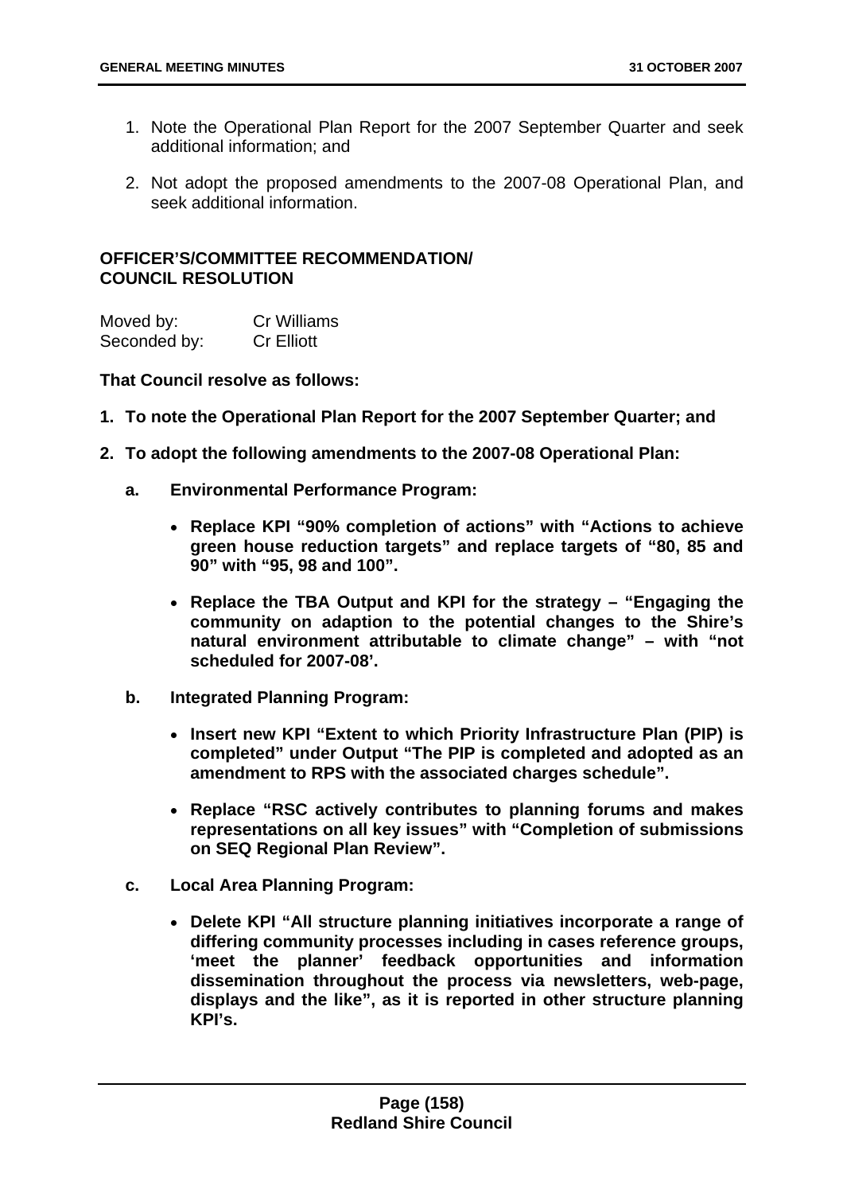1. Note the Operational Plan Report for the 2007 September Quarter and seek additional information; and

2. Not adopt the proposed amendments to the 2007-08 Operational Plan, and seek additional information.

**OFFICER'S/COMMITTEE RECOMMENDATION/**
**COUNCIL RESOLUTION**

| | |
|---|---|
| Moved by: | Cr Williams |
| Seconded by: | Cr Elliott |

**That Council resolve as follows:**

1. **To note the Operational Plan Report for the 2007 September Quarter; and**

2. **To adopt the following amendments to the 2007-08 Operational Plan:**

   a. **Environmental Performance Program:**

      - **Replace KPI "90% completion of actions" with "Actions to achieve green house reduction targets" and replace targets of "80, 85 and 90" with "95, 98 and 100".**

      - **Replace the TBA Output and KPI for the strategy – "Engaging the community on adaption to the potential changes to the Shire's natural environment attributable to climate change" – with "not scheduled for 2007-08'.**

   b. **Integrated Planning Program:**

      - **Insert new KPI "Extent to which Priority Infrastructure Plan (PIP) is completed" under Output "The PIP is completed and adopted as an amendment to RPS with the associated charges schedule".**

      - **Replace "RSC actively contributes to planning forums and makes representations on all key issues" with "Completion of submissions on SEQ Regional Plan Review".**

   c. **Local Area Planning Program:**

      - **Delete KPI "All structure planning initiatives incorporate a range of differing community processes including in cases reference groups, 'meet the planner' feedback opportunities and information dissemination throughout the process via newsletters, web-page, displays and the like", as it is reported in other structure planning KPI's.**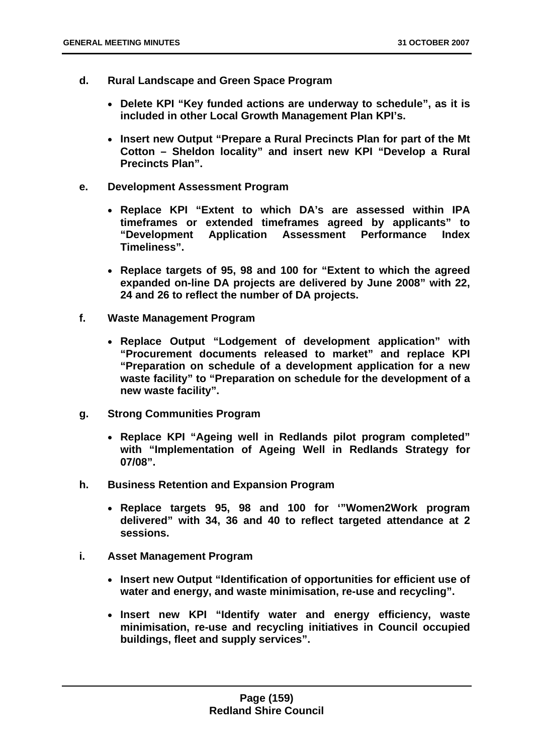**d. Rural Landscape and Green Space Program**

- **Delete KPI "Key funded actions are underway to schedule", as it is included in other Local Growth Management Plan KPI's.**
- **Insert new Output "Prepare a Rural Precincts Plan for part of the Mt Cotton – Sheldon locality" and insert new KPI "Develop a Rural Precincts Plan".**

**e. Development Assessment Program**

- **Replace KPI "Extent to which DA's are assessed within IPA timeframes or extended timeframes agreed by applicants" to "Development Application Assessment Performance Index Timeliness".**
- **Replace targets of 95, 98 and 100 for "Extent to which the agreed expanded on-line DA projects are delivered by June 2008" with 22, 24 and 26 to reflect the number of DA projects.**

**f. Waste Management Program**

- **Replace Output "Lodgement of development application" with "Procurement documents released to market" and replace KPI "Preparation on schedule of a development application for a new waste facility" to "Preparation on schedule for the development of a new waste facility".**

**g. Strong Communities Program**

- **Replace KPI "Ageing well in Redlands pilot program completed" with "Implementation of Ageing Well in Redlands Strategy for 07/08".**

**h. Business Retention and Expansion Program**

- **Replace targets 95, 98 and 100 for '"Women2Work program delivered" with 34, 36 and 40 to reflect targeted attendance at 2 sessions.**

**i. Asset Management Program**

- **Insert new Output "Identification of opportunities for efficient use of water and energy, and waste minimisation, re-use and recycling".**
- **Insert new KPI "Identify water and energy efficiency, waste minimisation, re-use and recycling initiatives in Council occupied buildings, fleet and supply services".**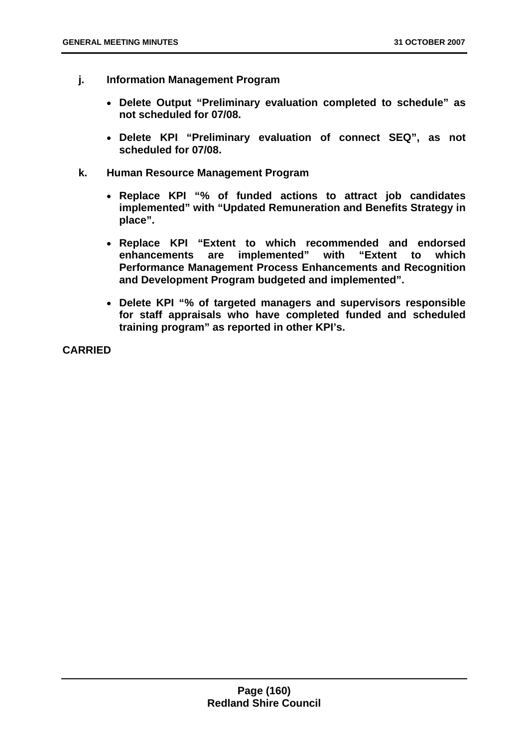**j. Information Management Program**

- **Delete Output "Preliminary evaluation completed to schedule" as not scheduled for 07/08.**

- **Delete KPI "Preliminary evaluation of connect SEQ", as not scheduled for 07/08.**

**k. Human Resource Management Program**

- **Replace KPI "% of funded actions to attract job candidates implemented" with "Updated Remuneration and Benefits Strategy in place".**

- **Replace KPI "Extent to which recommended and endorsed enhancements are implemented" with "Extent to which Performance Management Process Enhancements and Recognition and Development Program budgeted and implemented".**

- **Delete KPI "% of targeted managers and supervisors responsible for staff appraisals who have completed funded and scheduled training program" as reported in other KPI's.**

**CARRIED**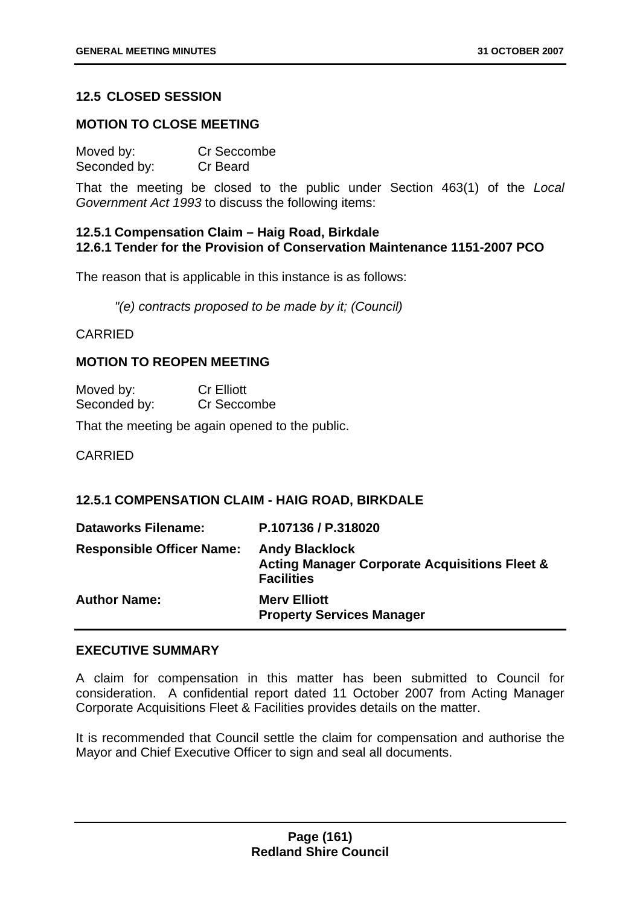### 12.5 CLOSED SESSION

#### MOTION TO CLOSE MEETING

Moved by: Cr Seccombe
Seconded by: Cr Beard

That the meeting be closed to the public under Section 463(1) of the *Local Government Act 1993* to discuss the following items:

**12.5.1 Compensation Claim – Haig Road, Birkdale**
**12.6.1 Tender for the Provision of Conservation Maintenance 1151-2007 PCO**

The reason that is applicable in this instance is as follows:

> *"(e) contracts proposed to be made by it; (Council)*

CARRIED

#### MOTION TO REOPEN MEETING

Moved by: Cr Elliott
Seconded by: Cr Seccombe

That the meeting be again opened to the public.

CARRIED

### 12.5.1 COMPENSATION CLAIM - HAIG ROAD, BIRKDALE

| | |
|---|---|
| **Dataworks Filename:** | **P.107136 / P.318020** |
| **Responsible Officer Name:** | **Andy Blacklock**<br>**Acting Manager Corporate Acquisitions Fleet & Facilities** |
| **Author Name:** | **Merv Elliott**<br>**Property Services Manager** |

#### EXECUTIVE SUMMARY

A claim for compensation in this matter has been submitted to Council for consideration. A confidential report dated 11 October 2007 from Acting Manager Corporate Acquisitions Fleet & Facilities provides details on the matter.

It is recommended that Council settle the claim for compensation and authorise the Mayor and Chief Executive Officer to sign and seal all documents.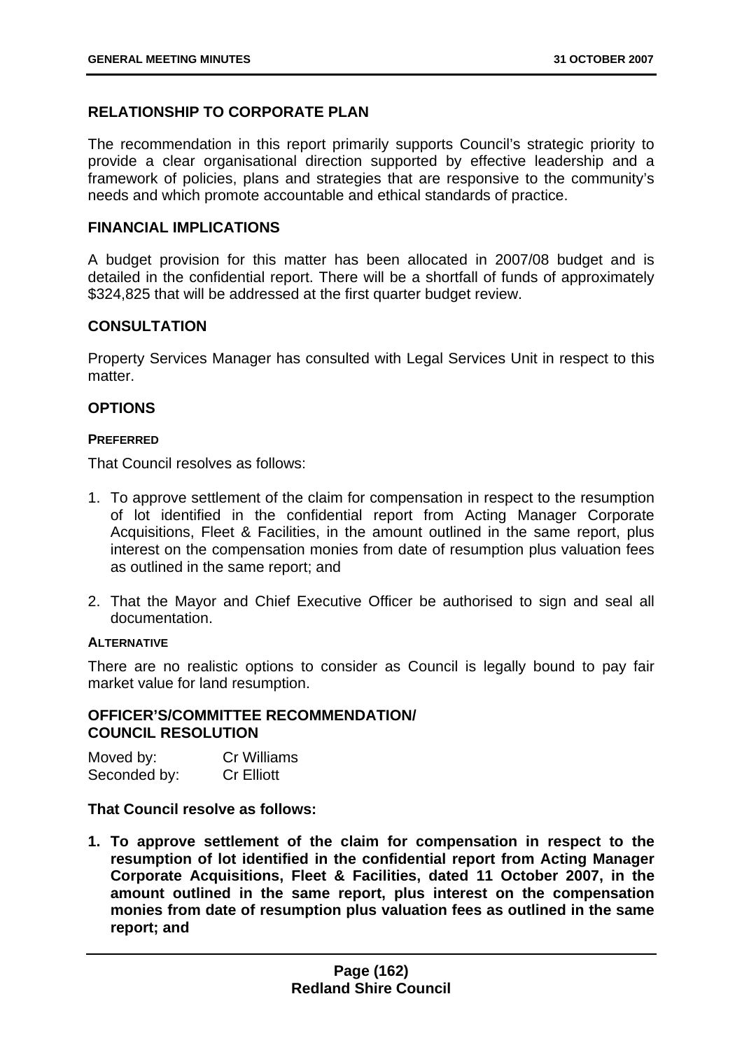## RELATIONSHIP TO CORPORATE PLAN

The recommendation in this report primarily supports Council's strategic priority to provide a clear organisational direction supported by effective leadership and a framework of policies, plans and strategies that are responsive to the community's needs and which promote accountable and ethical standards of practice.

## FINANCIAL IMPLICATIONS

A budget provision for this matter has been allocated in 2007/08 budget and is detailed in the confidential report. There will be a shortfall of funds of approximately $324,825 that will be addressed at the first quarter budget review.

## CONSULTATION

Property Services Manager has consulted with Legal Services Unit in respect to this matter.

## OPTIONS

#### PREFERRED

That Council resolves as follows:

1. To approve settlement of the claim for compensation in respect to the resumption of lot identified in the confidential report from Acting Manager Corporate Acquisitions, Fleet & Facilities, in the amount outlined in the same report, plus interest on the compensation monies from date of resumption plus valuation fees as outlined in the same report; and
2. That the Mayor and Chief Executive Officer be authorised to sign and seal all documentation.

#### ALTERNATIVE

There are no realistic options to consider as Council is legally bound to pay fair market value for land resumption.

## OFFICER'S/COMMITTEE RECOMMENDATION/ COUNCIL RESOLUTION

Moved by: Cr Williams
Seconded by: Cr Elliott

**That Council resolve as follows:**

1. **To approve settlement of the claim for compensation in respect to the resumption of lot identified in the confidential report from Acting Manager Corporate Acquisitions, Fleet & Facilities, dated 11 October 2007, in the amount outlined in the same report, plus interest on the compensation monies from date of resumption plus valuation fees as outlined in the same report; and**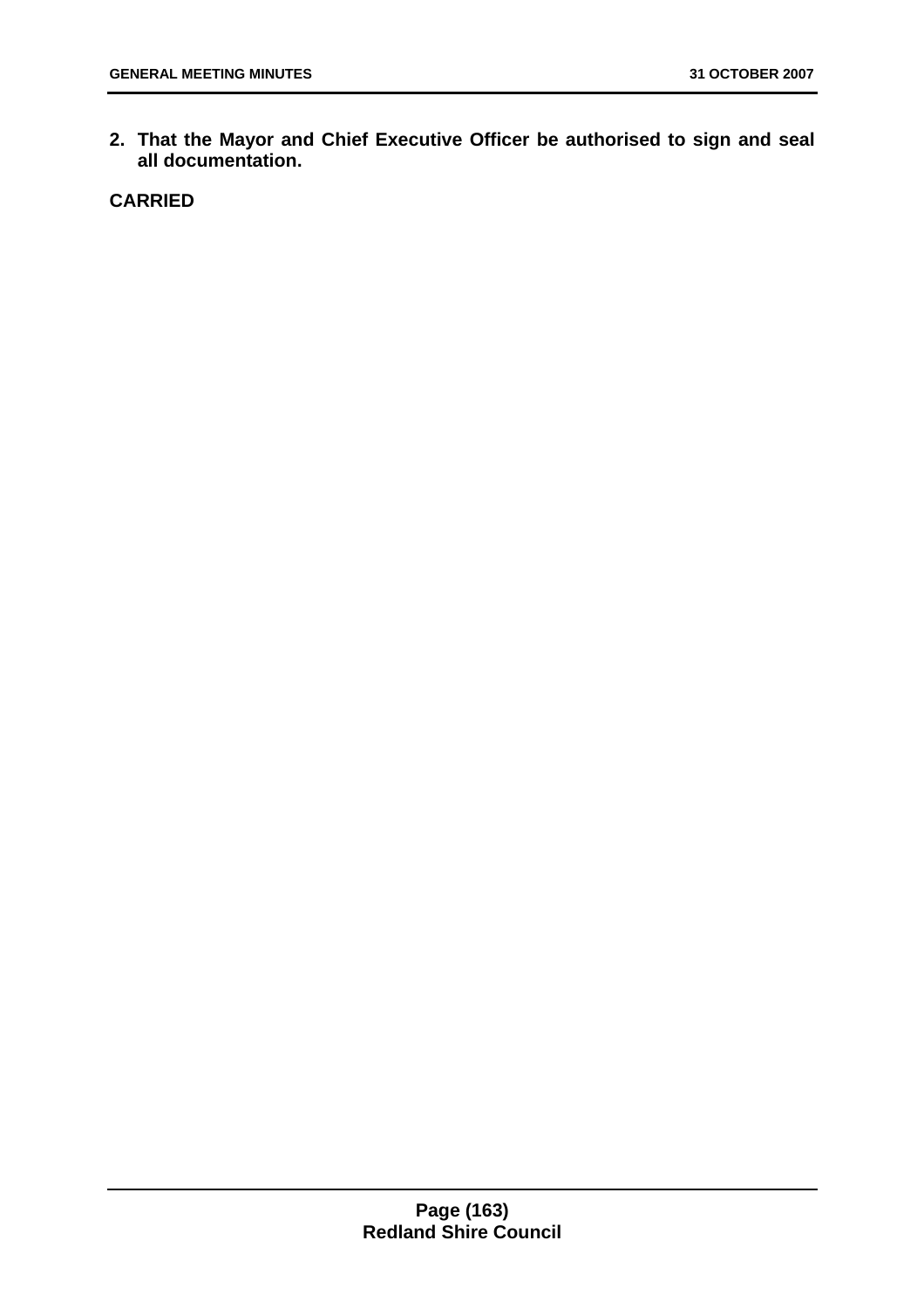2. **That the Mayor and Chief Executive Officer be authorised to sign and seal all documentation.**

**CARRIED**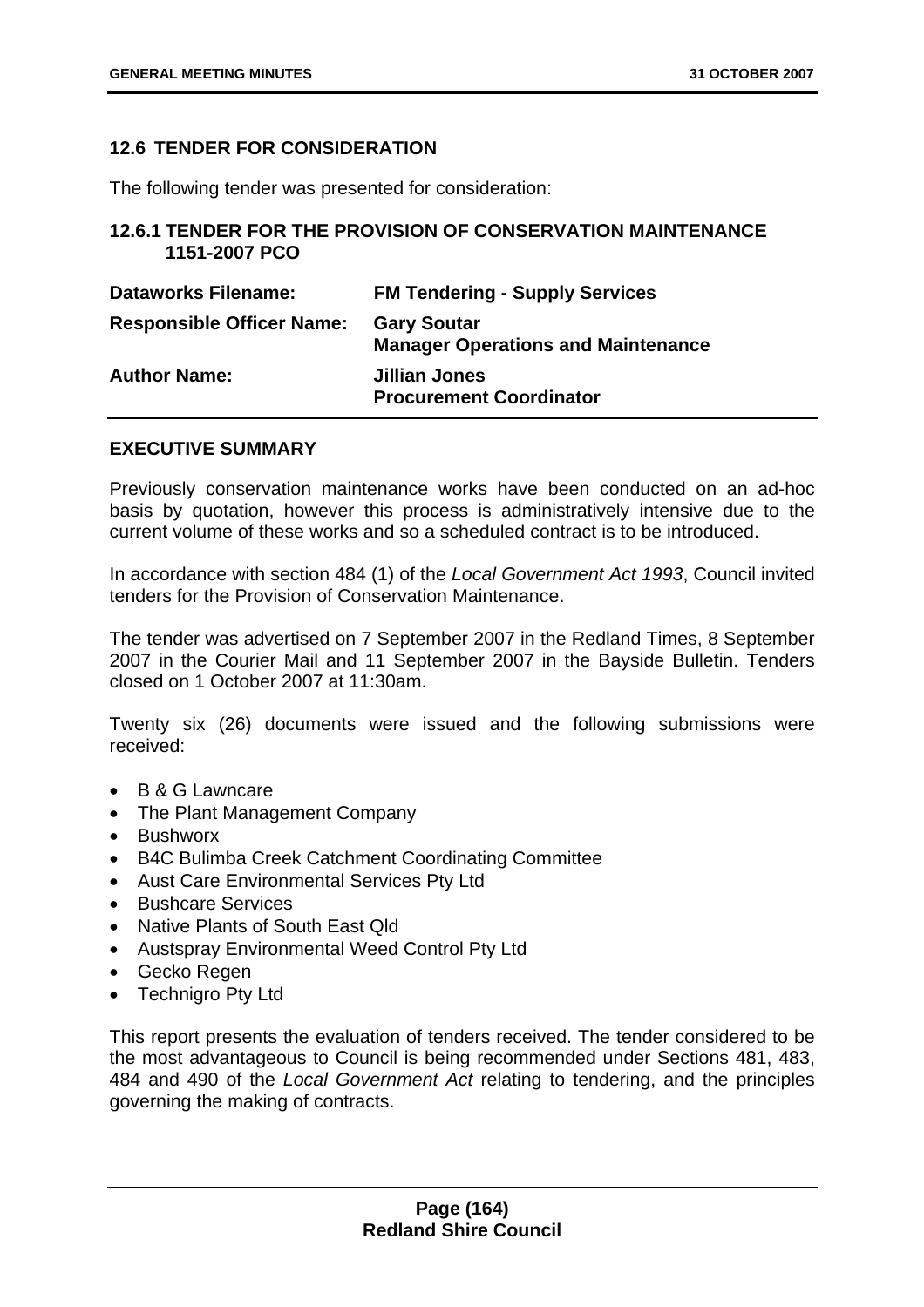## 12.6 TENDER FOR CONSIDERATION

The following tender was presented for consideration:

### 12.6.1 TENDER FOR THE PROVISION OF CONSERVATION MAINTENANCE 1151-2007 PCO

| | |
|---|---|
| **Dataworks Filename:** | **FM Tendering - Supply Services** |
| **Responsible Officer Name:** | **Gary Soutar**<br>**Manager Operations and Maintenance** |
| **Author Name:** | **Jillian Jones**<br>**Procurement Coordinator** |

#### EXECUTIVE SUMMARY

Previously conservation maintenance works have been conducted on an ad-hoc basis by quotation, however this process is administratively intensive due to the current volume of these works and so a scheduled contract is to be introduced.

In accordance with section 484 (1) of the *Local Government Act 1993*, Council invited tenders for the Provision of Conservation Maintenance.

The tender was advertised on 7 September 2007 in the Redland Times, 8 September 2007 in the Courier Mail and 11 September 2007 in the Bayside Bulletin. Tenders closed on 1 October 2007 at 11:30am.

Twenty six (26) documents were issued and the following submissions were received:

- B & G Lawncare
- The Plant Management Company
- Bushworx
- B4C Bulimba Creek Catchment Coordinating Committee
- Aust Care Environmental Services Pty Ltd
- Bushcare Services
- Native Plants of South East Qld
- Austspray Environmental Weed Control Pty Ltd
- Gecko Regen
- Technigro Pty Ltd

This report presents the evaluation of tenders received. The tender considered to be the most advantageous to Council is being recommended under Sections 481, 483, 484 and 490 of the *Local Government Act* relating to tendering, and the principles governing the making of contracts.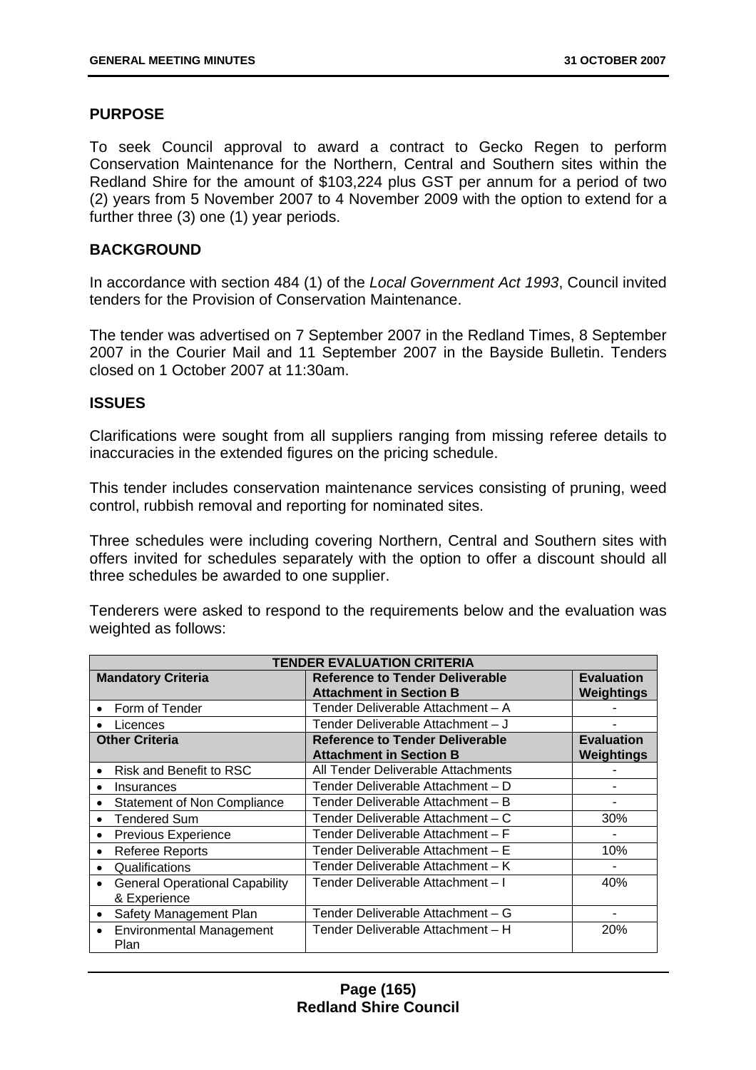## PURPOSE

To seek Council approval to award a contract to Gecko Regen to perform Conservation Maintenance for the Northern, Central and Southern sites within the Redland Shire for the amount of $103,224 plus GST per annum for a period of two (2) years from 5 November 2007 to 4 November 2009 with the option to extend for a further three (3) one (1) year periods.

## BACKGROUND

In accordance with section 484 (1) of the *Local Government Act 1993*, Council invited tenders for the Provision of Conservation Maintenance.

The tender was advertised on 7 September 2007 in the Redland Times, 8 September 2007 in the Courier Mail and 11 September 2007 in the Bayside Bulletin. Tenders closed on 1 October 2007 at 11:30am.

## ISSUES

Clarifications were sought from all suppliers ranging from missing referee details to inaccuracies in the extended figures on the pricing schedule.

This tender includes conservation maintenance services consisting of pruning, weed control, rubbish removal and reporting for nominated sites.

Three schedules were including covering Northern, Central and Southern sites with offers invited for schedules separately with the option to offer a discount should all three schedules be awarded to one supplier.

Tenderers were asked to respond to the requirements below and the evaluation was weighted as follows:

| TENDER EVALUATION CRITERIA | | |
|---|---|---|
| **Mandatory Criteria** | **Reference to Tender Deliverable Attachment in Section B** | **Evaluation Weightings** |
| • Form of Tender | Tender Deliverable Attachment – A | - |
| • Licences | Tender Deliverable Attachment – J | - |
| **Other Criteria** | **Reference to Tender Deliverable Attachment in Section B** | **Evaluation Weightings** |
| • Risk and Benefit to RSC | All Tender Deliverable Attachments | - |
| • Insurances | Tender Deliverable Attachment – D | - |
| • Statement of Non Compliance | Tender Deliverable Attachment – B | - |
| • Tendered Sum | Tender Deliverable Attachment – C | 30% |
| • Previous Experience | Tender Deliverable Attachment – F | - |
| • Referee Reports | Tender Deliverable Attachment – E | 10% |
| • Qualifications | Tender Deliverable Attachment – K | - |
| • General Operational Capability & Experience | Tender Deliverable Attachment – I | 40% |
| • Safety Management Plan | Tender Deliverable Attachment – G | - |
| • Environmental Management Plan | Tender Deliverable Attachment – H | 20% |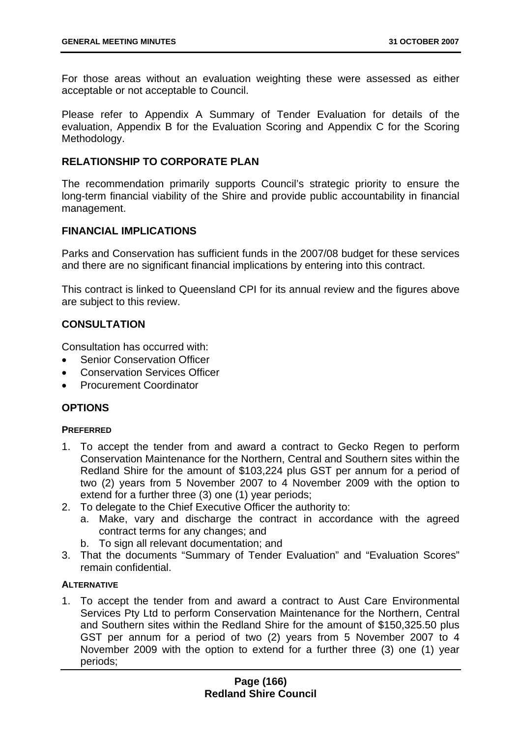For those areas without an evaluation weighting these were assessed as either acceptable or not acceptable to Council.

Please refer to Appendix A Summary of Tender Evaluation for details of the evaluation, Appendix B for the Evaluation Scoring and Appendix C for the Scoring Methodology.

## RELATIONSHIP TO CORPORATE PLAN

The recommendation primarily supports Council's strategic priority to ensure the long-term financial viability of the Shire and provide public accountability in financial management.

## FINANCIAL IMPLICATIONS

Parks and Conservation has sufficient funds in the 2007/08 budget for these services and there are no significant financial implications by entering into this contract.

This contract is linked to Queensland CPI for its annual review and the figures above are subject to this review.

## CONSULTATION

Consultation has occurred with:

- Senior Conservation Officer
- Conservation Services Officer
- Procurement Coordinator

## OPTIONS

### PREFERRED

1. To accept the tender from and award a contract to Gecko Regen to perform Conservation Maintenance for the Northern, Central and Southern sites within the Redland Shire for the amount of $103,224 plus GST per annum for a period of two (2) years from 5 November 2007 to 4 November 2009 with the option to extend for a further three (3) one (1) year periods;
2. To delegate to the Chief Executive Officer the authority to:
   a. Make, vary and discharge the contract in accordance with the agreed contract terms for any changes; and
   b. To sign all relevant documentation; and
3. That the documents "Summary of Tender Evaluation" and "Evaluation Scores" remain confidential.

### ALTERNATIVE

1. To accept the tender from and award a contract to Aust Care Environmental Services Pty Ltd to perform Conservation Maintenance for the Northern, Central and Southern sites within the Redland Shire for the amount of $150,325.50 plus GST per annum for a period of two (2) years from 5 November 2007 to 4 November 2009 with the option to extend for a further three (3) one (1) year periods;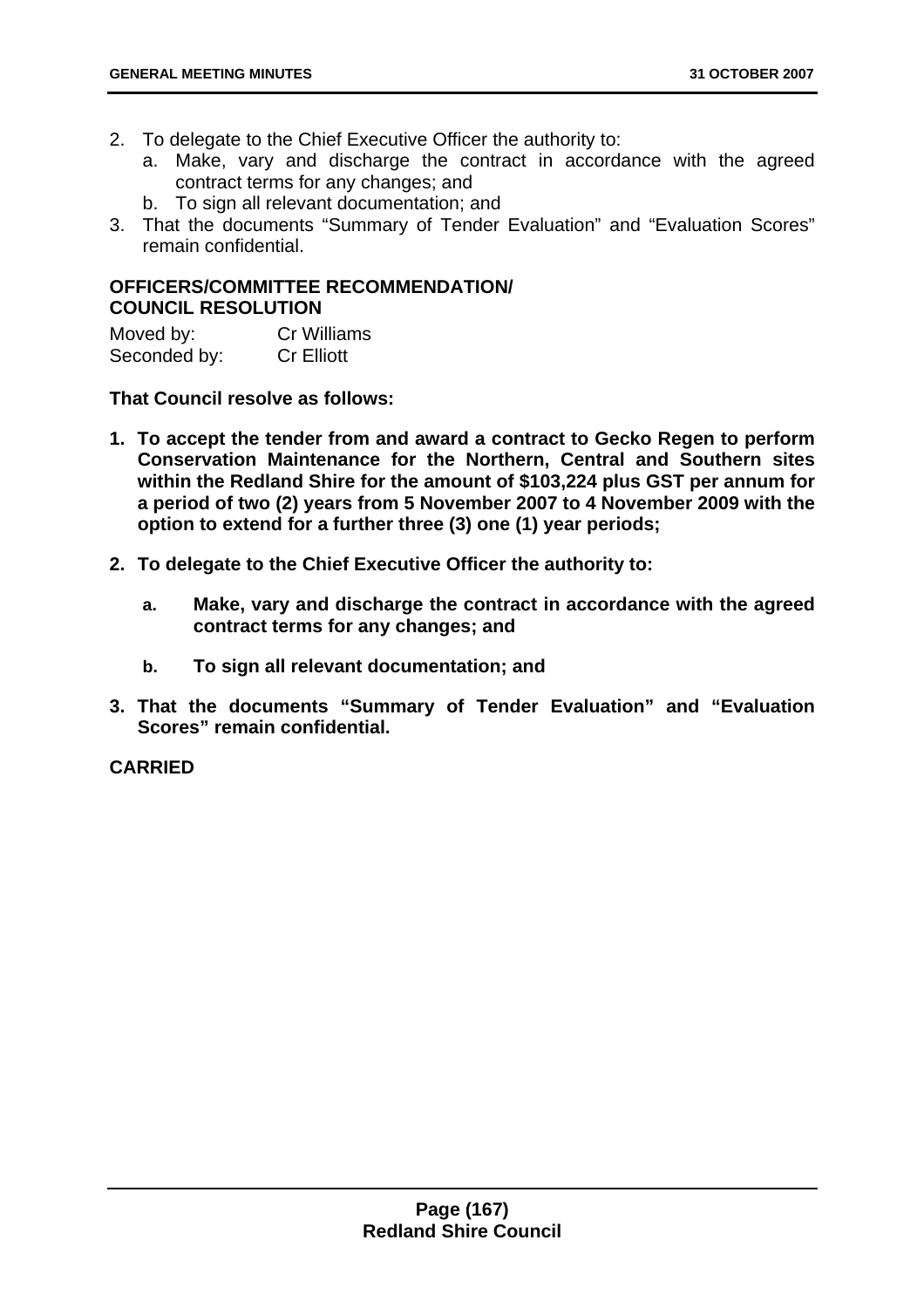2. To delegate to the Chief Executive Officer the authority to:
   a. Make, vary and discharge the contract in accordance with the agreed contract terms for any changes; and
   b. To sign all relevant documentation; and
3. That the documents "Summary of Tender Evaluation" and "Evaluation Scores" remain confidential.

**OFFICERS/COMMITTEE RECOMMENDATION/**
**COUNCIL RESOLUTION**

Moved by: Cr Williams
Seconded by: Cr Elliott

**That Council resolve as follows:**

1. **To accept the tender from and award a contract to Gecko Regen to perform Conservation Maintenance for the Northern, Central and Southern sites within the Redland Shire for the amount of $103,224 plus GST per annum for a period of two (2) years from 5 November 2007 to 4 November 2009 with the option to extend for a further three (3) one (1) year periods;**

2. **To delegate to the Chief Executive Officer the authority to:**

   a. **Make, vary and discharge the contract in accordance with the agreed contract terms for any changes; and**

   b. **To sign all relevant documentation; and**

3. **That the documents "Summary of Tender Evaluation" and "Evaluation Scores" remain confidential.**

**CARRIED**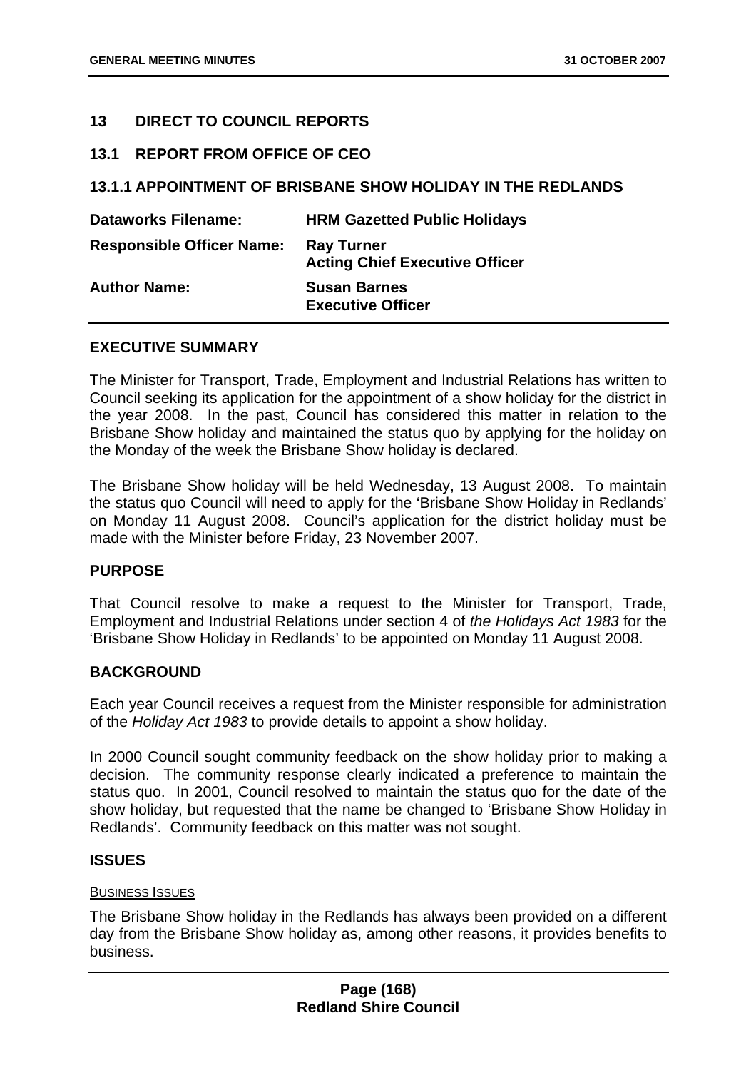## 13 DIRECT TO COUNCIL REPORTS

### 13.1 REPORT FROM OFFICE OF CEO

#### 13.1.1 APPOINTMENT OF BRISBANE SHOW HOLIDAY IN THE REDLANDS

| | |
|---|---|
| **Dataworks Filename:** | **HRM Gazetted Public Holidays** |
| **Responsible Officer Name:** | **Ray Turner**<br>**Acting Chief Executive Officer** |
| **Author Name:** | **Susan Barnes**<br>**Executive Officer** |

**EXECUTIVE SUMMARY**

The Minister for Transport, Trade, Employment and Industrial Relations has written to Council seeking its application for the appointment of a show holiday for the district in the year 2008. In the past, Council has considered this matter in relation to the Brisbane Show holiday and maintained the status quo by applying for the holiday on the Monday of the week the Brisbane Show holiday is declared.

The Brisbane Show holiday will be held Wednesday, 13 August 2008. To maintain the status quo Council will need to apply for the 'Brisbane Show Holiday in Redlands' on Monday 11 August 2008. Council's application for the district holiday must be made with the Minister before Friday, 23 November 2007.

**PURPOSE**

That Council resolve to make a request to the Minister for Transport, Trade, Employment and Industrial Relations under section 4 of *the Holidays Act 1983* for the 'Brisbane Show Holiday in Redlands' to be appointed on Monday 11 August 2008.

**BACKGROUND**

Each year Council receives a request from the Minister responsible for administration of the *Holiday Act 1983* to provide details to appoint a show holiday.

In 2000 Council sought community feedback on the show holiday prior to making a decision. The community response clearly indicated a preference to maintain the status quo. In 2001, Council resolved to maintain the status quo for the date of the show holiday, but requested that the name be changed to 'Brisbane Show Holiday in Redlands'. Community feedback on this matter was not sought.

**ISSUES**

BUSINESS ISSUES

The Brisbane Show holiday in the Redlands has always been provided on a different day from the Brisbane Show holiday as, among other reasons, it provides benefits to business.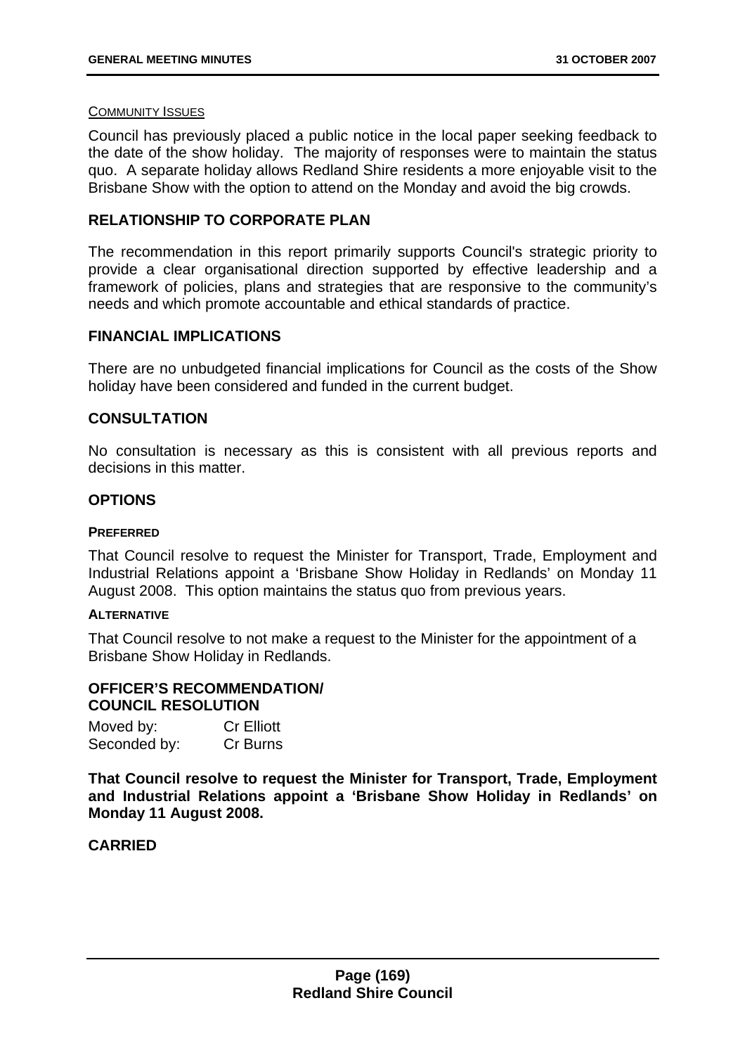COMMUNITY ISSUES

Council has previously placed a public notice in the local paper seeking feedback to the date of the show holiday. The majority of responses were to maintain the status quo. A separate holiday allows Redland Shire residents a more enjoyable visit to the Brisbane Show with the option to attend on the Monday and avoid the big crowds.

## RELATIONSHIP TO CORPORATE PLAN

The recommendation in this report primarily supports Council's strategic priority to provide a clear organisational direction supported by effective leadership and a framework of policies, plans and strategies that are responsive to the community's needs and which promote accountable and ethical standards of practice.

## FINANCIAL IMPLICATIONS

There are no unbudgeted financial implications for Council as the costs of the Show holiday have been considered and funded in the current budget.

## CONSULTATION

No consultation is necessary as this is consistent with all previous reports and decisions in this matter.

## OPTIONS

**PREFERRED**

That Council resolve to request the Minister for Transport, Trade, Employment and Industrial Relations appoint a 'Brisbane Show Holiday in Redlands' on Monday 11 August 2008. This option maintains the status quo from previous years.

**ALTERNATIVE**

That Council resolve to not make a request to the Minister for the appointment of a Brisbane Show Holiday in Redlands.

## OFFICER'S RECOMMENDATION/ COUNCIL RESOLUTION

Moved by: Cr Elliott
Seconded by: Cr Burns

**That Council resolve to request the Minister for Transport, Trade, Employment and Industrial Relations appoint a 'Brisbane Show Holiday in Redlands' on Monday 11 August 2008.**

**CARRIED**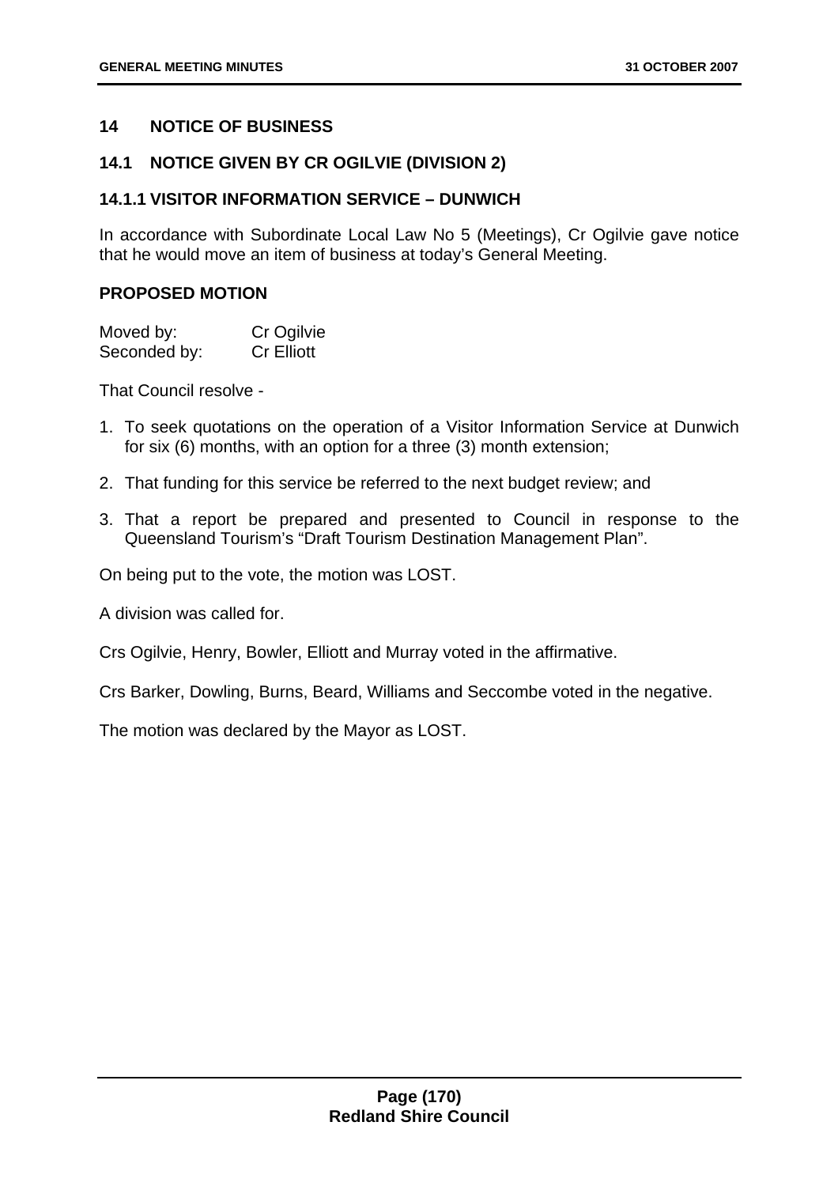## 14 NOTICE OF BUSINESS

### 14.1 NOTICE GIVEN BY CR OGILVIE (DIVISION 2)

### 14.1.1 VISITOR INFORMATION SERVICE – DUNWICH

In accordance with Subordinate Local Law No 5 (Meetings), Cr Ogilvie gave notice that he would move an item of business at today's General Meeting.

**PROPOSED MOTION**

Moved by: Cr Ogilvie
Seconded by: Cr Elliott

That Council resolve -

1. To seek quotations on the operation of a Visitor Information Service at Dunwich for six (6) months, with an option for a three (3) month extension;
2. That funding for this service be referred to the next budget review; and
3. That a report be prepared and presented to Council in response to the Queensland Tourism's "Draft Tourism Destination Management Plan".

On being put to the vote, the motion was LOST.

A division was called for.

Crs Ogilvie, Henry, Bowler, Elliott and Murray voted in the affirmative.

Crs Barker, Dowling, Burns, Beard, Williams and Seccombe voted in the negative.

The motion was declared by the Mayor as LOST.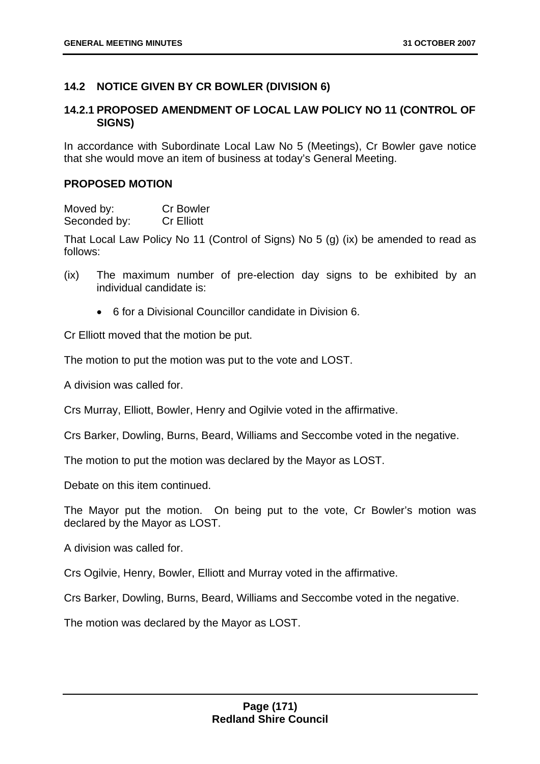### 14.2 NOTICE GIVEN BY CR BOWLER (DIVISION 6)

### 14.2.1 PROPOSED AMENDMENT OF LOCAL LAW POLICY NO 11 (CONTROL OF SIGNS)

In accordance with Subordinate Local Law No 5 (Meetings), Cr Bowler gave notice that she would move an item of business at today's General Meeting.

**PROPOSED MOTION**

Moved by: Cr Bowler
Seconded by: Cr Elliott

That Local Law Policy No 11 (Control of Signs) No 5 (g) (ix) be amended to read as follows:

(ix) The maximum number of pre-election day signs to be exhibited by an individual candidate is:

- 6 for a Divisional Councillor candidate in Division 6.

Cr Elliott moved that the motion be put.

The motion to put the motion was put to the vote and LOST.

A division was called for.

Crs Murray, Elliott, Bowler, Henry and Ogilvie voted in the affirmative.

Crs Barker, Dowling, Burns, Beard, Williams and Seccombe voted in the negative.

The motion to put the motion was declared by the Mayor as LOST.

Debate on this item continued.

The Mayor put the motion. On being put to the vote, Cr Bowler's motion was declared by the Mayor as LOST.

A division was called for.

Crs Ogilvie, Henry, Bowler, Elliott and Murray voted in the affirmative.

Crs Barker, Dowling, Burns, Beard, Williams and Seccombe voted in the negative.

The motion was declared by the Mayor as LOST.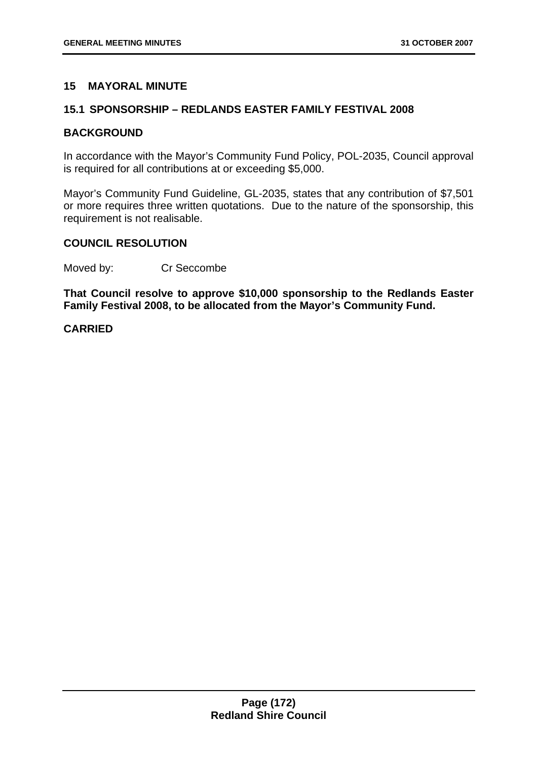## 15 MAYORAL MINUTE

### 15.1 SPONSORSHIP – REDLANDS EASTER FAMILY FESTIVAL 2008

**BACKGROUND**

In accordance with the Mayor's Community Fund Policy, POL-2035, Council approval is required for all contributions at or exceeding $5,000.

Mayor's Community Fund Guideline, GL-2035, states that any contribution of $7,501 or more requires three written quotations. Due to the nature of the sponsorship, this requirement is not realisable.

**COUNCIL RESOLUTION**

Moved by: Cr Seccombe

**That Council resolve to approve $10,000 sponsorship to the Redlands Easter Family Festival 2008, to be allocated from the Mayor's Community Fund.**

**CARRIED**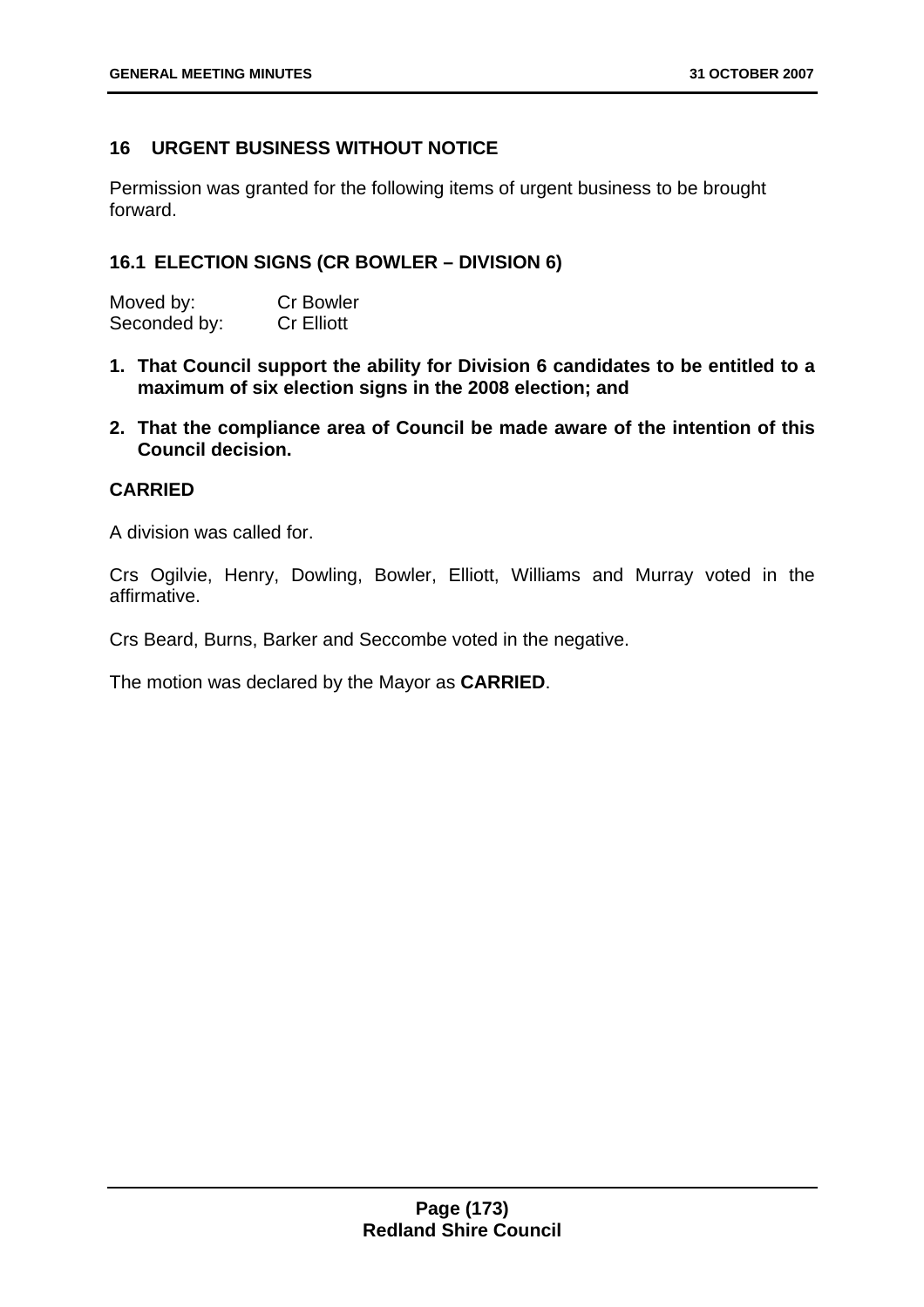## 16 URGENT BUSINESS WITHOUT NOTICE

Permission was granted for the following items of urgent business to be brought forward.

### 16.1 ELECTION SIGNS (CR BOWLER – DIVISION 6)

Moved by: Cr Bowler
Seconded by: Cr Elliott

1. **That Council support the ability for Division 6 candidates to be entitled to a maximum of six election signs in the 2008 election; and**
2. **That the compliance area of Council be made aware of the intention of this Council decision.**

**CARRIED**

A division was called for.

Crs Ogilvie, Henry, Dowling, Bowler, Elliott, Williams and Murray voted in the affirmative.

Crs Beard, Burns, Barker and Seccombe voted in the negative.

The motion was declared by the Mayor as **CARRIED**.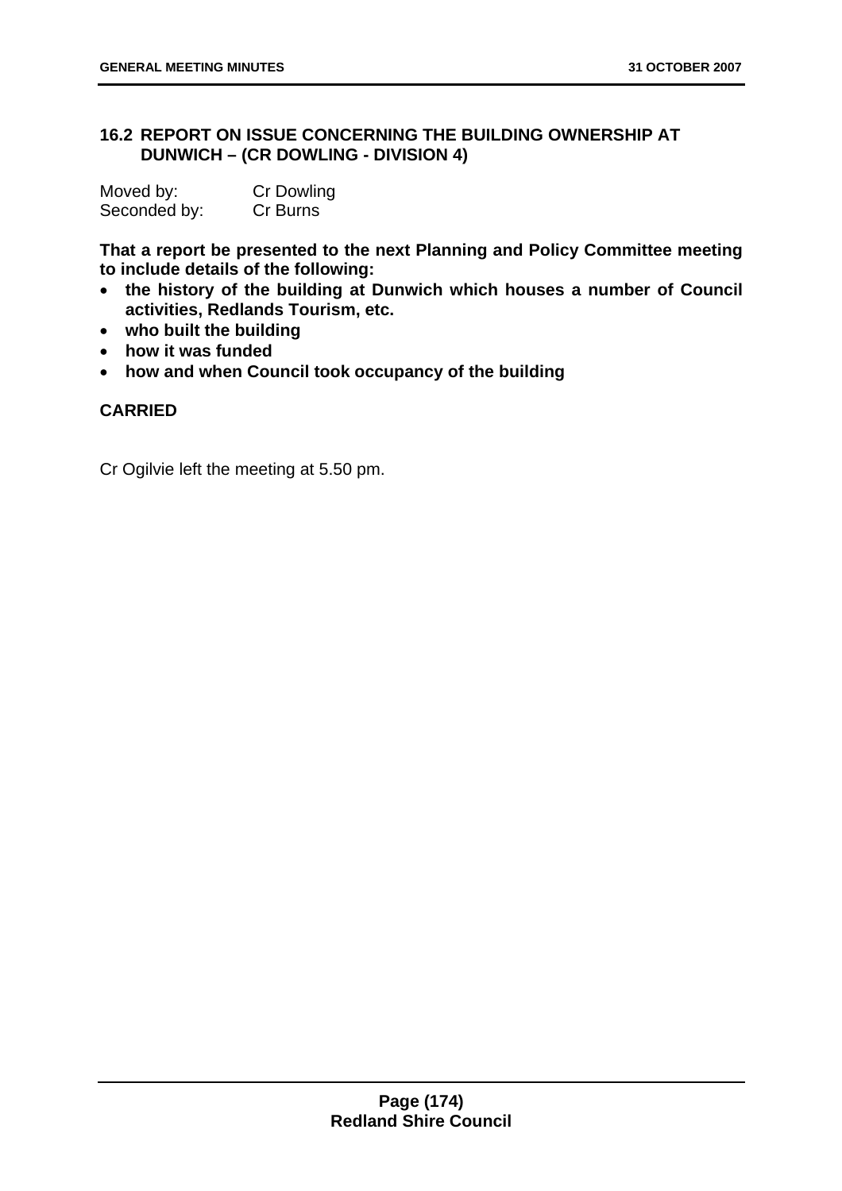## 16.2 REPORT ON ISSUE CONCERNING THE BUILDING OWNERSHIP AT DUNWICH – (CR DOWLING - DIVISION 4)

Moved by: Cr Dowling
Seconded by: Cr Burns

**That a report be presented to the next Planning and Policy Committee meeting to include details of the following:**

- **the history of the building at Dunwich which houses a number of Council activities, Redlands Tourism, etc.**
- **who built the building**
- **how it was funded**
- **how and when Council took occupancy of the building**

**CARRIED**

Cr Ogilvie left the meeting at 5.50 pm.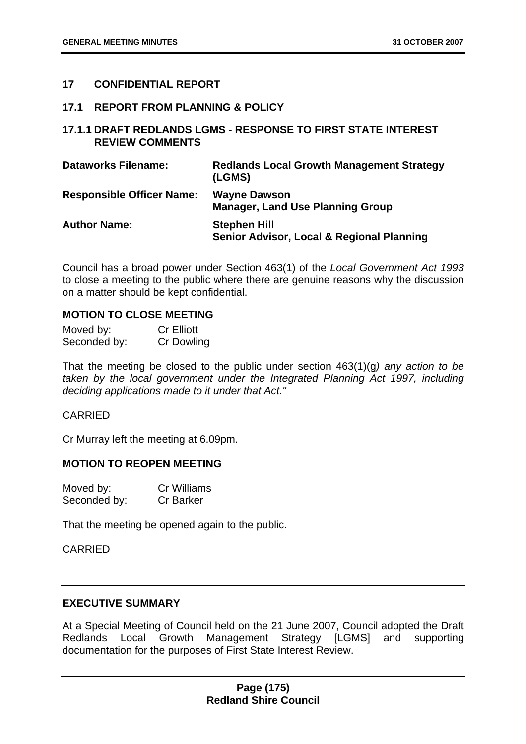## 17 CONFIDENTIAL REPORT

### 17.1 REPORT FROM PLANNING & POLICY

### 17.1.1 DRAFT REDLANDS LGMS - RESPONSE TO FIRST STATE INTEREST REVIEW COMMENTS

| | |
|---|---|
| **Dataworks Filename:** | **Redlands Local Growth Management Strategy (LGMS)** |
| **Responsible Officer Name:** | **Wayne Dawson**<br>**Manager, Land Use Planning Group** |
| **Author Name:** | **Stephen Hill**<br>**Senior Advisor, Local & Regional Planning** |

Council has a broad power under Section 463(1) of the *Local Government Act 1993* to close a meeting to the public where there are genuine reasons why the discussion on a matter should be kept confidential.

**MOTION TO CLOSE MEETING**

Moved by: Cr Elliott
Seconded by: Cr Dowling

That the meeting be closed to the public under section 463(1)(g*) any action to be taken by the local government under the Integrated Planning Act 1997, including deciding applications made to it under that Act."*

CARRIED

Cr Murray left the meeting at 6.09pm.

**MOTION TO REOPEN MEETING**

Moved by: Cr Williams
Seconded by: Cr Barker

That the meeting be opened again to the public.

CARRIED

**EXECUTIVE SUMMARY**

At a Special Meeting of Council held on the 21 June 2007, Council adopted the Draft Redlands Local Growth Management Strategy [LGMS] and supporting documentation for the purposes of First State Interest Review.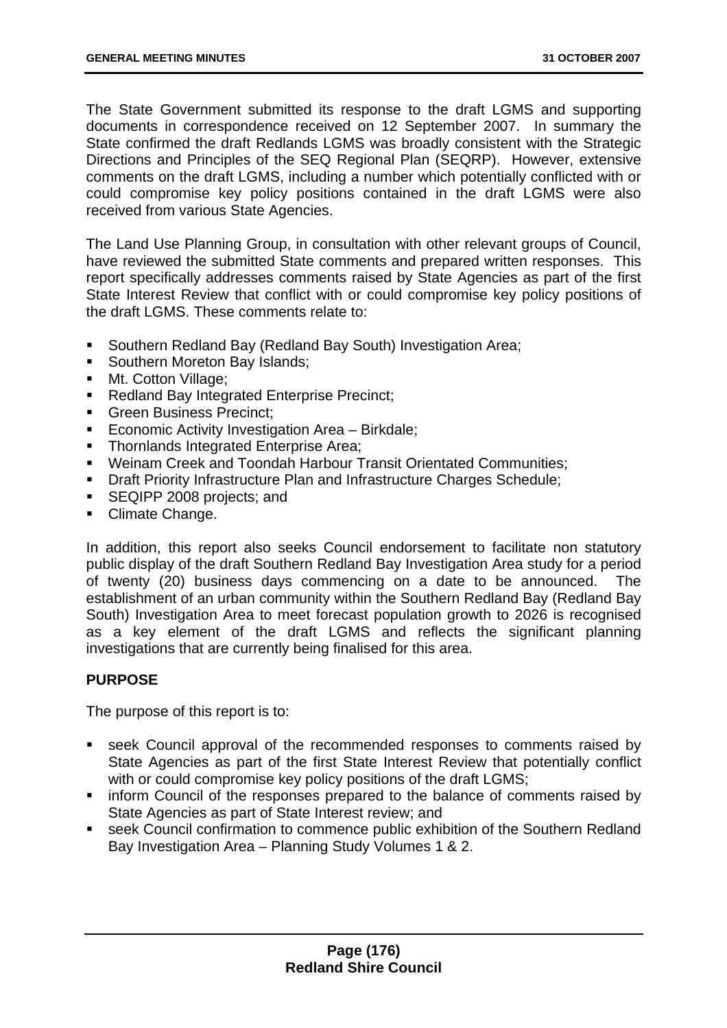The State Government submitted its response to the draft LGMS and supporting documents in correspondence received on 12 September 2007. In summary the State confirmed the draft Redlands LGMS was broadly consistent with the Strategic Directions and Principles of the SEQ Regional Plan (SEQRP). However, extensive comments on the draft LGMS, including a number which potentially conflicted with or could compromise key policy positions contained in the draft LGMS were also received from various State Agencies.

The Land Use Planning Group, in consultation with other relevant groups of Council, have reviewed the submitted State comments and prepared written responses. This report specifically addresses comments raised by State Agencies as part of the first State Interest Review that conflict with or could compromise key policy positions of the draft LGMS. These comments relate to:

- Southern Redland Bay (Redland Bay South) Investigation Area;
- Southern Moreton Bay Islands;
- Mt. Cotton Village;
- Redland Bay Integrated Enterprise Precinct;
- Green Business Precinct;
- Economic Activity Investigation Area – Birkdale;
- Thornlands Integrated Enterprise Area;
- Weinam Creek and Toondah Harbour Transit Orientated Communities;
- Draft Priority Infrastructure Plan and Infrastructure Charges Schedule;
- SEQIPP 2008 projects; and
- Climate Change.

In addition, this report also seeks Council endorsement to facilitate non statutory public display of the draft Southern Redland Bay Investigation Area study for a period of twenty (20) business days commencing on a date to be announced. The establishment of an urban community within the Southern Redland Bay (Redland Bay South) Investigation Area to meet forecast population growth to 2026 is recognised as a key element of the draft LGMS and reflects the significant planning investigations that are currently being finalised for this area.

**PURPOSE**

The purpose of this report is to:

- seek Council approval of the recommended responses to comments raised by State Agencies as part of the first State Interest Review that potentially conflict with or could compromise key policy positions of the draft LGMS;
- inform Council of the responses prepared to the balance of comments raised by State Agencies as part of State Interest review; and
- seek Council confirmation to commence public exhibition of the Southern Redland Bay Investigation Area – Planning Study Volumes 1 & 2.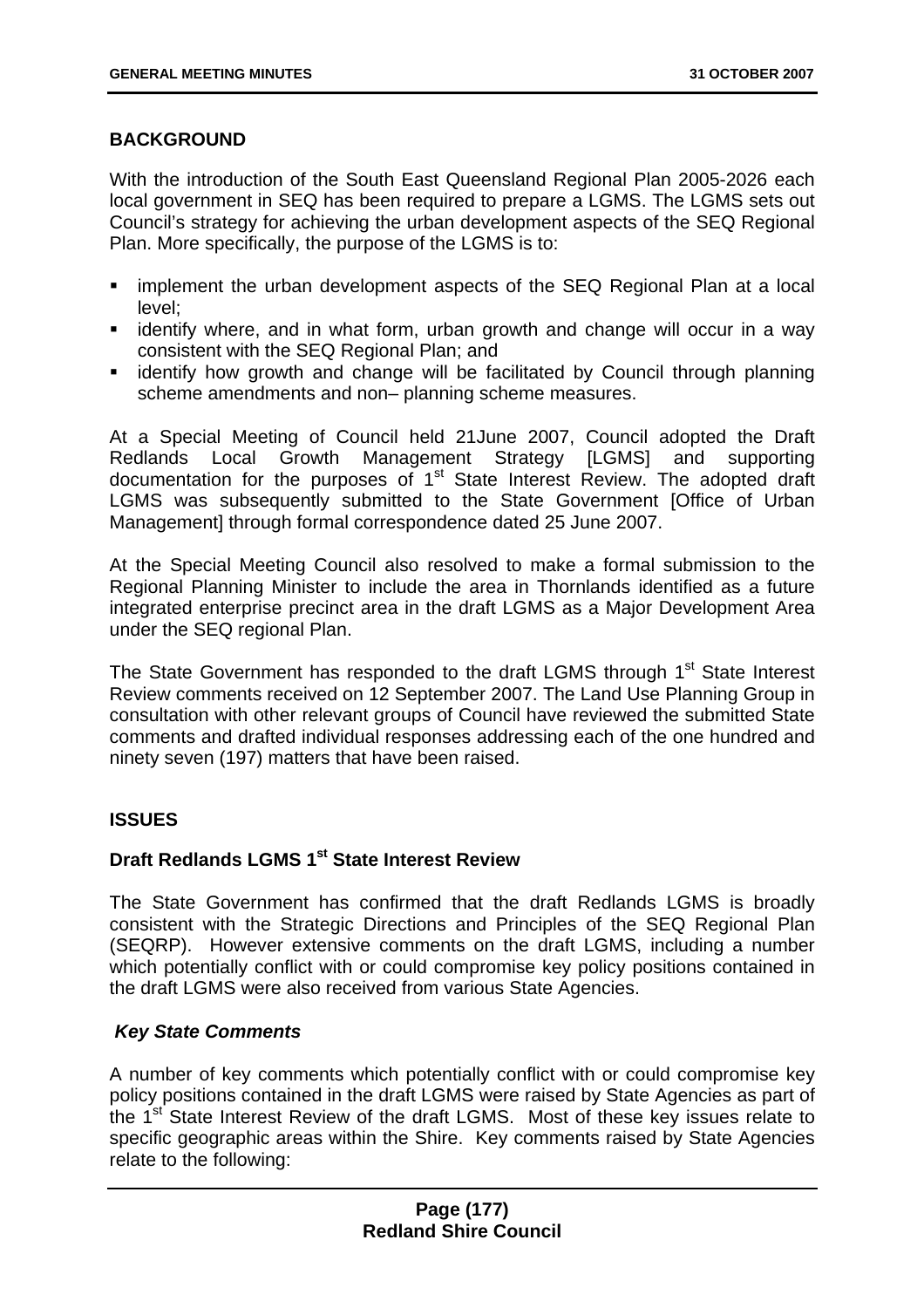## BACKGROUND

With the introduction of the South East Queensland Regional Plan 2005-2026 each local government in SEQ has been required to prepare a LGMS. The LGMS sets out Council's strategy for achieving the urban development aspects of the SEQ Regional Plan. More specifically, the purpose of the LGMS is to:

- implement the urban development aspects of the SEQ Regional Plan at a local level;
- identify where, and in what form, urban growth and change will occur in a way consistent with the SEQ Regional Plan; and
- identify how growth and change will be facilitated by Council through planning scheme amendments and non– planning scheme measures.

At a Special Meeting of Council held 21June 2007, Council adopted the Draft Redlands Local Growth Management Strategy [LGMS] and supporting documentation for the purposes of 1st State Interest Review. The adopted draft LGMS was subsequently submitted to the State Government [Office of Urban Management] through formal correspondence dated 25 June 2007.

At the Special Meeting Council also resolved to make a formal submission to the Regional Planning Minister to include the area in Thornlands identified as a future integrated enterprise precinct area in the draft LGMS as a Major Development Area under the SEQ regional Plan.

The State Government has responded to the draft LGMS through 1st State Interest Review comments received on 12 September 2007. The Land Use Planning Group in consultation with other relevant groups of Council have reviewed the submitted State comments and drafted individual responses addressing each of the one hundred and ninety seven (197) matters that have been raised.

## ISSUES

### Draft Redlands LGMS 1st State Interest Review

The State Government has confirmed that the draft Redlands LGMS is broadly consistent with the Strategic Directions and Principles of the SEQ Regional Plan (SEQRP). However extensive comments on the draft LGMS, including a number which potentially conflict with or could compromise key policy positions contained in the draft LGMS were also received from various State Agencies.

#### *Key State Comments*

A number of key comments which potentially conflict with or could compromise key policy positions contained in the draft LGMS were raised by State Agencies as part of the 1st State Interest Review of the draft LGMS. Most of these key issues relate to specific geographic areas within the Shire. Key comments raised by State Agencies relate to the following: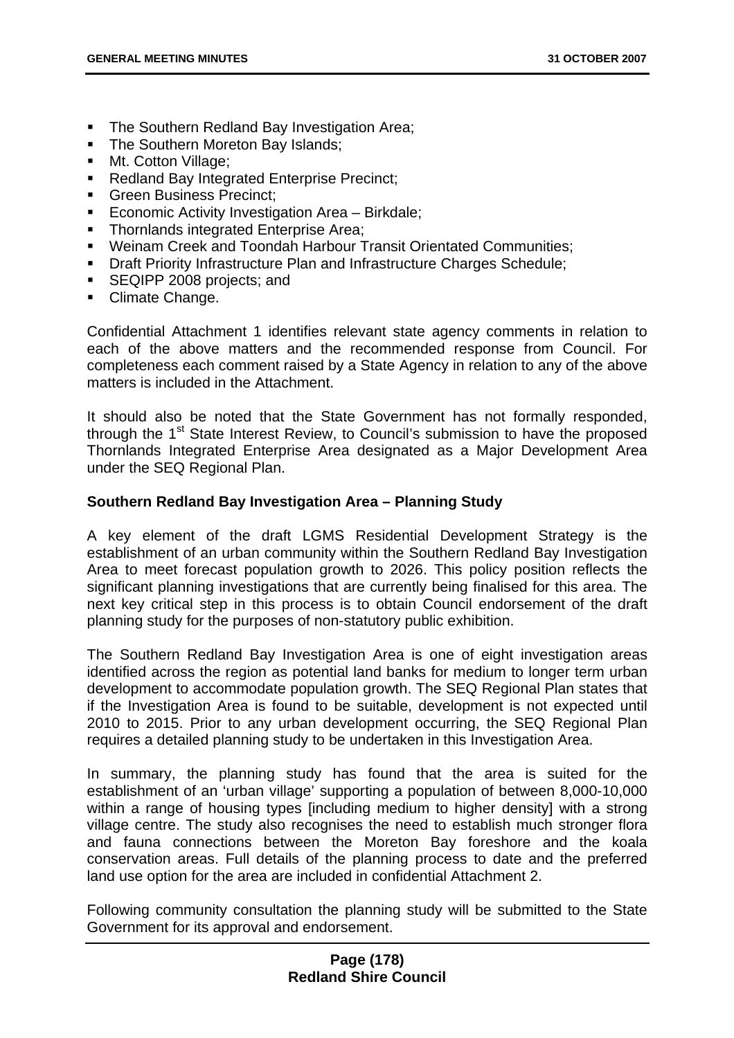- The Southern Redland Bay Investigation Area;
- The Southern Moreton Bay Islands;
- Mt. Cotton Village;
- Redland Bay Integrated Enterprise Precinct;
- Green Business Precinct;
- Economic Activity Investigation Area – Birkdale;
- Thornlands integrated Enterprise Area;
- Weinam Creek and Toondah Harbour Transit Orientated Communities;
- Draft Priority Infrastructure Plan and Infrastructure Charges Schedule;
- SEQIPP 2008 projects; and
- Climate Change.

Confidential Attachment 1 identifies relevant state agency comments in relation to each of the above matters and the recommended response from Council. For completeness each comment raised by a State Agency in relation to any of the above matters is included in the Attachment.

It should also be noted that the State Government has not formally responded, through the 1st State Interest Review, to Council's submission to have the proposed Thornlands Integrated Enterprise Area designated as a Major Development Area under the SEQ Regional Plan.

**Southern Redland Bay Investigation Area – Planning Study**

A key element of the draft LGMS Residential Development Strategy is the establishment of an urban community within the Southern Redland Bay Investigation Area to meet forecast population growth to 2026. This policy position reflects the significant planning investigations that are currently being finalised for this area. The next key critical step in this process is to obtain Council endorsement of the draft planning study for the purposes of non-statutory public exhibition.

The Southern Redland Bay Investigation Area is one of eight investigation areas identified across the region as potential land banks for medium to longer term urban development to accommodate population growth. The SEQ Regional Plan states that if the Investigation Area is found to be suitable, development is not expected until 2010 to 2015. Prior to any urban development occurring, the SEQ Regional Plan requires a detailed planning study to be undertaken in this Investigation Area.

In summary, the planning study has found that the area is suited for the establishment of an 'urban village' supporting a population of between 8,000-10,000 within a range of housing types [including medium to higher density] with a strong village centre. The study also recognises the need to establish much stronger flora and fauna connections between the Moreton Bay foreshore and the koala conservation areas. Full details of the planning process to date and the preferred land use option for the area are included in confidential Attachment 2.

Following community consultation the planning study will be submitted to the State Government for its approval and endorsement.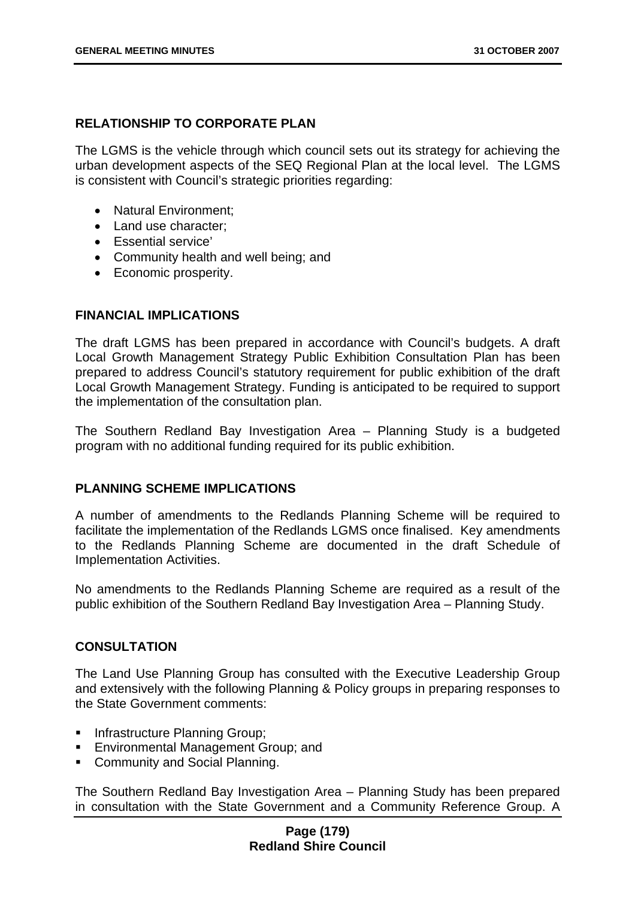## RELATIONSHIP TO CORPORATE PLAN

The LGMS is the vehicle through which council sets out its strategy for achieving the urban development aspects of the SEQ Regional Plan at the local level. The LGMS is consistent with Council's strategic priorities regarding:

- Natural Environment;
- Land use character;
- Essential service'
- Community health and well being; and
- Economic prosperity.

## FINANCIAL IMPLICATIONS

The draft LGMS has been prepared in accordance with Council's budgets. A draft Local Growth Management Strategy Public Exhibition Consultation Plan has been prepared to address Council's statutory requirement for public exhibition of the draft Local Growth Management Strategy. Funding is anticipated to be required to support the implementation of the consultation plan.

The Southern Redland Bay Investigation Area – Planning Study is a budgeted program with no additional funding required for its public exhibition.

## PLANNING SCHEME IMPLICATIONS

A number of amendments to the Redlands Planning Scheme will be required to facilitate the implementation of the Redlands LGMS once finalised. Key amendments to the Redlands Planning Scheme are documented in the draft Schedule of Implementation Activities.

No amendments to the Redlands Planning Scheme are required as a result of the public exhibition of the Southern Redland Bay Investigation Area – Planning Study.

## CONSULTATION

The Land Use Planning Group has consulted with the Executive Leadership Group and extensively with the following Planning & Policy groups in preparing responses to the State Government comments:

- Infrastructure Planning Group;
- Environmental Management Group; and
- Community and Social Planning.

The Southern Redland Bay Investigation Area – Planning Study has been prepared in consultation with the State Government and a Community Reference Group. A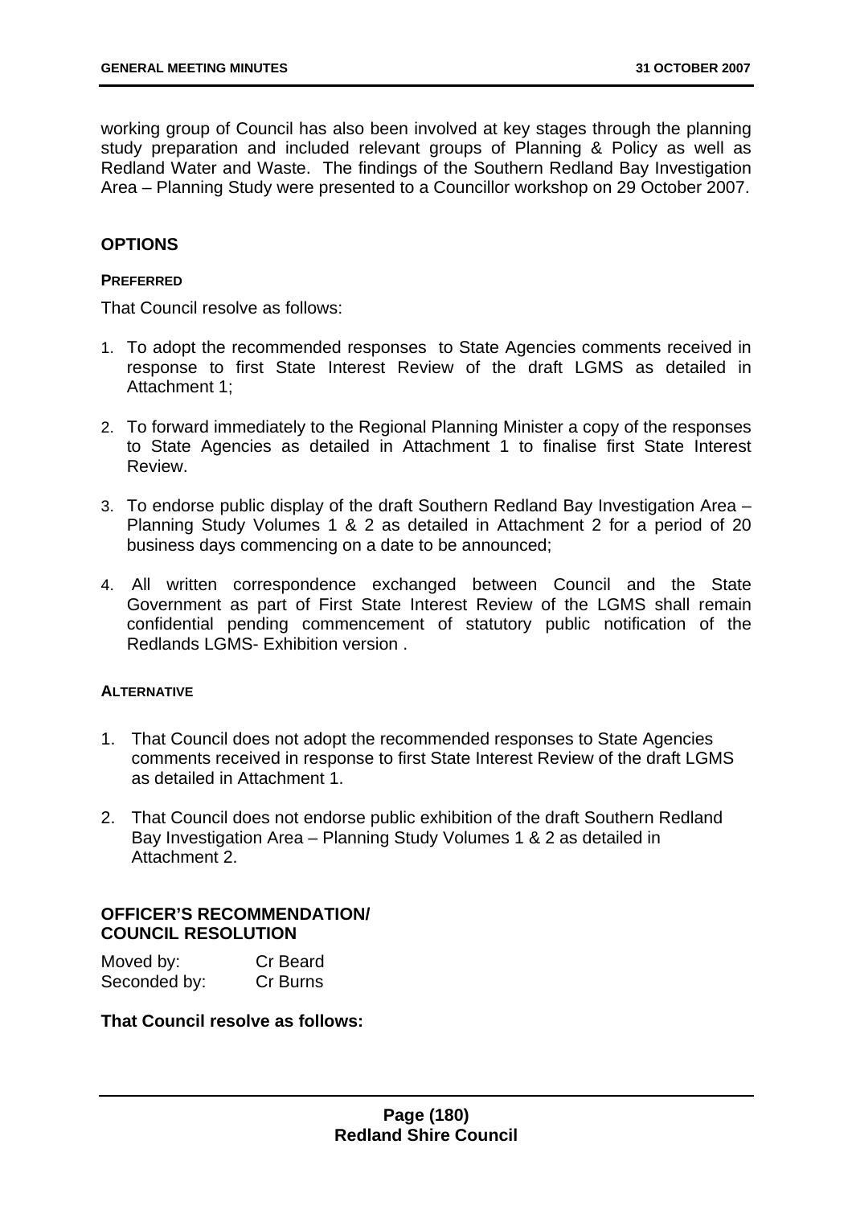working group of Council has also been involved at key stages through the planning study preparation and included relevant groups of Planning & Policy as well as Redland Water and Waste. The findings of the Southern Redland Bay Investigation Area – Planning Study were presented to a Councillor workshop on 29 October 2007.

## OPTIONS

### PREFERRED

That Council resolve as follows:

1. To adopt the recommended responses to State Agencies comments received in response to first State Interest Review of the draft LGMS as detailed in Attachment 1;
2. To forward immediately to the Regional Planning Minister a copy of the responses to State Agencies as detailed in Attachment 1 to finalise first State Interest Review.
3. To endorse public display of the draft Southern Redland Bay Investigation Area – Planning Study Volumes 1 & 2 as detailed in Attachment 2 for a period of 20 business days commencing on a date to be announced;
4. All written correspondence exchanged between Council and the State Government as part of First State Interest Review of the LGMS shall remain confidential pending commencement of statutory public notification of the Redlands LGMS- Exhibition version .

### ALTERNATIVE

1. That Council does not adopt the recommended responses to State Agencies comments received in response to first State Interest Review of the draft LGMS as detailed in Attachment 1.
2. That Council does not endorse public exhibition of the draft Southern Redland Bay Investigation Area – Planning Study Volumes 1 & 2 as detailed in Attachment 2.

## OFFICER'S RECOMMENDATION/ COUNCIL RESOLUTION

Moved by: Cr Beard
Seconded by: Cr Burns

**That Council resolve as follows:**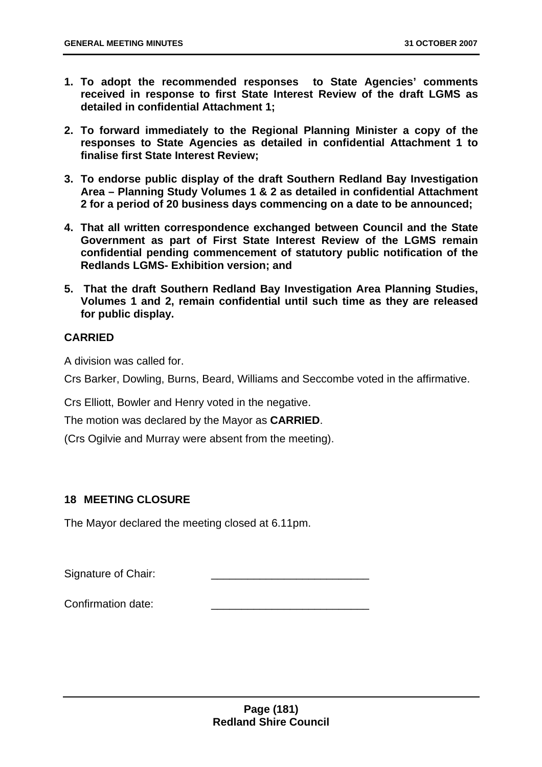1. **To adopt the recommended responses to State Agencies' comments received in response to first State Interest Review of the draft LGMS as detailed in confidential Attachment 1;**

2. **To forward immediately to the Regional Planning Minister a copy of the responses to State Agencies as detailed in confidential Attachment 1 to finalise first State Interest Review;**

3. **To endorse public display of the draft Southern Redland Bay Investigation Area – Planning Study Volumes 1 & 2 as detailed in confidential Attachment 2 for a period of 20 business days commencing on a date to be announced;**

4. **That all written correspondence exchanged between Council and the State Government as part of First State Interest Review of the LGMS remain confidential pending commencement of statutory public notification of the Redlands LGMS- Exhibition version; and**

5. **That the draft Southern Redland Bay Investigation Area Planning Studies, Volumes 1 and 2, remain confidential until such time as they are released for public display.**

**CARRIED**

A division was called for.

Crs Barker, Dowling, Burns, Beard, Williams and Seccombe voted in the affirmative.

Crs Elliott, Bowler and Henry voted in the negative.

The motion was declared by the Mayor as **CARRIED**.

(Crs Ogilvie and Murray were absent from the meeting).

## 18 MEETING CLOSURE

The Mayor declared the meeting closed at 6.11pm.

Signature of Chair: \_\_\_\_\_\_\_\_\_\_\_\_\_\_\_\_\_\_\_\_\_\_\_\_\_\_

Confirmation date: \_\_\_\_\_\_\_\_\_\_\_\_\_\_\_\_\_\_\_\_\_\_\_\_\_\_